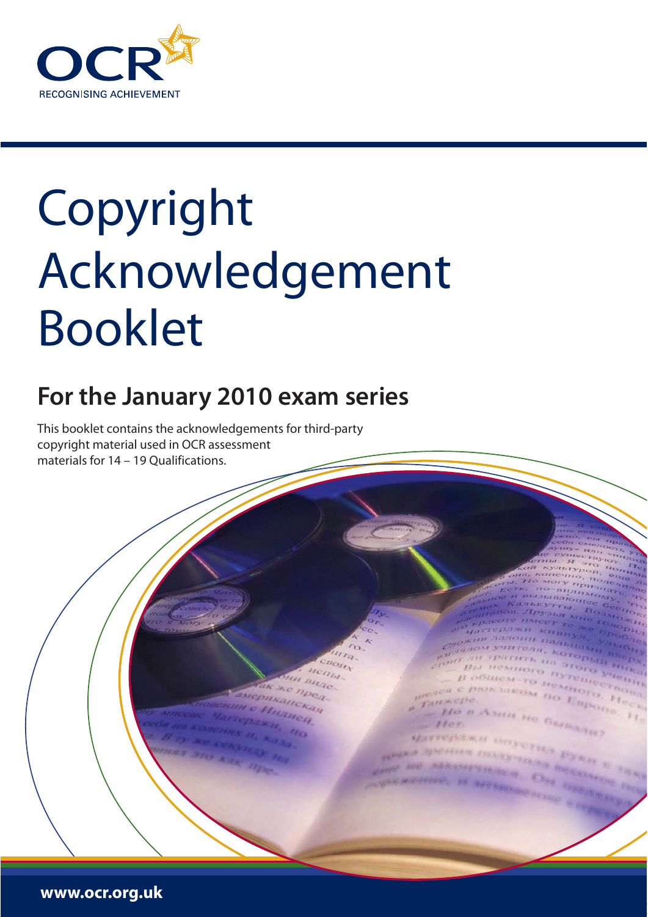OCR

RECOGNISING ACHIEVEMENT

# Copyright Acknowledgement Booklet

## For the January 2010 exam series

This booklet contains the acknowledgements for third-party copyright material used in OCR assessment materials for 14 – 19 Qualifications.

**www.ocr.org.uk**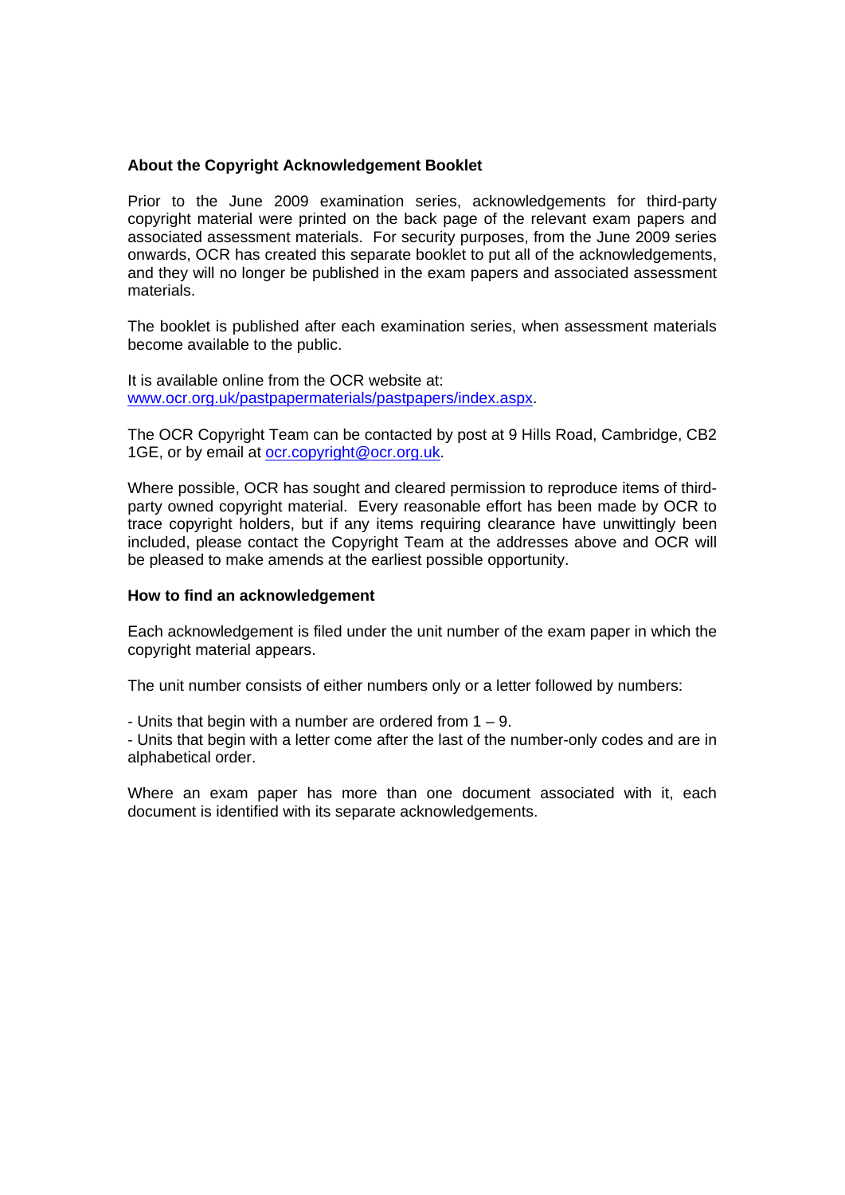**About the Copyright Acknowledgement Booklet**

Prior to the June 2009 examination series, acknowledgements for third-party copyright material were printed on the back page of the relevant exam papers and associated assessment materials. For security purposes, from the June 2009 series onwards, OCR has created this separate booklet to put all of the acknowledgements, and they will no longer be published in the exam papers and associated assessment materials.

The booklet is published after each examination series, when assessment materials become available to the public.

It is available online from the OCR website at: www.ocr.org.uk/pastpapermaterials/pastpapers/index.aspx.

The OCR Copyright Team can be contacted by post at 9 Hills Road, Cambridge, CB2 1GE, or by email at ocr.copyright@ocr.org.uk.

Where possible, OCR has sought and cleared permission to reproduce items of third-party owned copyright material. Every reasonable effort has been made by OCR to trace copyright holders, but if any items requiring clearance have unwittingly been included, please contact the Copyright Team at the addresses above and OCR will be pleased to make amends at the earliest possible opportunity.

**How to find an acknowledgement**

Each acknowledgement is filed under the unit number of the exam paper in which the copyright material appears.

The unit number consists of either numbers only or a letter followed by numbers:

- Units that begin with a number are ordered from 1 – 9.
- Units that begin with a letter come after the last of the number-only codes and are in alphabetical order.

Where an exam paper has more than one document associated with it, each document is identified with its separate acknowledgements.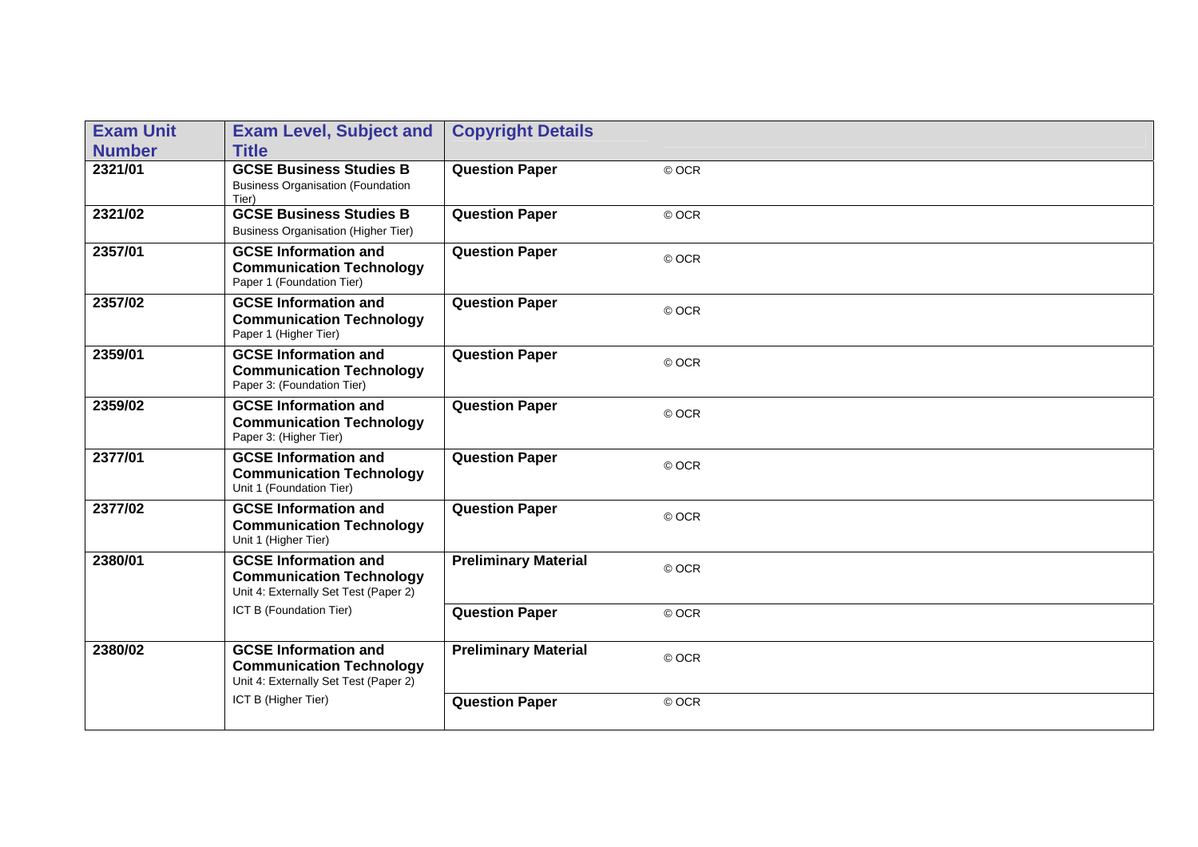| Exam Unit Number | Exam Level, Subject and Title | Copyright Details | |
|---|---|---|---|
| 2321/01 | **GCSE Business Studies B** Business Organisation (Foundation Tier) | **Question Paper** | © OCR |
| 2321/02 | **GCSE Business Studies B** Business Organisation (Higher Tier) | **Question Paper** | © OCR |
| 2357/01 | **GCSE Information and Communication Technology** Paper 1 (Foundation Tier) | **Question Paper** | © OCR |
| 2357/02 | **GCSE Information and Communication Technology** Paper 1 (Higher Tier) | **Question Paper** | © OCR |
| 2359/01 | **GCSE Information and Communication Technology** Paper 3: (Foundation Tier) | **Question Paper** | © OCR |
| 2359/02 | **GCSE Information and Communication Technology** Paper 3: (Higher Tier) | **Question Paper** | © OCR |
| 2377/01 | **GCSE Information and Communication Technology** Unit 1 (Foundation Tier) | **Question Paper** | © OCR |
| 2377/02 | **GCSE Information and Communication Technology** Unit 1 (Higher Tier) | **Question Paper** | © OCR |
| 2380/01 | **GCSE Information and Communication Technology** Unit 4: Externally Set Test (Paper 2) ICT B (Foundation Tier) | **Preliminary Material** | © OCR |
| | | **Question Paper** | © OCR |
| 2380/02 | **GCSE Information and Communication Technology** Unit 4: Externally Set Test (Paper 2) ICT B (Higher Tier) | **Preliminary Material** | © OCR |
| | | **Question Paper** | © OCR |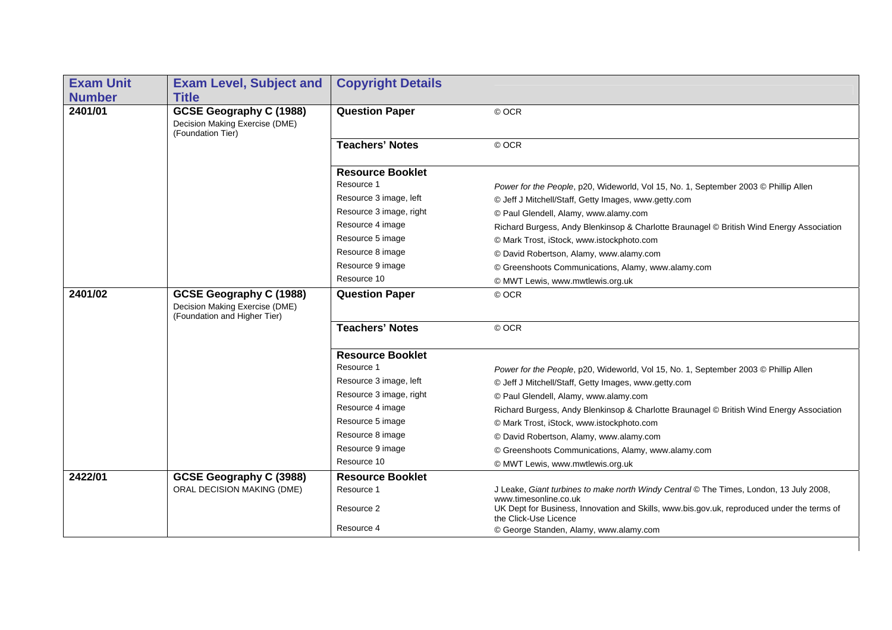| Exam Unit Number | Exam Level, Subject and Title | Copyright Details | |
|---|---|---|---|
| 2401/01 | **GCSE Geography C (1988)** Decision Making Exercise (DME) (Foundation Tier) | **Question Paper** | © OCR |
| | | **Teachers' Notes** | © OCR |
| | | **Resource Booklet** | |
| | | Resource 1 | *Power for the People*, p20, Wideworld, Vol 15, No. 1, September 2003 © Phillip Allen |
| | | Resource 3 image, left | © Jeff J Mitchell/Staff, Getty Images, www.getty.com |
| | | Resource 3 image, right | © Paul Glendell, Alamy, www.alamy.com |
| | | Resource 4 image | Richard Burgess, Andy Blenkinsop & Charlotte Braunagel © British Wind Energy Association |
| | | Resource 5 image | © Mark Trost, iStock, www.istockphoto.com |
| | | Resource 8 image | © David Robertson, Alamy, www.alamy.com |
| | | Resource 9 image | © Greenshoots Communications, Alamy, www.alamy.com |
| | | Resource 10 | © MWT Lewis, www.mwtlewis.org.uk |
| 2401/02 | **GCSE Geography C (1988)** Decision Making Exercise (DME) (Foundation and Higher Tier) | **Question Paper** | © OCR |
| | | **Teachers' Notes** | © OCR |
| | | **Resource Booklet** | |
| | | Resource 1 | *Power for the People*, p20, Wideworld, Vol 15, No. 1, September 2003 © Phillip Allen |
| | | Resource 3 image, left | © Jeff J Mitchell/Staff, Getty Images, www.getty.com |
| | | Resource 3 image, right | © Paul Glendell, Alamy, www.alamy.com |
| | | Resource 4 image | Richard Burgess, Andy Blenkinsop & Charlotte Braunagel © British Wind Energy Association |
| | | Resource 5 image | © Mark Trost, iStock, www.istockphoto.com |
| | | Resource 8 image | © David Robertson, Alamy, www.alamy.com |
| | | Resource 9 image | © Greenshoots Communications, Alamy, www.alamy.com |
| | | Resource 10 | © MWT Lewis, www.mwtlewis.org.uk |
| 2422/01 | **GCSE Geography C (3988)** ORAL DECISION MAKING (DME) | **Resource Booklet** | |
| | | Resource 1 | J Leake, *Giant turbines to make north Windy Central* © The Times, London, 13 July 2008, www.timesonline.co.uk |
| | | Resource 2 | UK Dept for Business, Innovation and Skills, www.bis.gov.uk, reproduced under the terms of the Click-Use Licence |
| | | Resource 4 | © George Standen, Alamy, www.alamy.com |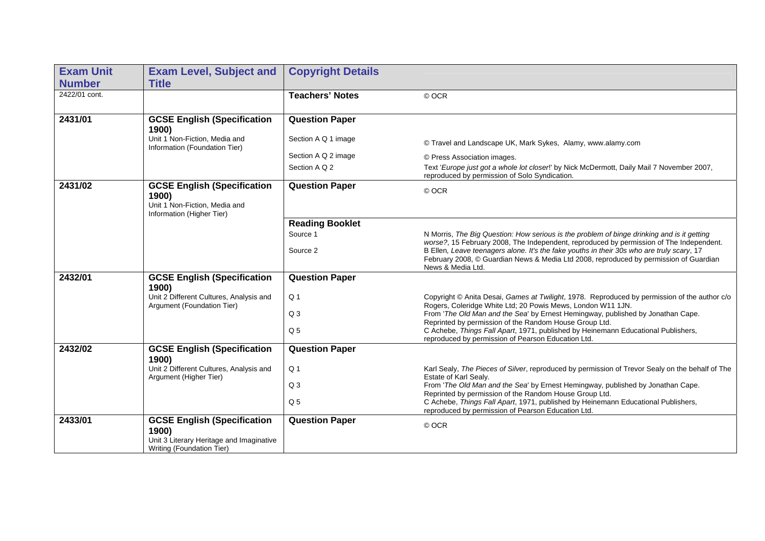| Exam Unit Number | Exam Level, Subject and Title | Copyright Details | |
|---|---|---|---|
| 2422/01 cont. | | **Teachers' Notes** | © OCR |
| **2431/01** | **GCSE English (Specification 1900)** Unit 1 Non-Fiction, Media and Information (Foundation Tier) | **Question Paper** | |
| | | Section A Q 1 image | © Travel and Landscape UK, Mark Sykes, Alamy, www.alamy.com |
| | | Section A Q 2 image | © Press Association images. |
| | | Section A Q 2 | Text '*Europe just got a whole lot closer*!' by Nick McDermott, Daily Mail 7 November 2007, reproduced by permission of Solo Syndication. |
| **2431/02** | **GCSE English (Specification 1900)** Unit 1 Non-Fiction, Media and Information (Higher Tier) | **Question Paper** | © OCR |
| | | **Reading Booklet** | |
| | | Source 1 | N Morris, *The Big Question: How serious is the problem of binge drinking and is it getting worse?*, 15 February 2008, The Independent, reproduced by permission of The Independent. |
| | | Source 2 | B Ellen, *Leave teenagers alone. It's the fake youths in their 30s who are truly scary*, 17 February 2008, © Guardian News & Media Ltd 2008, reproduced by permission of Guardian News & Media Ltd. |
| **2432/01** | **GCSE English (Specification 1900)** Unit 2 Different Cultures, Analysis and Argument (Foundation Tier) | **Question Paper** | |
| | | Q 1 | Copyright © Anita Desai, *Games at Twilight*, 1978. Reproduced by permission of the author c/o Rogers, Coleridge White Ltd; 20 Powis Mews, London W11 1JN. |
| | | Q 3 | From '*The Old Man and the Sea*' by Ernest Hemingway, published by Jonathan Cape. Reprinted by permission of the Random House Group Ltd. |
| | | Q 5 | C Achebe, *Things Fall Apart*, 1971, published by Heinemann Educational Publishers, reproduced by permission of Pearson Education Ltd. |
| **2432/02** | **GCSE English (Specification 1900)** Unit 2 Different Cultures, Analysis and Argument (Higher Tier) | **Question Paper** | |
| | | Q 1 | Karl Sealy, *The Pieces of Silver*, reproduced by permission of Trevor Sealy on the behalf of The Estate of Karl Sealy. |
| | | Q 3 | From '*The Old Man and the Sea*' by Ernest Hemingway, published by Jonathan Cape. Reprinted by permission of the Random House Group Ltd. |
| | | Q 5 | C Achebe, *Things Fall Apart*, 1971, published by Heinemann Educational Publishers, reproduced by permission of Pearson Education Ltd. |
| **2433/01** | **GCSE English (Specification 1900)** Unit 3 Literary Heritage and Imaginative Writing (Foundation Tier) | **Question Paper** | © OCR |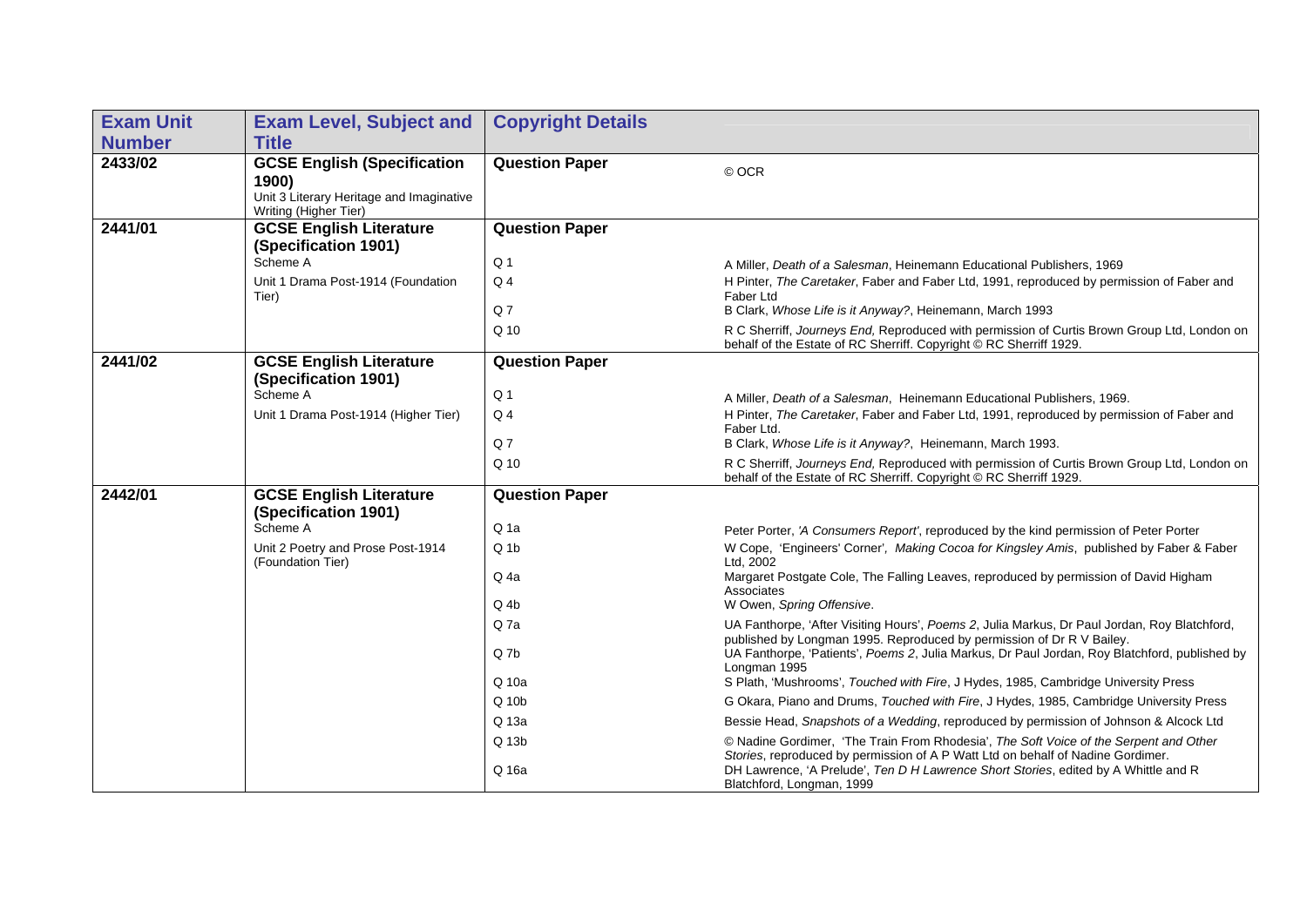| Exam Unit Number | Exam Level, Subject and Title | Copyright Details | |
|---|---|---|---|
| **2433/02** | **GCSE English (Specification 1900)**<br>Unit 3 Literary Heritage and Imaginative Writing (Higher Tier) | **Question Paper** | © OCR |
| **2441/01** | **GCSE English Literature (Specification 1901)**<br>Scheme A<br>Unit 1 Drama Post-1914 (Foundation Tier) | **Question Paper** | |
| | | Q 1 | A Miller, *Death of a Salesman*, Heinemann Educational Publishers, 1969 |
| | | Q 4 | H Pinter, *The Caretaker*, Faber and Faber Ltd, 1991, reproduced by permission of Faber and Faber Ltd |
| | | Q 7 | B Clark, *Whose Life is it Anyway?*, Heinemann, March 1993 |
| | | Q 10 | R C Sherriff, *Journeys End,* Reproduced with permission of Curtis Brown Group Ltd, London on behalf of the Estate of RC Sherriff. Copyright © RC Sherriff 1929. |
| **2441/02** | **GCSE English Literature (Specification 1901)**<br>Scheme A<br>Unit 1 Drama Post-1914 (Higher Tier) | **Question Paper** | |
| | | Q 1 | A Miller, *Death of a Salesman*, Heinemann Educational Publishers, 1969. |
| | | Q 4 | H Pinter, *The Caretaker*, Faber and Faber Ltd, 1991, reproduced by permission of Faber and Faber Ltd. |
| | | Q 7 | B Clark, *Whose Life is it Anyway?*, Heinemann, March 1993. |
| | | Q 10 | R C Sherriff, *Journeys End,* Reproduced with permission of Curtis Brown Group Ltd, London on behalf of the Estate of RC Sherriff. Copyright © RC Sherriff 1929. |
| **2442/01** | **GCSE English Literature (Specification 1901)**<br>Scheme A<br>Unit 2 Poetry and Prose Post-1914 (Foundation Tier) | **Question Paper** | |
| | | Q 1a | Peter Porter, *'A Consumers Report'*, reproduced by the kind permission of Peter Porter |
| | | Q 1b | W Cope, 'Engineers' Corner', *Making Cocoa for Kingsley Amis*, published by Faber & Faber Ltd, 2002 |
| | | Q 4a | Margaret Postgate Cole, The Falling Leaves, reproduced by permission of David Higham Associates |
| | | Q 4b | W Owen, *Spring Offensive*. |
| | | Q 7a | UA Fanthorpe, 'After Visiting Hours', *Poems 2*, Julia Markus, Dr Paul Jordan, Roy Blatchford, published by Longman 1995. Reproduced by permission of Dr R V Bailey. |
| | | Q 7b | UA Fanthorpe, 'Patients', *Poems 2*, Julia Markus, Dr Paul Jordan, Roy Blatchford, published by Longman 1995 |
| | | Q 10a | S Plath, 'Mushrooms', *Touched with Fire*, J Hydes, 1985, Cambridge University Press |
| | | Q 10b | G Okara, Piano and Drums, *Touched with Fire*, J Hydes, 1985, Cambridge University Press |
| | | Q 13a | Bessie Head, *Snapshots of a Wedding*, reproduced by permission of Johnson & Alcock Ltd |
| | | Q 13b | © Nadine Gordimer, 'The Train From Rhodesia', *The Soft Voice of the Serpent and Other Stories*, reproduced by permission of A P Watt Ltd on behalf of Nadine Gordimer. |
| | | Q 16a | DH Lawrence, 'A Prelude', *Ten D H Lawrence Short Stories*, edited by A Whittle and R Blatchford, Longman, 1999 |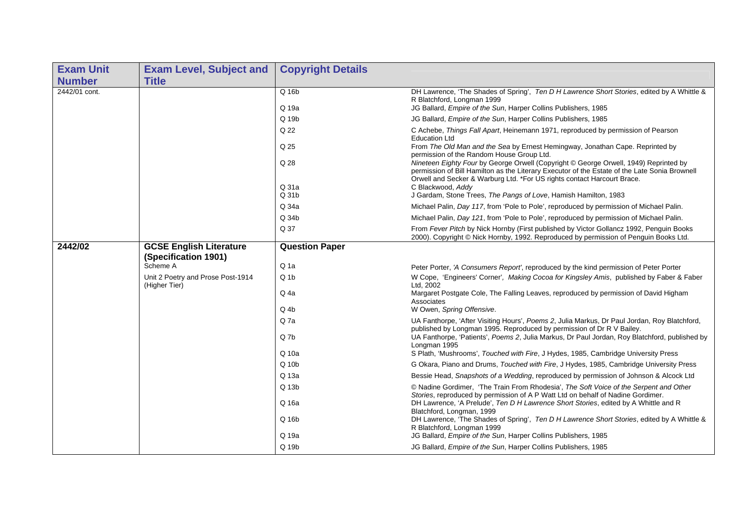| Exam Unit Number | Exam Level, Subject and Title | Copyright Details | |
|---|---|---|---|
| 2442/01 cont. | | Q 16b | DH Lawrence, 'The Shades of Spring', *Ten D H Lawrence Short Stories*, edited by A Whittle & R Blatchford, Longman 1999 |
| | | Q 19a | JG Ballard, *Empire of the Sun*, Harper Collins Publishers, 1985 |
| | | Q 19b | JG Ballard, *Empire of the Sun*, Harper Collins Publishers, 1985 |
| | | Q 22 | C Achebe, *Things Fall Apart*, Heinemann 1971, reproduced by permission of Pearson Education Ltd |
| | | Q 25 | From *The Old Man and the Sea* by Ernest Hemingway, Jonathan Cape. Reprinted by permission of the Random House Group Ltd. |
| | | Q 28 | *Nineteen Eighty Four* by George Orwell (Copyright © George Orwell, 1949) Reprinted by permission of Bill Hamilton as the Literary Executor of the Estate of the Late Sonia Brownell Orwell and Secker & Warburg Ltd. *For US rights contact Harcourt Brace. |
| | | Q 31a | C Blackwood, *Addy* |
| | | Q 31b | J Gardam, Stone Trees, *The Pangs of Love*, Hamish Hamilton, 1983 |
| | | Q 34a | Michael Palin, *Day 117*, from 'Pole to Pole', reproduced by permission of Michael Palin. |
| | | Q 34b | Michael Palin, *Day 121*, from 'Pole to Pole', reproduced by permission of Michael Palin. |
| | | Q 37 | From *Fever Pitch* by Nick Hornby (First published by Victor Gollancz 1992, Penguin Books 2000). Copyright © Nick Hornby, 1992. Reproduced by permission of Penguin Books Ltd. |
| **2442/02** | **GCSE English Literature (Specification 1901)** Scheme A Unit 2 Poetry and Prose Post-1914 (Higher Tier) | **Question Paper** | |
| | | Q 1a | Peter Porter, *'A Consumers Report'*, reproduced by the kind permission of Peter Porter |
| | | Q 1b | W Cope, 'Engineers' Corner', *Making Cocoa for Kingsley Amis*, published by Faber & Faber Ltd, 2002 |
| | | Q 4a | Margaret Postgate Cole, The Falling Leaves, reproduced by permission of David Higham Associates |
| | | Q 4b | W Owen, *Spring Offensive*. |
| | | Q 7a | UA Fanthorpe, 'After Visiting Hours', *Poems 2*, Julia Markus, Dr Paul Jordan, Roy Blatchford, published by Longman 1995. Reproduced by permission of Dr R V Bailey. |
| | | Q 7b | UA Fanthorpe, 'Patients', *Poems 2*, Julia Markus, Dr Paul Jordan, Roy Blatchford, published by Longman 1995 |
| | | Q 10a | S Plath, 'Mushrooms', *Touched with Fire*, J Hydes, 1985, Cambridge University Press |
| | | Q 10b | G Okara, Piano and Drums, *Touched with Fire*, J Hydes, 1985, Cambridge University Press |
| | | Q 13a | Bessie Head, *Snapshots of a Wedding*, reproduced by permission of Johnson & Alcock Ltd |
| | | Q 13b | © Nadine Gordimer, 'The Train From Rhodesia', *The Soft Voice of the Serpent and Other Stories*, reproduced by permission of A P Watt Ltd on behalf of Nadine Gordimer. |
| | | Q 16a | DH Lawrence, 'A Prelude', *Ten D H Lawrence Short Stories*, edited by A Whittle and R Blatchford, Longman, 1999 |
| | | Q 16b | DH Lawrence, 'The Shades of Spring', *Ten D H Lawrence Short Stories*, edited by A Whittle & R Blatchford, Longman 1999 |
| | | Q 19a | JG Ballard, *Empire of the Sun*, Harper Collins Publishers, 1985 |
| | | Q 19b | JG Ballard, *Empire of the Sun*, Harper Collins Publishers, 1985 |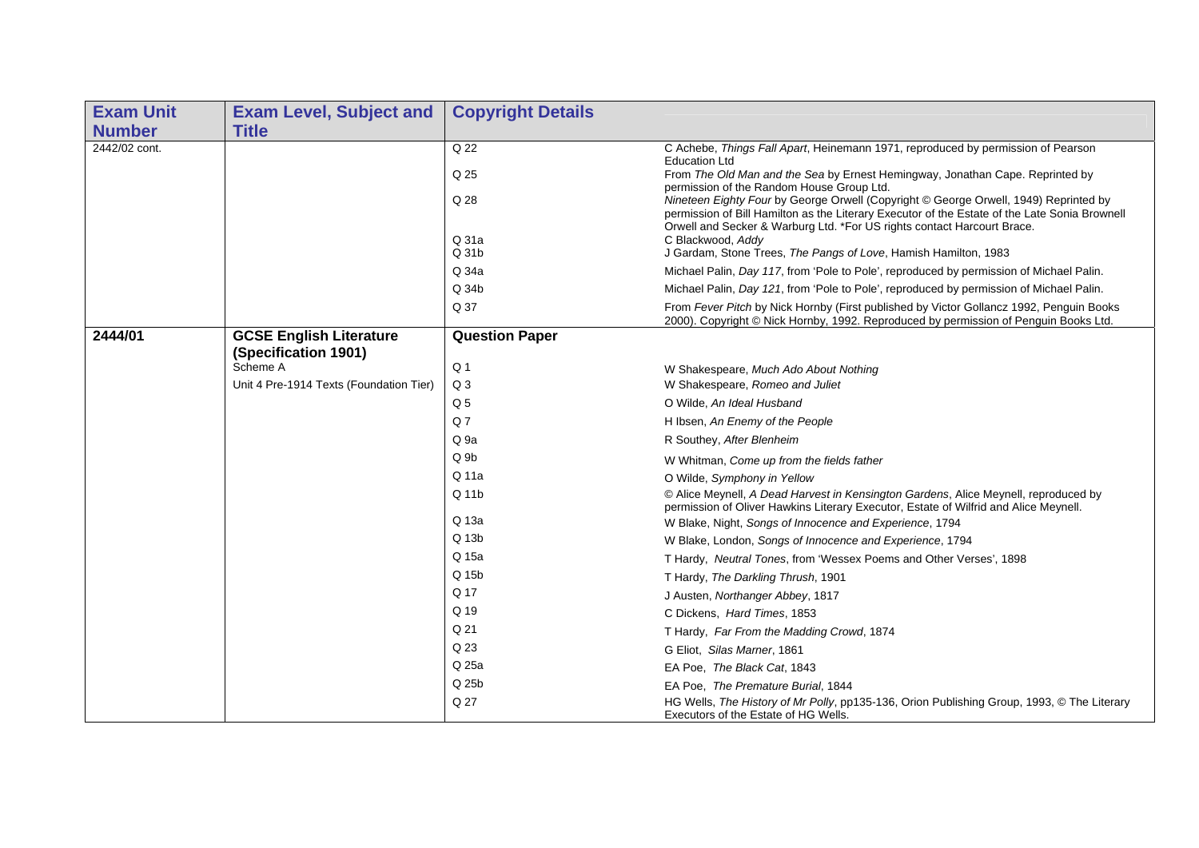| Exam Unit Number | Exam Level, Subject and Title | Copyright Details | |
|---|---|---|---|
| 2442/02 cont. | | Q 22 | C Achebe, *Things Fall Apart*, Heinemann 1971, reproduced by permission of Pearson Education Ltd |
| | | Q 25 | From *The Old Man and the Sea* by Ernest Hemingway, Jonathan Cape. Reprinted by permission of the Random House Group Ltd. |
| | | Q 28 | *Nineteen Eighty Four* by George Orwell (Copyright © George Orwell, 1949) Reprinted by permission of Bill Hamilton as the Literary Executor of the Estate of the Late Sonia Brownell Orwell and Secker & Warburg Ltd. *For US rights contact Harcourt Brace. |
| | | Q 31a | C Blackwood, *Addy* |
| | | Q 31b | J Gardam, Stone Trees, *The Pangs of Love*, Hamish Hamilton, 1983 |
| | | Q 34a | Michael Palin, *Day 117*, from 'Pole to Pole', reproduced by permission of Michael Palin. |
| | | Q 34b | Michael Palin, *Day 121*, from 'Pole to Pole', reproduced by permission of Michael Palin. |
| | | Q 37 | From *Fever Pitch* by Nick Hornby (First published by Victor Gollancz 1992, Penguin Books 2000). Copyright © Nick Hornby, 1992. Reproduced by permission of Penguin Books Ltd. |
| **2444/01** | **GCSE English Literature (Specification 1901)** | **Question Paper** | |
| | Scheme A | Q 1 | W Shakespeare, *Much Ado About Nothing* |
| | Unit 4 Pre-1914 Texts (Foundation Tier) | Q 3 | W Shakespeare, *Romeo and Juliet* |
| | | Q 5 | O Wilde, *An Ideal Husband* |
| | | Q 7 | H Ibsen, *An Enemy of the People* |
| | | Q 9a | R Southey, *After Blenheim* |
| | | Q 9b | W Whitman, *Come up from the fields father* |
| | | Q 11a | O Wilde, *Symphony in Yellow* |
| | | Q 11b | © Alice Meynell, *A Dead Harvest in Kensington Gardens*, Alice Meynell, reproduced by permission of Oliver Hawkins Literary Executor, Estate of Wilfrid and Alice Meynell. |
| | | Q 13a | W Blake, Night, *Songs of Innocence and Experience*, 1794 |
| | | Q 13b | W Blake, London, *Songs of Innocence and Experience*, 1794 |
| | | Q 15a | T Hardy, *Neutral Tones*, from 'Wessex Poems and Other Verses', 1898 |
| | | Q 15b | T Hardy, *The Darkling Thrush*, 1901 |
| | | Q 17 | J Austen, *Northanger Abbey*, 1817 |
| | | Q 19 | C Dickens, *Hard Times*, 1853 |
| | | Q 21 | T Hardy, *Far From the Madding Crowd*, 1874 |
| | | Q 23 | G Eliot, *Silas Marner*, 1861 |
| | | Q 25a | EA Poe, *The Black Cat*, 1843 |
| | | Q 25b | EA Poe, *The Premature Burial*, 1844 |
| | | Q 27 | HG Wells, *The History of Mr Polly*, pp135-136, Orion Publishing Group, 1993, © The Literary Executors of the Estate of HG Wells. |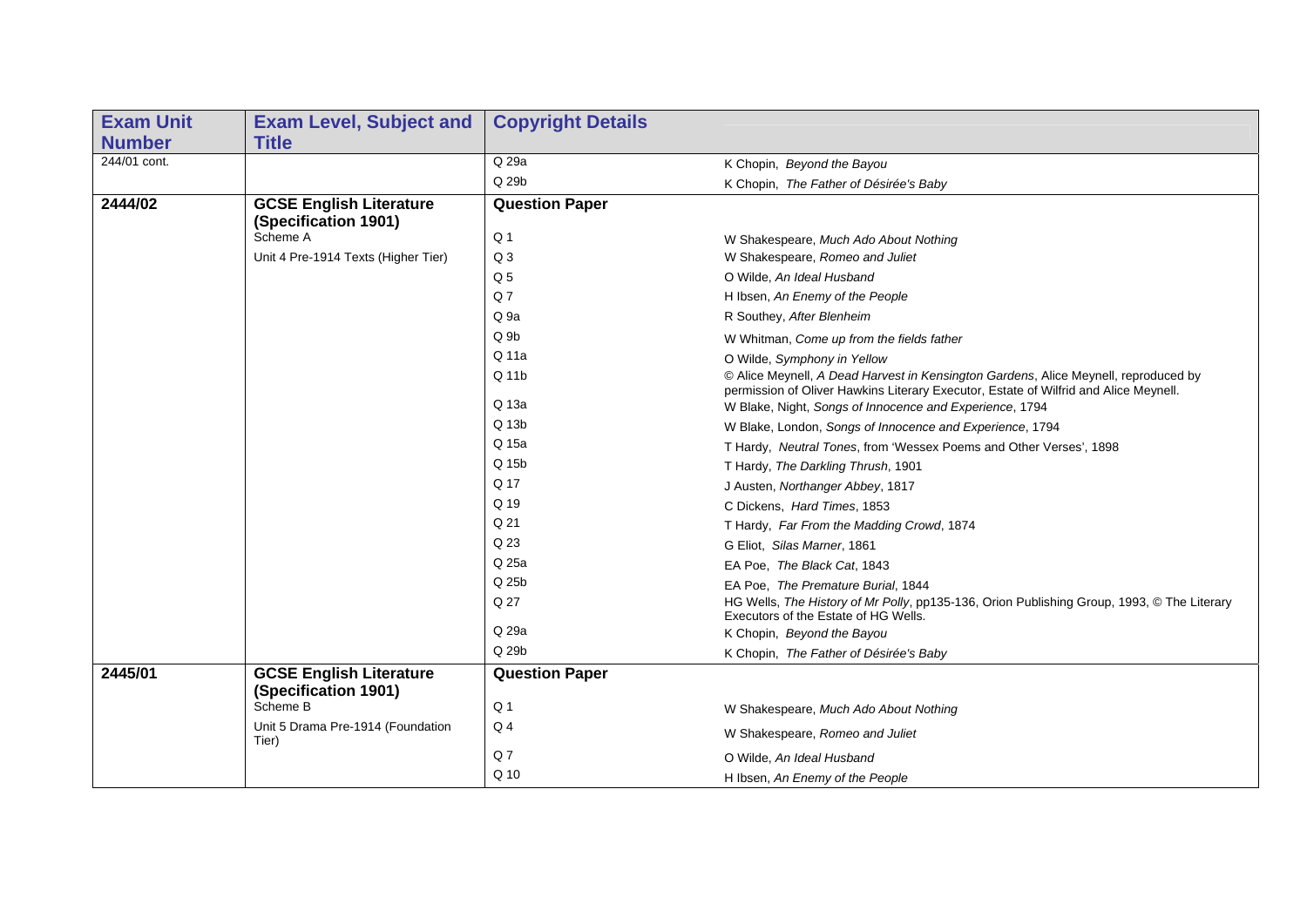| Exam Unit Number | Exam Level, Subject and Title | Copyright Details | |
|---|---|---|---|
| 244/01 cont. | | Q 29a | K Chopin, *Beyond the Bayou* |
| | | Q 29b | K Chopin, *The Father of Désirée's Baby* |
| **2444/02** | **GCSE English Literature (Specification 1901)** | **Question Paper** | |
| | Scheme A | Q 1 | W Shakespeare, *Much Ado About Nothing* |
| | Unit 4 Pre-1914 Texts (Higher Tier) | Q 3 | W Shakespeare, *Romeo and Juliet* |
| | | Q 5 | O Wilde, *An Ideal Husband* |
| | | Q 7 | H Ibsen, *An Enemy of the People* |
| | | Q 9a | R Southey, *After Blenheim* |
| | | Q 9b | W Whitman, *Come up from the fields father* |
| | | Q 11a | O Wilde, *Symphony in Yellow* |
| | | Q 11b | © Alice Meynell, *A Dead Harvest in Kensington Gardens*, Alice Meynell, reproduced by permission of Oliver Hawkins Literary Executor, Estate of Wilfrid and Alice Meynell. |
| | | Q 13a | W Blake, Night, *Songs of Innocence and Experience*, 1794 |
| | | Q 13b | W Blake, London, *Songs of Innocence and Experience*, 1794 |
| | | Q 15a | T Hardy, *Neutral Tones*, from 'Wessex Poems and Other Verses', 1898 |
| | | Q 15b | T Hardy, *The Darkling Thrush*, 1901 |
| | | Q 17 | J Austen, *Northanger Abbey*, 1817 |
| | | Q 19 | C Dickens, *Hard Times*, 1853 |
| | | Q 21 | T Hardy, *Far From the Madding Crowd*, 1874 |
| | | Q 23 | G Eliot, *Silas Marner*, 1861 |
| | | Q 25a | EA Poe, *The Black Cat*, 1843 |
| | | Q 25b | EA Poe, *The Premature Burial*, 1844 |
| | | Q 27 | HG Wells, *The History of Mr Polly*, pp135-136, Orion Publishing Group, 1993, © The Literary Executors of the Estate of HG Wells. |
| | | Q 29a | K Chopin, *Beyond the Bayou* |
| | | Q 29b | K Chopin, *The Father of Désirée's Baby* |
| **2445/01** | **GCSE English Literature (Specification 1901)** | **Question Paper** | |
| | Scheme B | Q 1 | W Shakespeare, *Much Ado About Nothing* |
| | Unit 5 Drama Pre-1914 (Foundation Tier) | Q 4 | W Shakespeare, *Romeo and Juliet* |
| | | Q 7 | O Wilde, *An Ideal Husband* |
| | | Q 10 | H Ibsen, *An Enemy of the People* |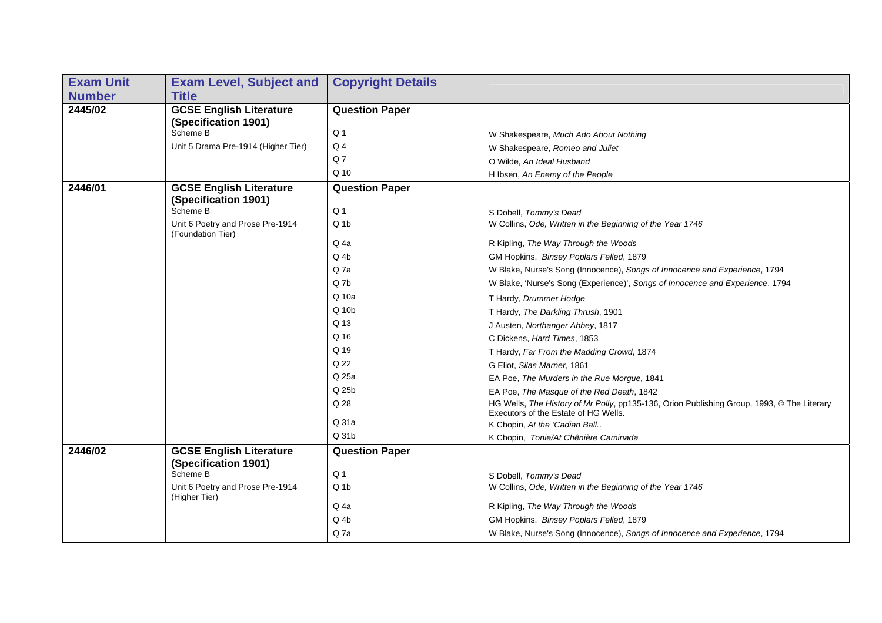| Exam Unit Number | Exam Level, Subject and Title | Copyright Details | |
|---|---|---|---|
| 2445/02 | **GCSE English Literature (Specification 1901)** Scheme B Unit 5 Drama Pre-1914 (Higher Tier) | **Question Paper** | |
| | | Q 1 | W Shakespeare, *Much Ado About Nothing* |
| | | Q 4 | W Shakespeare, *Romeo and Juliet* |
| | | Q 7 | O Wilde, *An Ideal Husband* |
| | | Q 10 | H Ibsen, *An Enemy of the People* |
| 2446/01 | **GCSE English Literature (Specification 1901)** Scheme B Unit 6 Poetry and Prose Pre-1914 (Foundation Tier) | **Question Paper** | |
| | | Q 1 | S Dobell, *Tommy's Dead* |
| | | Q 1b | W Collins, *Ode, Written in the Beginning of the Year 1746* |
| | | Q 4a | R Kipling, *The Way Through the Woods* |
| | | Q 4b | GM Hopkins, *Binsey Poplars Felled*, 1879 |
| | | Q 7a | W Blake, Nurse's Song (Innocence), *Songs of Innocence and Experience*, 1794 |
| | | Q 7b | W Blake, 'Nurse's Song (Experience)', *Songs of Innocence and Experience*, 1794 |
| | | Q 10a | T Hardy, *Drummer Hodge* |
| | | Q 10b | T Hardy, *The Darkling Thrush*, 1901 |
| | | Q 13 | J Austen, *Northanger Abbey*, 1817 |
| | | Q 16 | C Dickens, *Hard Times*, 1853 |
| | | Q 19 | T Hardy, *Far From the Madding Crowd*, 1874 |
| | | Q 22 | G Eliot, *Silas Marner*, 1861 |
| | | Q 25a | EA Poe, *The Murders in the Rue Morgue,* 1841 |
| | | Q 25b | EA Poe, *The Masque of the Red Death*, 1842 |
| | | Q 28 | HG Wells, *The History of Mr Polly*, pp135-136, Orion Publishing Group, 1993, © The Literary Executors of the Estate of HG Wells. |
| | | Q 31a | K Chopin, *At the 'Cadian Ball..* |
| | | Q 31b | K Chopin, *Tonie/At Chênière Caminada* |
| 2446/02 | **GCSE English Literature (Specification 1901)** Scheme B Unit 6 Poetry and Prose Pre-1914 (Higher Tier) | **Question Paper** | |
| | | Q 1 | S Dobell, *Tommy's Dead* |
| | | Q 1b | W Collins, *Ode, Written in the Beginning of the Year 1746* |
| | | Q 4a | R Kipling, *The Way Through the Woods* |
| | | Q 4b | GM Hopkins, *Binsey Poplars Felled*, 1879 |
| | | Q 7a | W Blake, Nurse's Song (Innocence), *Songs of Innocence and Experience*, 1794 |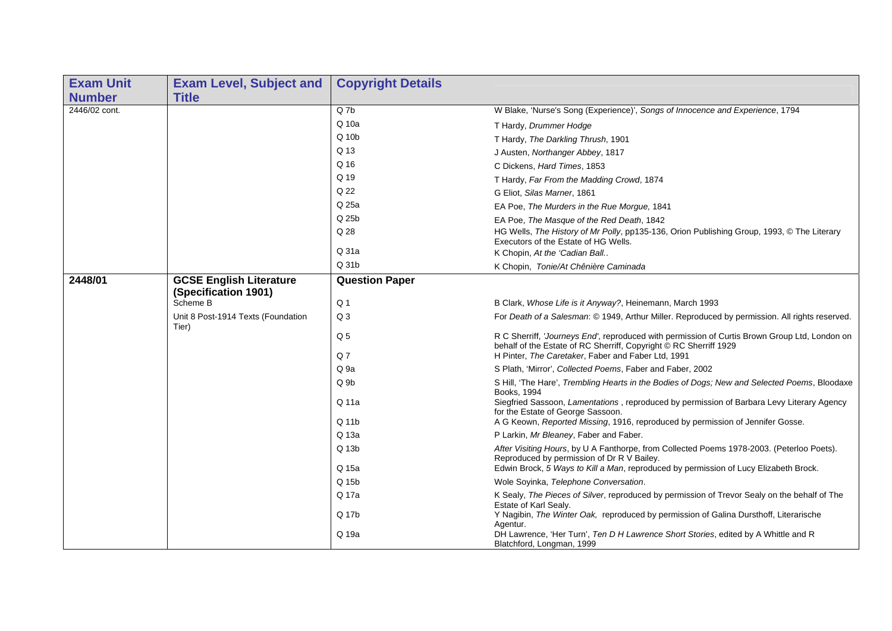| Exam Unit Number | Exam Level, Subject and Title | Copyright Details | |
|---|---|---|---|
| 2446/02 cont. | | Q 7b | W Blake, 'Nurse's Song (Experience)', *Songs of Innocence and Experience*, 1794 |
| | | Q 10a | T Hardy, *Drummer Hodge* |
| | | Q 10b | T Hardy, *The Darkling Thrush*, 1901 |
| | | Q 13 | J Austen, *Northanger Abbey*, 1817 |
| | | Q 16 | C Dickens, *Hard Times*, 1853 |
| | | Q 19 | T Hardy, *Far From the Madding Crowd*, 1874 |
| | | Q 22 | G Eliot, *Silas Marner*, 1861 |
| | | Q 25a | EA Poe, *The Murders in the Rue Morgue,* 1841 |
| | | Q 25b | EA Poe, *The Masque of the Red Death*, 1842 |
| | | Q 28 | HG Wells, *The History of Mr Polly*, pp135-136, Orion Publishing Group, 1993, © The Literary Executors of the Estate of HG Wells. |
| | | Q 31a | K Chopin, *At the 'Cadian Ball..* |
| | | Q 31b | K Chopin, *Tonie/At Chênière Caminada* |
| **2448/01** | **GCSE English Literature (Specification 1901)** | **Question Paper** | |
| | Scheme B | Q 1 | B Clark, *Whose Life is it Anyway?*, Heinemann, March 1993 |
| | Unit 8 Post-1914 Texts (Foundation Tier) | Q 3 | For *Death of a Salesman*: © 1949, Arthur Miller. Reproduced by permission. All rights reserved. |
| | | Q 5 | R C Sherriff, *'Journeys End'*, reproduced with permission of Curtis Brown Group Ltd, London on behalf of the Estate of RC Sherriff, Copyright © RC Sherriff 1929 |
| | | Q 7 | H Pinter, *The Caretaker*, Faber and Faber Ltd, 1991 |
| | | Q 9a | S Plath, 'Mirror', *Collected Poems*, Faber and Faber, 2002 |
| | | Q 9b | S Hill, 'The Hare', *Trembling Hearts in the Bodies of Dogs; New and Selected Poems*, Bloodaxe Books, 1994 |
| | | Q 11a | Siegfried Sassoon, *Lamentations* , reproduced by permission of Barbara Levy Literary Agency for the Estate of George Sassoon. |
| | | Q 11b | A G Keown, *Reported Missing*, 1916, reproduced by permission of Jennifer Gosse. |
| | | Q 13a | P Larkin, *Mr Bleaney*, Faber and Faber. |
| | | Q 13b | *After Visiting Hours*, by U A Fanthorpe, from Collected Poems 1978-2003. (Peterloo Poets). Reproduced by permission of Dr R V Bailey. |
| | | Q 15a | Edwin Brock, *5 Ways to Kill a Man*, reproduced by permission of Lucy Elizabeth Brock. |
| | | Q 15b | Wole Soyinka, *Telephone Conversation*. |
| | | Q 17a | K Sealy, *The Pieces of Silver*, reproduced by permission of Trevor Sealy on the behalf of The Estate of Karl Sealy. |
| | | Q 17b | Y Nagibin, *The Winter Oak,* reproduced by permission of Galina Dursthoff, Literarische Agentur. |
| | | Q 19a | DH Lawrence, 'Her Turn', *Ten D H Lawrence Short Stories*, edited by A Whittle and R Blatchford, Longman, 1999 |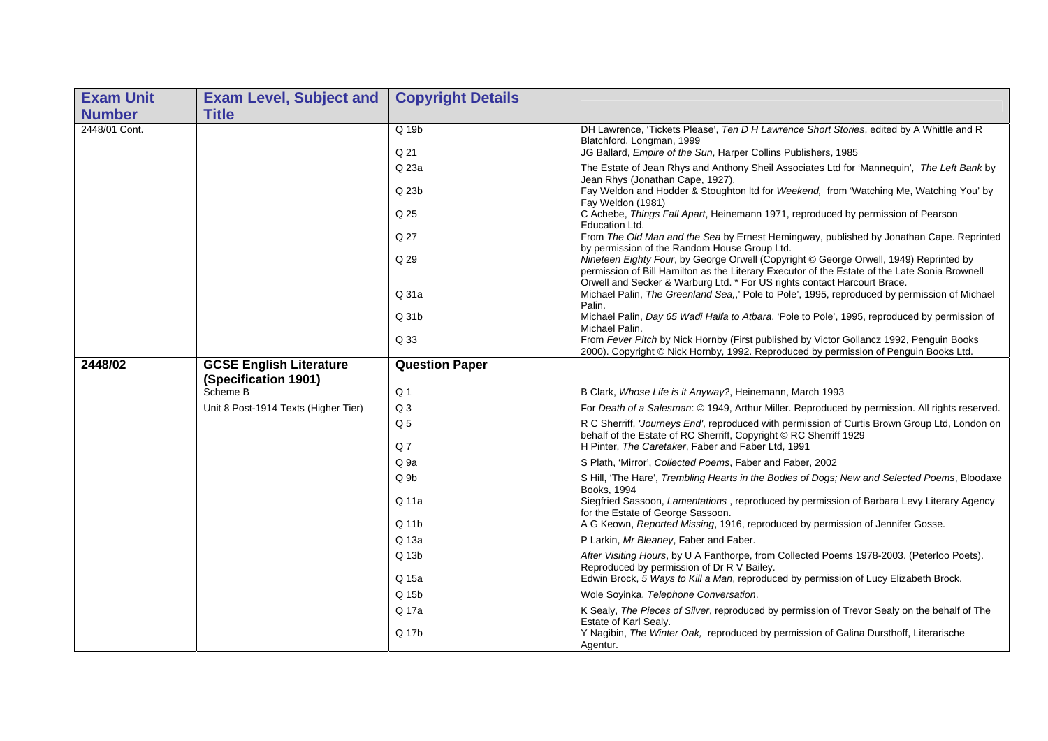| Exam Unit Number | Exam Level, Subject and Title | Copyright Details | |
|---|---|---|---|
| 2448/01 Cont. | | Q 19b | DH Lawrence, 'Tickets Please', *Ten D H Lawrence Short Stories*, edited by A Whittle and R Blatchford, Longman, 1999 |
| | | Q 21 | JG Ballard, *Empire of the Sun*, Harper Collins Publishers, 1985 |
| | | Q 23a | The Estate of Jean Rhys and Anthony Sheil Associates Ltd for 'Mannequin', *The Left Bank* by Jean Rhys (Jonathan Cape, 1927). |
| | | Q 23b | Fay Weldon and Hodder & Stoughton ltd for *Weekend,* from 'Watching Me, Watching You' by Fay Weldon (1981) |
| | | Q 25 | C Achebe, *Things Fall Apart*, Heinemann 1971, reproduced by permission of Pearson Education Ltd. |
| | | Q 27 | From *The Old Man and the Sea* by Ernest Hemingway, published by Jonathan Cape. Reprinted by permission of the Random House Group Ltd. |
| | | Q 29 | *Nineteen Eighty Four*, by George Orwell (Copyright © George Orwell, 1949) Reprinted by permission of Bill Hamilton as the Literary Executor of the Estate of the Late Sonia Brownell Orwell and Secker & Warburg Ltd. * For US rights contact Harcourt Brace. |
| | | Q 31a | Michael Palin, *The Greenland Sea,*,' Pole to Pole', 1995, reproduced by permission of Michael Palin. |
| | | Q 31b | Michael Palin, *Day 65 Wadi Halfa to Atbara*, 'Pole to Pole', 1995, reproduced by permission of Michael Palin. |
| | | Q 33 | From *Fever Pitch* by Nick Hornby (First published by Victor Gollancz 1992, Penguin Books 2000). Copyright © Nick Hornby, 1992. Reproduced by permission of Penguin Books Ltd. |
| **2448/02** | **GCSE English Literature (Specification 1901)** | **Question Paper** | |
| | Scheme B | Q 1 | B Clark, *Whose Life is it Anyway?*, Heinemann, March 1993 |
| | Unit 8 Post-1914 Texts (Higher Tier) | Q 3 | For *Death of a Salesman*: © 1949, Arthur Miller. Reproduced by permission. All rights reserved. |
| | | Q 5 | R C Sherriff, '*Journeys End*', reproduced with permission of Curtis Brown Group Ltd, London on behalf of the Estate of RC Sherriff, Copyright © RC Sherriff 1929 |
| | | Q 7 | H Pinter, *The Caretaker*, Faber and Faber Ltd, 1991 |
| | | Q 9a | S Plath, 'Mirror', *Collected Poems*, Faber and Faber, 2002 |
| | | Q 9b | S Hill, 'The Hare', *Trembling Hearts in the Bodies of Dogs; New and Selected Poems*, Bloodaxe Books, 1994 |
| | | Q 11a | Siegfried Sassoon, *Lamentations* , reproduced by permission of Barbara Levy Literary Agency for the Estate of George Sassoon. |
| | | Q 11b | A G Keown, *Reported Missing*, 1916, reproduced by permission of Jennifer Gosse. |
| | | Q 13a | P Larkin, *Mr Bleaney*, Faber and Faber. |
| | | Q 13b | *After Visiting Hours*, by U A Fanthorpe, from Collected Poems 1978-2003. (Peterloo Poets). Reproduced by permission of Dr R V Bailey. |
| | | Q 15a | Edwin Brock, *5 Ways to Kill a Man*, reproduced by permission of Lucy Elizabeth Brock. |
| | | Q 15b | Wole Soyinka, *Telephone Conversation*. |
| | | Q 17a | K Sealy, *The Pieces of Silver*, reproduced by permission of Trevor Sealy on the behalf of The Estate of Karl Sealy. |
| | | Q 17b | Y Nagibin, *The Winter Oak,* reproduced by permission of Galina Dursthoff, Literarische Agentur. |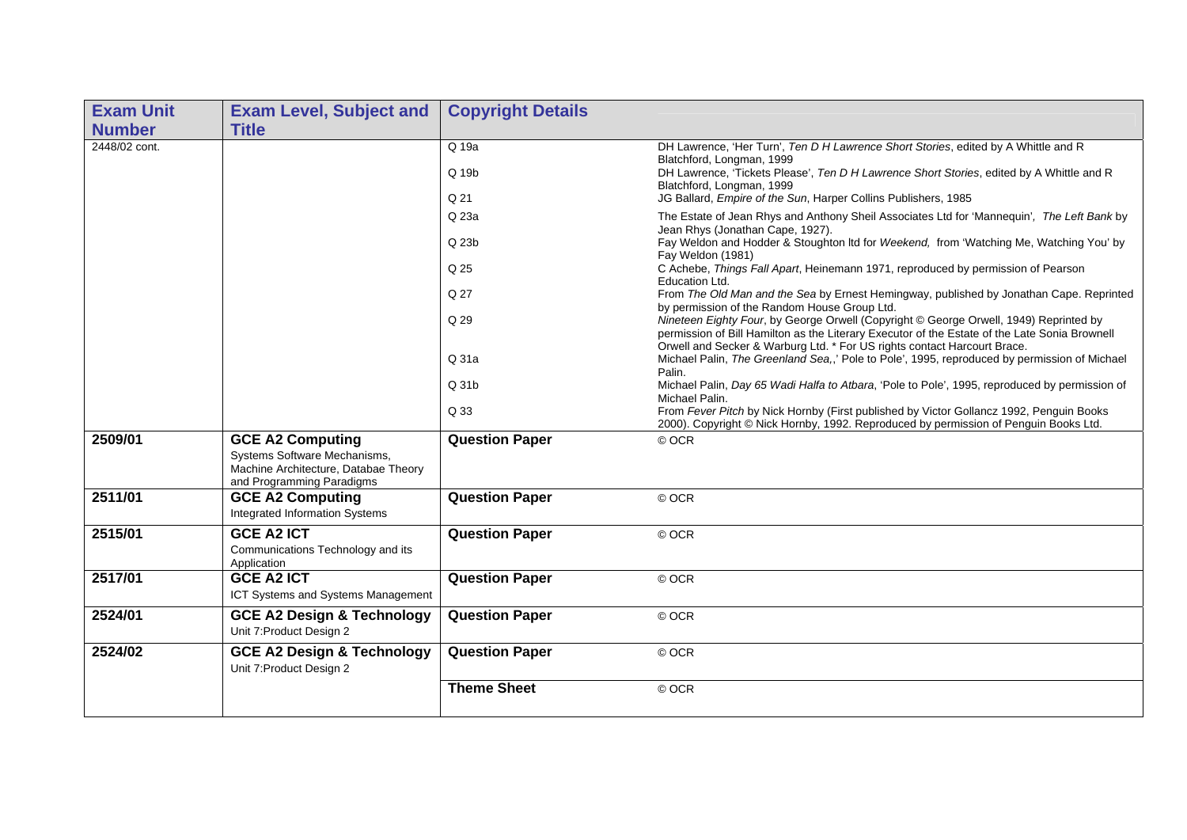| Exam Unit Number | Exam Level, Subject and Title | Copyright Details | |
|---|---|---|---|
| 2448/02 cont. | | Q 19a | DH Lawrence, 'Her Turn', *Ten D H Lawrence Short Stories*, edited by A Whittle and R Blatchford, Longman, 1999 |
| | | Q 19b | DH Lawrence, 'Tickets Please', *Ten D H Lawrence Short Stories*, edited by A Whittle and R Blatchford, Longman, 1999 |
| | | Q 21 | JG Ballard, *Empire of the Sun*, Harper Collins Publishers, 1985 |
| | | Q 23a | The Estate of Jean Rhys and Anthony Sheil Associates Ltd for 'Mannequin', *The Left Bank* by Jean Rhys (Jonathan Cape, 1927). |
| | | Q 23b | Fay Weldon and Hodder & Stoughton ltd for *Weekend,* from 'Watching Me, Watching You' by Fay Weldon (1981) |
| | | Q 25 | C Achebe, *Things Fall Apart*, Heinemann 1971, reproduced by permission of Pearson Education Ltd. |
| | | Q 27 | From *The Old Man and the Sea* by Ernest Hemingway, published by Jonathan Cape. Reprinted by permission of the Random House Group Ltd. |
| | | Q 29 | *Nineteen Eighty Four*, by George Orwell (Copyright © George Orwell, 1949) Reprinted by permission of Bill Hamilton as the Literary Executor of the Estate of the Late Sonia Brownell Orwell and Secker & Warburg Ltd. * For US rights contact Harcourt Brace. |
| | | Q 31a | Michael Palin, *The Greenland Sea,*,' Pole to Pole', 1995, reproduced by permission of Michael Palin. |
| | | Q 31b | Michael Palin, *Day 65 Wadi Halfa to Atbara*, 'Pole to Pole', 1995, reproduced by permission of Michael Palin. |
| | | Q 33 | From *Fever Pitch* by Nick Hornby (First published by Victor Gollancz 1992, Penguin Books 2000). Copyright © Nick Hornby, 1992. Reproduced by permission of Penguin Books Ltd. |
| **2509/01** | **GCE A2 Computing** Systems Software Mechanisms, Machine Architecture, Databae Theory and Programming Paradigms | **Question Paper** | © OCR |
| **2511/01** | **GCE A2 Computing** Integrated Information Systems | **Question Paper** | © OCR |
| **2515/01** | **GCE A2 ICT** Communications Technology and its Application | **Question Paper** | © OCR |
| **2517/01** | **GCE A2 ICT** ICT Systems and Systems Management | **Question Paper** | © OCR |
| **2524/01** | **GCE A2 Design & Technology** Unit 7:Product Design 2 | **Question Paper** | © OCR |
| **2524/02** | **GCE A2 Design & Technology** Unit 7:Product Design 2 | **Question Paper** | © OCR |
| | | **Theme Sheet** | © OCR |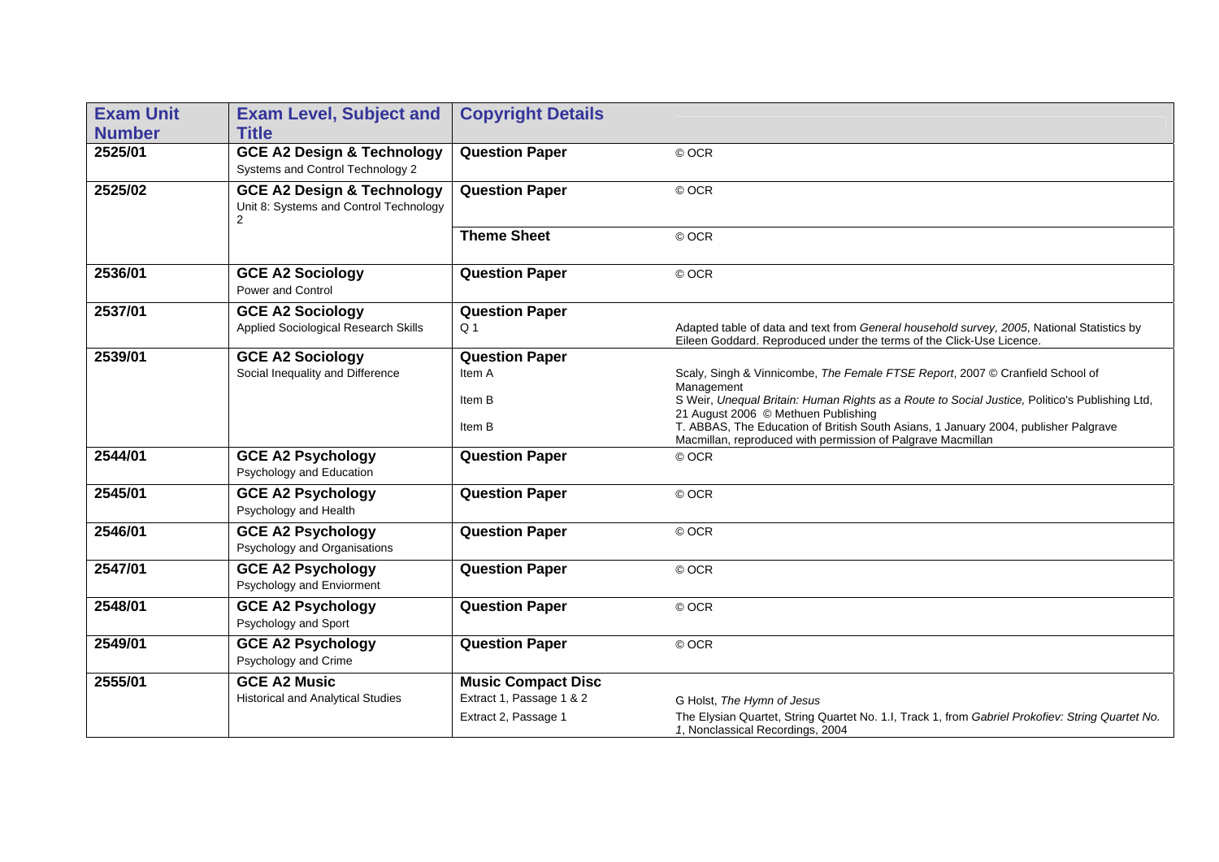| Exam Unit Number | Exam Level, Subject and Title | Copyright Details | |
|---|---|---|---|
| 2525/01 | **GCE A2 Design & Technology**<br>Systems and Control Technology 2 | **Question Paper** | © OCR |
| 2525/02 | **GCE A2 Design & Technology**<br>Unit 8: Systems and Control Technology 2 | **Question Paper** | © OCR |
| | | **Theme Sheet** | © OCR |
| 2536/01 | **GCE A2 Sociology**<br>Power and Control | **Question Paper** | © OCR |
| 2537/01 | **GCE A2 Sociology**<br>Applied Sociological Research Skills | **Question Paper**<br>Q 1 | Adapted table of data and text from *General household survey, 2005*, National Statistics by Eileen Goddard. Reproduced under the terms of the Click-Use Licence. |
| 2539/01 | **GCE A2 Sociology**<br>Social Inequality and Difference | **Question Paper**<br>Item A | Scaly, Singh & Vinnicombe, *The Female FTSE Report*, 2007 © Cranfield School of Management |
| | | Item B | S Weir, *Unequal Britain: Human Rights as a Route to Social Justice,* Politico's Publishing Ltd, 21 August 2006 © Methuen Publishing |
| | | Item B | T. ABBAS, The Education of British South Asians, 1 January 2004, publisher Palgrave Macmillan, reproduced with permission of Palgrave Macmillan |
| 2544/01 | **GCE A2 Psychology**<br>Psychology and Education | **Question Paper** | © OCR |
| 2545/01 | **GCE A2 Psychology**<br>Psychology and Health | **Question Paper** | © OCR |
| 2546/01 | **GCE A2 Psychology**<br>Psychology and Organisations | **Question Paper** | © OCR |
| 2547/01 | **GCE A2 Psychology**<br>Psychology and Enviorment | **Question Paper** | © OCR |
| 2548/01 | **GCE A2 Psychology**<br>Psychology and Sport | **Question Paper** | © OCR |
| 2549/01 | **GCE A2 Psychology**<br>Psychology and Crime | **Question Paper** | © OCR |
| 2555/01 | **GCE A2 Music**<br>Historical and Analytical Studies | **Music Compact Disc**<br>Extract 1, Passage 1 & 2 | G Holst, *The Hymn of Jesus* |
| | | Extract 2, Passage 1 | The Elysian Quartet, String Quartet No. 1.I, Track 1, from *Gabriel Prokofiev: String Quartet No. 1*, Nonclassical Recordings, 2004 |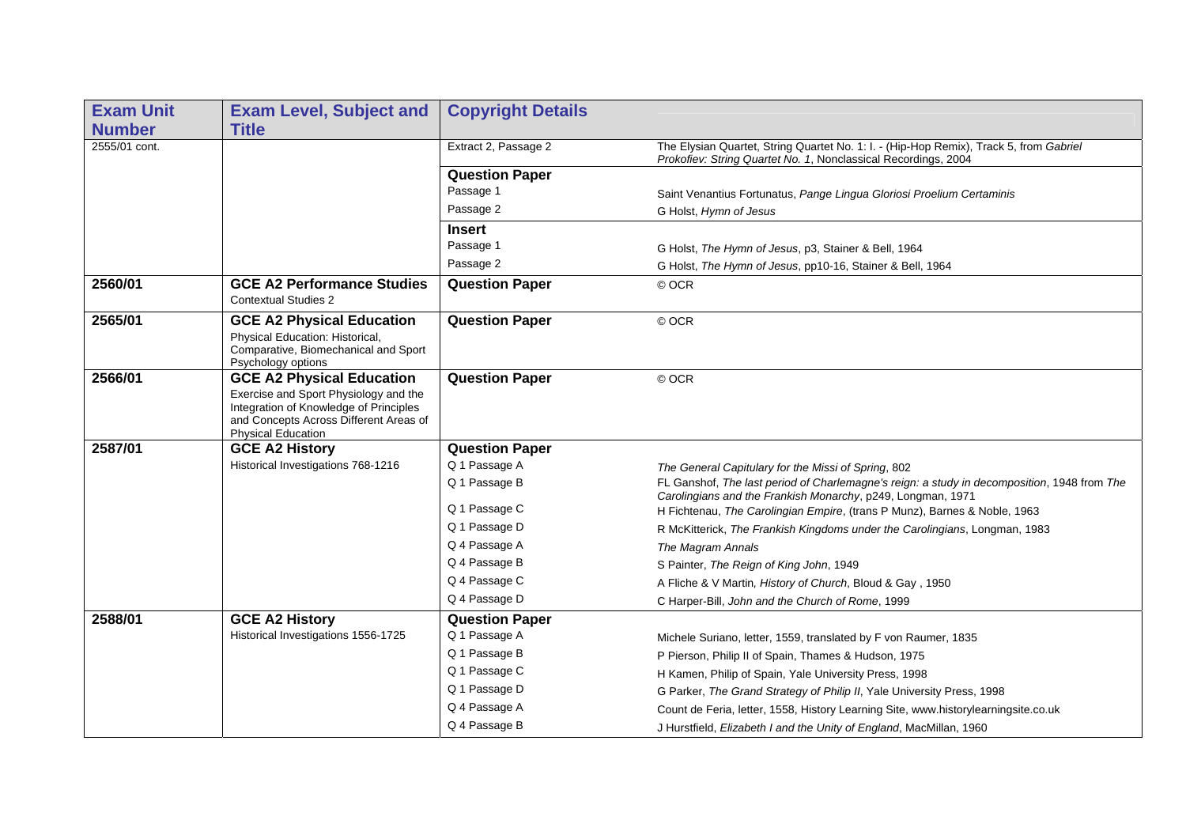| Exam Unit Number | Exam Level, Subject and Title | Copyright Details | |
|---|---|---|---|
| 2555/01 cont. | | Extract 2, Passage 2 | The Elysian Quartet, String Quartet No. 1: I. - (Hip-Hop Remix), Track 5, from *Gabriel Prokofiev: String Quartet No. 1*, Nonclassical Recordings, 2004 |
| | | **Question Paper** | |
| | | Passage 1 | Saint Venantius Fortunatus, *Pange Lingua Gloriosi Proelium Certaminis* |
| | | Passage 2 | G Holst, *Hymn of Jesus* |
| | | **Insert** | |
| | | Passage 1 | G Holst, *The Hymn of Jesus*, p3, Stainer & Bell, 1964 |
| | | Passage 2 | G Holst, *The Hymn of Jesus*, pp10-16, Stainer & Bell, 1964 |
| **2560/01** | **GCE A2 Performance Studies** Contextual Studies 2 | **Question Paper** | © OCR |
| **2565/01** | **GCE A2 Physical Education** Physical Education: Historical, Comparative, Biomechanical and Sport Psychology options | **Question Paper** | © OCR |
| **2566/01** | **GCE A2 Physical Education** Exercise and Sport Physiology and the Integration of Knowledge of Principles and Concepts Across Different Areas of Physical Education | **Question Paper** | © OCR |
| **2587/01** | **GCE A2 History** Historical Investigations 768-1216 | **Question Paper** | |
| | | Q 1 Passage A | *The General Capitulary for the Missi of Spring*, 802 |
| | | Q 1 Passage B | FL Ganshof, *The last period of Charlemagne's reign: a study in decomposition*, 1948 from *The Carolingians and the Frankish Monarchy*, p249, Longman, 1971 |
| | | Q 1 Passage C | H Fichtenau, *The Carolingian Empire*, (trans P Munz), Barnes & Noble, 1963 |
| | | Q 1 Passage D | R McKitterick, *The Frankish Kingdoms under the Carolingians*, Longman, 1983 |
| | | Q 4 Passage A | *The Magram Annals* |
| | | Q 4 Passage B | S Painter, *The Reign of King John*, 1949 |
| | | Q 4 Passage C | A Fliche & V Martin, *History of Church*, Bloud & Gay , 1950 |
| | | Q 4 Passage D | C Harper-Bill, *John and the Church of Rome*, 1999 |
| **2588/01** | **GCE A2 History** Historical Investigations 1556-1725 | **Question Paper** | |
| | | Q 1 Passage A | Michele Suriano, letter, 1559, translated by F von Raumer, 1835 |
| | | Q 1 Passage B | P Pierson, Philip II of Spain, Thames & Hudson, 1975 |
| | | Q 1 Passage C | H Kamen, Philip of Spain, Yale University Press, 1998 |
| | | Q 1 Passage D | G Parker, *The Grand Strategy of Philip II*, Yale University Press, 1998 |
| | | Q 4 Passage A | Count de Feria, letter, 1558, History Learning Site, www.historylearningsite.co.uk |
| | | Q 4 Passage B | J Hurstfield, *Elizabeth I and the Unity of England*, MacMillan, 1960 |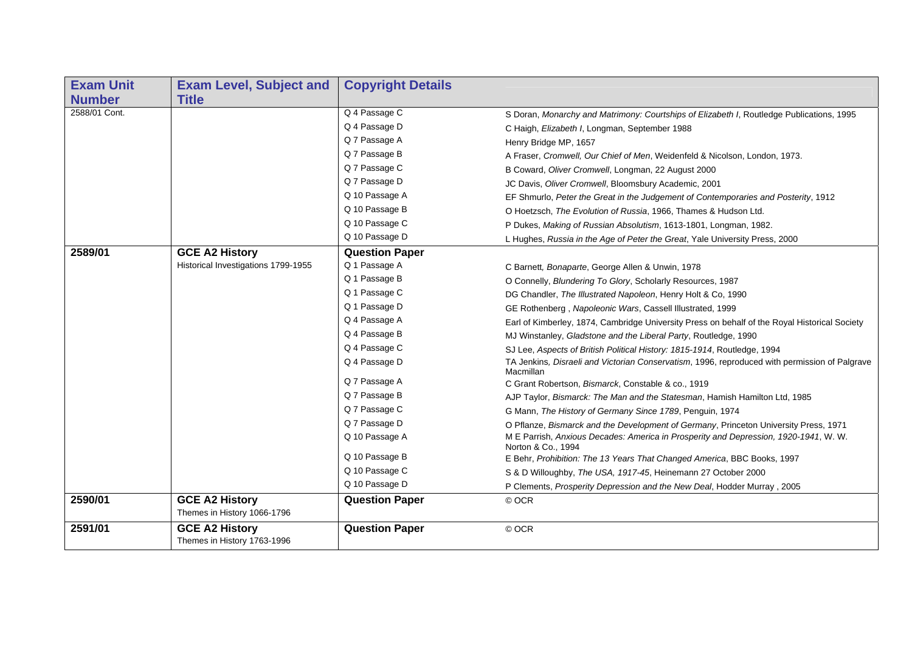| Exam Unit Number | Exam Level, Subject and Title | Copyright Details | |
|---|---|---|---|
| 2588/01 Cont. | | Q 4 Passage C | S Doran, *Monarchy and Matrimony: Courtships of Elizabeth I*, Routledge Publications, 1995 |
| | | Q 4 Passage D | C Haigh, *Elizabeth I*, Longman, September 1988 |
| | | Q 7 Passage A | Henry Bridge MP, 1657 |
| | | Q 7 Passage B | A Fraser, *Cromwell, Our Chief of Men*, Weidenfeld & Nicolson, London, 1973. |
| | | Q 7 Passage C | B Coward, *Oliver Cromwell*, Longman, 22 August 2000 |
| | | Q 7 Passage D | JC Davis, *Oliver Cromwell*, Bloomsbury Academic, 2001 |
| | | Q 10 Passage A | EF Shmurlo, *Peter the Great in the Judgement of Contemporaries and Posterity*, 1912 |
| | | Q 10 Passage B | O Hoetzsch, *The Evolution of Russia*, 1966, Thames & Hudson Ltd. |
| | | Q 10 Passage C | P Dukes, *Making of Russian Absolutism*, 1613-1801, Longman, 1982. |
| | | Q 10 Passage D | L Hughes, *Russia in the Age of Peter the Great*, Yale University Press, 2000 |
| **2589/01** | **GCE A2 History** | **Question Paper** | |
| | Historical Investigations 1799-1955 | Q 1 Passage A | C Barnett, *Bonaparte*, George Allen & Unwin, 1978 |
| | | Q 1 Passage B | O Connelly, *Blundering To Glory*, Scholarly Resources, 1987 |
| | | Q 1 Passage C | DG Chandler, *The Illustrated Napoleon*, Henry Holt & Co, 1990 |
| | | Q 1 Passage D | GE Rothenberg , *Napoleonic Wars*, Cassell Illustrated, 1999 |
| | | Q 4 Passage A | Earl of Kimberley, 1874, Cambridge University Press on behalf of the Royal Historical Society |
| | | Q 4 Passage B | MJ Winstanley, *Gladstone and the Liberal Party*, Routledge, 1990 |
| | | Q 4 Passage C | SJ Lee, *Aspects of British Political History: 1815-1914*, Routledge, 1994 |
| | | Q 4 Passage D | TA Jenkins*, Disraeli and Victorian Conservatism*, 1996, reproduced with permission of Palgrave Macmillan |
| | | Q 7 Passage A | C Grant Robertson, *Bismarck*, Constable & co., 1919 |
| | | Q 7 Passage B | AJP Taylor, *Bismarck: The Man and the Statesman*, Hamish Hamilton Ltd, 1985 |
| | | Q 7 Passage C | G Mann, *The History of Germany Since 1789*, Penguin, 1974 |
| | | Q 7 Passage D | O Pflanze, *Bismarck and the Development of Germany*, Princeton University Press, 1971 |
| | | Q 10 Passage A | M E Parrish, *Anxious Decades: America in Prosperity and Depression, 1920-1941*, W. W. Norton & Co., 1994 |
| | | Q 10 Passage B | E Behr, *Prohibition: The 13 Years That Changed America*, BBC Books, 1997 |
| | | Q 10 Passage C | S & D Willoughby, *The USA, 1917-45*, Heinemann 27 October 2000 |
| | | Q 10 Passage D | P Clements, *Prosperity Depression and the New Deal*, Hodder Murray , 2005 |
| **2590/01** | **GCE A2 History** Themes in History 1066-1796 | **Question Paper** | © OCR |
| **2591/01** | **GCE A2 History** Themes in History 1763-1996 | **Question Paper** | © OCR |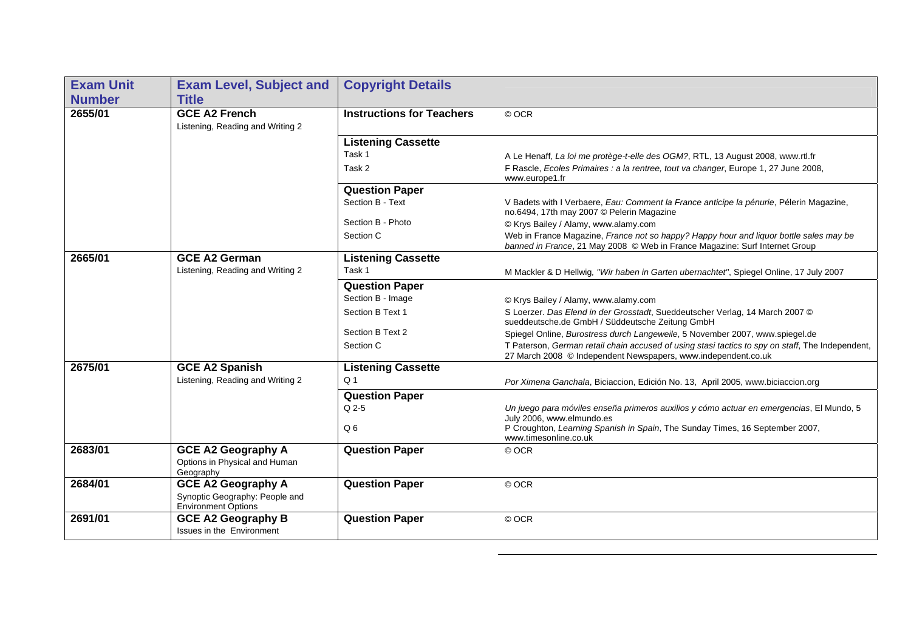| Exam Unit Number | Exam Level, Subject and Title | Copyright Details | |
|---|---|---|---|
| 2655/01 | **GCE A2 French**<br>Listening, Reading and Writing 2 | **Instructions for Teachers** | © OCR |
| | | **Listening Cassette** | |
| | | Task 1 | A Le Henaff, *La loi me protège-t-elle des OGM?*, RTL, 13 August 2008, www.rtl.fr |
| | | Task 2 | F Rascle, *Ecoles Primaires : a la rentree, tout va changer*, Europe 1, 27 June 2008, www.europe1.fr |
| | | **Question Paper** | |
| | | Section B - Text | V Badets with I Verbaere, *Eau: Comment la France anticipe la pénurie*, Pélerin Magazine, no.6494, 17th may 2007 © Pelerin Magazine |
| | | Section B - Photo | © Krys Bailey / Alamy, www.alamy.com |
| | | Section C | Web in France Magazine, *France not so happy? Happy hour and liquor bottle sales may be banned in France*, 21 May 2008 © Web in France Magazine: Surf Internet Group |
| 2665/01 | **GCE A2 German**<br>Listening, Reading and Writing 2 | **Listening Cassette** | |
| | | Task 1 | M Mackler & D Hellwig, *"Wir haben in Garten ubernachtet"*, Spiegel Online, 17 July 2007 |
| | | **Question Paper** | |
| | | Section B - Image | © Krys Bailey / Alamy, www.alamy.com |
| | | Section B Text 1 | S Loerzer. *Das Elend in der Grosstadt*, Sueddeutscher Verlag, 14 March 2007 © sueddeutsche.de GmbH / Süddeutsche Zeitung GmbH |
| | | Section B Text 2 | Spiegel Online, *Burostress durch Langeweile*, 5 November 2007, www.spiegel.de |
| | | Section C | T Paterson, *German retail chain accused of using stasi tactics to spy on staff*, The Independent, 27 March 2008 © Independent Newspapers, www.independent.co.uk |
| 2675/01 | **GCE A2 Spanish**<br>Listening, Reading and Writing 2 | **Listening Cassette** | |
| | | Q 1 | *Por Ximena Ganchala*, Biciaccion, Edición No. 13, April 2005, www.biciaccion.org |
| | | **Question Paper** | |
| | | Q 2-5 | *Un juego para móviles enseña primeros auxilios y cómo actuar en emergencias*, El Mundo, 5 July 2006, www.elmundo.es |
| | | Q 6 | P Croughton, *Learning Spanish in Spain*, The Sunday Times, 16 September 2007, www.timesonline.co.uk |
| 2683/01 | **GCE A2 Geography A**<br>Options in Physical and Human Geography | **Question Paper** | © OCR |
| 2684/01 | **GCE A2 Geography A**<br>Synoptic Geography: People and Environment Options | **Question Paper** | © OCR |
| 2691/01 | **GCE A2 Geography B**<br>Issues in the Environment | **Question Paper** | © OCR |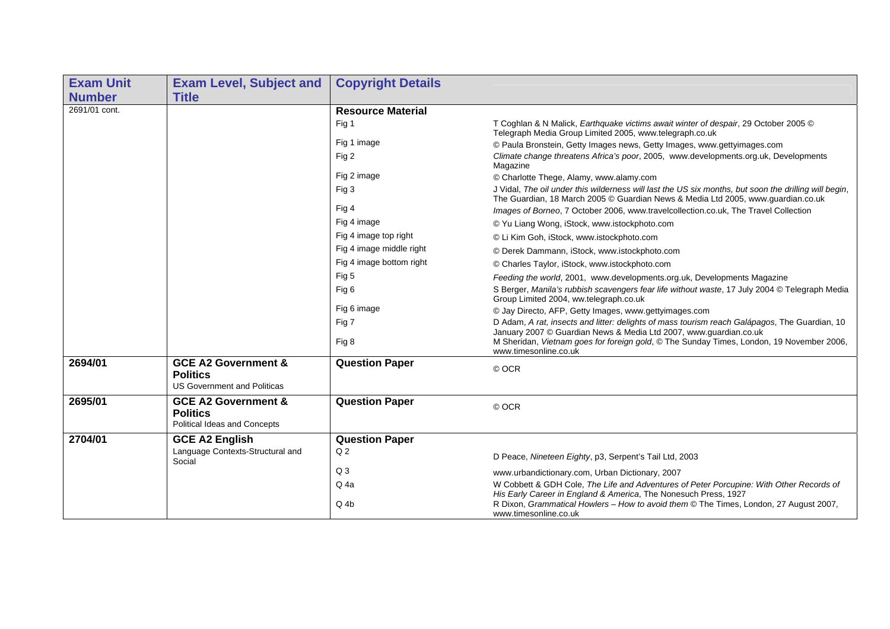| Exam Unit Number | Exam Level, Subject and Title | Copyright Details | |
|---|---|---|---|
| 2691/01 cont. | | **Resource Material** | |
| | | Fig 1 | T Coghlan & N Malick, *Earthquake victims await winter of despair*, 29 October 2005 © Telegraph Media Group Limited 2005, www.telegraph.co.uk |
| | | Fig 1 image | © Paula Bronstein, Getty Images news, Getty Images, www.gettyimages.com |
| | | Fig 2 | *Climate change threatens Africa's poor*, 2005, www.developments.org.uk, Developments Magazine |
| | | Fig 2 image | © Charlotte Thege, Alamy, www.alamy.com |
| | | Fig 3 | J Vidal, *The oil under this wilderness will last the US six months, but soon the drilling will begin*, The Guardian, 18 March 2005 © Guardian News & Media Ltd 2005, www.guardian.co.uk |
| | | Fig 4 | *Images of Borneo*, 7 October 2006, www.travelcollection.co.uk, The Travel Collection |
| | | Fig 4 image | © Yu Liang Wong, iStock, www.istockphoto.com |
| | | Fig 4 image top right | © Li Kim Goh, iStock, www.istockphoto.com |
| | | Fig 4 image middle right | © Derek Dammann, iStock, www.istockphoto.com |
| | | Fig 4 image bottom right | © Charles Taylor, iStock, www.istockphoto.com |
| | | Fig 5 | *Feeding the world*, 2001, www.developments.org.uk, Developments Magazine |
| | | Fig 6 | S Berger, *Manila's rubbish scavengers fear life without waste*, 17 July 2004 © Telegraph Media Group Limited 2004, ww.telegraph.co.uk |
| | | Fig 6 image | © Jay Directo, AFP, Getty Images, www.gettyimages.com |
| | | Fig 7 | D Adam, *A rat, insects and litter: delights of mass tourism reach Galápagos*, The Guardian, 10 January 2007 © Guardian News & Media Ltd 2007, www.guardian.co.uk |
| | | Fig 8 | M Sheridan, *Vietnam goes for foreign gold*, © The Sunday Times, London, 19 November 2006, www.timesonline.co.uk |
| **2694/01** | **GCE A2 Government & Politics** US Government and Politicas | **Question Paper** | © OCR |
| **2695/01** | **GCE A2 Government & Politics** Political Ideas and Concepts | **Question Paper** | © OCR |
| **2704/01** | **GCE A2 English** Language Contexts-Structural and Social | **Question Paper** | |
| | | Q 2 | D Peace, *Nineteen Eighty*, p3, Serpent's Tail Ltd, 2003 |
| | | Q 3 | www.urbandictionary.com, Urban Dictionary, 2007 |
| | | Q 4a | W Cobbett & GDH Cole, *The Life and Adventures of Peter Porcupine: With Other Records of His Early Career in England & America*, The Nonesuch Press, 1927 |
| | | Q 4b | R Dixon, *Grammatical Howlers – How to avoid them* © The Times, London, 27 August 2007, www.timesonline.co.uk |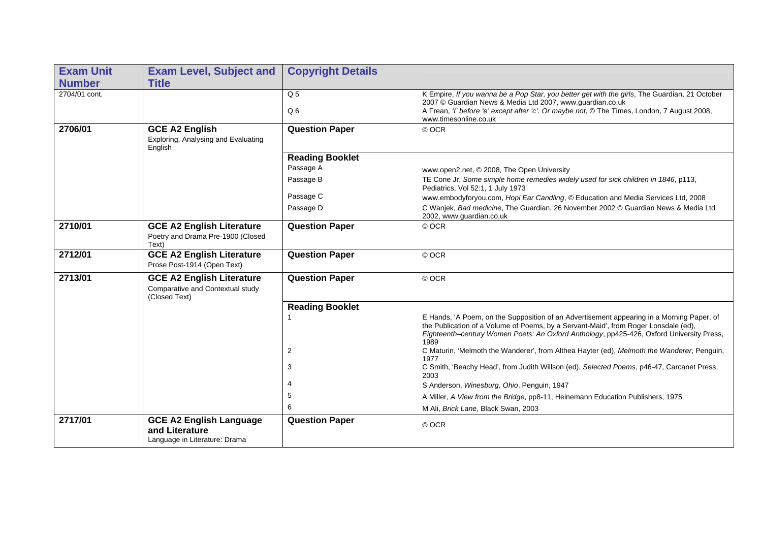| Exam Unit Number | Exam Level, Subject and Title | Copyright Details | |
|---|---|---|---|
| 2704/01 cont. | | Q 5 | K Empire, *If you wanna be a Pop Star, you better get with the girls*, The Guardian, 21 October 2007 © Guardian News & Media Ltd 2007, www.guardian.co.uk |
| | | Q 6 | A Frean, *'I' before 'e' except after 'c'. Or maybe not*, © The Times, London, 7 August 2008, www.timesonline.co.uk |
| **2706/01** | **GCE A2 English** Exploring, Analysing and Evaluating English | **Question Paper** | © OCR |
| | | **Reading Booklet** | |
| | | Passage A | www.open2.net, © 2008, The Open University |
| | | Passage B | TE Cone Jr, *Some simple home remedies widely used for sick children in 1846*, p113, Pediatrics, Vol 52:1, 1 July 1973 |
| | | Passage C | www.embodyforyou.com, *Hopi Ear Candling*, © Education and Media Services Ltd, 2008 |
| | | Passage D | C Wanjek, *Bad medicine*, The Guardian, 26 November 2002 © Guardian News & Media Ltd 2002, www.guardian.co.uk |
| **2710/01** | **GCE A2 English Literature** Poetry and Drama Pre-1900 (Closed Text) | **Question Paper** | © OCR |
| **2712/01** | **GCE A2 English Literature** Prose Post-1914 (Open Text) | **Question Paper** | © OCR |
| **2713/01** | **GCE A2 English Literature** Comparative and Contextual study (Closed Text) | **Question Paper** | © OCR |
| | | **Reading Booklet** | |
| | | 1 | E Hands, 'A Poem, on the Supposition of an Advertisement appearing in a Morning Paper, of the Publication of a Volume of Poems, by a Servant-Maid', from Roger Lonsdale (ed), *Eighteenth–century Women Poets: An Oxford Anthology*, pp425-426, Oxford University Press, 1989 |
| | | 2 | C Maturin, 'Melmoth the Wanderer', from Althea Hayter (ed), *Melmoth the Wanderer*, Penguin, 1977 |
| | | 3 | C Smith, 'Beachy Head', from Judith Willson (ed), *Selected Poems*, p46-47, Carcanet Press, 2003 |
| | | 4 | S Anderson, *Winesburg, Ohio*, Penguin, 1947 |
| | | 5 | A Miller, *A View from the Bridge*, pp8-11, Heinemann Education Publishers, 1975 |
| | | 6 | M Ali, *Brick Lane*, Black Swan, 2003 |
| **2717/01** | **GCE A2 English Language and Literature** Language in Literature: Drama | **Question Paper** | © OCR |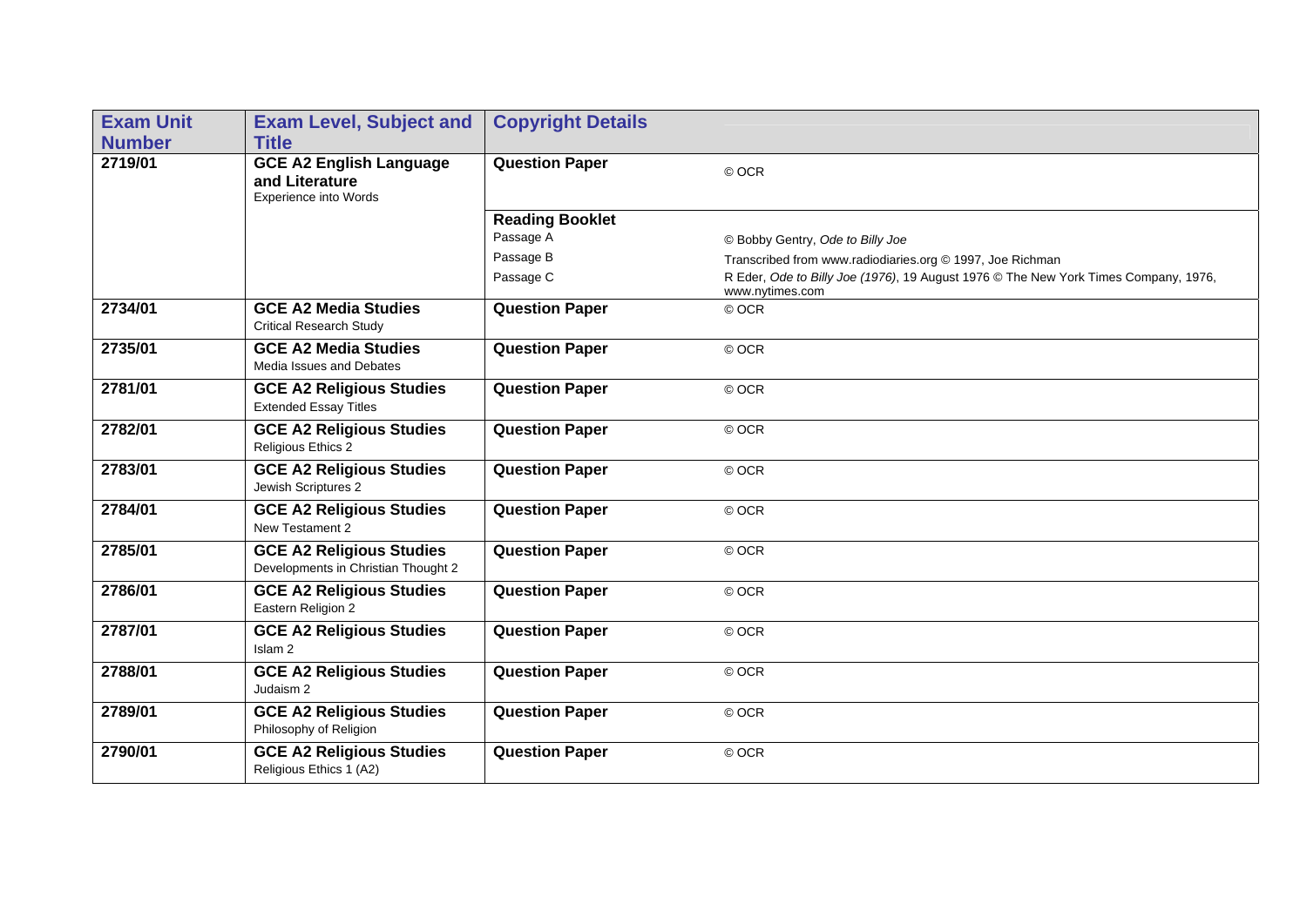| Exam Unit Number | Exam Level, Subject and Title | Copyright Details | |
|---|---|---|---|
| 2719/01 | **GCE A2 English Language and Literature**<br>Experience into Words | **Question Paper** | © OCR |
| | | **Reading Booklet** | |
| | | Passage A | © Bobby Gentry, *Ode to Billy Joe* |
| | | Passage B | Transcribed from www.radiodiaries.org © 1997, Joe Richman |
| | | Passage C | R Eder, *Ode to Billy Joe (1976)*, 19 August 1976 © The New York Times Company, 1976, www.nytimes.com |
| 2734/01 | **GCE A2 Media Studies**<br>Critical Research Study | **Question Paper** | © OCR |
| 2735/01 | **GCE A2 Media Studies**<br>Media Issues and Debates | **Question Paper** | © OCR |
| 2781/01 | **GCE A2 Religious Studies**<br>Extended Essay Titles | **Question Paper** | © OCR |
| 2782/01 | **GCE A2 Religious Studies**<br>Religious Ethics 2 | **Question Paper** | © OCR |
| 2783/01 | **GCE A2 Religious Studies**<br>Jewish Scriptures 2 | **Question Paper** | © OCR |
| 2784/01 | **GCE A2 Religious Studies**<br>New Testament 2 | **Question Paper** | © OCR |
| 2785/01 | **GCE A2 Religious Studies**<br>Developments in Christian Thought 2 | **Question Paper** | © OCR |
| 2786/01 | **GCE A2 Religious Studies**<br>Eastern Religion 2 | **Question Paper** | © OCR |
| 2787/01 | **GCE A2 Religious Studies**<br>Islam 2 | **Question Paper** | © OCR |
| 2788/01 | **GCE A2 Religious Studies**<br>Judaism 2 | **Question Paper** | © OCR |
| 2789/01 | **GCE A2 Religious Studies**<br>Philosophy of Religion | **Question Paper** | © OCR |
| 2790/01 | **GCE A2 Religious Studies**<br>Religious Ethics 1 (A2) | **Question Paper** | © OCR |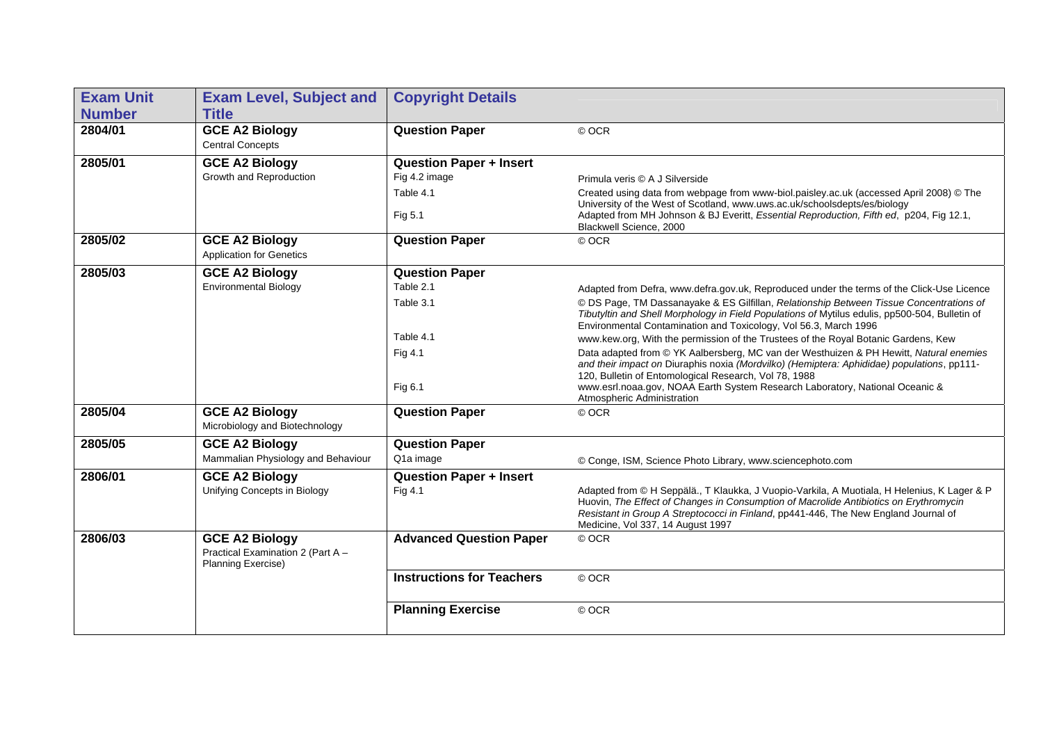| Exam Unit Number | Exam Level, Subject and Title | Copyright Details | |
|---|---|---|---|
| 2804/01 | **GCE A2 Biology**<br>Central Concepts | **Question Paper** | © OCR |
| 2805/01 | **GCE A2 Biology**<br>Growth and Reproduction | **Question Paper + Insert** | |
| | | Fig 4.2 image | Primula veris © A J Silverside |
| | | Table 4.1 | Created using data from webpage from www-biol.paisley.ac.uk (accessed April 2008) © The University of the West of Scotland, www.uws.ac.uk/schoolsdepts/es/biology |
| | | Fig 5.1 | Adapted from MH Johnson & BJ Everitt, *Essential Reproduction, Fifth ed*, p204, Fig 12.1, Blackwell Science, 2000 |
| 2805/02 | **GCE A2 Biology**<br>Application for Genetics | **Question Paper** | © OCR |
| 2805/03 | **GCE A2 Biology**<br>Environmental Biology | **Question Paper** | |
| | | Table 2.1 | Adapted from Defra, www.defra.gov.uk, Reproduced under the terms of the Click-Use Licence |
| | | Table 3.1 | © DS Page, TM Dassanayake & ES Gilfillan, *Relationship Between Tissue Concentrations of Tibutyltin and Shell Morphology in Field Populations of* Mytilus edulis, pp500-504, Bulletin of Environmental Contamination and Toxicology, Vol 56.3, March 1996 |
| | | Table 4.1 | www.kew.org, With the permission of the Trustees of the Royal Botanic Gardens, Kew |
| | | Fig 4.1 | Data adapted from © YK Aalbersberg, MC van der Westhuizen & PH Hewitt, *Natural enemies and their impact on* Diuraphis noxia *(Mordvilko) (Hemiptera: Aphididae) populations*, pp111-120, Bulletin of Entomological Research, Vol 78, 1988 |
| | | Fig 6.1 | www.esrl.noaa.gov, NOAA Earth System Research Laboratory, National Oceanic & Atmospheric Administration |
| 2805/04 | **GCE A2 Biology**<br>Microbiology and Biotechnology | **Question Paper** | © OCR |
| 2805/05 | **GCE A2 Biology**<br>Mammalian Physiology and Behaviour | **Question Paper** | |
| | | Q1a image | © Conge, ISM, Science Photo Library, www.sciencephoto.com |
| 2806/01 | **GCE A2 Biology**<br>Unifying Concepts in Biology | **Question Paper + Insert** | |
| | | Fig 4.1 | Adapted from © H Seppälä., T Klaukka, J Vuopio-Varkila, A Muotiala, H Helenius, K Lager & P Huovin, *The Effect of Changes in Consumption of Macrolide Antibiotics on Erythromycin Resistant in Group A Streptococci in Finland*, pp441-446, The New England Journal of Medicine, Vol 337, 14 August 1997 |
| 2806/03 | **GCE A2 Biology**<br>Practical Examination 2 (Part A – Planning Exercise) | **Advanced Question Paper** | © OCR |
| | | **Instructions for Teachers** | © OCR |
| | | **Planning Exercise** | © OCR |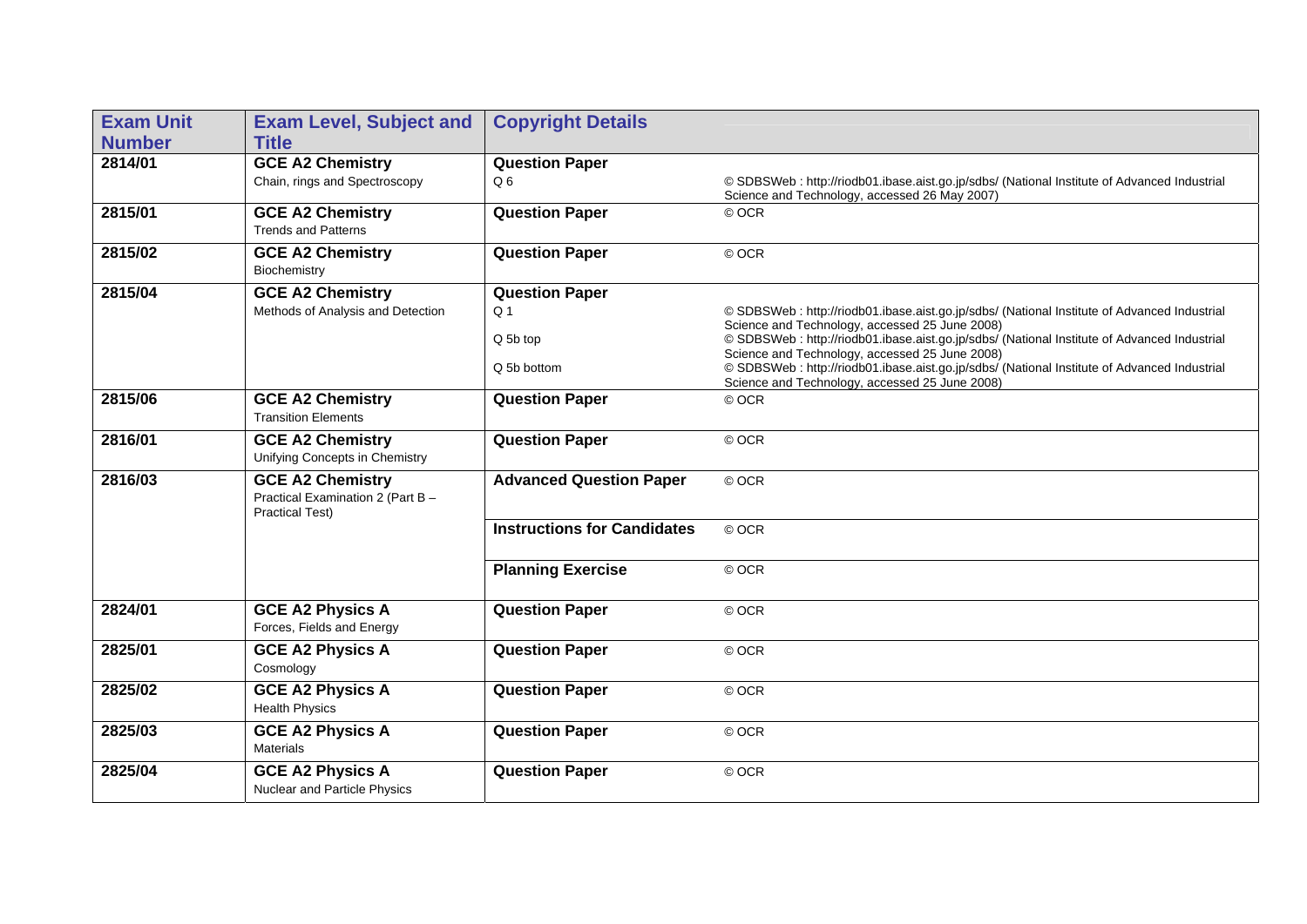| Exam Unit Number | Exam Level, Subject and Title | Copyright Details | |
|---|---|---|---|
| 2814/01 | **GCE A2 Chemistry**<br>Chain, rings and Spectroscopy | **Question Paper**<br>Q 6 | © SDBSWeb : http://riodb01.ibase.aist.go.jp/sdbs/ (National Institute of Advanced Industrial Science and Technology, accessed 26 May 2007) |
| 2815/01 | **GCE A2 Chemistry**<br>Trends and Patterns | **Question Paper** | © OCR |
| 2815/02 | **GCE A2 Chemistry**<br>Biochemistry | **Question Paper** | © OCR |
| 2815/04 | **GCE A2 Chemistry**<br>Methods of Analysis and Detection | **Question Paper**<br>Q 1 | © SDBSWeb : http://riodb01.ibase.aist.go.jp/sdbs/ (National Institute of Advanced Industrial Science and Technology, accessed 25 June 2008) |
| | | Q 5b top | © SDBSWeb : http://riodb01.ibase.aist.go.jp/sdbs/ (National Institute of Advanced Industrial Science and Technology, accessed 25 June 2008) |
| | | Q 5b bottom | © SDBSWeb : http://riodb01.ibase.aist.go.jp/sdbs/ (National Institute of Advanced Industrial Science and Technology, accessed 25 June 2008) |
| 2815/06 | **GCE A2 Chemistry**<br>Transition Elements | **Question Paper** | © OCR |
| 2816/01 | **GCE A2 Chemistry**<br>Unifying Concepts in Chemistry | **Question Paper** | © OCR |
| 2816/03 | **GCE A2 Chemistry**<br>Practical Examination 2 (Part B – Practical Test) | **Advanced Question Paper** | © OCR |
| | | **Instructions for Candidates** | © OCR |
| | | **Planning Exercise** | © OCR |
| 2824/01 | **GCE A2 Physics A**<br>Forces, Fields and Energy | **Question Paper** | © OCR |
| 2825/01 | **GCE A2 Physics A**<br>Cosmology | **Question Paper** | © OCR |
| 2825/02 | **GCE A2 Physics A**<br>Health Physics | **Question Paper** | © OCR |
| 2825/03 | **GCE A2 Physics A**<br>Materials | **Question Paper** | © OCR |
| 2825/04 | **GCE A2 Physics A**<br>Nuclear and Particle Physics | **Question Paper** | © OCR |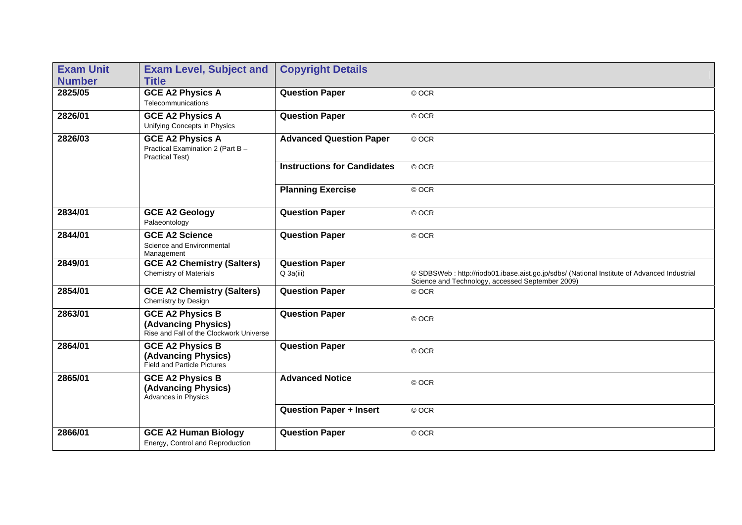| Exam Unit Number | Exam Level, Subject and Title | Copyright Details | |
|---|---|---|---|
| 2825/05 | **GCE A2 Physics A** Telecommunications | **Question Paper** | © OCR |
| 2826/01 | **GCE A2 Physics A** Unifying Concepts in Physics | **Question Paper** | © OCR |
| 2826/03 | **GCE A2 Physics A** Practical Examination 2 (Part B – Practical Test) | **Advanced Question Paper** | © OCR |
| | | **Instructions for Candidates** | © OCR |
| | | **Planning Exercise** | © OCR |
| 2834/01 | **GCE A2 Geology** Palaeontology | **Question Paper** | © OCR |
| 2844/01 | **GCE A2 Science** Science and Environmental Management | **Question Paper** | © OCR |
| 2849/01 | **GCE A2 Chemistry (Salters)** Chemistry of Materials | **Question Paper** Q 3a(iii) | © SDBSWeb : http://riodb01.ibase.aist.go.jp/sdbs/ (National Institute of Advanced Industrial Science and Technology, accessed September 2009) |
| 2854/01 | **GCE A2 Chemistry (Salters)** Chemistry by Design | **Question Paper** | © OCR |
| 2863/01 | **GCE A2 Physics B (Advancing Physics)** Rise and Fall of the Clockwork Universe | **Question Paper** | © OCR |
| 2864/01 | **GCE A2 Physics B (Advancing Physics)** Field and Particle Pictures | **Question Paper** | © OCR |
| 2865/01 | **GCE A2 Physics B (Advancing Physics)** Advances in Physics | **Advanced Notice** | © OCR |
| | | **Question Paper + Insert** | © OCR |
| 2866/01 | **GCE A2 Human Biology** Energy, Control and Reproduction | **Question Paper** | © OCR |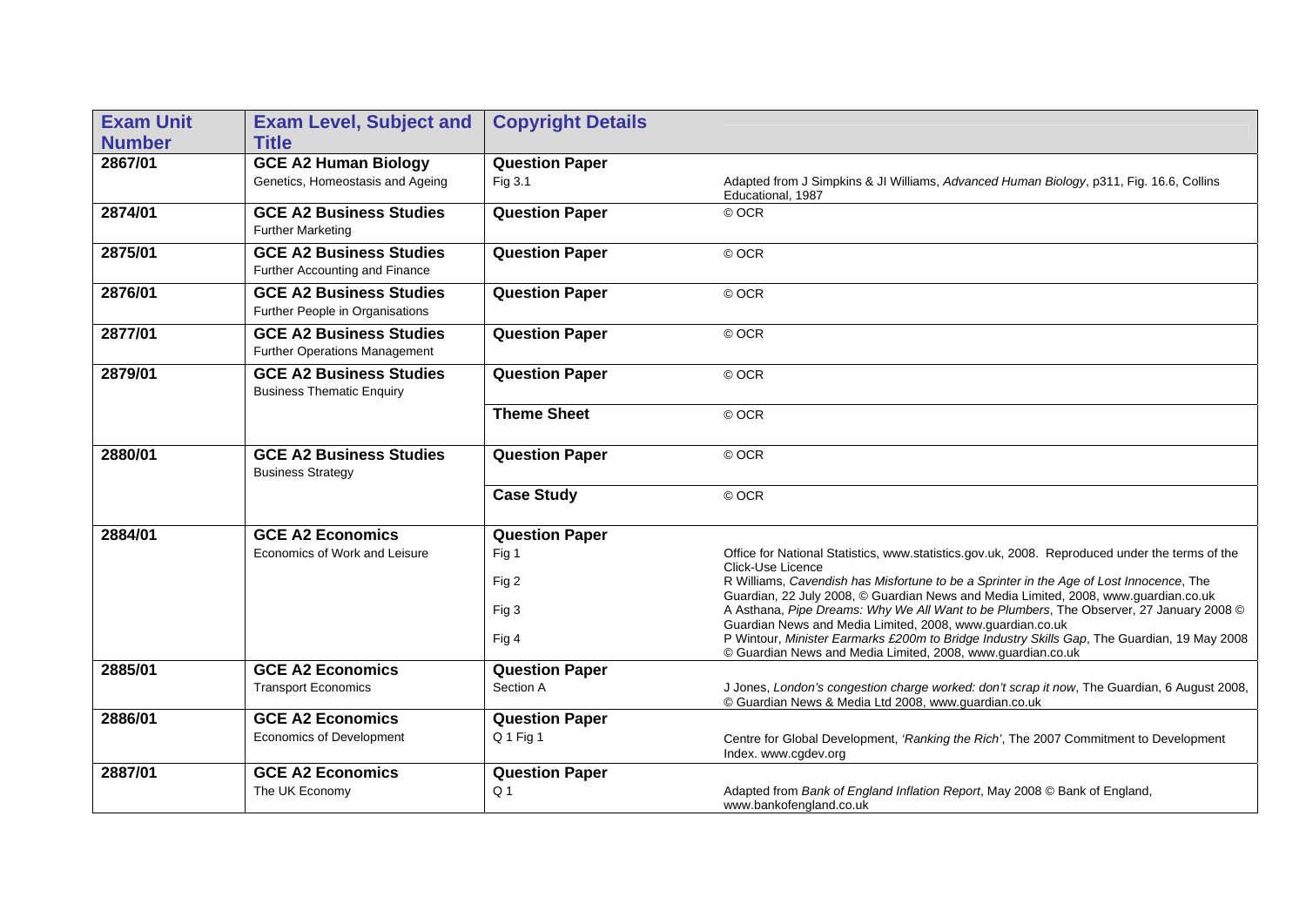| Exam Unit Number | Exam Level, Subject and Title | Copyright Details | |
|---|---|---|---|
| **2867/01** | **GCE A2 Human Biology** | **Question Paper** | |
| | Genetics, Homeostasis and Ageing | Fig 3.1 | Adapted from J Simpkins & JI Williams, *Advanced Human Biology*, p311, Fig. 16.6, Collins Educational, 1987 |
| **2874/01** | **GCE A2 Business Studies** Further Marketing | **Question Paper** | © OCR |
| **2875/01** | **GCE A2 Business Studies** Further Accounting and Finance | **Question Paper** | © OCR |
| **2876/01** | **GCE A2 Business Studies** Further People in Organisations | **Question Paper** | © OCR |
| **2877/01** | **GCE A2 Business Studies** Further Operations Management | **Question Paper** | © OCR |
| **2879/01** | **GCE A2 Business Studies** Business Thematic Enquiry | **Question Paper** | © OCR |
| | | **Theme Sheet** | © OCR |
| **2880/01** | **GCE A2 Business Studies** Business Strategy | **Question Paper** | © OCR |
| | | **Case Study** | © OCR |
| **2884/01** | **GCE A2 Economics** | **Question Paper** | |
| | Economics of Work and Leisure | Fig 1 | Office for National Statistics, www.statistics.gov.uk, 2008. Reproduced under the terms of the Click-Use Licence |
| | | Fig 2 | R Williams, *Cavendish has Misfortune to be a Sprinter in the Age of Lost Innocence*, The Guardian, 22 July 2008, © Guardian News and Media Limited, 2008, www.guardian.co.uk |
| | | Fig 3 | A Asthana, *Pipe Dreams: Why We All Want to be Plumbers*, The Observer, 27 January 2008 © Guardian News and Media Limited, 2008, www.guardian.co.uk |
| | | Fig 4 | P Wintour, *Minister Earmarks £200m to Bridge Industry Skills Gap*, The Guardian, 19 May 2008 © Guardian News and Media Limited, 2008, www.guardian.co.uk |
| **2885/01** | **GCE A2 Economics** | **Question Paper** | |
| | Transport Economics | Section A | J Jones, *London's congestion charge worked: don't scrap it now*, The Guardian, 6 August 2008, © Guardian News & Media Ltd 2008, www.guardian.co.uk |
| **2886/01** | **GCE A2 Economics** | **Question Paper** | |
| | Economics of Development | Q 1 Fig 1 | Centre for Global Development, *'Ranking the Rich'*, The 2007 Commitment to Development Index. www.cgdev.org |
| **2887/01** | **GCE A2 Economics** | **Question Paper** | |
| | The UK Economy | Q 1 | Adapted from *Bank of England Inflation Report*, May 2008 © Bank of England, www.bankofengland.co.uk |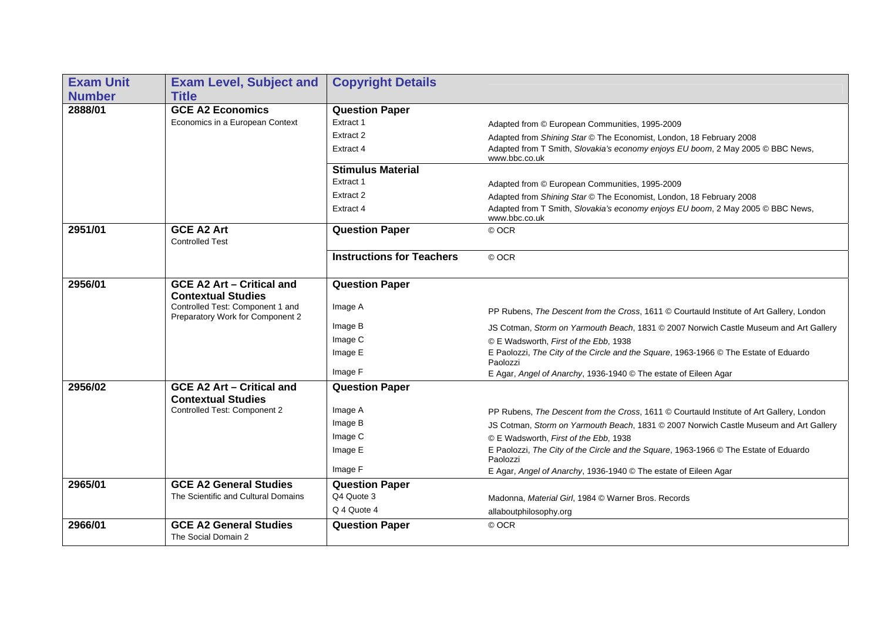| Exam Unit Number | Exam Level, Subject and Title | Copyright Details | |
|---|---|---|---|
| 2888/01 | **GCE A2 Economics** | **Question Paper** | |
| | Economics in a European Context | Extract 1 | Adapted from © European Communities, 1995-2009 |
| | | Extract 2 | Adapted from *Shining Star* © The Economist, London, 18 February 2008 |
| | | Extract 4 | Adapted from T Smith, *Slovakia's economy enjoys EU boom*, 2 May 2005 © BBC News, www.bbc.co.uk |
| | | **Stimulus Material** | |
| | | Extract 1 | Adapted from © European Communities, 1995-2009 |
| | | Extract 2 | Adapted from *Shining Star* © The Economist, London, 18 February 2008 |
| | | Extract 4 | Adapted from T Smith, *Slovakia's economy enjoys EU boom*, 2 May 2005 © BBC News, www.bbc.co.uk |
| 2951/01 | **GCE A2 Art** | **Question Paper** | © OCR |
| | Controlled Test | **Instructions for Teachers** | © OCR |
| 2956/01 | **GCE A2 Art – Critical and Contextual Studies** | **Question Paper** | |
| | Controlled Test: Component 1 and Preparatory Work for Component 2 | Image A | PP Rubens, *The Descent from the Cross*, 1611 © Courtauld Institute of Art Gallery, London |
| | | Image B | JS Cotman, *Storm on Yarmouth Beach*, 1831 © 2007 Norwich Castle Museum and Art Gallery |
| | | Image C | © E Wadsworth, *First of the Ebb*, 1938 |
| | | Image E | E Paolozzi, *The City of the Circle and the Square*, 1963-1966 © The Estate of Eduardo Paolozzi |
| | | Image F | E Agar, *Angel of Anarchy*, 1936-1940 © The estate of Eileen Agar |
| 2956/02 | **GCE A2 Art – Critical and Contextual Studies** | **Question Paper** | |
| | Controlled Test: Component 2 | Image A | PP Rubens, *The Descent from the Cross*, 1611 © Courtauld Institute of Art Gallery, London |
| | | Image B | JS Cotman, *Storm on Yarmouth Beach*, 1831 © 2007 Norwich Castle Museum and Art Gallery |
| | | Image C | © E Wadsworth, *First of the Ebb*, 1938 |
| | | Image E | E Paolozzi, *The City of the Circle and the Square*, 1963-1966 © The Estate of Eduardo Paolozzi |
| | | Image F | E Agar, *Angel of Anarchy*, 1936-1940 © The estate of Eileen Agar |
| 2965/01 | **GCE A2 General Studies** | **Question Paper** | |
| | The Scientific and Cultural Domains | Q4 Quote 3 | Madonna, *Material Girl*, 1984 © Warner Bros. Records |
| | | Q 4 Quote 4 | allaboutphilosophy.org |
| 2966/01 | **GCE A2 General Studies** | **Question Paper** | © OCR |
| | The Social Domain 2 | | |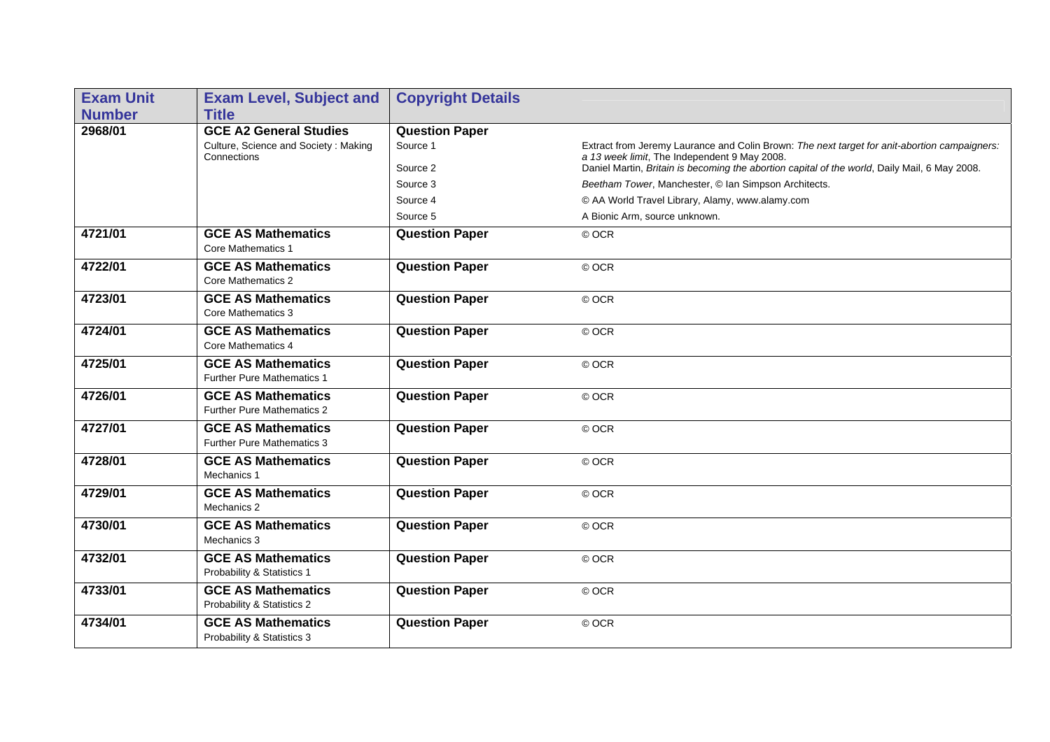| Exam Unit Number | Exam Level, Subject and Title | Copyright Details | |
|---|---|---|---|
| **2968/01** | **GCE A2 General Studies**<br>Culture, Science and Society : Making Connections | **Question Paper**<br>Source 1<br><br>Source 2<br>Source 3<br>Source 4<br>Source 5 | <br>Extract from Jeremy Laurance and Colin Brown: *The next target for anit-abortion campaigners: a 13 week limit*, The Independent 9 May 2008.<br>Daniel Martin, *Britain is becoming the abortion capital of the world*, Daily Mail, 6 May 2008.<br>*Beetham Tower*, Manchester, © Ian Simpson Architects.<br>© AA World Travel Library, Alamy, www.alamy.com<br>A Bionic Arm, source unknown. |
| **4721/01** | **GCE AS Mathematics**<br>Core Mathematics 1 | **Question Paper** | © OCR |
| **4722/01** | **GCE AS Mathematics**<br>Core Mathematics 2 | **Question Paper** | © OCR |
| **4723/01** | **GCE AS Mathematics**<br>Core Mathematics 3 | **Question Paper** | © OCR |
| **4724/01** | **GCE AS Mathematics**<br>Core Mathematics 4 | **Question Paper** | © OCR |
| **4725/01** | **GCE AS Mathematics**<br>Further Pure Mathematics 1 | **Question Paper** | © OCR |
| **4726/01** | **GCE AS Mathematics**<br>Further Pure Mathematics 2 | **Question Paper** | © OCR |
| **4727/01** | **GCE AS Mathematics**<br>Further Pure Mathematics 3 | **Question Paper** | © OCR |
| **4728/01** | **GCE AS Mathematics**<br>Mechanics 1 | **Question Paper** | © OCR |
| **4729/01** | **GCE AS Mathematics**<br>Mechanics 2 | **Question Paper** | © OCR |
| **4730/01** | **GCE AS Mathematics**<br>Mechanics 3 | **Question Paper** | © OCR |
| **4732/01** | **GCE AS Mathematics**<br>Probability & Statistics 1 | **Question Paper** | © OCR |
| **4733/01** | **GCE AS Mathematics**<br>Probability & Statistics 2 | **Question Paper** | © OCR |
| **4734/01** | **GCE AS Mathematics**<br>Probability & Statistics 3 | **Question Paper** | © OCR |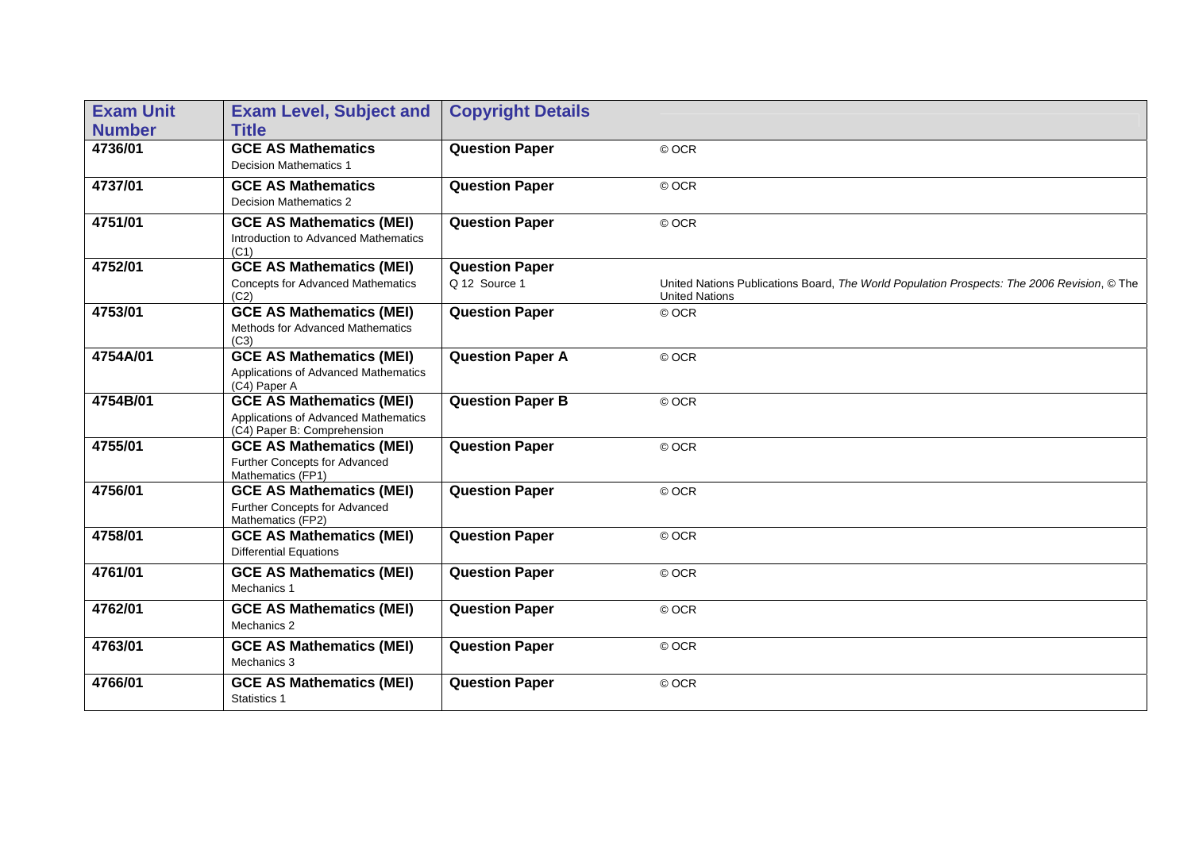| Exam Unit Number | Exam Level, Subject and Title | Copyright Details | |
|---|---|---|---|
| **4736/01** | **GCE AS Mathematics** Decision Mathematics 1 | **Question Paper** | © OCR |
| **4737/01** | **GCE AS Mathematics** Decision Mathematics 2 | **Question Paper** | © OCR |
| **4751/01** | **GCE AS Mathematics (MEI)** Introduction to Advanced Mathematics (C1) | **Question Paper** | © OCR |
| **4752/01** | **GCE AS Mathematics (MEI)** Concepts for Advanced Mathematics (C2) | **Question Paper** Q 12 Source 1 | United Nations Publications Board, *The World Population Prospects: The 2006 Revision*, © The United Nations |
| **4753/01** | **GCE AS Mathematics (MEI)** Methods for Advanced Mathematics (C3) | **Question Paper** | © OCR |
| **4754A/01** | **GCE AS Mathematics (MEI)** Applications of Advanced Mathematics (C4) Paper A | **Question Paper A** | © OCR |
| **4754B/01** | **GCE AS Mathematics (MEI)** Applications of Advanced Mathematics (C4) Paper B: Comprehension | **Question Paper B** | © OCR |
| **4755/01** | **GCE AS Mathematics (MEI)** Further Concepts for Advanced Mathematics (FP1) | **Question Paper** | © OCR |
| **4756/01** | **GCE AS Mathematics (MEI)** Further Concepts for Advanced Mathematics (FP2) | **Question Paper** | © OCR |
| **4758/01** | **GCE AS Mathematics (MEI)** Differential Equations | **Question Paper** | © OCR |
| **4761/01** | **GCE AS Mathematics (MEI)** Mechanics 1 | **Question Paper** | © OCR |
| **4762/01** | **GCE AS Mathematics (MEI)** Mechanics 2 | **Question Paper** | © OCR |
| **4763/01** | **GCE AS Mathematics (MEI)** Mechanics 3 | **Question Paper** | © OCR |
| **4766/01** | **GCE AS Mathematics (MEI)** Statistics 1 | **Question Paper** | © OCR |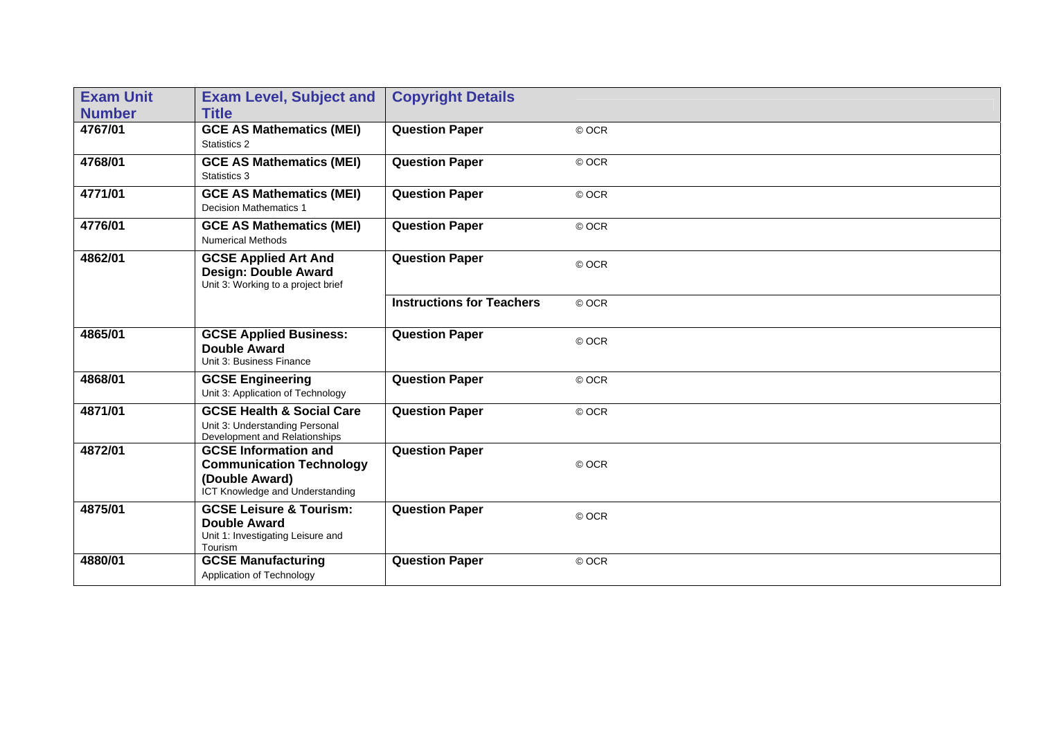| Exam Unit Number | Exam Level, Subject and Title | Copyright Details | |
|---|---|---|---|
| 4767/01 | **GCE AS Mathematics (MEI)** Statistics 2 | **Question Paper** | © OCR |
| 4768/01 | **GCE AS Mathematics (MEI)** Statistics 3 | **Question Paper** | © OCR |
| 4771/01 | **GCE AS Mathematics (MEI)** Decision Mathematics 1 | **Question Paper** | © OCR |
| 4776/01 | **GCE AS Mathematics (MEI)** Numerical Methods | **Question Paper** | © OCR |
| 4862/01 | **GCSE Applied Art And Design: Double Award** Unit 3: Working to a project brief | **Question Paper** | © OCR |
| | | **Instructions for Teachers** | © OCR |
| 4865/01 | **GCSE Applied Business: Double Award** Unit 3: Business Finance | **Question Paper** | © OCR |
| 4868/01 | **GCSE Engineering** Unit 3: Application of Technology | **Question Paper** | © OCR |
| 4871/01 | **GCSE Health & Social Care** Unit 3: Understanding Personal Development and Relationships | **Question Paper** | © OCR |
| 4872/01 | **GCSE Information and Communication Technology (Double Award)** ICT Knowledge and Understanding | **Question Paper** | © OCR |
| 4875/01 | **GCSE Leisure & Tourism: Double Award** Unit 1: Investigating Leisure and Tourism | **Question Paper** | © OCR |
| 4880/01 | **GCSE Manufacturing** Application of Technology | **Question Paper** | © OCR |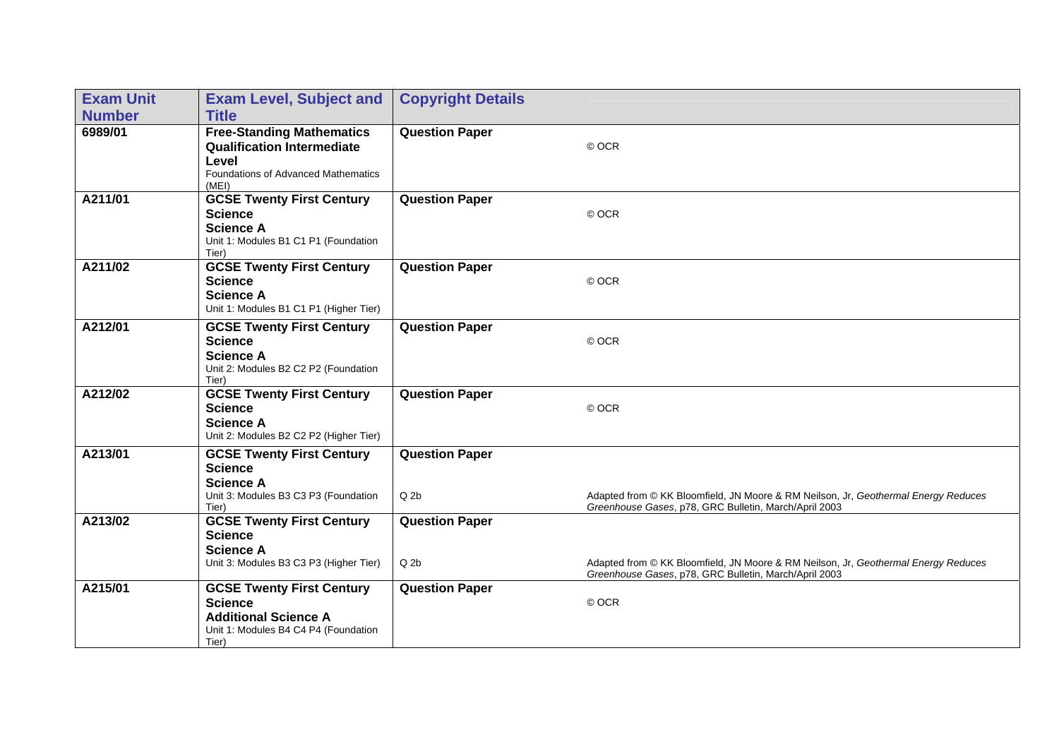| Exam Unit Number | Exam Level, Subject and Title | Copyright Details | |
|---|---|---|---|
| 6989/01 | **Free-Standing Mathematics Qualification Intermediate Level** Foundations of Advanced Mathematics (MEI) | **Question Paper** | © OCR |
| A211/01 | **GCSE Twenty First Century Science** **Science A** Unit 1: Modules B1 C1 P1 (Foundation Tier) | **Question Paper** | © OCR |
| A211/02 | **GCSE Twenty First Century Science** **Science A** Unit 1: Modules B1 C1 P1 (Higher Tier) | **Question Paper** | © OCR |
| A212/01 | **GCSE Twenty First Century Science** **Science A** Unit 2: Modules B2 C2 P2 (Foundation Tier) | **Question Paper** | © OCR |
| A212/02 | **GCSE Twenty First Century Science** **Science A** Unit 2: Modules B2 C2 P2 (Higher Tier) | **Question Paper** | © OCR |
| A213/01 | **GCSE Twenty First Century Science** **Science A** Unit 3: Modules B3 C3 P3 (Foundation Tier) | **Question Paper** Q 2b | Adapted from © KK Bloomfield, JN Moore & RM Neilson, Jr, *Geothermal Energy Reduces Greenhouse Gases*, p78, GRC Bulletin, March/April 2003 |
| A213/02 | **GCSE Twenty First Century Science** **Science A** Unit 3: Modules B3 C3 P3 (Higher Tier) | **Question Paper** Q 2b | Adapted from © KK Bloomfield, JN Moore & RM Neilson, Jr, *Geothermal Energy Reduces Greenhouse Gases*, p78, GRC Bulletin, March/April 2003 |
| A215/01 | **GCSE Twenty First Century Science** **Additional Science A** Unit 1: Modules B4 C4 P4 (Foundation Tier) | **Question Paper** | © OCR |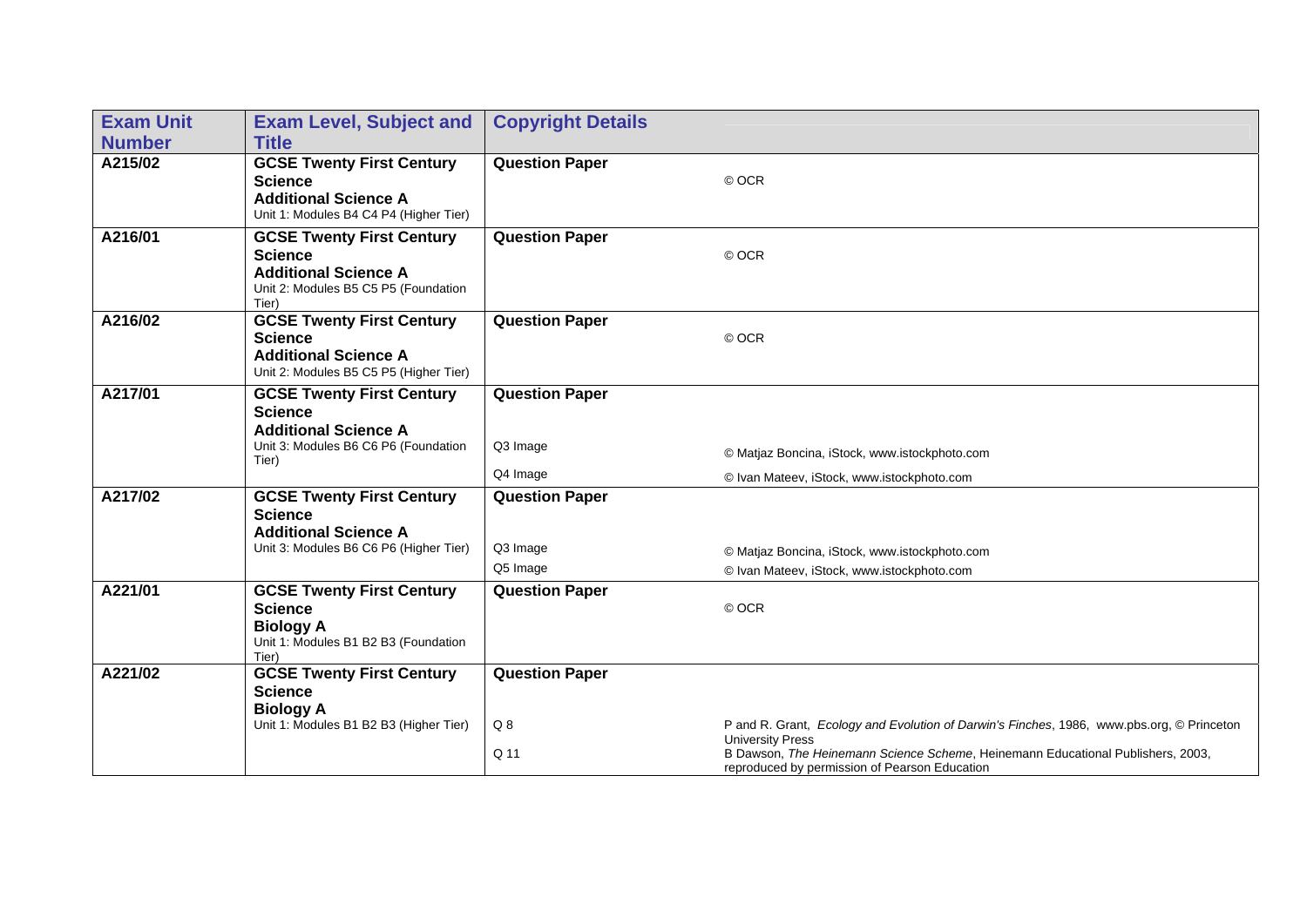| Exam Unit Number | Exam Level, Subject and Title | Copyright Details | |
|---|---|---|---|
| A215/02 | **GCSE Twenty First Century Science Additional Science A** Unit 1: Modules B4 C4 P4 (Higher Tier) | **Question Paper** | © OCR |
| A216/01 | **GCSE Twenty First Century Science Additional Science A** Unit 2: Modules B5 C5 P5 (Foundation Tier) | **Question Paper** | © OCR |
| A216/02 | **GCSE Twenty First Century Science Additional Science A** Unit 2: Modules B5 C5 P5 (Higher Tier) | **Question Paper** | © OCR |
| A217/01 | **GCSE Twenty First Century Science Additional Science A** Unit 3: Modules B6 C6 P6 (Foundation Tier) | **Question Paper** | |
| | | Q3 Image | © Matjaz Boncina, iStock, www.istockphoto.com |
| | | Q4 Image | © Ivan Mateev, iStock, www.istockphoto.com |
| A217/02 | **GCSE Twenty First Century Science Additional Science A** Unit 3: Modules B6 C6 P6 (Higher Tier) | **Question Paper** | |
| | | Q3 Image | © Matjaz Boncina, iStock, www.istockphoto.com |
| | | Q5 Image | © Ivan Mateev, iStock, www.istockphoto.com |
| A221/01 | **GCSE Twenty First Century Science Biology A** Unit 1: Modules B1 B2 B3 (Foundation Tier) | **Question Paper** | © OCR |
| A221/02 | **GCSE Twenty First Century Science Biology A** Unit 1: Modules B1 B2 B3 (Higher Tier) | **Question Paper** | |
| | | Q 8 | P and R. Grant, *Ecology and Evolution of Darwin's Finches*, 1986, www.pbs.org, © Princeton University Press |
| | | Q 11 | B Dawson, *The Heinemann Science Scheme*, Heinemann Educational Publishers, 2003, reproduced by permission of Pearson Education |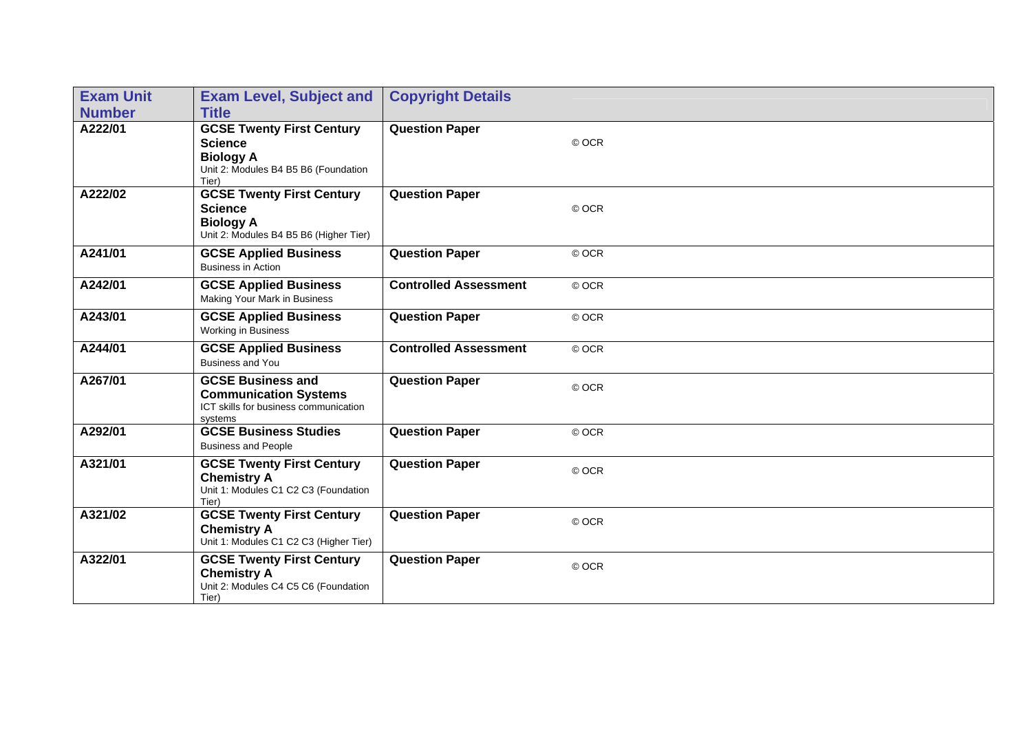| Exam Unit Number | Exam Level, Subject and Title | Copyright Details | |
|---|---|---|---|
| A222/01 | **GCSE Twenty First Century Science Biology A** Unit 2: Modules B4 B5 B6 (Foundation Tier) | **Question Paper** | © OCR |
| A222/02 | **GCSE Twenty First Century Science Biology A** Unit 2: Modules B4 B5 B6 (Higher Tier) | **Question Paper** | © OCR |
| A241/01 | **GCSE Applied Business** Business in Action | **Question Paper** | © OCR |
| A242/01 | **GCSE Applied Business** Making Your Mark in Business | **Controlled Assessment** | © OCR |
| A243/01 | **GCSE Applied Business** Working in Business | **Question Paper** | © OCR |
| A244/01 | **GCSE Applied Business** Business and You | **Controlled Assessment** | © OCR |
| A267/01 | **GCSE Business and Communication Systems** ICT skills for business communication systems | **Question Paper** | © OCR |
| A292/01 | **GCSE Business Studies** Business and People | **Question Paper** | © OCR |
| A321/01 | **GCSE Twenty First Century Chemistry A** Unit 1: Modules C1 C2 C3 (Foundation Tier) | **Question Paper** | © OCR |
| A321/02 | **GCSE Twenty First Century Chemistry A** Unit 1: Modules C1 C2 C3 (Higher Tier) | **Question Paper** | © OCR |
| A322/01 | **GCSE Twenty First Century Chemistry A** Unit 2: Modules C4 C5 C6 (Foundation Tier) | **Question Paper** | © OCR |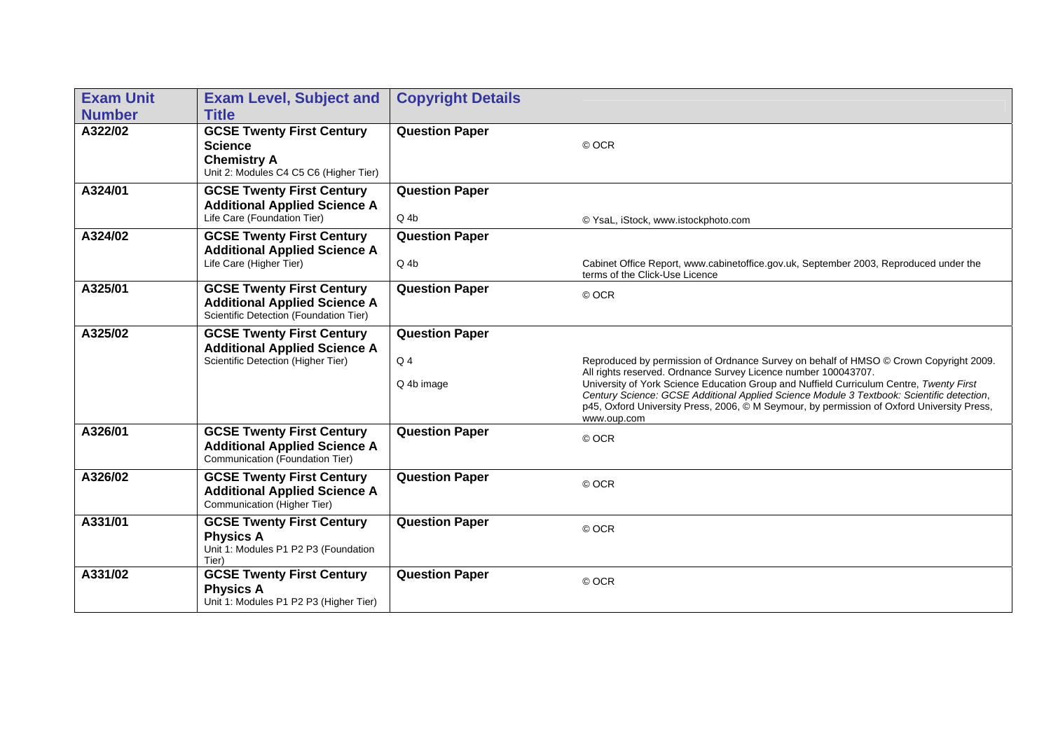| Exam Unit Number | Exam Level, Subject and Title | Copyright Details | |
|---|---|---|---|
| A322/02 | **GCSE Twenty First Century Science Chemistry A** Unit 2: Modules C4 C5 C6 (Higher Tier) | **Question Paper** | © OCR |
| A324/01 | **GCSE Twenty First Century Additional Applied Science A** Life Care (Foundation Tier) | **Question Paper** Q 4b | © YsaL, iStock, www.istockphoto.com |
| A324/02 | **GCSE Twenty First Century Additional Applied Science A** Life Care (Higher Tier) | **Question Paper** Q 4b | Cabinet Office Report, www.cabinetoffice.gov.uk, September 2003, Reproduced under the terms of the Click-Use Licence |
| A325/01 | **GCSE Twenty First Century Additional Applied Science A** Scientific Detection (Foundation Tier) | **Question Paper** | © OCR |
| A325/02 | **GCSE Twenty First Century Additional Applied Science A** Scientific Detection (Higher Tier) | **Question Paper** Q 4 Q 4b image | Reproduced by permission of Ordnance Survey on behalf of HMSO © Crown Copyright 2009. All rights reserved. Ordnance Survey Licence number 100043707. University of York Science Education Group and Nuffield Curriculum Centre, *Twenty First Century Science: GCSE Additional Applied Science Module 3 Textbook: Scientific detection*, p45, Oxford University Press, 2006, © M Seymour, by permission of Oxford University Press, www.oup.com |
| A326/01 | **GCSE Twenty First Century Additional Applied Science A** Communication (Foundation Tier) | **Question Paper** | © OCR |
| A326/02 | **GCSE Twenty First Century Additional Applied Science A** Communication (Higher Tier) | **Question Paper** | © OCR |
| A331/01 | **GCSE Twenty First Century Physics A** Unit 1: Modules P1 P2 P3 (Foundation Tier) | **Question Paper** | © OCR |
| A331/02 | **GCSE Twenty First Century Physics A** Unit 1: Modules P1 P2 P3 (Higher Tier) | **Question Paper** | © OCR |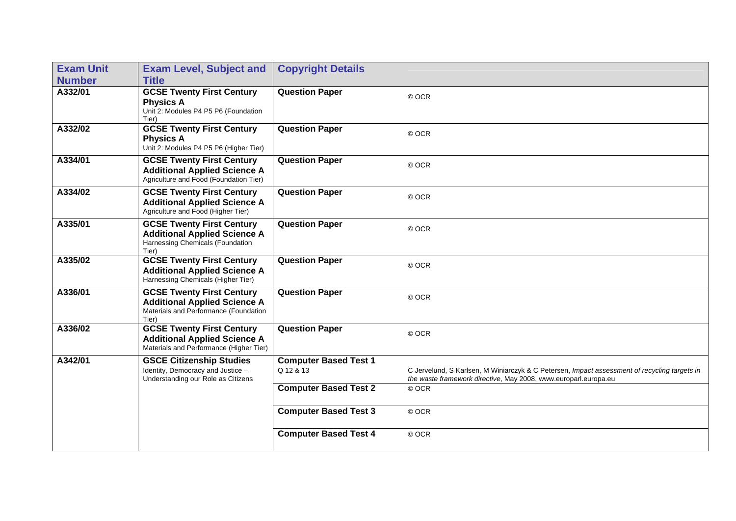| Exam Unit Number | Exam Level, Subject and Title | Copyright Details | |
|---|---|---|---|
| A332/01 | **GCSE Twenty First Century Physics A** Unit 2: Modules P4 P5 P6 (Foundation Tier) | **Question Paper** | © OCR |
| A332/02 | **GCSE Twenty First Century Physics A** Unit 2: Modules P4 P5 P6 (Higher Tier) | **Question Paper** | © OCR |
| A334/01 | **GCSE Twenty First Century Additional Applied Science A** Agriculture and Food (Foundation Tier) | **Question Paper** | © OCR |
| A334/02 | **GCSE Twenty First Century Additional Applied Science A** Agriculture and Food (Higher Tier) | **Question Paper** | © OCR |
| A335/01 | **GCSE Twenty First Century Additional Applied Science A** Harnessing Chemicals (Foundation Tier) | **Question Paper** | © OCR |
| A335/02 | **GCSE Twenty First Century Additional Applied Science A** Harnessing Chemicals (Higher Tier) | **Question Paper** | © OCR |
| A336/01 | **GCSE Twenty First Century Additional Applied Science A** Materials and Performance (Foundation Tier) | **Question Paper** | © OCR |
| A336/02 | **GCSE Twenty First Century Additional Applied Science A** Materials and Performance (Higher Tier) | **Question Paper** | © OCR |
| A342/01 | **GCSE Citizenship Studies** Identity, Democracy and Justice – Understanding our Role as Citizens | **Computer Based Test 1** Q 12 & 13 | C Jervelund, S Karlsen, M Winiarczyk & C Petersen, *Impact assessment of recycling targets in the waste framework directive*, May 2008, www.europarl.europa.eu |
| | | **Computer Based Test 2** | © OCR |
| | | **Computer Based Test 3** | © OCR |
| | | **Computer Based Test 4** | © OCR |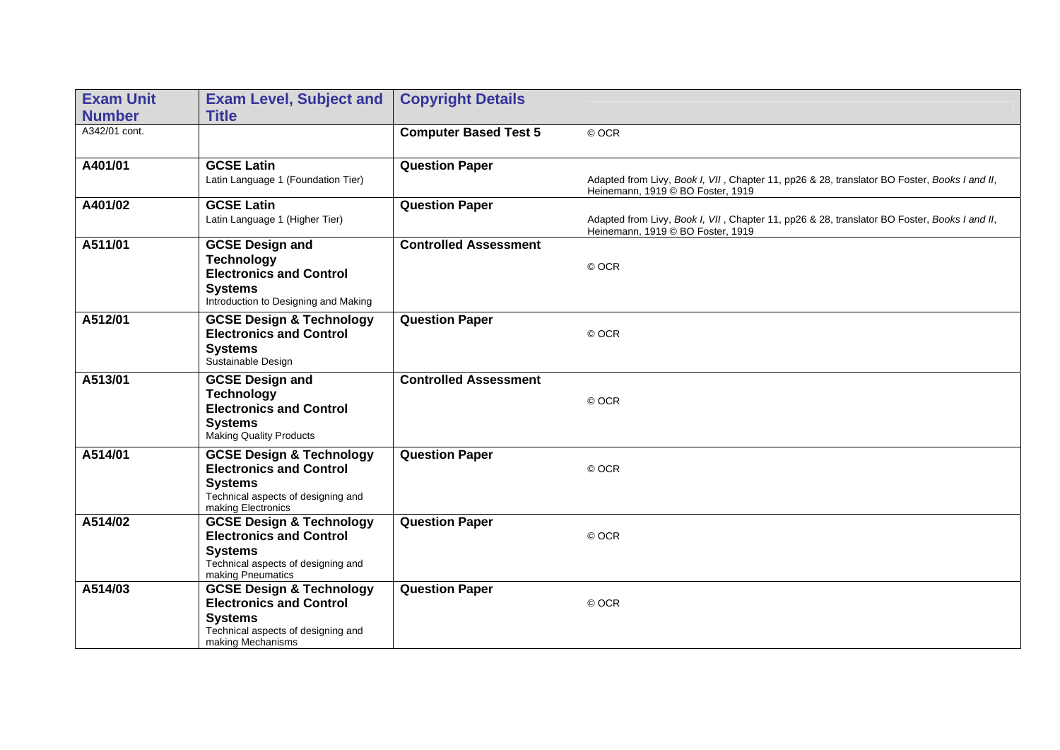| Exam Unit Number | Exam Level, Subject and Title | Copyright Details | |
| --- | --- | --- | --- |
| A342/01 cont. | | **Computer Based Test 5** | © OCR |
| **A401/01** | **GCSE Latin**<br>Latin Language 1 (Foundation Tier) | **Question Paper** | Adapted from Livy, *Book I, VII* , Chapter 11, pp26 & 28, translator BO Foster, *Books I and II*, Heinemann, 1919 © BO Foster, 1919 |
| **A401/02** | **GCSE Latin**<br>Latin Language 1 (Higher Tier) | **Question Paper** | Adapted from Livy, *Book I, VII* , Chapter 11, pp26 & 28, translator BO Foster, *Books I and II*, Heinemann, 1919 © BO Foster, 1919 |
| **A511/01** | **GCSE Design and Technology Electronics and Control Systems**<br>Introduction to Designing and Making | **Controlled Assessment** | © OCR |
| **A512/01** | **GCSE Design & Technology Electronics and Control Systems**<br>Sustainable Design | **Question Paper** | © OCR |
| **A513/01** | **GCSE Design and Technology Electronics and Control Systems**<br>Making Quality Products | **Controlled Assessment** | © OCR |
| **A514/01** | **GCSE Design & Technology Electronics and Control Systems**<br>Technical aspects of designing and making Electronics | **Question Paper** | © OCR |
| **A514/02** | **GCSE Design & Technology Electronics and Control Systems**<br>Technical aspects of designing and making Pneumatics | **Question Paper** | © OCR |
| **A514/03** | **GCSE Design & Technology Electronics and Control Systems**<br>Technical aspects of designing and making Mechanisms | **Question Paper** | © OCR |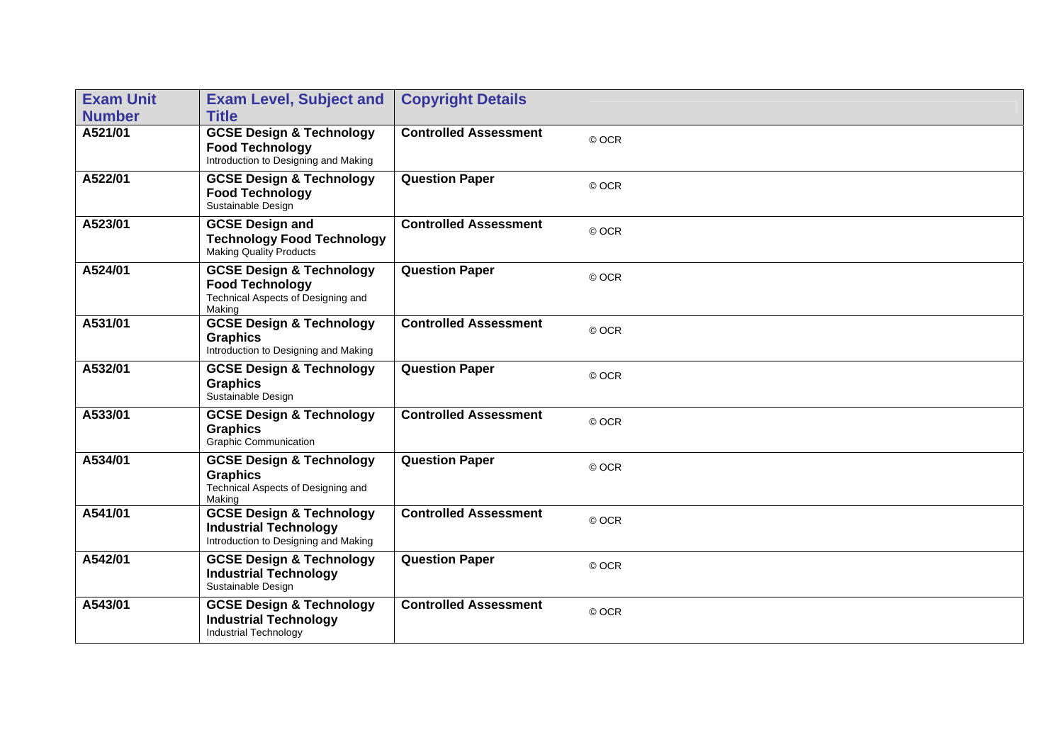| Exam Unit Number | Exam Level, Subject and Title | Copyright Details | |
|---|---|---|---|
| A521/01 | **GCSE Design & Technology Food Technology** Introduction to Designing and Making | **Controlled Assessment** | © OCR |
| A522/01 | **GCSE Design & Technology Food Technology** Sustainable Design | **Question Paper** | © OCR |
| A523/01 | **GCSE Design and Technology Food Technology** Making Quality Products | **Controlled Assessment** | © OCR |
| A524/01 | **GCSE Design & Technology Food Technology** Technical Aspects of Designing and Making | **Question Paper** | © OCR |
| A531/01 | **GCSE Design & Technology Graphics** Introduction to Designing and Making | **Controlled Assessment** | © OCR |
| A532/01 | **GCSE Design & Technology Graphics** Sustainable Design | **Question Paper** | © OCR |
| A533/01 | **GCSE Design & Technology Graphics** Graphic Communication | **Controlled Assessment** | © OCR |
| A534/01 | **GCSE Design & Technology Graphics** Technical Aspects of Designing and Making | **Question Paper** | © OCR |
| A541/01 | **GCSE Design & Technology Industrial Technology** Introduction to Designing and Making | **Controlled Assessment** | © OCR |
| A542/01 | **GCSE Design & Technology Industrial Technology** Sustainable Design | **Question Paper** | © OCR |
| A543/01 | **GCSE Design & Technology Industrial Technology** Industrial Technology | **Controlled Assessment** | © OCR |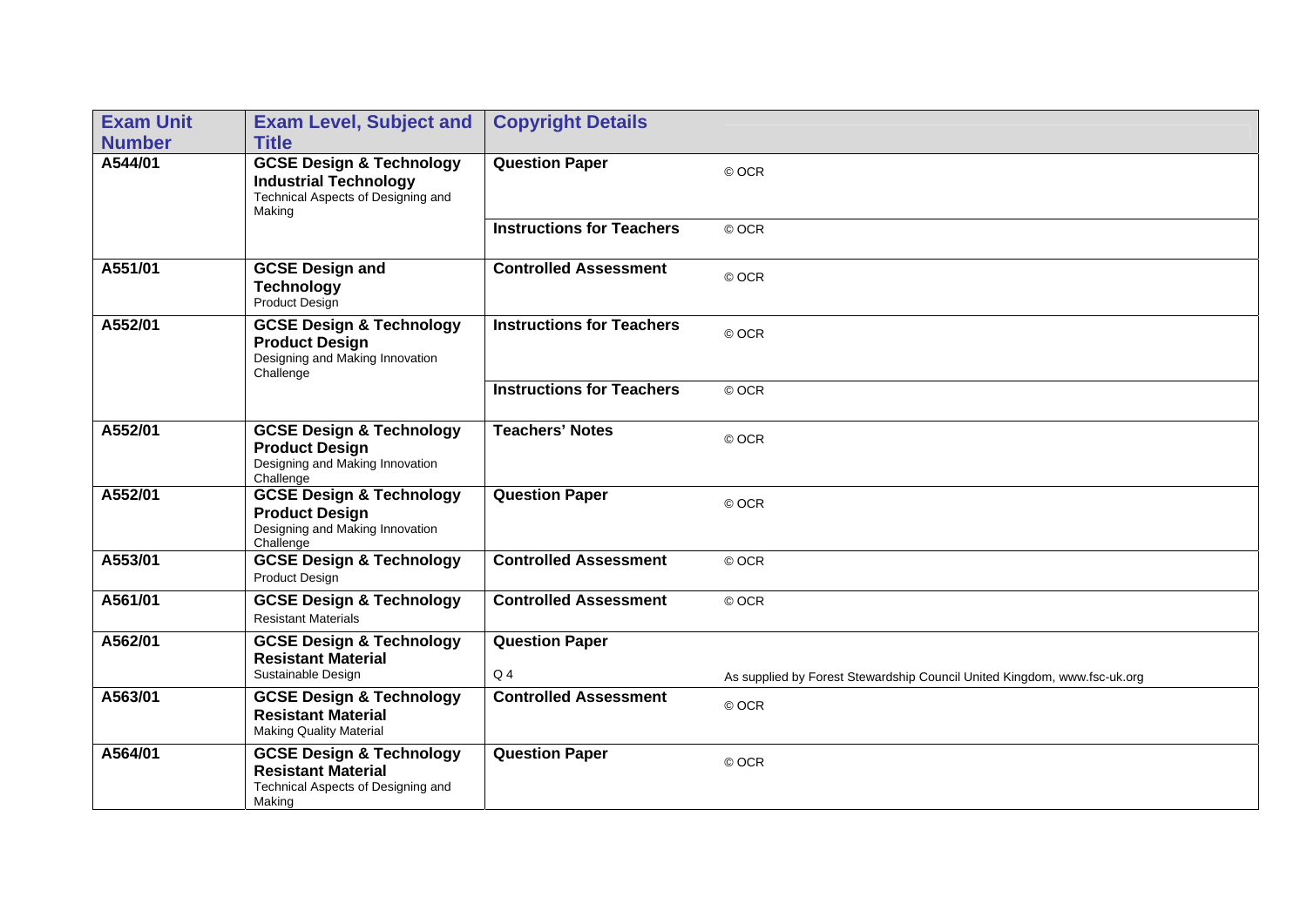| Exam Unit Number | Exam Level, Subject and Title | Copyright Details | |
|---|---|---|---|
| A544/01 | **GCSE Design & Technology** **Industrial Technology** Technical Aspects of Designing and Making | **Question Paper** | © OCR |
| | | **Instructions for Teachers** | © OCR |
| A551/01 | **GCSE Design and Technology** Product Design | **Controlled Assessment** | © OCR |
| A552/01 | **GCSE Design & Technology** **Product Design** Designing and Making Innovation Challenge | **Instructions for Teachers** | © OCR |
| | | **Instructions for Teachers** | © OCR |
| A552/01 | **GCSE Design & Technology** **Product Design** Designing and Making Innovation Challenge | **Teachers' Notes** | © OCR |
| A552/01 | **GCSE Design & Technology** **Product Design** Designing and Making Innovation Challenge | **Question Paper** | © OCR |
| A553/01 | **GCSE Design & Technology** Product Design | **Controlled Assessment** | © OCR |
| A561/01 | **GCSE Design & Technology** Resistant Materials | **Controlled Assessment** | © OCR |
| A562/01 | **GCSE Design & Technology** **Resistant Material** Sustainable Design | **Question Paper** Q 4 | As supplied by Forest Stewardship Council United Kingdom, www.fsc-uk.org |
| A563/01 | **GCSE Design & Technology** **Resistant Material** Making Quality Material | **Controlled Assessment** | © OCR |
| A564/01 | **GCSE Design & Technology** **Resistant Material** Technical Aspects of Designing and Making | **Question Paper** | © OCR |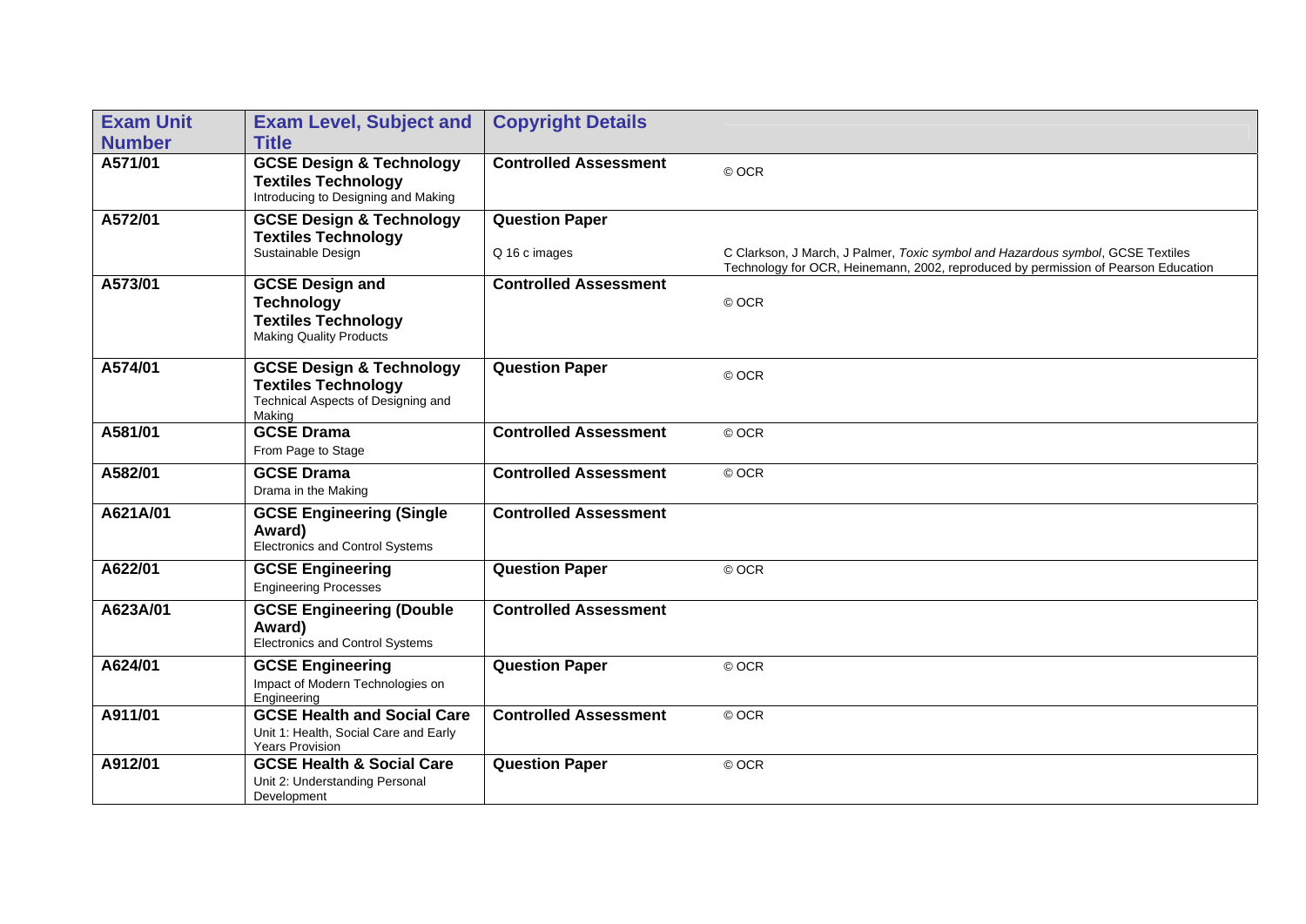| Exam Unit Number | Exam Level, Subject and Title | Copyright Details | |
|---|---|---|---|
| A571/01 | **GCSE Design & Technology Textiles Technology** Introducing to Designing and Making | **Controlled Assessment** | © OCR |
| A572/01 | **GCSE Design & Technology Textiles Technology** Sustainable Design | **Question Paper** Q 16 c images | C Clarkson, J March, J Palmer, *Toxic symbol and Hazardous symbol*, GCSE Textiles Technology for OCR, Heinemann, 2002, reproduced by permission of Pearson Education |
| A573/01 | **GCSE Design and Technology Textiles Technology** Making Quality Products | **Controlled Assessment** | © OCR |
| A574/01 | **GCSE Design & Technology Textiles Technology** Technical Aspects of Designing and Making | **Question Paper** | © OCR |
| A581/01 | **GCSE Drama** From Page to Stage | **Controlled Assessment** | © OCR |
| A582/01 | **GCSE Drama** Drama in the Making | **Controlled Assessment** | © OCR |
| A621A/01 | **GCSE Engineering (Single Award)** Electronics and Control Systems | **Controlled Assessment** | |
| A622/01 | **GCSE Engineering** Engineering Processes | **Question Paper** | © OCR |
| A623A/01 | **GCSE Engineering (Double Award)** Electronics and Control Systems | **Controlled Assessment** | |
| A624/01 | **GCSE Engineering** Impact of Modern Technologies on Engineering | **Question Paper** | © OCR |
| A911/01 | **GCSE Health and Social Care** Unit 1: Health, Social Care and Early Years Provision | **Controlled Assessment** | © OCR |
| A912/01 | **GCSE Health & Social Care** Unit 2: Understanding Personal Development | **Question Paper** | © OCR |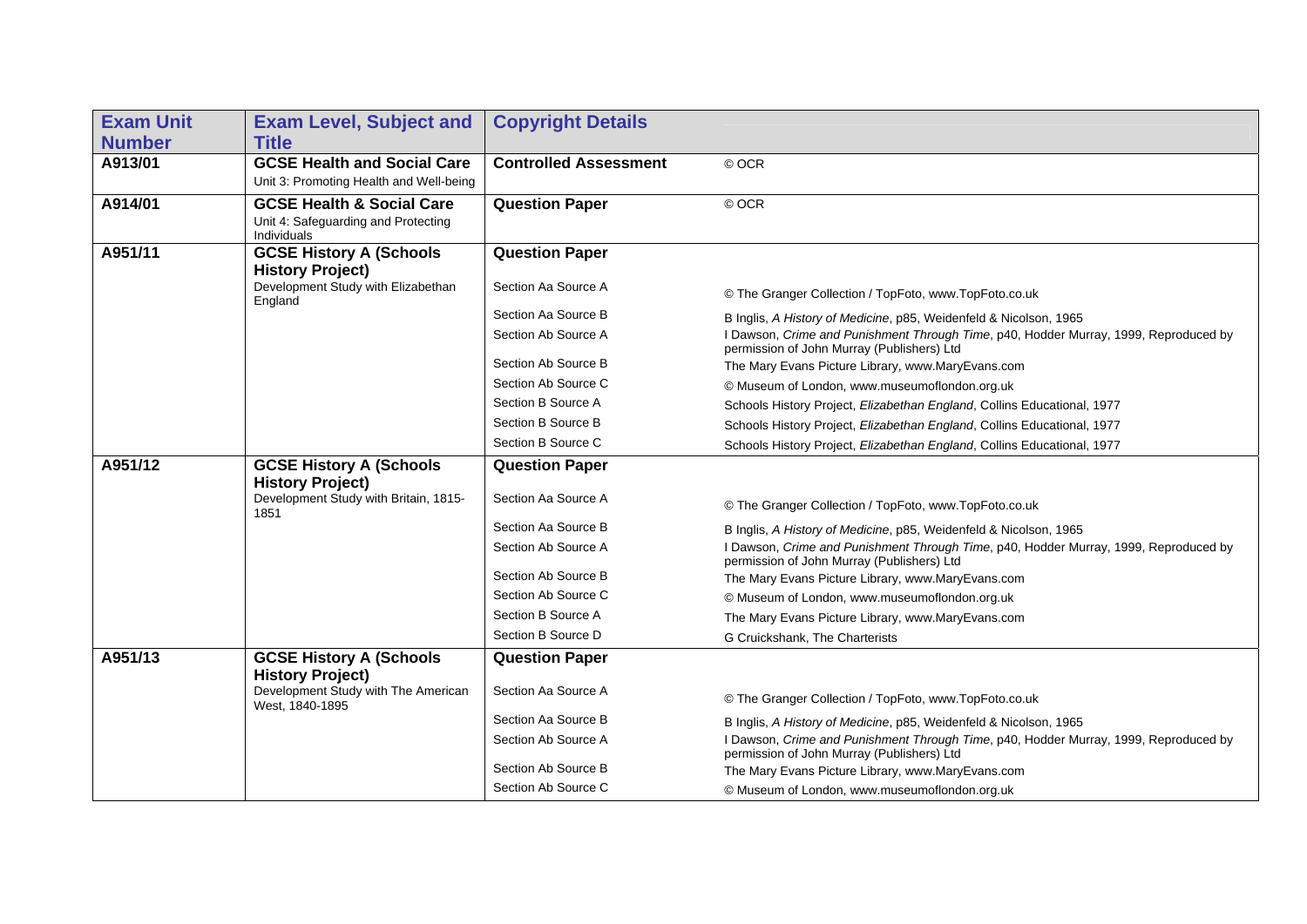| Exam Unit Number | Exam Level, Subject and Title | Copyright Details | |
|---|---|---|---|
| **A913/01** | **GCSE Health and Social Care**<br>Unit 3: Promoting Health and Well-being | **Controlled Assessment** | © OCR |
| **A914/01** | **GCSE Health & Social Care**<br>Unit 4: Safeguarding and Protecting Individuals | **Question Paper** | © OCR |
| **A951/11** | **GCSE History A (Schools History Project)**<br>Development Study with Elizabethan England | **Question Paper** | |
| | | Section Aa Source A | © The Granger Collection / TopFoto, www.TopFoto.co.uk |
| | | Section Aa Source B | B Inglis, *A History of Medicine*, p85, Weidenfeld & Nicolson, 1965 |
| | | Section Ab Source A | I Dawson, *Crime and Punishment Through Time*, p40, Hodder Murray, 1999, Reproduced by permission of John Murray (Publishers) Ltd |
| | | Section Ab Source B | The Mary Evans Picture Library, www.MaryEvans.com |
| | | Section Ab Source C | © Museum of London, www.museumoflondon.org.uk |
| | | Section B Source A | Schools History Project, *Elizabethan England*, Collins Educational, 1977 |
| | | Section B Source B | Schools History Project, *Elizabethan England*, Collins Educational, 1977 |
| | | Section B Source C | Schools History Project, *Elizabethan England*, Collins Educational, 1977 |
| **A951/12** | **GCSE History A (Schools History Project)**<br>Development Study with Britain, 1815-1851 | **Question Paper** | |
| | | Section Aa Source A | © The Granger Collection / TopFoto, www.TopFoto.co.uk |
| | | Section Aa Source B | B Inglis, *A History of Medicine*, p85, Weidenfeld & Nicolson, 1965 |
| | | Section Ab Source A | I Dawson, *Crime and Punishment Through Time*, p40, Hodder Murray, 1999, Reproduced by permission of John Murray (Publishers) Ltd |
| | | Section Ab Source B | The Mary Evans Picture Library, www.MaryEvans.com |
| | | Section Ab Source C | © Museum of London, www.museumoflondon.org.uk |
| | | Section B Source A | The Mary Evans Picture Library, www.MaryEvans.com |
| | | Section B Source D | G Cruickshank, The Charterists |
| **A951/13** | **GCSE History A (Schools History Project)**<br>Development Study with The American West, 1840-1895 | **Question Paper** | |
| | | Section Aa Source A | © The Granger Collection / TopFoto, www.TopFoto.co.uk |
| | | Section Aa Source B | B Inglis, *A History of Medicine*, p85, Weidenfeld & Nicolson, 1965 |
| | | Section Ab Source A | I Dawson, *Crime and Punishment Through Time*, p40, Hodder Murray, 1999, Reproduced by permission of John Murray (Publishers) Ltd |
| | | Section Ab Source B | The Mary Evans Picture Library, www.MaryEvans.com |
| | | Section Ab Source C | © Museum of London, www.museumoflondon.org.uk |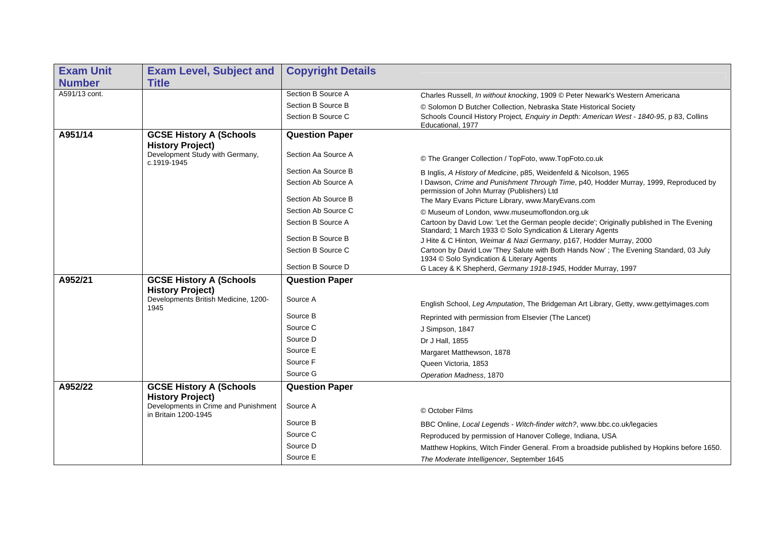| Exam Unit Number | Exam Level, Subject and Title | Copyright Details | |
|---|---|---|---|
| A591/13 cont. | | Section B Source A | Charles Russell, *In without knocking*, 1909 © Peter Newark's Western Americana |
| | | Section B Source B | © Solomon D Butcher Collection, Nebraska State Historical Society |
| | | Section B Source C | Schools Council History Project, *Enquiry in Depth: American West - 1840-95*, p 83, Collins Educational, 1977 |
| **A951/14** | **GCSE History A (Schools History Project)** | **Question Paper** | |
| | Development Study with Germany, c.1919-1945 | Section Aa Source A | © The Granger Collection / TopFoto, www.TopFoto.co.uk |
| | | Section Aa Source B | B Inglis, *A History of Medicine*, p85, Weidenfeld & Nicolson, 1965 |
| | | Section Ab Source A | I Dawson, *Crime and Punishment Through Time*, p40, Hodder Murray, 1999, Reproduced by permission of John Murray (Publishers) Ltd |
| | | Section Ab Source B | The Mary Evans Picture Library, www.MaryEvans.com |
| | | Section Ab Source C | © Museum of London, www.museumoflondon.org.uk |
| | | Section B Source A | Cartoon by David Low: 'Let the German people decide'; Originally published in The Evening Standard; 1 March 1933 © Solo Syndication & Literary Agents |
| | | Section B Source B | J Hite & C Hinton, *Weimar & Nazi Germany*, p167, Hodder Murray, 2000 |
| | | Section B Source C | Cartoon by David Low 'They Salute with Both Hands Now' ; The Evening Standard, 03 July 1934 © Solo Syndication & Literary Agents |
| | | Section B Source D | G Lacey & K Shepherd, *Germany 1918-1945*, Hodder Murray, 1997 |
| **A952/21** | **GCSE History A (Schools History Project)** | **Question Paper** | |
| | Developments British Medicine, 1200-1945 | Source A | English School, *Leg Amputation*, The Bridgeman Art Library, Getty, www.gettyimages.com |
| | | Source B | Reprinted with permission from Elsevier (The Lancet) |
| | | Source C | J Simpson, 1847 |
| | | Source D | Dr J Hall, 1855 |
| | | Source E | Margaret Matthewson, 1878 |
| | | Source F | Queen Victoria, 1853 |
| | | Source G | *Operation Madness*, 1870 |
| **A952/22** | **GCSE History A (Schools History Project)** | **Question Paper** | |
| | Developments in Crime and Punishment in Britain 1200-1945 | Source A | © October Films |
| | | Source B | BBC Online, *Local Legends - Witch-finder witch?*, www.bbc.co.uk/legacies |
| | | Source C | Reproduced by permission of Hanover College, Indiana, USA |
| | | Source D | Matthew Hopkins, Witch Finder General. From a broadside published by Hopkins before 1650. |
| | | Source E | *The Moderate Intelligencer*, September 1645 |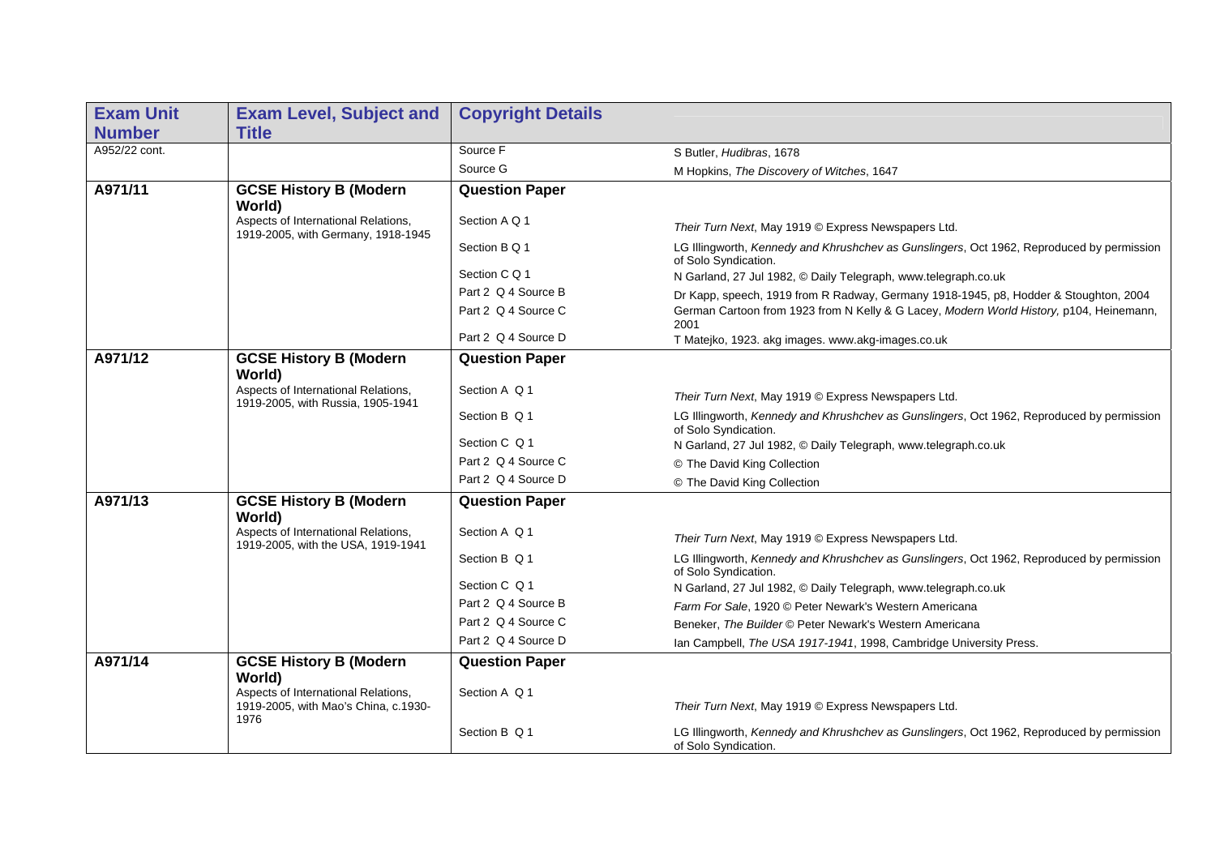| Exam Unit Number | Exam Level, Subject and Title | Copyright Details | |
|---|---|---|---|
| A952/22 cont. | | Source F | S Butler, *Hudibras*, 1678 |
| | | Source G | M Hopkins, *The Discovery of Witches*, 1647 |
| **A971/11** | **GCSE History B (Modern World)** Aspects of International Relations, 1919-2005, with Germany, 1918-1945 | **Question Paper** | |
| | | Section A Q 1 | *Their Turn Next*, May 1919 © Express Newspapers Ltd. |
| | | Section B Q 1 | LG Illingworth, *Kennedy and Khrushchev as Gunslingers*, Oct 1962, Reproduced by permission of Solo Syndication. |
| | | Section C Q 1 | N Garland, 27 Jul 1982, © Daily Telegraph, www.telegraph.co.uk |
| | | Part 2 Q 4 Source B | Dr Kapp, speech, 1919 from R Radway, Germany 1918-1945, p8, Hodder & Stoughton, 2004 |
| | | Part 2 Q 4 Source C | German Cartoon from 1923 from N Kelly & G Lacey, *Modern World History*, p104, Heinemann, 2001 |
| | | Part 2 Q 4 Source D | T Matejko, 1923. akg images. www.akg-images.co.uk |
| **A971/12** | **GCSE History B (Modern World)** Aspects of International Relations, 1919-2005, with Russia, 1905-1941 | **Question Paper** | |
| | | Section A Q 1 | *Their Turn Next*, May 1919 © Express Newspapers Ltd. |
| | | Section B Q 1 | LG Illingworth, *Kennedy and Khrushchev as Gunslingers*, Oct 1962, Reproduced by permission of Solo Syndication. |
| | | Section C Q 1 | N Garland, 27 Jul 1982, © Daily Telegraph, www.telegraph.co.uk |
| | | Part 2 Q 4 Source C | © The David King Collection |
| | | Part 2 Q 4 Source D | © The David King Collection |
| **A971/13** | **GCSE History B (Modern World)** Aspects of International Relations, 1919-2005, with the USA, 1919-1941 | **Question Paper** | |
| | | Section A Q 1 | *Their Turn Next*, May 1919 © Express Newspapers Ltd. |
| | | Section B Q 1 | LG Illingworth, *Kennedy and Khrushchev as Gunslingers*, Oct 1962, Reproduced by permission of Solo Syndication. |
| | | Section C Q 1 | N Garland, 27 Jul 1982, © Daily Telegraph, www.telegraph.co.uk |
| | | Part 2 Q 4 Source B | *Farm For Sale*, 1920 © Peter Newark's Western Americana |
| | | Part 2 Q 4 Source C | Beneker, *The Builder* © Peter Newark's Western Americana |
| | | Part 2 Q 4 Source D | Ian Campbell, *The USA 1917-1941*, 1998, Cambridge University Press. |
| **A971/14** | **GCSE History B (Modern World)** Aspects of International Relations, 1919-2005, with Mao's China, c.1930-1976 | **Question Paper** | |
| | | Section A Q 1 | *Their Turn Next*, May 1919 © Express Newspapers Ltd. |
| | | Section B Q 1 | LG Illingworth, *Kennedy and Khrushchev as Gunslingers*, Oct 1962, Reproduced by permission of Solo Syndication. |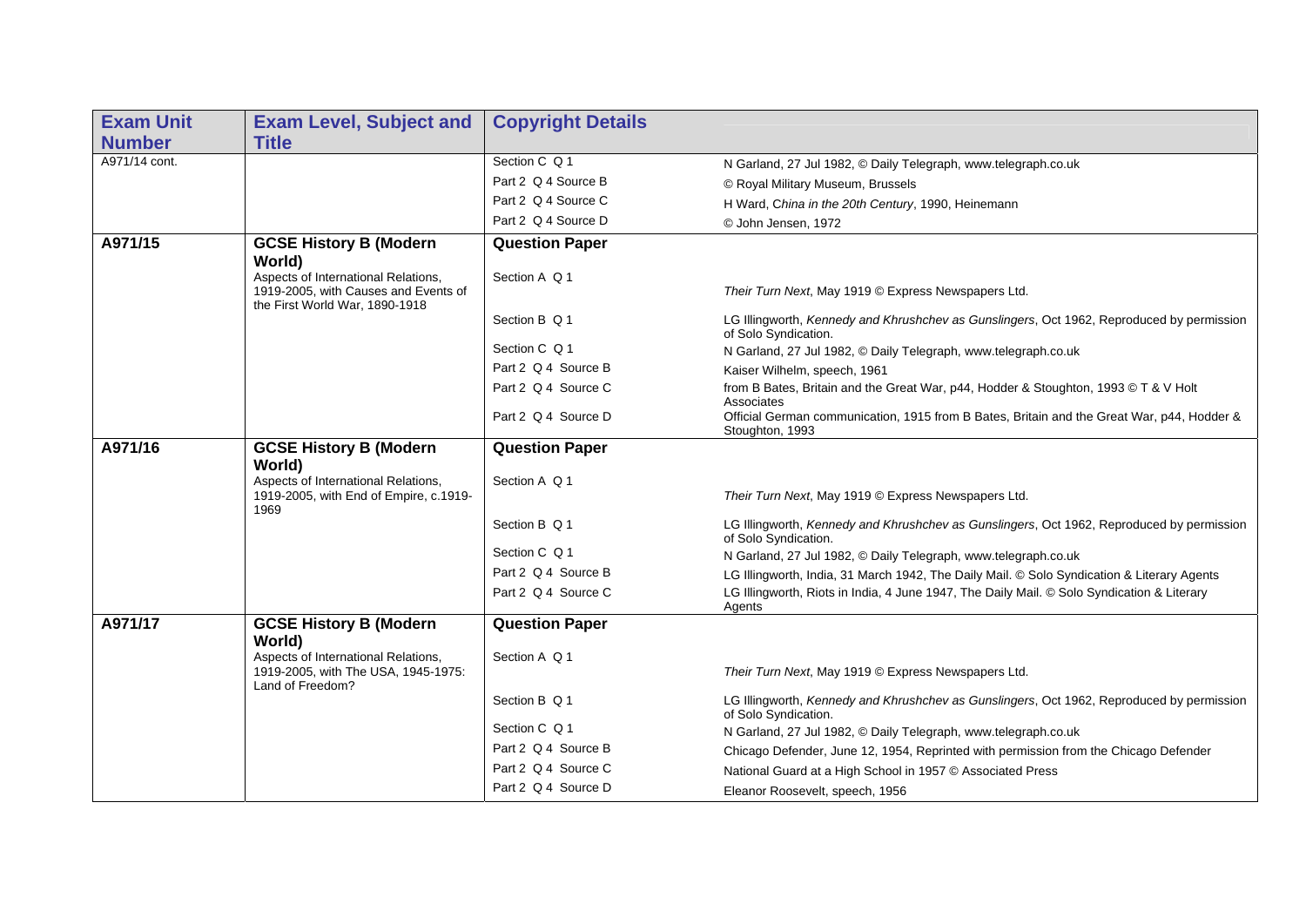| Exam Unit Number | Exam Level, Subject and Title | Copyright Details | |
|---|---|---|---|
| A971/14 cont. | | Section C Q 1 | N Garland, 27 Jul 1982, © Daily Telegraph, www.telegraph.co.uk |
| | | Part 2 Q 4 Source B | © Royal Military Museum, Brussels |
| | | Part 2 Q 4 Source C | H Ward, *China in the 20th Century*, 1990, Heinemann |
| | | Part 2 Q 4 Source D | © John Jensen, 1972 |
| **A971/15** | **GCSE History B (Modern World)** | **Question Paper** | |
| | Aspects of International Relations, 1919-2005, with Causes and Events of the First World War, 1890-1918 | Section A Q 1 | *Their Turn Next*, May 1919 © Express Newspapers Ltd. |
| | | Section B Q 1 | LG Illingworth, *Kennedy and Khrushchev as Gunslingers*, Oct 1962, Reproduced by permission of Solo Syndication. |
| | | Section C Q 1 | N Garland, 27 Jul 1982, © Daily Telegraph, www.telegraph.co.uk |
| | | Part 2 Q 4 Source B | Kaiser Wilhelm, speech, 1961 |
| | | Part 2 Q 4 Source C | from B Bates, Britain and the Great War, p44, Hodder & Stoughton, 1993 © T & V Holt Associates |
| | | Part 2 Q 4 Source D | Official German communication, 1915 from B Bates, Britain and the Great War, p44, Hodder & Stoughton, 1993 |
| **A971/16** | **GCSE History B (Modern World)** | **Question Paper** | |
| | Aspects of International Relations, 1919-2005, with End of Empire, c.1919-1969 | Section A Q 1 | *Their Turn Next*, May 1919 © Express Newspapers Ltd. |
| | | Section B Q 1 | LG Illingworth, *Kennedy and Khrushchev as Gunslingers*, Oct 1962, Reproduced by permission of Solo Syndication. |
| | | Section C Q 1 | N Garland, 27 Jul 1982, © Daily Telegraph, www.telegraph.co.uk |
| | | Part 2 Q 4 Source B | LG Illingworth, India, 31 March 1942, The Daily Mail. © Solo Syndication & Literary Agents |
| | | Part 2 Q 4 Source C | LG Illingworth, Riots in India, 4 June 1947, The Daily Mail. © Solo Syndication & Literary Agents |
| **A971/17** | **GCSE History B (Modern World)** | **Question Paper** | |
| | Aspects of International Relations, 1919-2005, with The USA, 1945-1975: Land of Freedom? | Section A Q 1 | *Their Turn Next*, May 1919 © Express Newspapers Ltd. |
| | | Section B Q 1 | LG Illingworth, *Kennedy and Khrushchev as Gunslingers*, Oct 1962, Reproduced by permission of Solo Syndication. |
| | | Section C Q 1 | N Garland, 27 Jul 1982, © Daily Telegraph, www.telegraph.co.uk |
| | | Part 2 Q 4 Source B | Chicago Defender, June 12, 1954, Reprinted with permission from the Chicago Defender |
| | | Part 2 Q 4 Source C | National Guard at a High School in 1957 © Associated Press |
| | | Part 2 Q 4 Source D | Eleanor Roosevelt, speech, 1956 |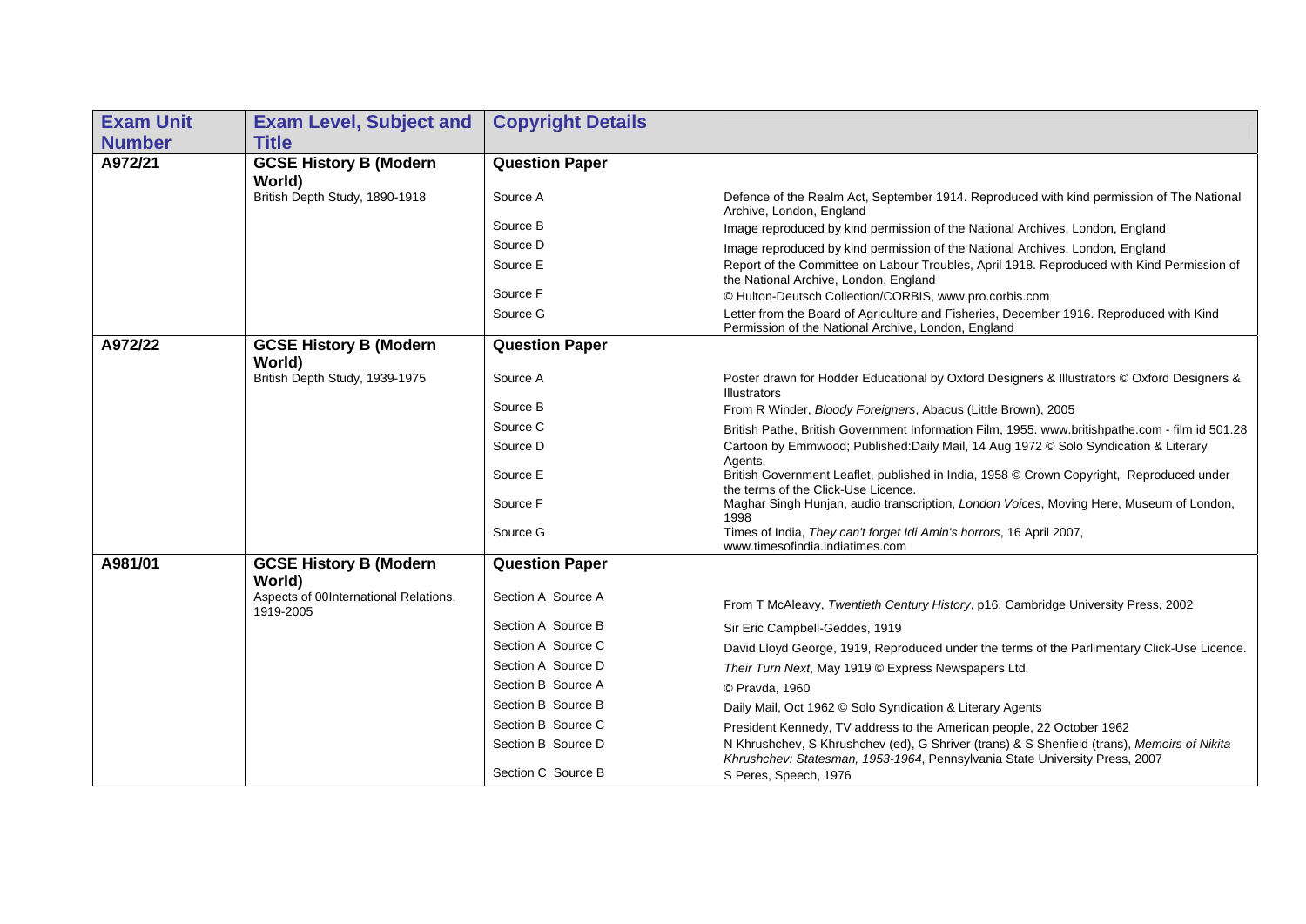| Exam Unit Number | Exam Level, Subject and Title | Copyright Details | |
|---|---|---|---|
| A972/21 | **GCSE History B (Modern World)** | **Question Paper** | |
| | British Depth Study, 1890-1918 | Source A | Defence of the Realm Act, September 1914. Reproduced with kind permission of The National Archive, London, England |
| | | Source B | Image reproduced by kind permission of the National Archives, London, England |
| | | Source D | Image reproduced by kind permission of the National Archives, London, England |
| | | Source E | Report of the Committee on Labour Troubles, April 1918. Reproduced with Kind Permission of the National Archive, London, England |
| | | Source F | © Hulton-Deutsch Collection/CORBIS, www.pro.corbis.com |
| | | Source G | Letter from the Board of Agriculture and Fisheries, December 1916. Reproduced with Kind Permission of the National Archive, London, England |
| A972/22 | **GCSE History B (Modern World)** | **Question Paper** | |
| | British Depth Study, 1939-1975 | Source A | Poster drawn for Hodder Educational by Oxford Designers & Illustrators © Oxford Designers & Illustrators |
| | | Source B | From R Winder, *Bloody Foreigners*, Abacus (Little Brown), 2005 |
| | | Source C | British Pathe, British Government Information Film, 1955. www.britishpathe.com - film id 501.28 |
| | | Source D | Cartoon by Emmwood; Published:Daily Mail, 14 Aug 1972 © Solo Syndication & Literary Agents. |
| | | Source E | British Government Leaflet, published in India, 1958 © Crown Copyright, Reproduced under the terms of the Click-Use Licence. |
| | | Source F | Maghar Singh Hunjan, audio transcription, *London Voices*, Moving Here, Museum of London, 1998 |
| | | Source G | Times of India, *They can't forget Idi Amin's horrors*, 16 April 2007, www.timesofindia.indiatimes.com |
| A981/01 | **GCSE History B (Modern World)** | **Question Paper** | |
| | Aspects of 00International Relations, 1919-2005 | Section A Source A | From T McAleavy, *Twentieth Century History*, p16, Cambridge University Press, 2002 |
| | | Section A Source B | Sir Eric Campbell-Geddes, 1919 |
| | | Section A Source C | David Lloyd George, 1919, Reproduced under the terms of the Parlimentary Click-Use Licence. |
| | | Section A Source D | *Their Turn Next*, May 1919 © Express Newspapers Ltd. |
| | | Section B Source A | © Pravda, 1960 |
| | | Section B Source B | Daily Mail, Oct 1962 © Solo Syndication & Literary Agents |
| | | Section B Source C | President Kennedy, TV address to the American people, 22 October 1962 |
| | | Section B Source D | N Khrushchev, S Khrushchev (ed), G Shriver (trans) & S Shenfield (trans), *Memoirs of Nikita Khrushchev: Statesman, 1953-1964*, Pennsylvania State University Press, 2007 |
| | | Section C Source B | S Peres, Speech, 1976 |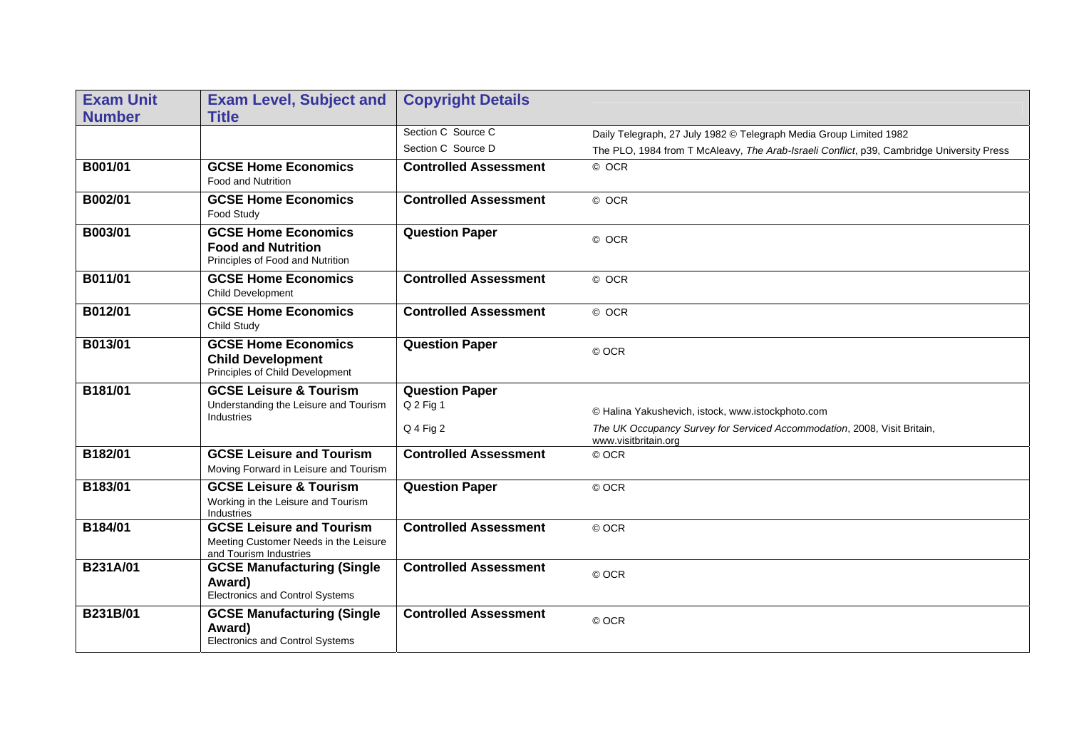| Exam Unit Number | Exam Level, Subject and Title | Copyright Details | |
|---|---|---|---|
| | | Section C Source C | Daily Telegraph, 27 July 1982 © Telegraph Media Group Limited 1982 |
| | | Section C Source D | The PLO, 1984 from T McAleavy, *The Arab-Israeli Conflict*, p39, Cambridge University Press |
| **B001/01** | **GCSE Home Economics** Food and Nutrition | **Controlled Assessment** | © OCR |
| **B002/01** | **GCSE Home Economics** Food Study | **Controlled Assessment** | © OCR |
| **B003/01** | **GCSE Home Economics Food and Nutrition** Principles of Food and Nutrition | **Question Paper** | © OCR |
| **B011/01** | **GCSE Home Economics** Child Development | **Controlled Assessment** | © OCR |
| **B012/01** | **GCSE Home Economics** Child Study | **Controlled Assessment** | © OCR |
| **B013/01** | **GCSE Home Economics Child Development** Principles of Child Development | **Question Paper** | © OCR |
| **B181/01** | **GCSE Leisure & Tourism** Understanding the Leisure and Tourism Industries | **Question Paper** | |
| | | Q 2 Fig 1 | © Halina Yakushevich, istock, www.istockphoto.com |
| | | Q 4 Fig 2 | *The UK Occupancy Survey for Serviced Accommodation*, 2008, Visit Britain, www.visitbritain.org |
| **B182/01** | **GCSE Leisure and Tourism** Moving Forward in Leisure and Tourism | **Controlled Assessment** | © OCR |
| **B183/01** | **GCSE Leisure & Tourism** Working in the Leisure and Tourism Industries | **Question Paper** | © OCR |
| **B184/01** | **GCSE Leisure and Tourism** Meeting Customer Needs in the Leisure and Tourism Industries | **Controlled Assessment** | © OCR |
| **B231A/01** | **GCSE Manufacturing (Single Award)** Electronics and Control Systems | **Controlled Assessment** | © OCR |
| **B231B/01** | **GCSE Manufacturing (Single Award)** Electronics and Control Systems | **Controlled Assessment** | © OCR |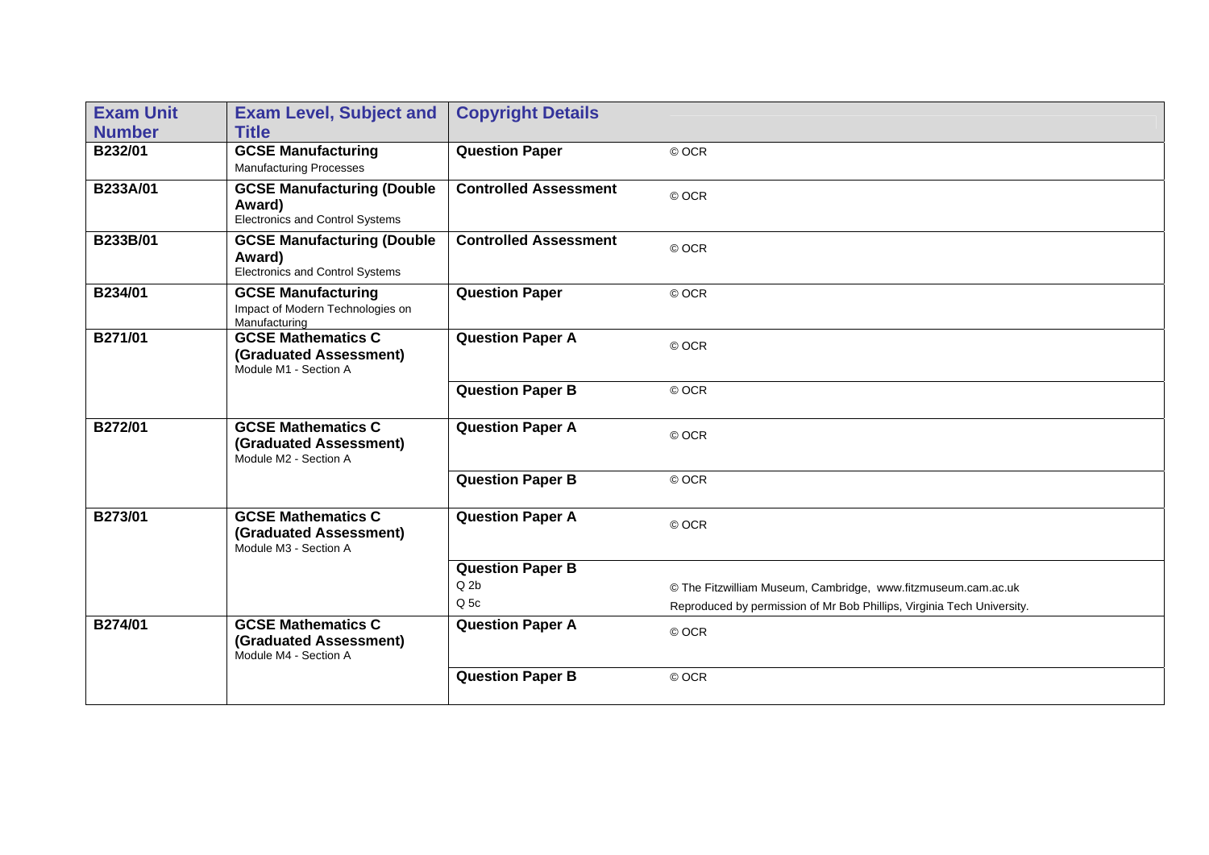| Exam Unit Number | Exam Level, Subject and Title | Copyright Details | |
|---|---|---|---|
| B232/01 | **GCSE Manufacturing**<br>Manufacturing Processes | **Question Paper** | © OCR |
| B233A/01 | **GCSE Manufacturing (Double Award)**<br>Electronics and Control Systems | **Controlled Assessment** | © OCR |
| B233B/01 | **GCSE Manufacturing (Double Award)**<br>Electronics and Control Systems | **Controlled Assessment** | © OCR |
| B234/01 | **GCSE Manufacturing**<br>Impact of Modern Technologies on Manufacturing | **Question Paper** | © OCR |
| B271/01 | **GCSE Mathematics C (Graduated Assessment)**<br>Module M1 - Section A | **Question Paper A** | © OCR |
| | | **Question Paper B** | © OCR |
| B272/01 | **GCSE Mathematics C (Graduated Assessment)**<br>Module M2 - Section A | **Question Paper A** | © OCR |
| | | **Question Paper B** | © OCR |
| B273/01 | **GCSE Mathematics C (Graduated Assessment)**<br>Module M3 - Section A | **Question Paper A** | © OCR |
| | | **Question Paper B** | |
| | | Q 2b | © The Fitzwilliam Museum, Cambridge, www.fitzmuseum.cam.ac.uk |
| | | Q 5c | Reproduced by permission of Mr Bob Phillips, Virginia Tech University. |
| B274/01 | **GCSE Mathematics C (Graduated Assessment)**<br>Module M4 - Section A | **Question Paper A** | © OCR |
| | | **Question Paper B** | © OCR |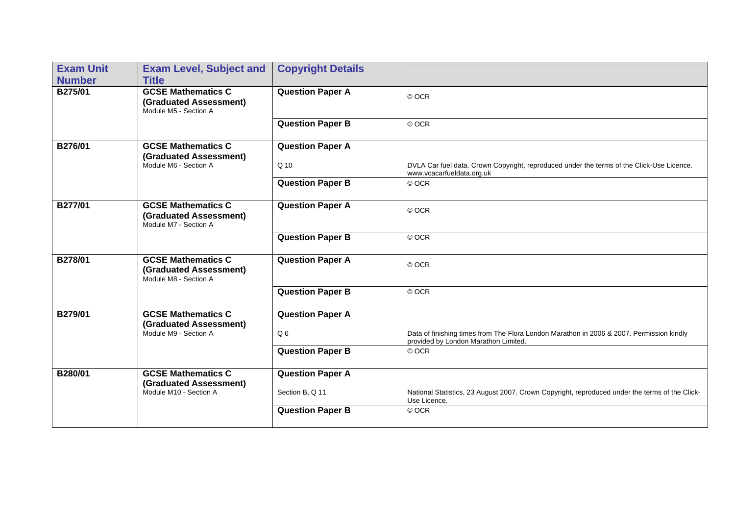| Exam Unit Number | Exam Level, Subject and Title | Copyright Details | |
|---|---|---|---|
| B275/01 | **GCSE Mathematics C (Graduated Assessment)** Module M5 - Section A | **Question Paper A** | © OCR |
| | | **Question Paper B** | © OCR |
| B276/01 | **GCSE Mathematics C (Graduated Assessment)** Module M6 - Section A | **Question Paper A** | |
| | | Q 10 | DVLA Car fuel data. Crown Copyright, reproduced under the terms of the Click-Use Licence. www.vcacarfueldata.org.uk |
| | | **Question Paper B** | © OCR |
| B277/01 | **GCSE Mathematics C (Graduated Assessment)** Module M7 - Section A | **Question Paper A** | © OCR |
| | | **Question Paper B** | © OCR |
| B278/01 | **GCSE Mathematics C (Graduated Assessment)** Module M8 - Section A | **Question Paper A** | © OCR |
| | | **Question Paper B** | © OCR |
| B279/01 | **GCSE Mathematics C (Graduated Assessment)** Module M9 - Section A | **Question Paper A** | |
| | | Q 6 | Data of finishing times from The Flora London Marathon in 2006 & 2007. Permission kindly provided by London Marathon Limited. |
| | | **Question Paper B** | © OCR |
| B280/01 | **GCSE Mathematics C (Graduated Assessment)** Module M10 - Section A | **Question Paper A** | |
| | | Section B, Q 11 | National Statistics, 23 August 2007. Crown Copyright, reproduced under the terms of the Click-Use Licence. |
| | | **Question Paper B** | © OCR |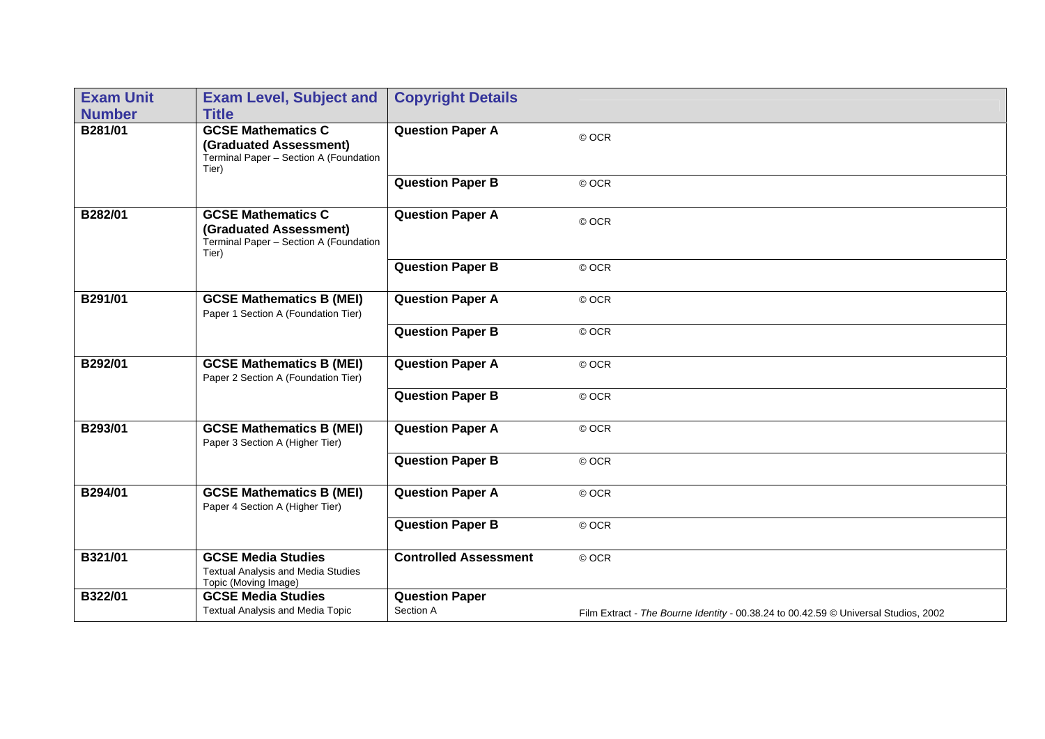| Exam Unit Number | Exam Level, Subject and Title | Copyright Details | |
|---|---|---|---|
| B281/01 | **GCSE Mathematics C (Graduated Assessment)** Terminal Paper – Section A (Foundation Tier) | **Question Paper A** | © OCR |
| | | **Question Paper B** | © OCR |
| B282/01 | **GCSE Mathematics C (Graduated Assessment)** Terminal Paper – Section A (Foundation Tier) | **Question Paper A** | © OCR |
| | | **Question Paper B** | © OCR |
| B291/01 | **GCSE Mathematics B (MEI)** Paper 1 Section A (Foundation Tier) | **Question Paper A** | © OCR |
| | | **Question Paper B** | © OCR |
| B292/01 | **GCSE Mathematics B (MEI)** Paper 2 Section A (Foundation Tier) | **Question Paper A** | © OCR |
| | | **Question Paper B** | © OCR |
| B293/01 | **GCSE Mathematics B (MEI)** Paper 3 Section A (Higher Tier) | **Question Paper A** | © OCR |
| | | **Question Paper B** | © OCR |
| B294/01 | **GCSE Mathematics B (MEI)** Paper 4 Section A (Higher Tier) | **Question Paper A** | © OCR |
| | | **Question Paper B** | © OCR |
| B321/01 | **GCSE Media Studies** Textual Analysis and Media Studies Topic (Moving Image) | **Controlled Assessment** | © OCR |
| B322/01 | **GCSE Media Studies** Textual Analysis and Media Topic | **Question Paper** Section A | Film Extract - *The Bourne Identity* - 00.38.24 to 00.42.59 © Universal Studios, 2002 |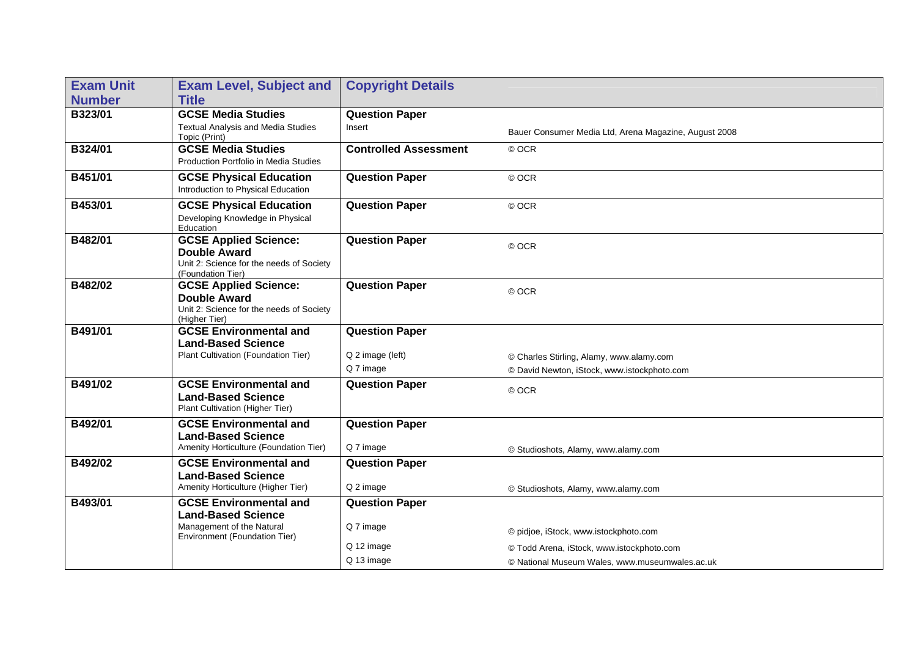| Exam Unit Number | Exam Level, Subject and Title | Copyright Details | |
|---|---|---|---|
| B323/01 | **GCSE Media Studies**<br>Textual Analysis and Media Studies Topic (Print) | **Question Paper**<br>Insert | <br>Bauer Consumer Media Ltd, Arena Magazine, August 2008 |
| B324/01 | **GCSE Media Studies**<br>Production Portfolio in Media Studies | **Controlled Assessment** | © OCR |
| B451/01 | **GCSE Physical Education**<br>Introduction to Physical Education | **Question Paper** | © OCR |
| B453/01 | **GCSE Physical Education**<br>Developing Knowledge in Physical Education | **Question Paper** | © OCR |
| B482/01 | **GCSE Applied Science: Double Award**<br>Unit 2: Science for the needs of Society (Foundation Tier) | **Question Paper** | © OCR |
| B482/02 | **GCSE Applied Science: Double Award**<br>Unit 2: Science for the needs of Society (Higher Tier) | **Question Paper** | © OCR |
| B491/01 | **GCSE Environmental and Land-Based Science**<br>Plant Cultivation (Foundation Tier) | **Question Paper**<br>Q 2 image (left)<br>Q 7 image | <br>© Charles Stirling, Alamy, www.alamy.com<br>© David Newton, iStock, www.istockphoto.com |
| B491/02 | **GCSE Environmental and Land-Based Science**<br>Plant Cultivation (Higher Tier) | **Question Paper** | © OCR |
| B492/01 | **GCSE Environmental and Land-Based Science**<br>Amenity Horticulture (Foundation Tier) | **Question Paper**<br>Q 7 image | <br>© Studioshots, Alamy, www.alamy.com |
| B492/02 | **GCSE Environmental and Land-Based Science**<br>Amenity Horticulture (Higher Tier) | **Question Paper**<br>Q 2 image | <br>© Studioshots, Alamy, www.alamy.com |
| B493/01 | **GCSE Environmental and Land-Based Science**<br>Management of the Natural Environment (Foundation Tier) | **Question Paper**<br>Q 7 image<br>Q 12 image<br>Q 13 image | <br>© pidjoe, iStock, www.istockphoto.com<br>© Todd Arena, iStock, www.istockphoto.com<br>© National Museum Wales, www.museumwales.ac.uk |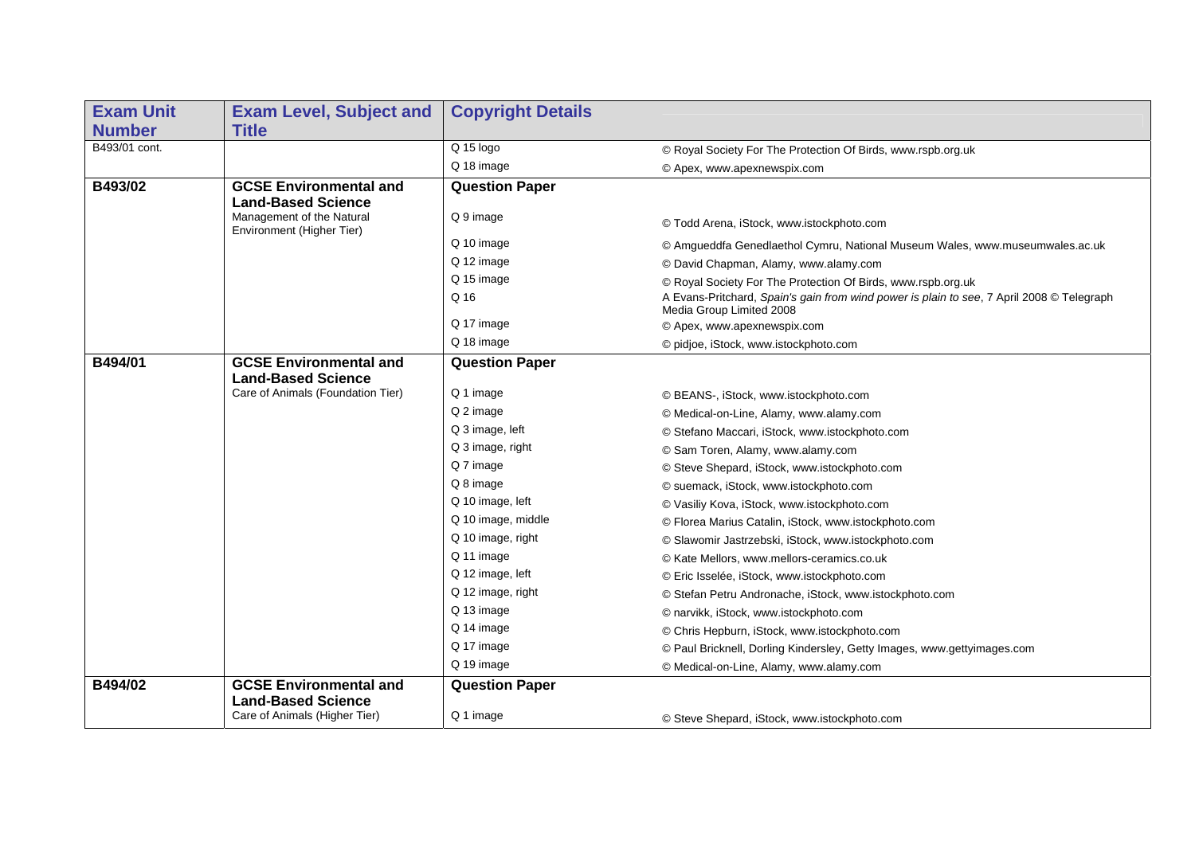| Exam Unit Number | Exam Level, Subject and Title | Copyright Details | |
|---|---|---|---|
| B493/01 cont. | | Q 15 logo | © Royal Society For The Protection Of Birds, www.rspb.org.uk |
| | | Q 18 image | © Apex, www.apexnewspix.com |
| **B493/02** | **GCSE Environmental and Land-Based Science** | **Question Paper** | |
| | Management of the Natural Environment (Higher Tier) | Q 9 image | © Todd Arena, iStock, www.istockphoto.com |
| | | Q 10 image | © Amgueddfa Genedlaethol Cymru, National Museum Wales, www.museumwales.ac.uk |
| | | Q 12 image | © David Chapman, Alamy, www.alamy.com |
| | | Q 15 image | © Royal Society For The Protection Of Birds, www.rspb.org.uk |
| | | Q 16 | A Evans-Pritchard, *Spain's gain from wind power is plain to see*, 7 April 2008 © Telegraph Media Group Limited 2008 |
| | | Q 17 image | © Apex, www.apexnewspix.com |
| | | Q 18 image | © pidjoe, iStock, www.istockphoto.com |
| **B494/01** | **GCSE Environmental and Land-Based Science** | **Question Paper** | |
| | Care of Animals (Foundation Tier) | Q 1 image | © BEANS-, iStock, www.istockphoto.com |
| | | Q 2 image | © Medical-on-Line, Alamy, www.alamy.com |
| | | Q 3 image, left | © Stefano Maccari, iStock, www.istockphoto.com |
| | | Q 3 image, right | © Sam Toren, Alamy, www.alamy.com |
| | | Q 7 image | © Steve Shepard, iStock, www.istockphoto.com |
| | | Q 8 image | © suemack, iStock, www.istockphoto.com |
| | | Q 10 image, left | © Vasiliy Kova, iStock, www.istockphoto.com |
| | | Q 10 image, middle | © Florea Marius Catalin, iStock, www.istockphoto.com |
| | | Q 10 image, right | © Slawomir Jastrzebski, iStock, www.istockphoto.com |
| | | Q 11 image | © Kate Mellors, www.mellors-ceramics.co.uk |
| | | Q 12 image, left | © Eric Isselée, iStock, www.istockphoto.com |
| | | Q 12 image, right | © Stefan Petru Andronache, iStock, www.istockphoto.com |
| | | Q 13 image | © narvikk, iStock, www.istockphoto.com |
| | | Q 14 image | © Chris Hepburn, iStock, www.istockphoto.com |
| | | Q 17 image | © Paul Bricknell, Dorling Kindersley, Getty Images, www.gettyimages.com |
| | | Q 19 image | © Medical-on-Line, Alamy, www.alamy.com |
| **B494/02** | **GCSE Environmental and Land-Based Science** | **Question Paper** | |
| | Care of Animals (Higher Tier) | Q 1 image | © Steve Shepard, iStock, www.istockphoto.com |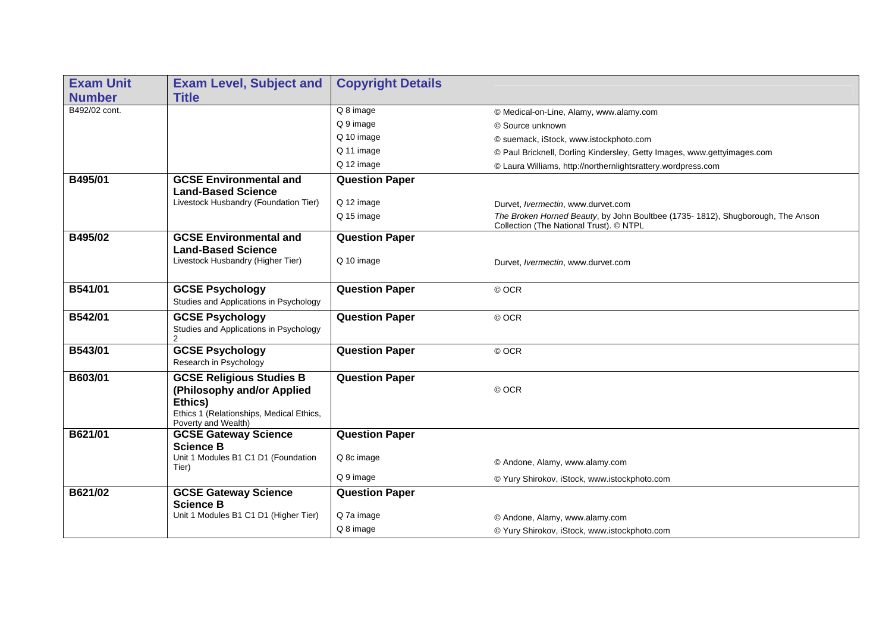| Exam Unit Number | Exam Level, Subject and Title | Copyright Details | |
|---|---|---|---|
| B492/02 cont. | | Q 8 image | © Medical-on-Line, Alamy, www.alamy.com |
| | | Q 9 image | © Source unknown |
| | | Q 10 image | © suemack, iStock, www.istockphoto.com |
| | | Q 11 image | © Paul Bricknell, Dorling Kindersley, Getty Images, www.gettyimages.com |
| | | Q 12 image | © Laura Williams, http://northernlightsrattery.wordpress.com |
| **B495/01** | **GCSE Environmental and Land-Based Science** Livestock Husbandry (Foundation Tier) | **Question Paper** | |
| | | Q 12 image | Durvet, *Ivermectin*, www.durvet.com |
| | | Q 15 image | *The Broken Horned Beauty*, by John Boultbee (1735- 1812), Shugborough, The Anson Collection (The National Trust). © NTPL |
| **B495/02** | **GCSE Environmental and Land-Based Science** Livestock Husbandry (Higher Tier) | **Question Paper** | |
| | | Q 10 image | Durvet, *Ivermectin*, www.durvet.com |
| **B541/01** | **GCSE Psychology** Studies and Applications in Psychology | **Question Paper** | © OCR |
| **B542/01** | **GCSE Psychology** Studies and Applications in Psychology 2 | **Question Paper** | © OCR |
| **B543/01** | **GCSE Psychology** Research in Psychology | **Question Paper** | © OCR |
| **B603/01** | **GCSE Religious Studies B (Philosophy and/or Applied Ethics)** Ethics 1 (Relationships, Medical Ethics, Poverty and Wealth) | **Question Paper** | © OCR |
| **B621/01** | **GCSE Gateway Science Science B** Unit 1 Modules B1 C1 D1 (Foundation Tier) | **Question Paper** | |
| | | Q 8c image | © Andone, Alamy, www.alamy.com |
| | | Q 9 image | © Yury Shirokov, iStock, www.istockphoto.com |
| **B621/02** | **GCSE Gateway Science Science B** Unit 1 Modules B1 C1 D1 (Higher Tier) | **Question Paper** | |
| | | Q 7a image | © Andone, Alamy, www.alamy.com |
| | | Q 8 image | © Yury Shirokov, iStock, www.istockphoto.com |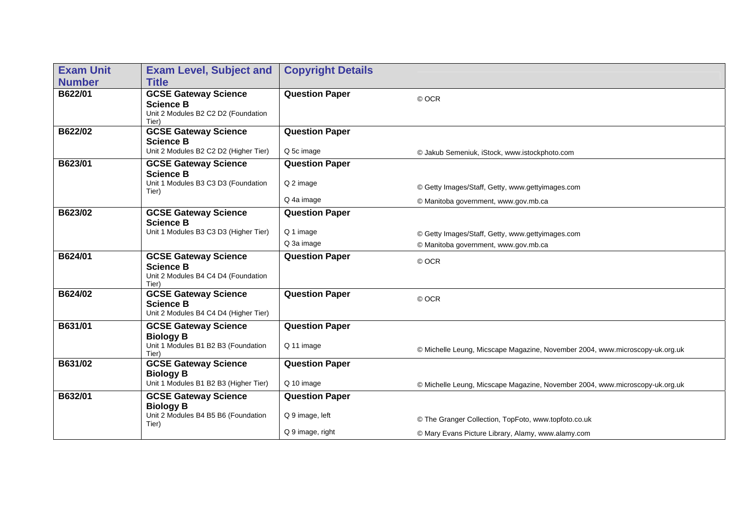| Exam Unit Number | Exam Level, Subject and Title | Copyright Details | |
|---|---|---|---|
| B622/01 | **GCSE Gateway Science Science B** Unit 2 Modules B2 C2 D2 (Foundation Tier) | **Question Paper** | © OCR |
| B622/02 | **GCSE Gateway Science Science B** Unit 2 Modules B2 C2 D2 (Higher Tier) | **Question Paper** | |
| | | Q 5c image | © Jakub Semeniuk, iStock, www.istockphoto.com |
| B623/01 | **GCSE Gateway Science Science B** Unit 1 Modules B3 C3 D3 (Foundation Tier) | **Question Paper** | |
| | | Q 2 image | © Getty Images/Staff, Getty, www.gettyimages.com |
| | | Q 4a image | © Manitoba government, www.gov.mb.ca |
| B623/02 | **GCSE Gateway Science Science B** Unit 1 Modules B3 C3 D3 (Higher Tier) | **Question Paper** | |
| | | Q 1 image | © Getty Images/Staff, Getty, www.gettyimages.com |
| | | Q 3a image | © Manitoba government, www.gov.mb.ca |
| B624/01 | **GCSE Gateway Science Science B** Unit 2 Modules B4 C4 D4 (Foundation Tier) | **Question Paper** | © OCR |
| B624/02 | **GCSE Gateway Science Science B** Unit 2 Modules B4 C4 D4 (Higher Tier) | **Question Paper** | © OCR |
| B631/01 | **GCSE Gateway Science Biology B** Unit 1 Modules B1 B2 B3 (Foundation Tier) | **Question Paper** | |
| | | Q 11 image | © Michelle Leung, Micscape Magazine, November 2004, www.microscopy-uk.org.uk |
| B631/02 | **GCSE Gateway Science Biology B** Unit 1 Modules B1 B2 B3 (Higher Tier) | **Question Paper** | |
| | | Q 10 image | © Michelle Leung, Micscape Magazine, November 2004, www.microscopy-uk.org.uk |
| B632/01 | **GCSE Gateway Science Biology B** Unit 2 Modules B4 B5 B6 (Foundation Tier) | **Question Paper** | |
| | | Q 9 image, left | © The Granger Collection, TopFoto, www.topfoto.co.uk |
| | | Q 9 image, right | © Mary Evans Picture Library, Alamy, www.alamy.com |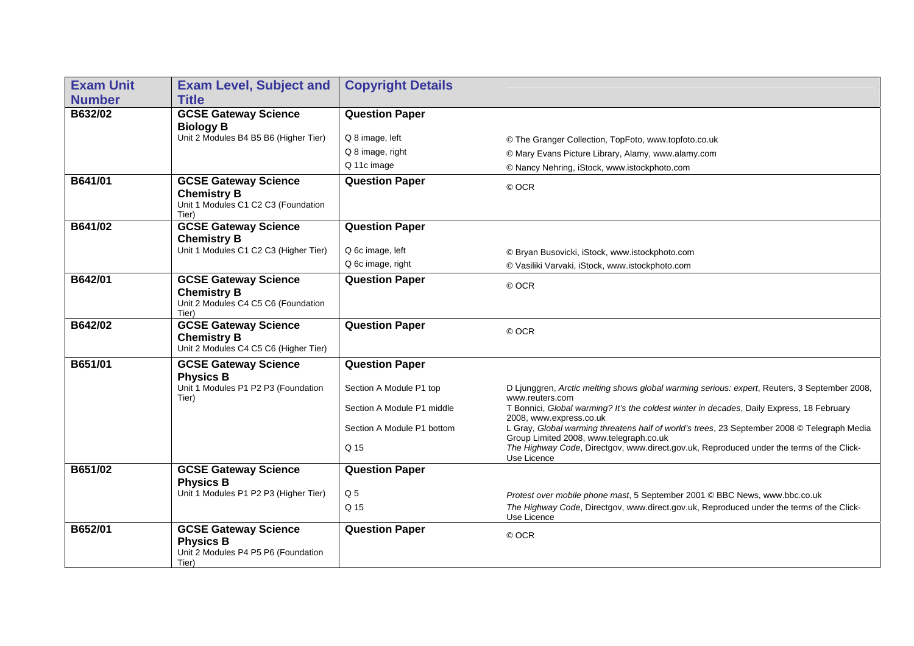| Exam Unit Number | Exam Level, Subject and Title | Copyright Details | |
|---|---|---|---|
| B632/02 | **GCSE Gateway Science Biology B** Unit 2 Modules B4 B5 B6 (Higher Tier) | **Question Paper** | |
| | | Q 8 image, left | © The Granger Collection, TopFoto, www.topfoto.co.uk |
| | | Q 8 image, right | © Mary Evans Picture Library, Alamy, www.alamy.com |
| | | Q 11c image | © Nancy Nehring, iStock, www.istockphoto.com |
| B641/01 | **GCSE Gateway Science Chemistry B** Unit 1 Modules C1 C2 C3 (Foundation Tier) | **Question Paper** | © OCR |
| B641/02 | **GCSE Gateway Science Chemistry B** Unit 1 Modules C1 C2 C3 (Higher Tier) | **Question Paper** | |
| | | Q 6c image, left | © Bryan Busovicki, iStock, www.istockphoto.com |
| | | Q 6c image, right | © Vasiliki Varvaki, iStock, www.istockphoto.com |
| B642/01 | **GCSE Gateway Science Chemistry B** Unit 2 Modules C4 C5 C6 (Foundation Tier) | **Question Paper** | © OCR |
| B642/02 | **GCSE Gateway Science Chemistry B** Unit 2 Modules C4 C5 C6 (Higher Tier) | **Question Paper** | © OCR |
| B651/01 | **GCSE Gateway Science Physics B** Unit 1 Modules P1 P2 P3 (Foundation Tier) | **Question Paper** | |
| | | Section A Module P1 top | D Ljunggren, *Arctic melting shows global warming serious: expert*, Reuters, 3 September 2008, www.reuters.com |
| | | Section A Module P1 middle | T Bonnici, *Global warming? It's the coldest winter in decades*, Daily Express, 18 February 2008, www.express.co.uk |
| | | Section A Module P1 bottom | L Gray, *Global warming threatens half of world's trees*, 23 September 2008 © Telegraph Media Group Limited 2008, www.telegraph.co.uk |
| | | Q 15 | *The Highway Code*, Directgov, www.direct.gov.uk, Reproduced under the terms of the Click-Use Licence |
| B651/02 | **GCSE Gateway Science Physics B** Unit 1 Modules P1 P2 P3 (Higher Tier) | **Question Paper** | |
| | | Q 5 | *Protest over mobile phone mast*, 5 September 2001 © BBC News, www.bbc.co.uk |
| | | Q 15 | *The Highway Code*, Directgov, www.direct.gov.uk, Reproduced under the terms of the Click-Use Licence |
| B652/01 | **GCSE Gateway Science Physics B** Unit 2 Modules P4 P5 P6 (Foundation Tier) | **Question Paper** | © OCR |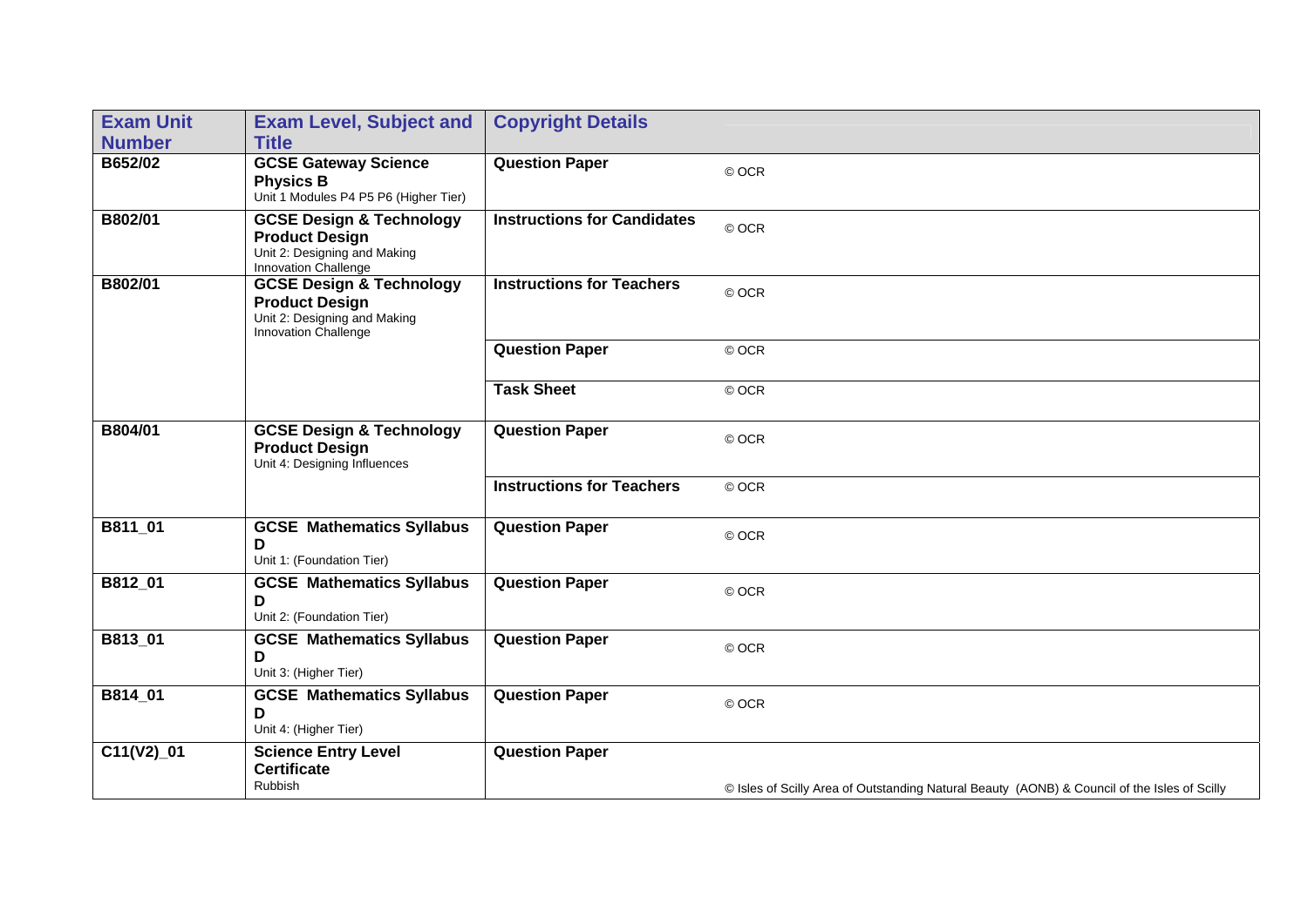| Exam Unit Number | Exam Level, Subject and Title | Copyright Details | |
|---|---|---|---|
| B652/02 | **GCSE Gateway Science Physics B** Unit 1 Modules P4 P5 P6 (Higher Tier) | **Question Paper** | © OCR |
| B802/01 | **GCSE Design & Technology Product Design** Unit 2: Designing and Making Innovation Challenge | **Instructions for Candidates** | © OCR |
| B802/01 | **GCSE Design & Technology Product Design** Unit 2: Designing and Making Innovation Challenge | **Instructions for Teachers** | © OCR |
| | | **Question Paper** | © OCR |
| | | **Task Sheet** | © OCR |
| B804/01 | **GCSE Design & Technology Product Design** Unit 4: Designing Influences | **Question Paper** | © OCR |
| | | **Instructions for Teachers** | © OCR |
| B811_01 | **GCSE Mathematics Syllabus D** Unit 1: (Foundation Tier) | **Question Paper** | © OCR |
| B812_01 | **GCSE Mathematics Syllabus D** Unit 2: (Foundation Tier) | **Question Paper** | © OCR |
| B813_01 | **GCSE Mathematics Syllabus D** Unit 3: (Higher Tier) | **Question Paper** | © OCR |
| B814_01 | **GCSE Mathematics Syllabus D** Unit 4: (Higher Tier) | **Question Paper** | © OCR |
| C11(V2)_01 | **Science Entry Level Certificate** Rubbish | **Question Paper** | © Isles of Scilly Area of Outstanding Natural Beauty (AONB) & Council of the Isles of Scilly |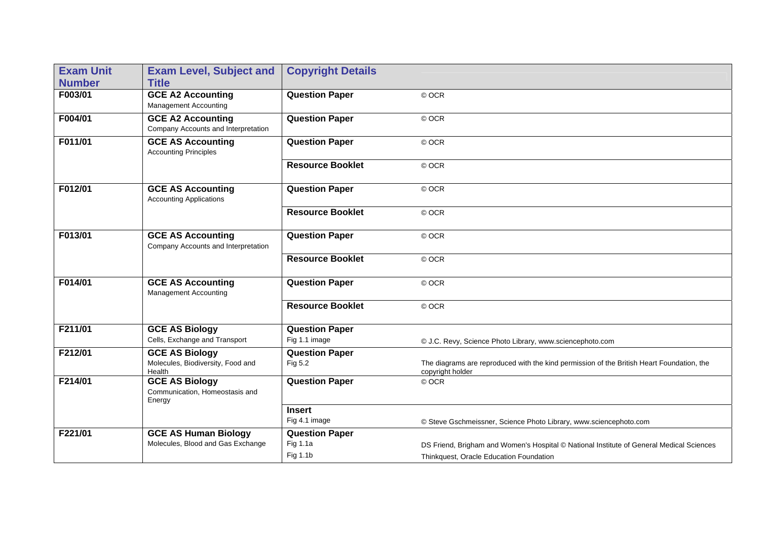| Exam Unit Number | Exam Level, Subject and Title | Copyright Details | |
|---|---|---|---|
| F003/01 | **GCE A2 Accounting**<br>Management Accounting | **Question Paper** | © OCR |
| F004/01 | **GCE A2 Accounting**<br>Company Accounts and Interpretation | **Question Paper** | © OCR |
| F011/01 | **GCE AS Accounting**<br>Accounting Principles | **Question Paper** | © OCR |
| | | **Resource Booklet** | © OCR |
| F012/01 | **GCE AS Accounting**<br>Accounting Applications | **Question Paper** | © OCR |
| | | **Resource Booklet** | © OCR |
| F013/01 | **GCE AS Accounting**<br>Company Accounts and Interpretation | **Question Paper** | © OCR |
| | | **Resource Booklet** | © OCR |
| F014/01 | **GCE AS Accounting**<br>Management Accounting | **Question Paper** | © OCR |
| | | **Resource Booklet** | © OCR |
| F211/01 | **GCE AS Biology**<br>Cells, Exchange and Transport | **Question Paper**<br>Fig 1.1 image | © J.C. Revy, Science Photo Library, www.sciencephoto.com |
| F212/01 | **GCE AS Biology**<br>Molecules, Biodiversity, Food and Health | **Question Paper**<br>Fig 5.2 | The diagrams are reproduced with the kind permission of the British Heart Foundation, the copyright holder |
| F214/01 | **GCE AS Biology**<br>Communication, Homeostasis and Energy | **Question Paper** | © OCR |
| | | **Insert**<br>Fig 4.1 image | © Steve Gschmeissner, Science Photo Library, www.sciencephoto.com |
| F221/01 | **GCE AS Human Biology**<br>Molecules, Blood and Gas Exchange | **Question Paper**<br>Fig 1.1a<br>Fig 1.1b | DS Friend, Brigham and Women's Hospital © National Institute of General Medical Sciences<br>Thinkquest, Oracle Education Foundation |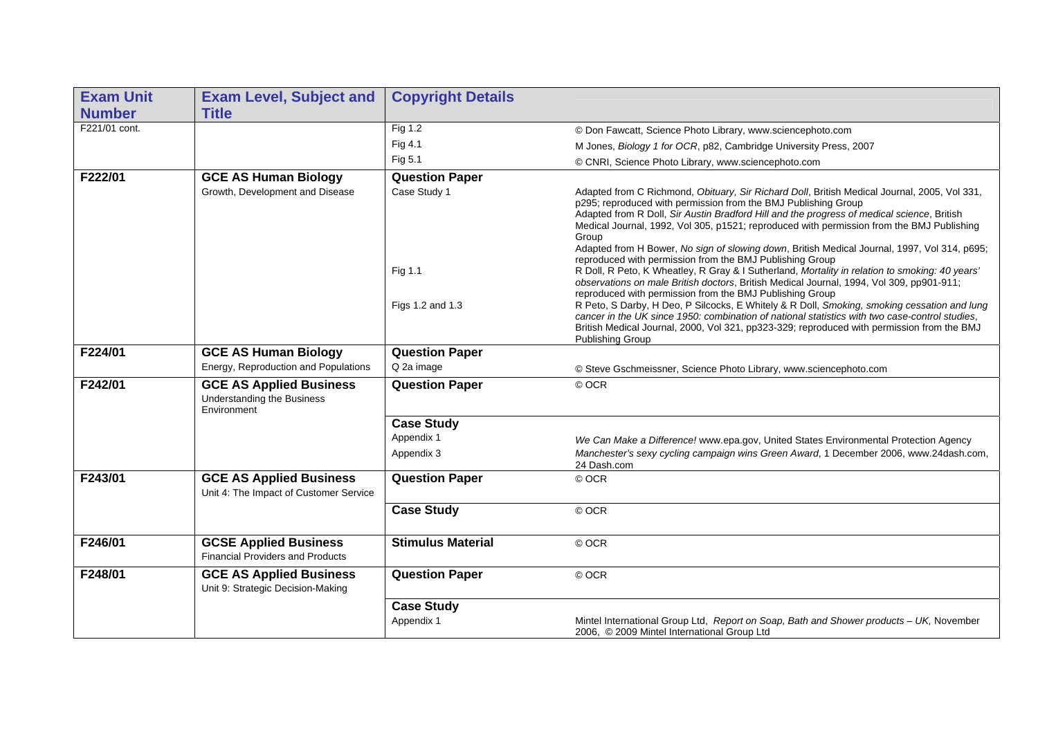| Exam Unit Number | Exam Level, Subject and Title | Copyright Details | |
|---|---|---|---|
| F221/01 cont. | | Fig 1.2 | © Don Fawcatt, Science Photo Library, www.sciencephoto.com |
| | | Fig 4.1 | M Jones, *Biology 1 for OCR*, p82, Cambridge University Press, 2007 |
| | | Fig 5.1 | © CNRI, Science Photo Library, www.sciencephoto.com |
| **F222/01** | **GCE AS Human Biology**<br>Growth, Development and Disease | **Question Paper** | |
| | | Case Study 1 | Adapted from C Richmond, *Obituary, Sir Richard Doll*, British Medical Journal, 2005, Vol 331, p295; reproduced with permission from the BMJ Publishing Group<br>Adapted from R Doll, *Sir Austin Bradford Hill and the progress of medical science*, British Medical Journal, 1992, Vol 305, p1521; reproduced with permission from the BMJ Publishing Group<br>Adapted from H Bower, *No sign of slowing down*, British Medical Journal, 1997, Vol 314, p695; reproduced with permission from the BMJ Publishing Group |
| | | Fig 1.1 | R Doll, R Peto, K Wheatley, R Gray & I Sutherland, *Mortality in relation to smoking: 40 years' observations on male British doctors*, British Medical Journal, 1994, Vol 309, pp901-911; reproduced with permission from the BMJ Publishing Group |
| | | Figs 1.2 and 1.3 | R Peto, S Darby, H Deo, P Silcocks, E Whitely & R Doll, *Smoking, smoking cessation and lung cancer in the UK since 1950: combination of national statistics with two case-control studies*, British Medical Journal, 2000, Vol 321, pp323-329; reproduced with permission from the BMJ Publishing Group |
| **F224/01** | **GCE AS Human Biology**<br>Energy, Reproduction and Populations | **Question Paper** | |
| | | Q 2a image | © Steve Gschmeissner, Science Photo Library, www.sciencephoto.com |
| **F242/01** | **GCE AS Applied Business**<br>Understanding the Business Environment | **Question Paper** | © OCR |
| | | **Case Study** | |
| | | Appendix 1 | *We Can Make a Difference!* www.epa.gov, United States Environmental Protection Agency |
| | | Appendix 3 | *Manchester's sexy cycling campaign wins Green Award*, 1 December 2006, www.24dash.com, 24 Dash.com |
| **F243/01** | **GCE AS Applied Business**<br>Unit 4: The Impact of Customer Service | **Question Paper** | © OCR |
| | | **Case Study** | © OCR |
| **F246/01** | **GCSE Applied Business**<br>Financial Providers and Products | **Stimulus Material** | © OCR |
| **F248/01** | **GCE AS Applied Business**<br>Unit 9: Strategic Decision-Making | **Question Paper** | © OCR |
| | | **Case Study** | |
| | | Appendix 1 | Mintel International Group Ltd, *Report on Soap, Bath and Shower products – UK,* November 2006, © 2009 Mintel International Group Ltd |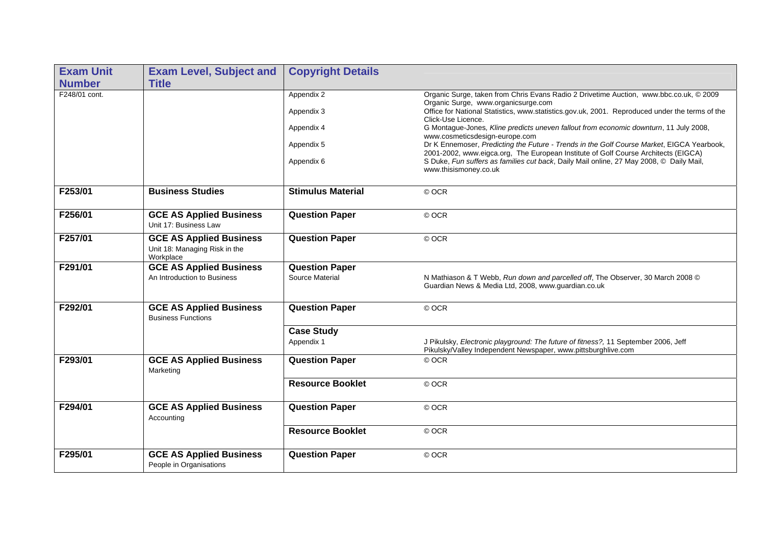| Exam Unit Number | Exam Level, Subject and Title | Copyright Details | |
|---|---|---|---|
| F248/01 cont. | | Appendix 2 | Organic Surge, taken from Chris Evans Radio 2 Drivetime Auction, www.bbc.co.uk, © 2009 Organic Surge, www.organicsurge.com |
| | | Appendix 3 | Office for National Statistics, www.statistics.gov.uk, 2001. Reproduced under the terms of the Click-Use Licence. |
| | | Appendix 4 | G Montague-Jones, *Kline predicts uneven fallout from economic downturn*, 11 July 2008, www.cosmeticsdesign-europe.com |
| | | Appendix 5 | Dr K Ennemoser, *Predicting the Future - Trends in the Golf Course Market*, EIGCA Yearbook, 2001-2002, www.eigca.org, The European Institute of Golf Course Architects (EIGCA) |
| | | Appendix 6 | S Duke, *Fun suffers as families cut back*, Daily Mail online, 27 May 2008, © Daily Mail, www.thisismoney.co.uk |
| **F253/01** | **Business Studies** | **Stimulus Material** | © OCR |
| **F256/01** | **GCE AS Applied Business** Unit 17: Business Law | **Question Paper** | © OCR |
| **F257/01** | **GCE AS Applied Business** Unit 18: Managing Risk in the Workplace | **Question Paper** | © OCR |
| **F291/01** | **GCE AS Applied Business** An Introduction to Business | **Question Paper** Source Material | N Mathiason & T Webb, *Run down and parcelled off*, The Observer, 30 March 2008 © Guardian News & Media Ltd, 2008, www.guardian.co.uk |
| **F292/01** | **GCE AS Applied Business** Business Functions | **Question Paper** | © OCR |
| | | **Case Study** Appendix 1 | J Pikulsky, *Electronic playground: The future of fitness?*, 11 September 2006, Jeff Pikulsky/Valley Independent Newspaper, www.pittsburghlive.com |
| **F293/01** | **GCE AS Applied Business** Marketing | **Question Paper** | © OCR |
| | | **Resource Booklet** | © OCR |
| **F294/01** | **GCE AS Applied Business** Accounting | **Question Paper** | © OCR |
| | | **Resource Booklet** | © OCR |
| **F295/01** | **GCE AS Applied Business** People in Organisations | **Question Paper** | © OCR |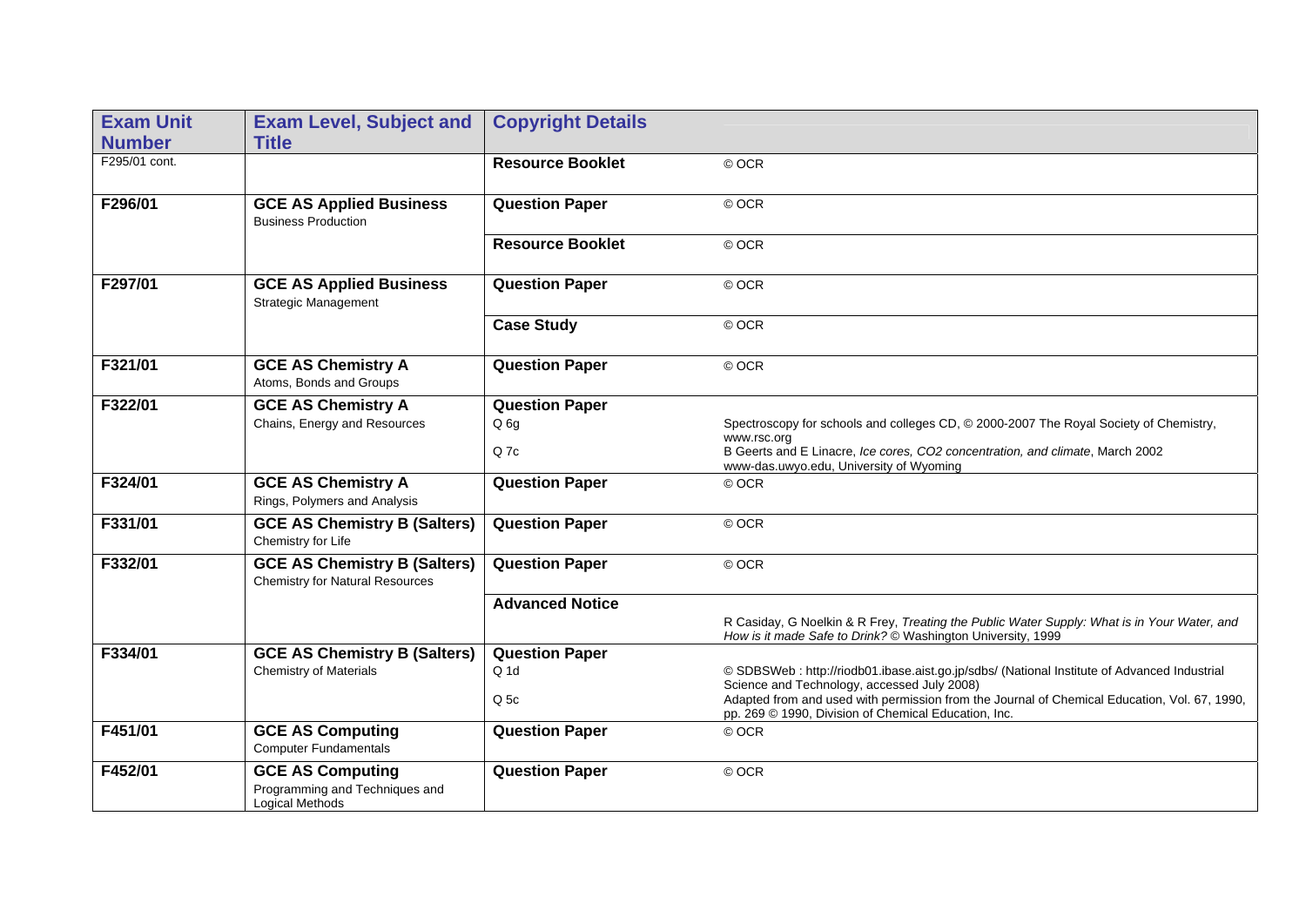| Exam Unit Number | Exam Level, Subject and Title | Copyright Details | |
|---|---|---|---|
| F295/01 cont. | | **Resource Booklet** | © OCR |
| **F296/01** | **GCE AS Applied Business** Business Production | **Question Paper** | © OCR |
| | | **Resource Booklet** | © OCR |
| **F297/01** | **GCE AS Applied Business** Strategic Management | **Question Paper** | © OCR |
| | | **Case Study** | © OCR |
| **F321/01** | **GCE AS Chemistry A** Atoms, Bonds and Groups | **Question Paper** | © OCR |
| **F322/01** | **GCE AS Chemistry A** Chains, Energy and Resources | **Question Paper** | |
| | | Q 6g | Spectroscopy for schools and colleges CD, © 2000-2007 The Royal Society of Chemistry, www.rsc.org |
| | | Q 7c | B Geerts and E Linacre, *Ice cores, CO2 concentration, and climate*, March 2002 www-das.uwyo.edu, University of Wyoming |
| **F324/01** | **GCE AS Chemistry A** Rings, Polymers and Analysis | **Question Paper** | © OCR |
| **F331/01** | **GCE AS Chemistry B (Salters)** Chemistry for Life | **Question Paper** | © OCR |
| **F332/01** | **GCE AS Chemistry B (Salters)** Chemistry for Natural Resources | **Question Paper** | © OCR |
| | | **Advanced Notice** | R Casiday, G Noelkin & R Frey, *Treating the Public Water Supply: What is in Your Water, and How is it made Safe to Drink?* © Washington University, 1999 |
| **F334/01** | **GCE AS Chemistry B (Salters)** Chemistry of Materials | **Question Paper** | |
| | | Q 1d | © SDBSWeb : http://riodb01.ibase.aist.go.jp/sdbs/ (National Institute of Advanced Industrial Science and Technology, accessed July 2008) |
| | | Q 5c | Adapted from and used with permission from the Journal of Chemical Education, Vol. 67, 1990, pp. 269 © 1990, Division of Chemical Education, Inc. |
| **F451/01** | **GCE AS Computing** Computer Fundamentals | **Question Paper** | © OCR |
| **F452/01** | **GCE AS Computing** Programming and Techniques and Logical Methods | **Question Paper** | © OCR |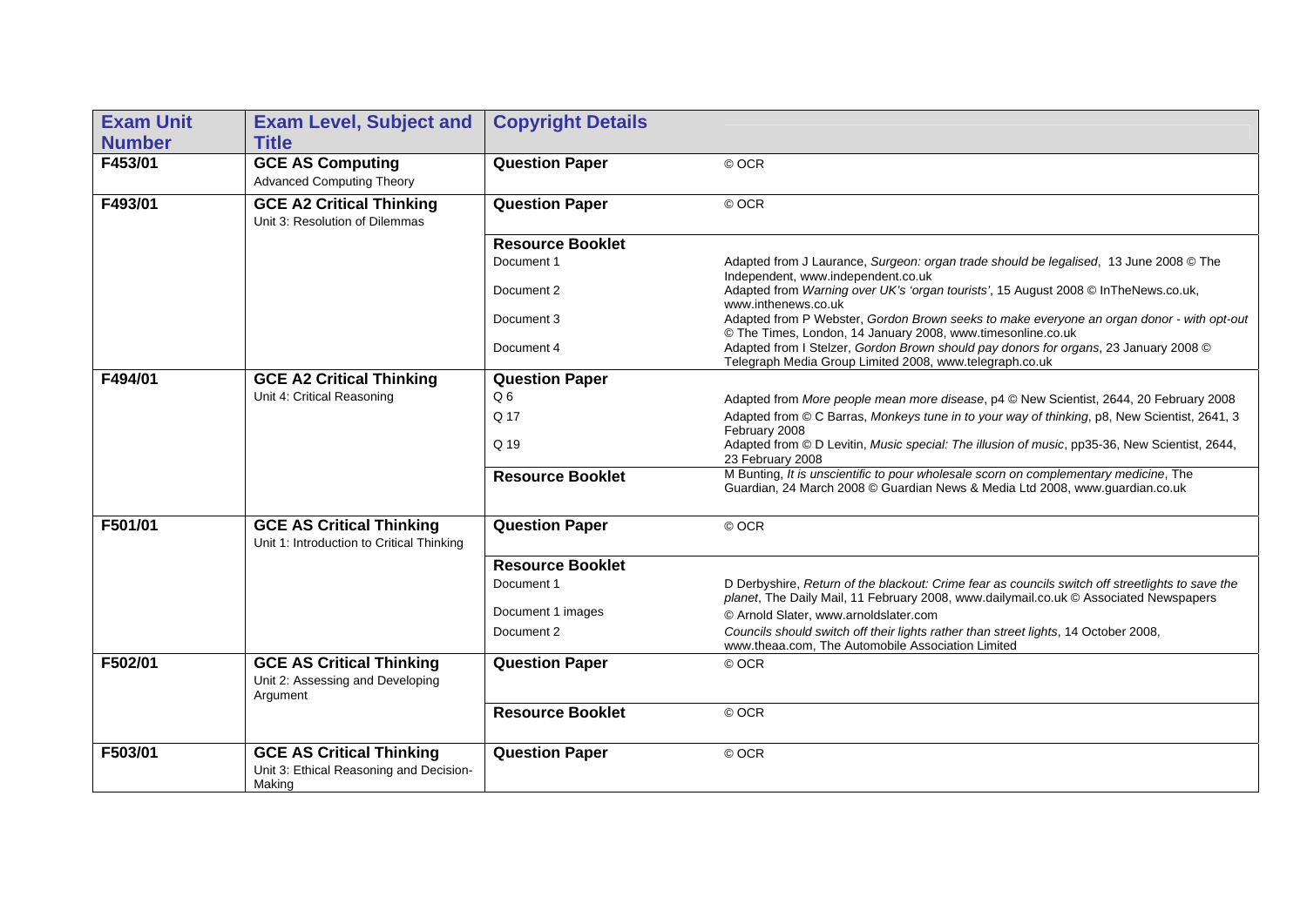| Exam Unit Number | Exam Level, Subject and Title | Copyright Details | |
|---|---|---|---|
| F453/01 | **GCE AS Computing** Advanced Computing Theory | **Question Paper** | © OCR |
| F493/01 | **GCE A2 Critical Thinking** Unit 3: Resolution of Dilemmas | **Question Paper** | © OCR |
| | | **Resource Booklet** | |
| | | Document 1 | Adapted from J Laurance, *Surgeon: organ trade should be legalised*, 13 June 2008 © The Independent, www.independent.co.uk |
| | | Document 2 | Adapted from *Warning over UK's 'organ tourists'*, 15 August 2008 © InTheNews.co.uk, www.inthenews.co.uk |
| | | Document 3 | Adapted from P Webster, *Gordon Brown seeks to make everyone an organ donor - with opt-out* © The Times, London, 14 January 2008, www.timesonline.co.uk |
| | | Document 4 | Adapted from I Stelzer, *Gordon Brown should pay donors for organs*, 23 January 2008 © Telegraph Media Group Limited 2008, www.telegraph.co.uk |
| F494/01 | **GCE A2 Critical Thinking** Unit 4: Critical Reasoning | **Question Paper** | |
| | | Q 6 | Adapted from *More people mean more disease*, p4 © New Scientist, 2644, 20 February 2008 |
| | | Q 17 | Adapted from © C Barras, *Monkeys tune in to your way of thinking*, p8, New Scientist, 2641, 3 February 2008 |
| | | Q 19 | Adapted from © D Levitin, *Music special: The illusion of music*, pp35-36, New Scientist, 2644, 23 February 2008 |
| | | **Resource Booklet** | M Bunting, *It is unscientific to pour wholesale scorn on complementary medicine*, The Guardian, 24 March 2008 © Guardian News & Media Ltd 2008, www.guardian.co.uk |
| F501/01 | **GCE AS Critical Thinking** Unit 1: Introduction to Critical Thinking | **Question Paper** | © OCR |
| | | **Resource Booklet** | |
| | | Document 1 | D Derbyshire, *Return of the blackout: Crime fear as councils switch off streetlights to save the planet*, The Daily Mail, 11 February 2008, www.dailymail.co.uk © Associated Newspapers |
| | | Document 1 images | © Arnold Slater, www.arnoldslater.com |
| | | Document 2 | *Councils should switch off their lights rather than street lights*, 14 October 2008, www.theaa.com, The Automobile Association Limited |
| F502/01 | **GCE AS Critical Thinking** Unit 2: Assessing and Developing Argument | **Question Paper** | © OCR |
| | | **Resource Booklet** | © OCR |
| F503/01 | **GCE AS Critical Thinking** Unit 3: Ethical Reasoning and Decision-Making | **Question Paper** | © OCR |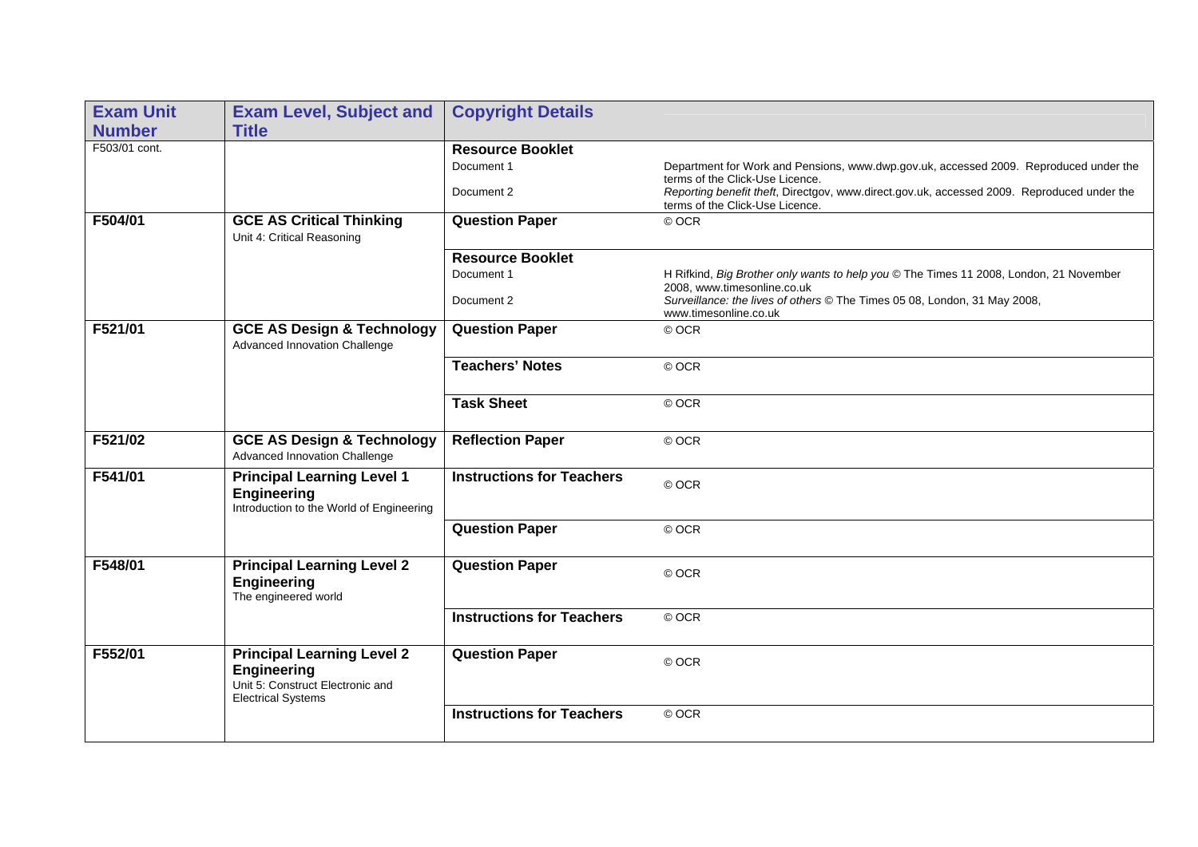| Exam Unit Number | Exam Level, Subject and Title | Copyright Details | |
|---|---|---|---|
| F503/01 cont. | | **Resource Booklet** | |
| | | Document 1 | Department for Work and Pensions, www.dwp.gov.uk, accessed 2009. Reproduced under the terms of the Click-Use Licence. |
| | | Document 2 | *Reporting benefit theft*, Directgov, www.direct.gov.uk, accessed 2009. Reproduced under the terms of the Click-Use Licence. |
| **F504/01** | **GCE AS Critical Thinking** Unit 4: Critical Reasoning | **Question Paper** | © OCR |
| | | **Resource Booklet** | |
| | | Document 1 | H Rifkind, *Big Brother only wants to help you* © The Times 11 2008, London, 21 November 2008, www.timesonline.co.uk |
| | | Document 2 | *Surveillance: the lives of others* © The Times 05 08, London, 31 May 2008, www.timesonline.co.uk |
| **F521/01** | **GCE AS Design & Technology** Advanced Innovation Challenge | **Question Paper** | © OCR |
| | | **Teachers' Notes** | © OCR |
| | | **Task Sheet** | © OCR |
| **F521/02** | **GCE AS Design & Technology** Advanced Innovation Challenge | **Reflection Paper** | © OCR |
| **F541/01** | **Principal Learning Level 1 Engineering** Introduction to the World of Engineering | **Instructions for Teachers** | © OCR |
| | | **Question Paper** | © OCR |
| **F548/01** | **Principal Learning Level 2 Engineering** The engineered world | **Question Paper** | © OCR |
| | | **Instructions for Teachers** | © OCR |
| **F552/01** | **Principal Learning Level 2 Engineering** Unit 5: Construct Electronic and Electrical Systems | **Question Paper** | © OCR |
| | | **Instructions for Teachers** | © OCR |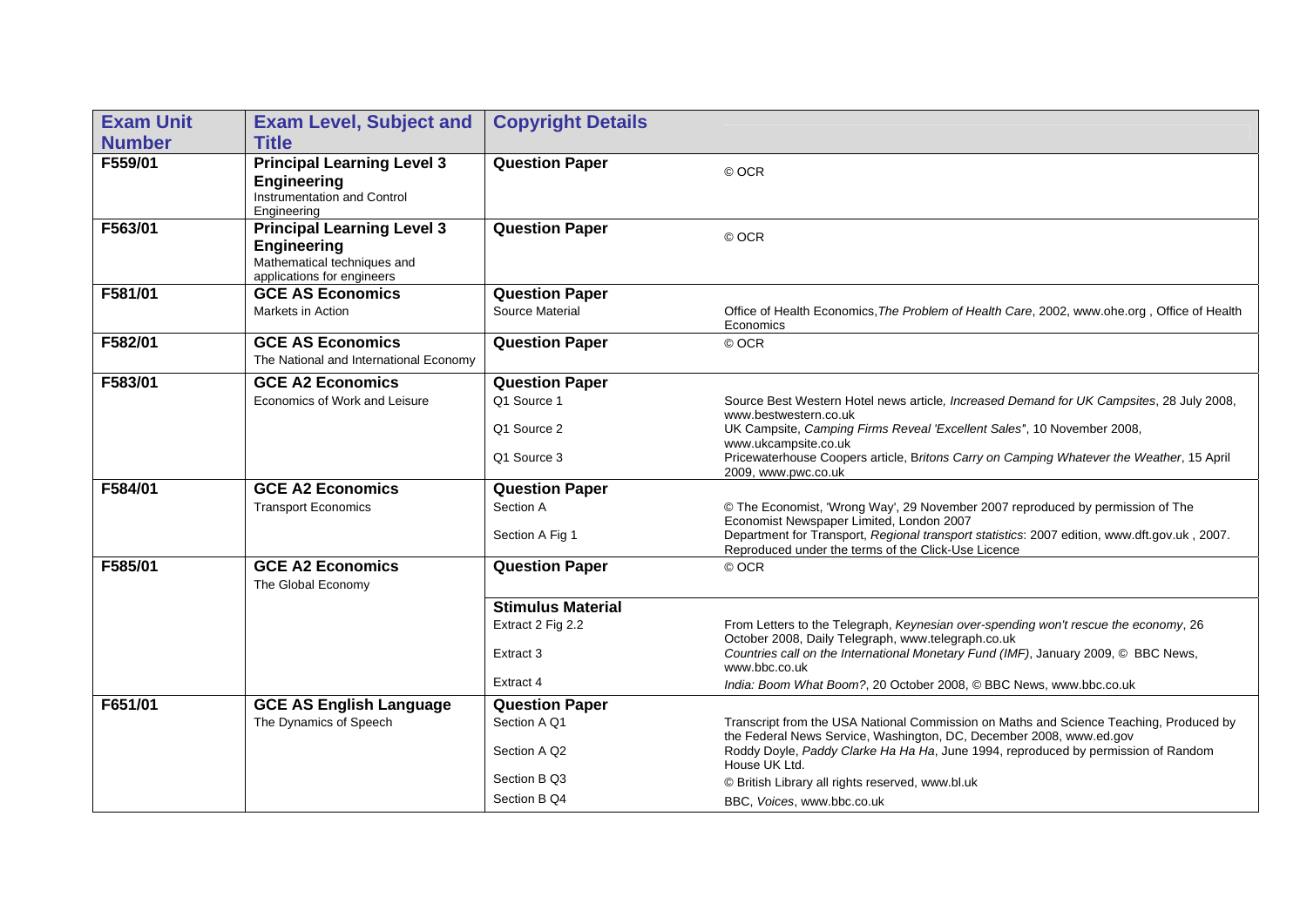| Exam Unit Number | Exam Level, Subject and Title | Copyright Details | |
|---|---|---|---|
| F559/01 | **Principal Learning Level 3 Engineering** Instrumentation and Control Engineering | **Question Paper** | © OCR |
| F563/01 | **Principal Learning Level 3 Engineering** Mathematical techniques and applications for engineers | **Question Paper** | © OCR |
| F581/01 | **GCE AS Economics** Markets in Action | **Question Paper** | |
| | | Source Material | Office of Health Economics, *The Problem of Health Care*, 2002, www.ohe.org , Office of Health Economics |
| F582/01 | **GCE AS Economics** The National and International Economy | **Question Paper** | © OCR |
| F583/01 | **GCE A2 Economics** Economics of Work and Leisure | **Question Paper** | |
| | | Q1 Source 1 | Source Best Western Hotel news article, *Increased Demand for UK Campsites*, 28 July 2008, www.bestwestern.co.uk |
| | | Q1 Source 2 | UK Campsite, *Camping Firms Reveal 'Excellent Sales"*, 10 November 2008, www.ukcampsite.co.uk |
| | | Q1 Source 3 | Pricewaterhouse Coopers article, *Britons Carry on Camping Whatever the Weather*, 15 April 2009, www.pwc.co.uk |
| F584/01 | **GCE A2 Economics** Transport Economics | **Question Paper** | |
| | | Section A | © The Economist, 'Wrong Way', 29 November 2007 reproduced by permission of The Economist Newspaper Limited, London 2007 |
| | | Section A Fig 1 | Department for Transport, *Regional transport statistics*: 2007 edition, www.dft.gov.uk , 2007. Reproduced under the terms of the Click-Use Licence |
| F585/01 | **GCE A2 Economics** The Global Economy | **Question Paper** | © OCR |
| | | **Stimulus Material** | |
| | | Extract 2 Fig 2.2 | From Letters to the Telegraph, *Keynesian over-spending won't rescue the economy*, 26 October 2008, Daily Telegraph, www.telegraph.co.uk |
| | | Extract 3 | *Countries call on the International Monetary Fund (IMF)*, January 2009, © BBC News, www.bbc.co.uk |
| | | Extract 4 | *India: Boom What Boom?*, 20 October 2008, © BBC News, www.bbc.co.uk |
| F651/01 | **GCE AS English Language** The Dynamics of Speech | **Question Paper** | |
| | | Section A Q1 | Transcript from the USA National Commission on Maths and Science Teaching, Produced by the Federal News Service, Washington, DC, December 2008, www.ed.gov |
| | | Section A Q2 | Roddy Doyle, *Paddy Clarke Ha Ha Ha*, June 1994, reproduced by permission of Random House UK Ltd. |
| | | Section B Q3 | © British Library all rights reserved, www.bl.uk |
| | | Section B Q4 | BBC, *Voices*, www.bbc.co.uk |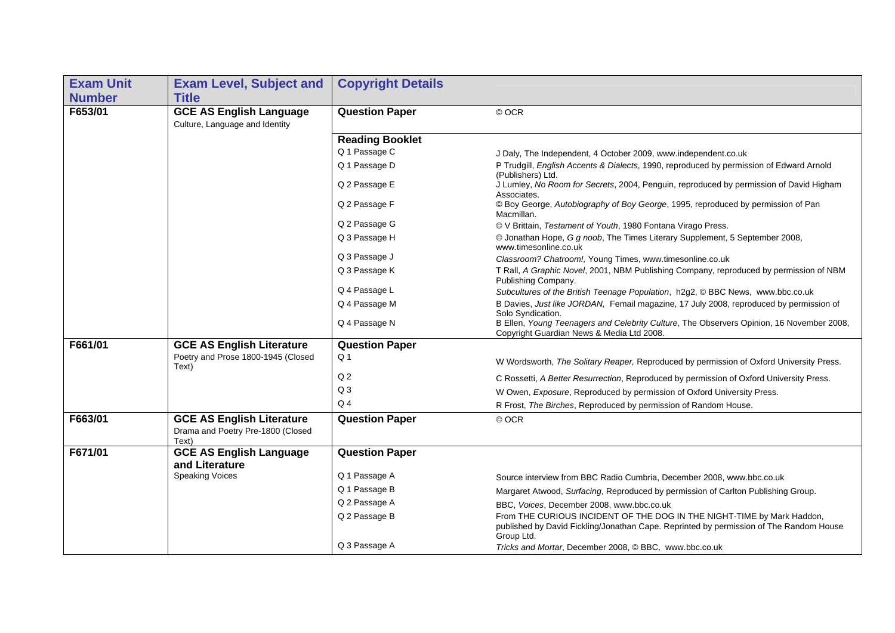| Exam Unit Number | Exam Level, Subject and Title | Copyright Details | |
|---|---|---|---|
| F653/01 | **GCE AS English Language** Culture, Language and Identity | **Question Paper** | © OCR |
| | | **Reading Booklet** | |
| | | Q 1 Passage C | J Daly, The Independent, 4 October 2009, www.independent.co.uk |
| | | Q 1 Passage D | P Trudgill, *English Accents & Dialects*, 1990, reproduced by permission of Edward Arnold (Publishers) Ltd. |
| | | Q 2 Passage E | J Lumley, *No Room for Secrets*, 2004, Penguin, reproduced by permission of David Higham Associates. |
| | | Q 2 Passage F | © Boy George, *Autobiography of Boy George*, 1995, reproduced by permission of Pan Macmillan. |
| | | Q 2 Passage G | © V Brittain, *Testament of Youth*, 1980 Fontana Virago Press. |
| | | Q 3 Passage H | © Jonathan Hope, *G g noob*, The Times Literary Supplement, 5 September 2008, www.timesonline.co.uk |
| | | Q 3 Passage J | *Classroom? Chatroom!,* Young Times, www.timesonline.co.uk |
| | | Q 3 Passage K | T Rall, *A Graphic Novel*, 2001, NBM Publishing Company, reproduced by permission of NBM Publishing Company. |
| | | Q 4 Passage L | *Subcultures of the British Teenage Population*, h2g2, © BBC News, www.bbc.co.uk |
| | | Q 4 Passage M | B Davies, *Just like JORDAN,* Femail magazine, 17 July 2008, reproduced by permission of Solo Syndication. |
| | | Q 4 Passage N | B Ellen, *Young Teenagers and Celebrity Culture*, The Observers Opinion, 16 November 2008, Copyright Guardian News & Media Ltd 2008. |
| F661/01 | **GCE AS English Literature** Poetry and Prose 1800-1945 (Closed Text) | **Question Paper** | |
| | | Q 1 | W Wordsworth, *The Solitary Reaper,* Reproduced by permission of Oxford University Press. |
| | | Q 2 | C Rossetti, *A Better Resurrection*, Reproduced by permission of Oxford University Press. |
| | | Q 3 | W Owen, *Exposure*, Reproduced by permission of Oxford University Press. |
| | | Q 4 | R Frost, *The Birches*, Reproduced by permission of Random House. |
| F663/01 | **GCE AS English Literature** Drama and Poetry Pre-1800 (Closed Text) | **Question Paper** | © OCR |
| F671/01 | **GCE AS English Language and Literature** Speaking Voices | **Question Paper** | |
| | | Q 1 Passage A | Source interview from BBC Radio Cumbria, December 2008, www.bbc.co.uk |
| | | Q 1 Passage B | Margaret Atwood, *Surfacing*, Reproduced by permission of Carlton Publishing Group. |
| | | Q 2 Passage A | BBC, *Voices*, December 2008, www.bbc.co.uk |
| | | Q 2 Passage B | From THE CURIOUS INCIDENT OF THE DOG IN THE NIGHT-TIME by Mark Haddon, published by David Fickling/Jonathan Cape. Reprinted by permission of The Random House Group Ltd. |
| | | Q 3 Passage A | *Tricks and Mortar*, December 2008, © BBC, www.bbc.co.uk |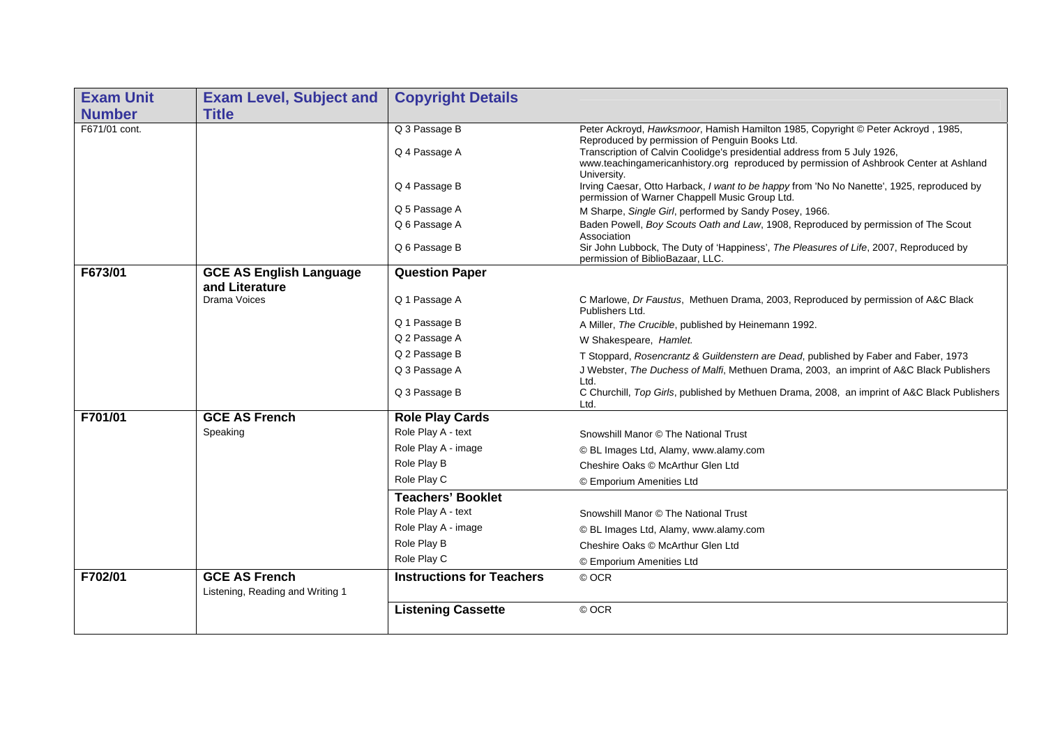| Exam Unit Number | Exam Level, Subject and Title | Copyright Details | |
|---|---|---|---|
| F671/01 cont. | | Q 3 Passage B | Peter Ackroyd, *Hawksmoor*, Hamish Hamilton 1985, Copyright © Peter Ackroyd , 1985, Reproduced by permission of Penguin Books Ltd. |
| | | Q 4 Passage A | Transcription of Calvin Coolidge's presidential address from 5 July 1926, www.teachingamericanhistory.org reproduced by permission of Ashbrook Center at Ashland University. |
| | | Q 4 Passage B | Irving Caesar, Otto Harback, *I want to be happy* from 'No No Nanette', 1925, reproduced by permission of Warner Chappell Music Group Ltd. |
| | | Q 5 Passage A | M Sharpe, *Single Girl*, performed by Sandy Posey, 1966. |
| | | Q 6 Passage A | Baden Powell, *Boy Scouts Oath and Law*, 1908, Reproduced by permission of The Scout Association |
| | | Q 6 Passage B | Sir John Lubbock, The Duty of 'Happiness', *The Pleasures of Life*, 2007, Reproduced by permission of BiblioBazaar, LLC. |
| **F673/01** | **GCE AS English Language and Literature** Drama Voices | **Question Paper** | |
| | | Q 1 Passage A | C Marlowe, *Dr Faustus*, Methuen Drama, 2003, Reproduced by permission of A&C Black Publishers Ltd. |
| | | Q 1 Passage B | A Miller, *The Crucible*, published by Heinemann 1992. |
| | | Q 2 Passage A | W Shakespeare, *Hamlet.* |
| | | Q 2 Passage B | T Stoppard, *Rosencrantz & Guildenstern are Dead*, published by Faber and Faber, 1973 |
| | | Q 3 Passage A | J Webster, *The Duchess of Malfi*, Methuen Drama, 2003, an imprint of A&C Black Publishers Ltd. |
| | | Q 3 Passage B | C Churchill, *Top Girls*, published by Methuen Drama, 2008, an imprint of A&C Black Publishers Ltd. |
| **F701/01** | **GCE AS French** Speaking | **Role Play Cards** | |
| | | Role Play A - text | Snowshill Manor © The National Trust |
| | | Role Play A - image | © BL Images Ltd, Alamy, www.alamy.com |
| | | Role Play B | Cheshire Oaks © McArthur Glen Ltd |
| | | Role Play C | © Emporium Amenities Ltd |
| | | **Teachers' Booklet** | |
| | | Role Play A - text | Snowshill Manor © The National Trust |
| | | Role Play A - image | © BL Images Ltd, Alamy, www.alamy.com |
| | | Role Play B | Cheshire Oaks © McArthur Glen Ltd |
| | | Role Play C | © Emporium Amenities Ltd |
| **F702/01** | **GCE AS French** Listening, Reading and Writing 1 | **Instructions for Teachers** | © OCR |
| | | **Listening Cassette** | © OCR |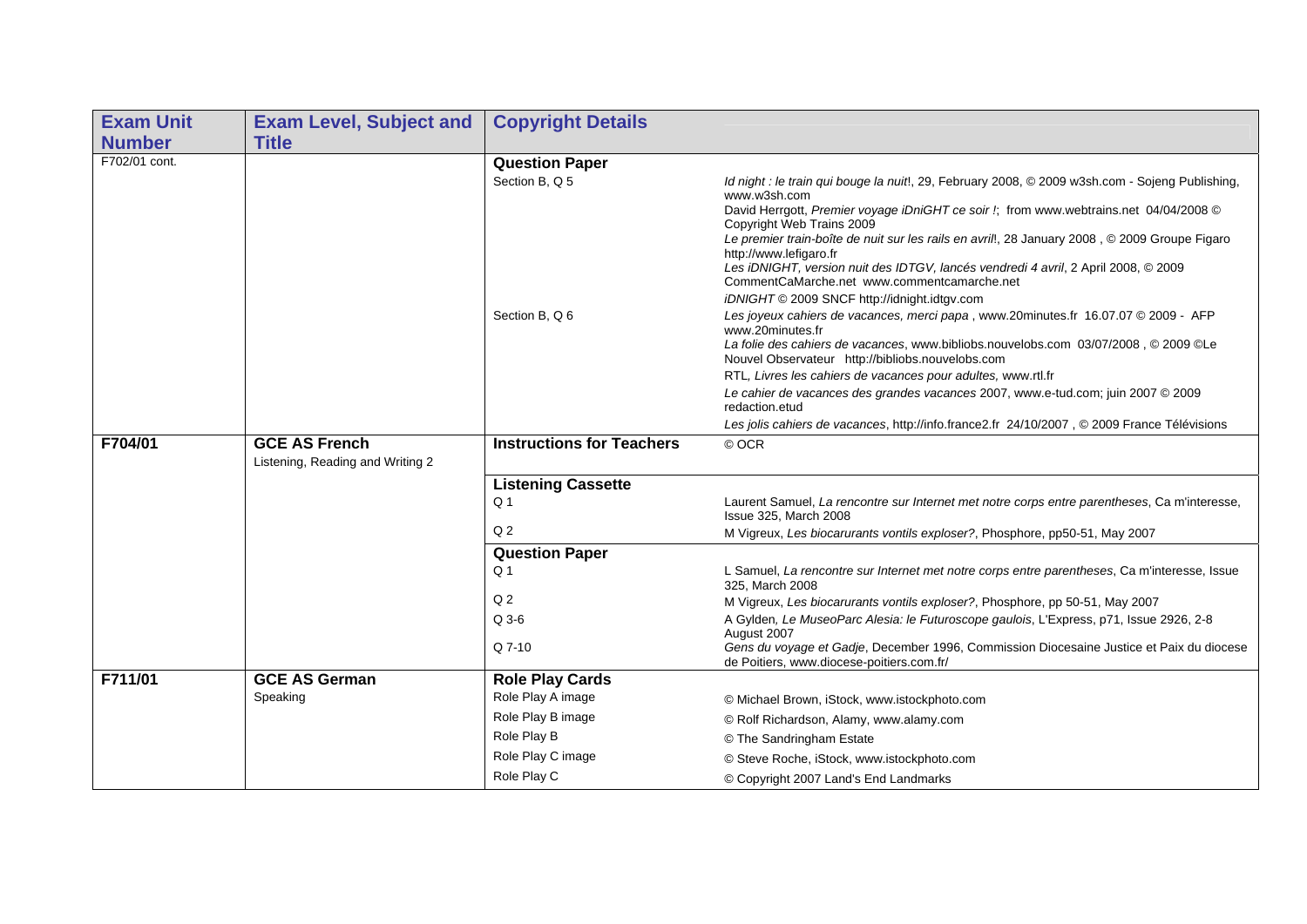| Exam Unit Number | Exam Level, Subject and Title | Copyright Details | |
|---|---|---|---|
| F702/01 cont. | | **Question Paper** | |
| | | Section B, Q 5 | *Id night : le train qui bouge la nuit*!, 29, February 2008, © 2009 w3sh.com - Sojeng Publishing, www.w3sh.com<br>David Herrgott, *Premier voyage iDniGHT ce soir !*; from www.webtrains.net 04/04/2008 © Copyright Web Trains 2009<br>*Le premier train-boîte de nuit sur les rails en avril*!, 28 January 2008 , © 2009 Groupe Figaro http://www.lefigaro.fr<br>*Les iDNIGHT, version nuit des IDTGV, lancés vendredi 4 avril*, 2 April 2008, © 2009 CommentCaMarche.net www.commentcamarche.net<br>*iDNIGHT* © 2009 SNCF http://idnight.idtgv.com |
| | | Section B, Q 6 | *Les joyeux cahiers de vacances, merci papa* , www.20minutes.fr 16.07.07 © 2009 - AFP www.20minutes.fr<br>*La folie des cahiers de vacances*, www.bibliobs.nouvelobs.com 03/07/2008 , © 2009 ©Le Nouvel Observateur http://bibliobs.nouvelobs.com<br>RTL, *Livres les cahiers de vacances pour adultes,* www.rtl.fr<br>*Le cahier de vacances des grandes vacances* 2007, www.e-tud.com; juin 2007 © 2009 redaction.etud<br>*Les jolis cahiers de vacances*, http://info.france2.fr 24/10/2007 , © 2009 France Télévisions |
| **F704/01** | **GCE AS French**<br>Listening, Reading and Writing 2 | **Instructions for Teachers** | © OCR |
| | | **Listening Cassette** | |
| | | Q 1 | Laurent Samuel, *La rencontre sur Internet met notre corps entre parentheses*, Ca m'interesse, Issue 325, March 2008 |
| | | Q 2 | M Vigreux, *Les biocarurants vontils exploser?*, Phosphore, pp50-51, May 2007 |
| | | **Question Paper** | |
| | | Q 1 | L Samuel, *La rencontre sur Internet met notre corps entre parentheses*, Ca m'interesse, Issue 325, March 2008 |
| | | Q 2 | M Vigreux, *Les biocarurants vontils exploser?*, Phosphore, pp 50-51, May 2007 |
| | | Q 3-6 | A Gylden, *Le MuseoParc Alesia: le Futuroscope gaulois*, L'Express, p71, Issue 2926, 2-8 August 2007 |
| | | Q 7-10 | *Gens du voyage et Gadje*, December 1996, Commission Diocesaine Justice et Paix du diocese de Poitiers, www.diocese-poitiers.com.fr/ |
| **F711/01** | **GCE AS German**<br>Speaking | **Role Play Cards** | |
| | | Role Play A image | © Michael Brown, iStock, www.istockphoto.com |
| | | Role Play B image | © Rolf Richardson, Alamy, www.alamy.com |
| | | Role Play B | © The Sandringham Estate |
| | | Role Play C image | © Steve Roche, iStock, www.istockphoto.com |
| | | Role Play C | © Copyright 2007 Land's End Landmarks |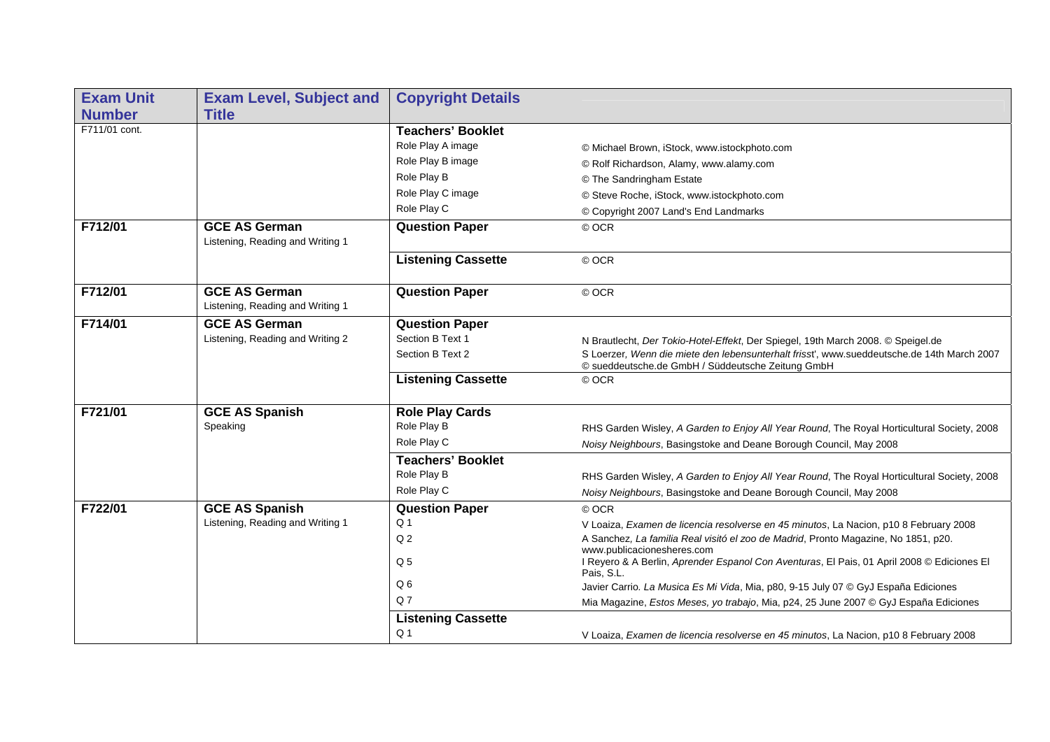| Exam Unit Number | Exam Level, Subject and Title | Copyright Details | |
|---|---|---|---|
| F711/01 cont. | | **Teachers' Booklet** | |
| | | Role Play A image | © Michael Brown, iStock, www.istockphoto.com |
| | | Role Play B image | © Rolf Richardson, Alamy, www.alamy.com |
| | | Role Play B | © The Sandringham Estate |
| | | Role Play C image | © Steve Roche, iStock, www.istockphoto.com |
| | | Role Play C | © Copyright 2007 Land's End Landmarks |
| **F712/01** | **GCE AS German** Listening, Reading and Writing 1 | **Question Paper** | © OCR |
| | | **Listening Cassette** | © OCR |
| **F712/01** | **GCE AS German** Listening, Reading and Writing 1 | **Question Paper** | © OCR |
| **F714/01** | **GCE AS German** Listening, Reading and Writing 2 | **Question Paper** | |
| | | Section B Text 1 | N Brautlecht, *Der Tokio-Hotel-Effekt*, Der Spiegel, 19th March 2008. © Speigel.de |
| | | Section B Text 2 | S Loerzer, *Wenn die miete den lebensunterhalt frisst*', www.sueddeutsche.de 14th March 2007 © sueddeutsche.de GmbH / Süddeutsche Zeitung GmbH |
| | | **Listening Cassette** | © OCR |
| **F721/01** | **GCE AS Spanish** Speaking | **Role Play Cards** | |
| | | Role Play B | RHS Garden Wisley, *A Garden to Enjoy All Year Round*, The Royal Horticultural Society, 2008 |
| | | Role Play C | *Noisy Neighbours*, Basingstoke and Deane Borough Council, May 2008 |
| | | **Teachers' Booklet** | |
| | | Role Play B | RHS Garden Wisley, *A Garden to Enjoy All Year Round*, The Royal Horticultural Society, 2008 |
| | | Role Play C | *Noisy Neighbours*, Basingstoke and Deane Borough Council, May 2008 |
| **F722/01** | **GCE AS Spanish** Listening, Reading and Writing 1 | **Question Paper** | © OCR |
| | | Q 1 | V Loaiza, *Examen de licencia resolverse en 45 minutos*, La Nacion, p10 8 February 2008 |
| | | Q 2 | A Sanchez, *La familia Real visitó el zoo de Madrid*, Pronto Magazine, No 1851, p20. www.publicacionesheres.com |
| | | Q 5 | I Reyero & A Berlin, *Aprender Espanol Con Aventuras*, El Pais, 01 April 2008 © Ediciones El Pais, S.L. |
| | | Q 6 | Javier Carrio. *La Musica Es Mi Vida*, Mia, p80, 9-15 July 07 © GyJ España Ediciones |
| | | Q 7 | Mia Magazine, *Estos Meses, yo trabajo*, Mia, p24, 25 June 2007 © GyJ España Ediciones |
| | | **Listening Cassette** | |
| | | Q 1 | V Loaiza, *Examen de licencia resolverse en 45 minutos*, La Nacion, p10 8 February 2008 |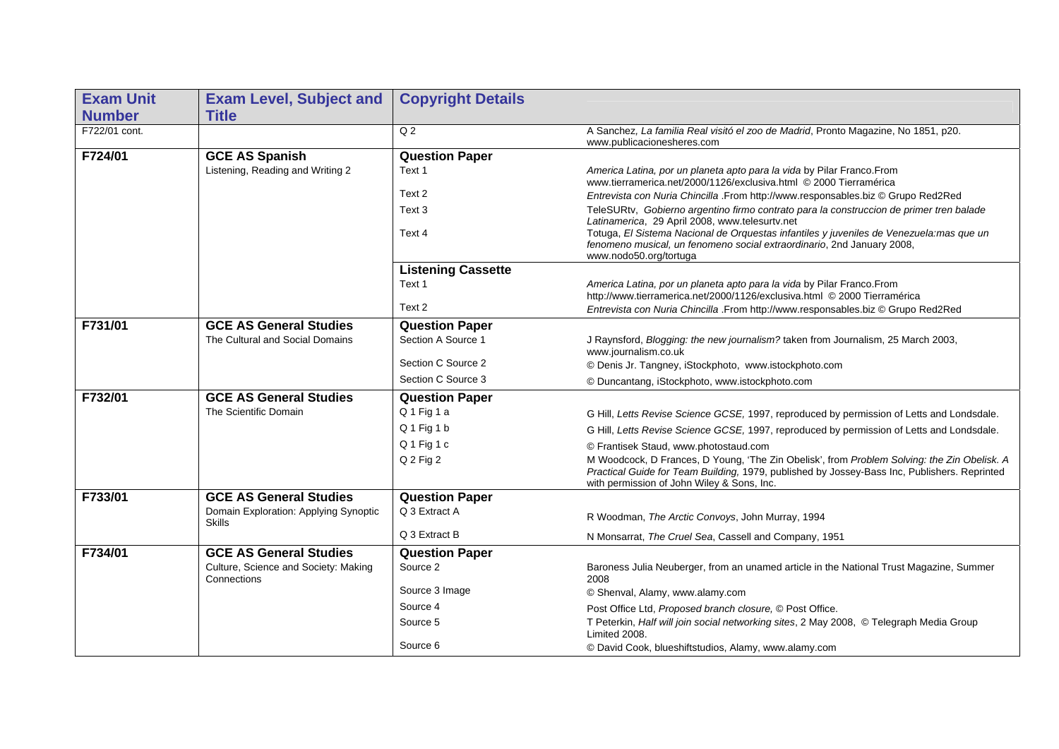| Exam Unit Number | Exam Level, Subject and Title | Copyright Details | |
|---|---|---|---|
| F722/01 cont. | | Q 2 | A Sanchez, *La familia Real visitó el zoo de Madrid*, Pronto Magazine, No 1851, p20. www.publicacionesheres.com |
| **F724/01** | **GCE AS Spanish** | **Question Paper** | |
| | Listening, Reading and Writing 2 | Text 1 | *America Latina, por un planeta apto para la vida* by Pilar Franco.From www.tierramerica.net/2000/1126/exclusiva.html © 2000 Tierramérica |
| | | Text 2 | *Entrevista con Nuria Chincilla* .From http://www.responsables.biz © Grupo Red2Red |
| | | Text 3 | TeleSURtv, *Gobierno argentino firmo contrato para la construccion de primer tren balade Latinamerica*, 29 April 2008, www.telesurtv.net |
| | | Text 4 | Totuga, *El Sistema Nacional de Orquestas infantiles y juveniles de Venezuela:mas que un fenomeno musical, un fenomeno social extraordinario*, 2nd January 2008, www.nodo50.org/tortuga |
| | | **Listening Cassette** | |
| | | Text 1 | *America Latina, por un planeta apto para la vida* by Pilar Franco.From http://www.tierramerica.net/2000/1126/exclusiva.html © 2000 Tierramérica |
| | | Text 2 | *Entrevista con Nuria Chincilla* .From http://www.responsables.biz © Grupo Red2Red |
| **F731/01** | **GCE AS General Studies** | **Question Paper** | |
| | The Cultural and Social Domains | Section A Source 1 | J Raynsford, *Blogging: the new journalism?* taken from Journalism, 25 March 2003, www.journalism.co.uk |
| | | Section C Source 2 | © Denis Jr. Tangney, iStockphoto, www.istockphoto.com |
| | | Section C Source 3 | © Duncantang, iStockphoto, www.istockphoto.com |
| **F732/01** | **GCE AS General Studies** | **Question Paper** | |
| | The Scientific Domain | Q 1 Fig 1 a | G Hill, *Letts Revise Science GCSE,* 1997, reproduced by permission of Letts and Londsdale. |
| | | Q 1 Fig 1 b | G Hill, *Letts Revise Science GCSE,* 1997, reproduced by permission of Letts and Londsdale. |
| | | Q 1 Fig 1 c | © Frantisek Staud, www.photostaud.com |
| | | Q 2 Fig 2 | M Woodcock, D Frances, D Young, 'The Zin Obelisk', from *Problem Solving: the Zin Obelisk. A Practical Guide for Team Building,* 1979, published by Jossey-Bass Inc, Publishers. Reprinted with permission of John Wiley & Sons, Inc. |
| **F733/01** | **GCE AS General Studies** | **Question Paper** | |
| | Domain Exploration: Applying Synoptic Skills | Q 3 Extract A | R Woodman, *The Arctic Convoys*, John Murray, 1994 |
| | | Q 3 Extract B | N Monsarrat, *The Cruel Sea*, Cassell and Company, 1951 |
| **F734/01** | **GCE AS General Studies** | **Question Paper** | |
| | Culture, Science and Society: Making Connections | Source 2 | Baroness Julia Neuberger, from an unamed article in the National Trust Magazine, Summer 2008 |
| | | Source 3 Image | © Shenval, Alamy, www.alamy.com |
| | | Source 4 | Post Office Ltd, *Proposed branch closure,* © Post Office. |
| | | Source 5 | T Peterkin, *Half will join social networking sites*, 2 May 2008, © Telegraph Media Group Limited 2008. |
| | | Source 6 | © David Cook, blueshiftstudios, Alamy, www.alamy.com |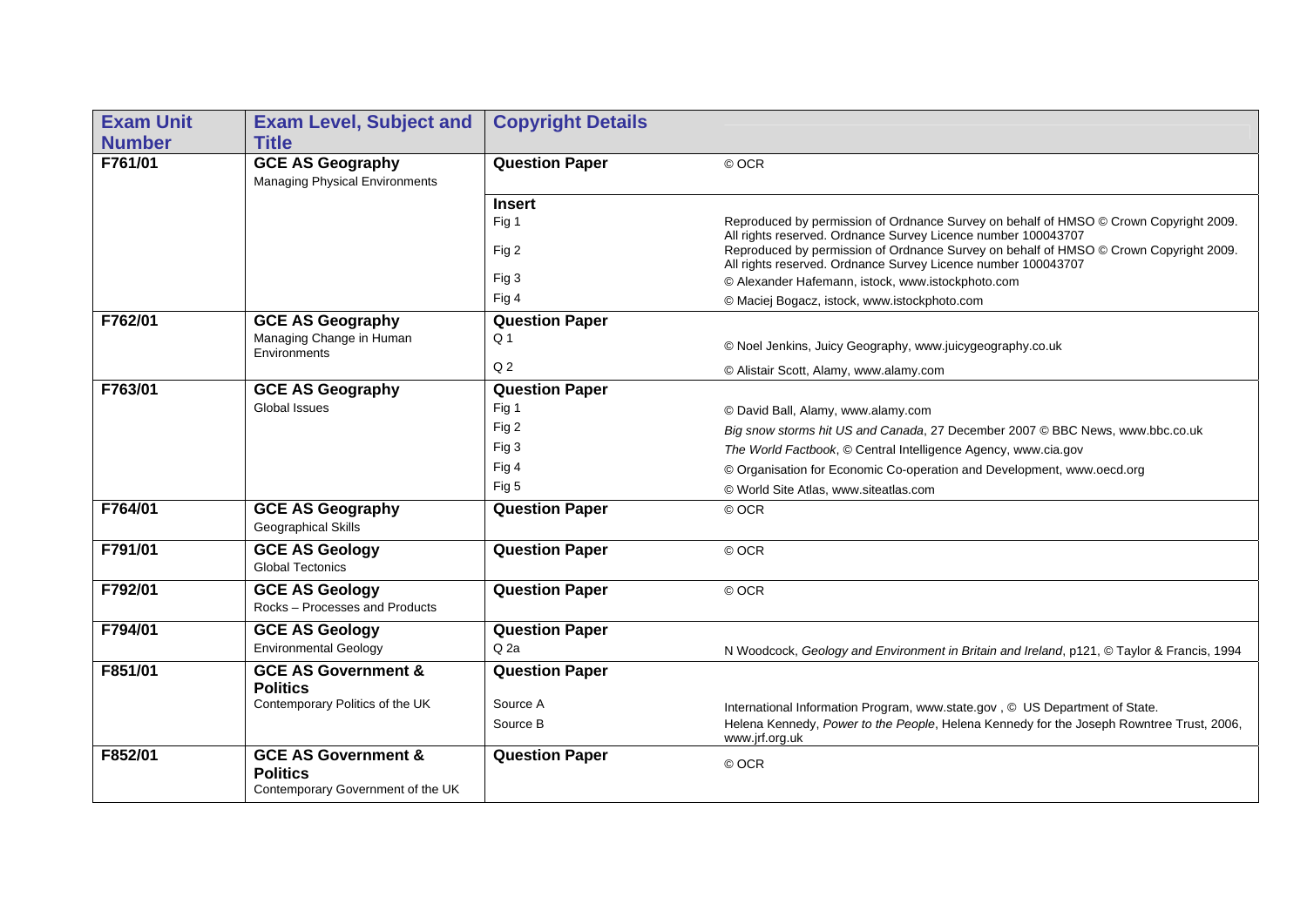| Exam Unit Number | Exam Level, Subject and Title | Copyright Details | |
|---|---|---|---|
| F761/01 | **GCE AS Geography** Managing Physical Environments | **Question Paper** | © OCR |
| | | **Insert** | |
| | | Fig 1 | Reproduced by permission of Ordnance Survey on behalf of HMSO © Crown Copyright 2009. All rights reserved. Ordnance Survey Licence number 100043707 |
| | | Fig 2 | Reproduced by permission of Ordnance Survey on behalf of HMSO © Crown Copyright 2009. All rights reserved. Ordnance Survey Licence number 100043707 |
| | | Fig 3 | © Alexander Hafemann, istock, www.istockphoto.com |
| | | Fig 4 | © Maciej Bogacz, istock, www.istockphoto.com |
| F762/01 | **GCE AS Geography** Managing Change in Human Environments | **Question Paper** | |
| | | Q 1 | © Noel Jenkins, Juicy Geography, www.juicygeography.co.uk |
| | | Q 2 | © Alistair Scott, Alamy, www.alamy.com |
| F763/01 | **GCE AS Geography** Global Issues | **Question Paper** | |
| | | Fig 1 | © David Ball, Alamy, www.alamy.com |
| | | Fig 2 | *Big snow storms hit US and Canada*, 27 December 2007 © BBC News, www.bbc.co.uk |
| | | Fig 3 | *The World Factbook*, © Central Intelligence Agency, www.cia.gov |
| | | Fig 4 | © Organisation for Economic Co-operation and Development, www.oecd.org |
| | | Fig 5 | © World Site Atlas, www.siteatlas.com |
| F764/01 | **GCE AS Geography** Geographical Skills | **Question Paper** | © OCR |
| F791/01 | **GCE AS Geology** Global Tectonics | **Question Paper** | © OCR |
| F792/01 | **GCE AS Geology** Rocks – Processes and Products | **Question Paper** | © OCR |
| F794/01 | **GCE AS Geology** Environmental Geology | **Question Paper** | |
| | | Q 2a | N Woodcock, *Geology and Environment in Britain and Ireland*, p121, © Taylor & Francis, 1994 |
| F851/01 | **GCE AS Government & Politics** Contemporary Politics of the UK | **Question Paper** | |
| | | Source A | International Information Program, www.state.gov , © US Department of State. |
| | | Source B | Helena Kennedy, *Power to the People*, Helena Kennedy for the Joseph Rowntree Trust, 2006, www.jrf.org.uk |
| F852/01 | **GCE AS Government & Politics** Contemporary Government of the UK | **Question Paper** | © OCR |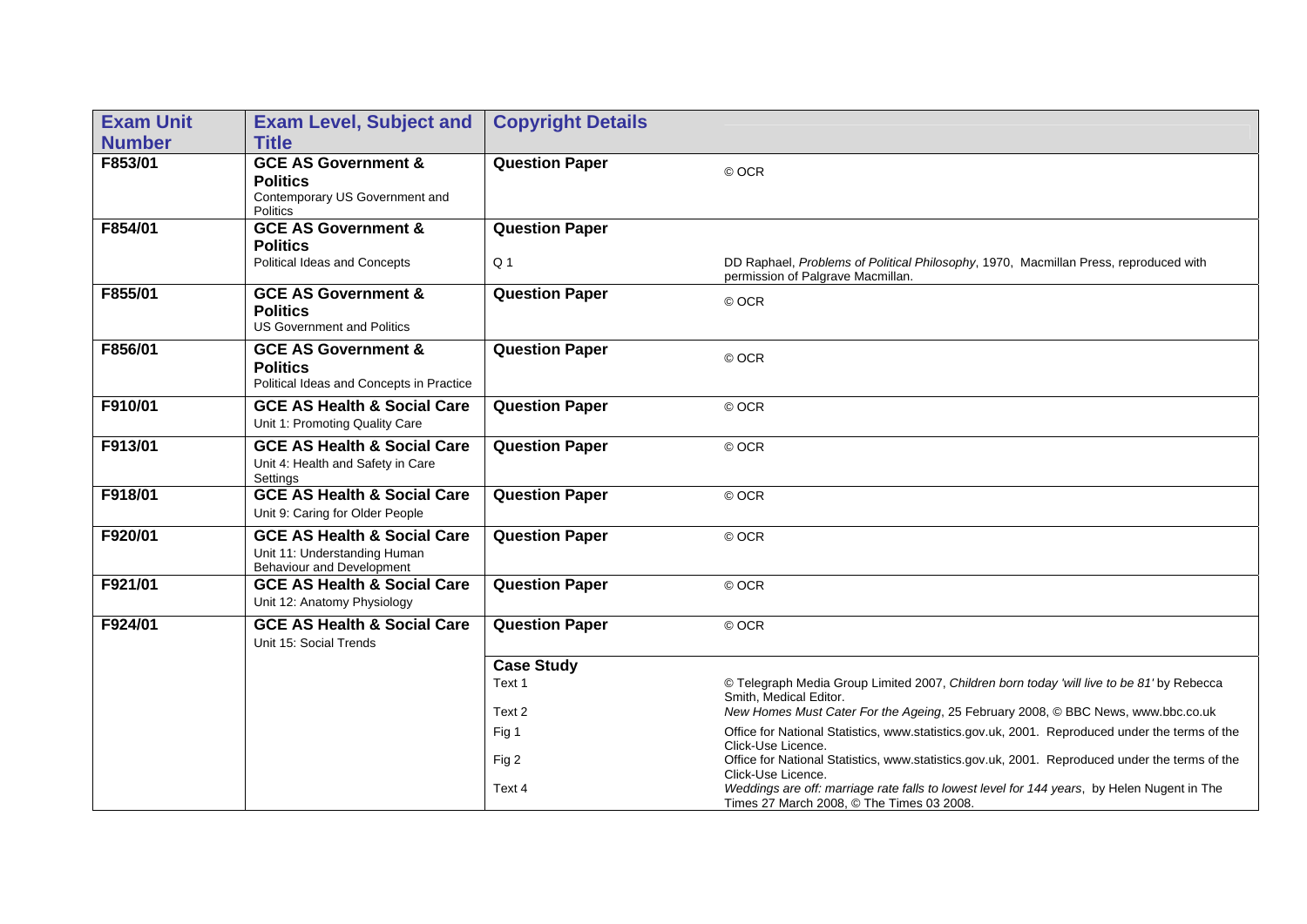| Exam Unit Number | Exam Level, Subject and Title | Copyright Details | |
|---|---|---|---|
| F853/01 | **GCE AS Government & Politics** Contemporary US Government and Politics | **Question Paper** | © OCR |
| F854/01 | **GCE AS Government & Politics** Political Ideas and Concepts | **Question Paper** | |
| | | Q 1 | DD Raphael, *Problems of Political Philosophy*, 1970, Macmillan Press, reproduced with permission of Palgrave Macmillan. |
| F855/01 | **GCE AS Government & Politics** US Government and Politics | **Question Paper** | © OCR |
| F856/01 | **GCE AS Government & Politics** Political Ideas and Concepts in Practice | **Question Paper** | © OCR |
| F910/01 | **GCE AS Health & Social Care** Unit 1: Promoting Quality Care | **Question Paper** | © OCR |
| F913/01 | **GCE AS Health & Social Care** Unit 4: Health and Safety in Care Settings | **Question Paper** | © OCR |
| F918/01 | **GCE AS Health & Social Care** Unit 9: Caring for Older People | **Question Paper** | © OCR |
| F920/01 | **GCE AS Health & Social Care** Unit 11: Understanding Human Behaviour and Development | **Question Paper** | © OCR |
| F921/01 | **GCE AS Health & Social Care** Unit 12: Anatomy Physiology | **Question Paper** | © OCR |
| F924/01 | **GCE AS Health & Social Care** Unit 15: Social Trends | **Question Paper** | © OCR |
| | | **Case Study** | |
| | | Text 1 | © Telegraph Media Group Limited 2007, *Children born today 'will live to be 81'* by Rebecca Smith, Medical Editor. |
| | | Text 2 | *New Homes Must Cater For the Ageing*, 25 February 2008, © BBC News, www.bbc.co.uk |
| | | Fig 1 | Office for National Statistics, www.statistics.gov.uk, 2001. Reproduced under the terms of the Click-Use Licence. |
| | | Fig 2 | Office for National Statistics, www.statistics.gov.uk, 2001. Reproduced under the terms of the Click-Use Licence. |
| | | Text 4 | *Weddings are off: marriage rate falls to lowest level for 144 years*, by Helen Nugent in The Times 27 March 2008, © The Times 03 2008. |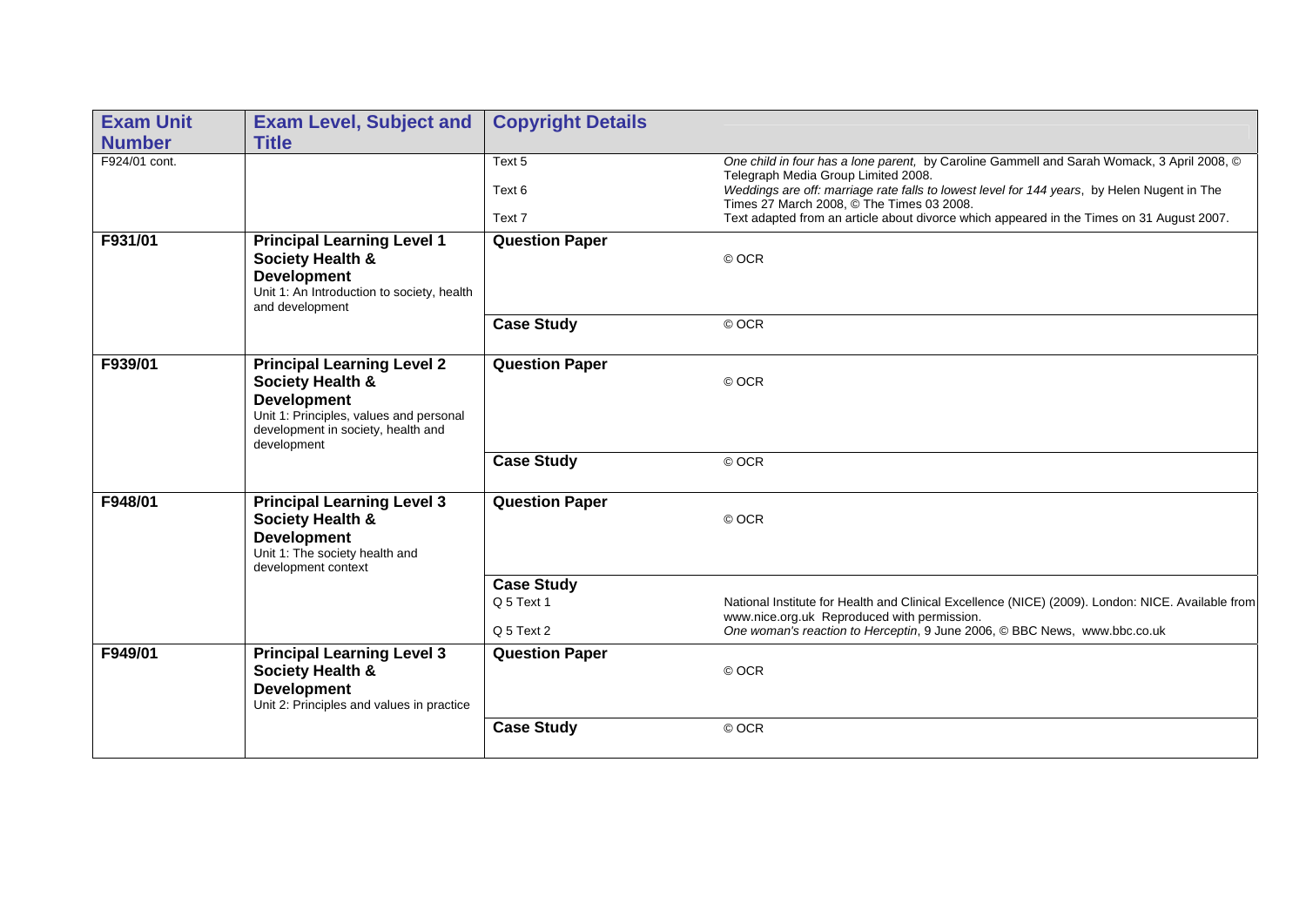| Exam Unit Number | Exam Level, Subject and Title | Copyright Details | |
|---|---|---|---|
| F924/01 cont. | | Text 5 | *One child in four has a lone parent,* by Caroline Gammell and Sarah Womack, 3 April 2008, © Telegraph Media Group Limited 2008. |
| | | Text 6 | *Weddings are off: marriage rate falls to lowest level for 144 years*, by Helen Nugent in The Times 27 March 2008, © The Times 03 2008. |
| | | Text 7 | Text adapted from an article about divorce which appeared in the Times on 31 August 2007. |
| **F931/01** | **Principal Learning Level 1 Society Health & Development** Unit 1: An Introduction to society, health and development | **Question Paper** | © OCR |
| | | **Case Study** | © OCR |
| **F939/01** | **Principal Learning Level 2 Society Health & Development** Unit 1: Principles, values and personal development in society, health and development | **Question Paper** | © OCR |
| | | **Case Study** | © OCR |
| **F948/01** | **Principal Learning Level 3 Society Health & Development** Unit 1: The society health and development context | **Question Paper** | © OCR |
| | | **Case Study** | |
| | | Q 5 Text 1 | National Institute for Health and Clinical Excellence (NICE) (2009). London: NICE. Available from www.nice.org.uk Reproduced with permission. |
| | | Q 5 Text 2 | *One woman's reaction to Herceptin*, 9 June 2006, © BBC News, www.bbc.co.uk |
| **F949/01** | **Principal Learning Level 3 Society Health & Development** Unit 2: Principles and values in practice | **Question Paper** | © OCR |
| | | **Case Study** | © OCR |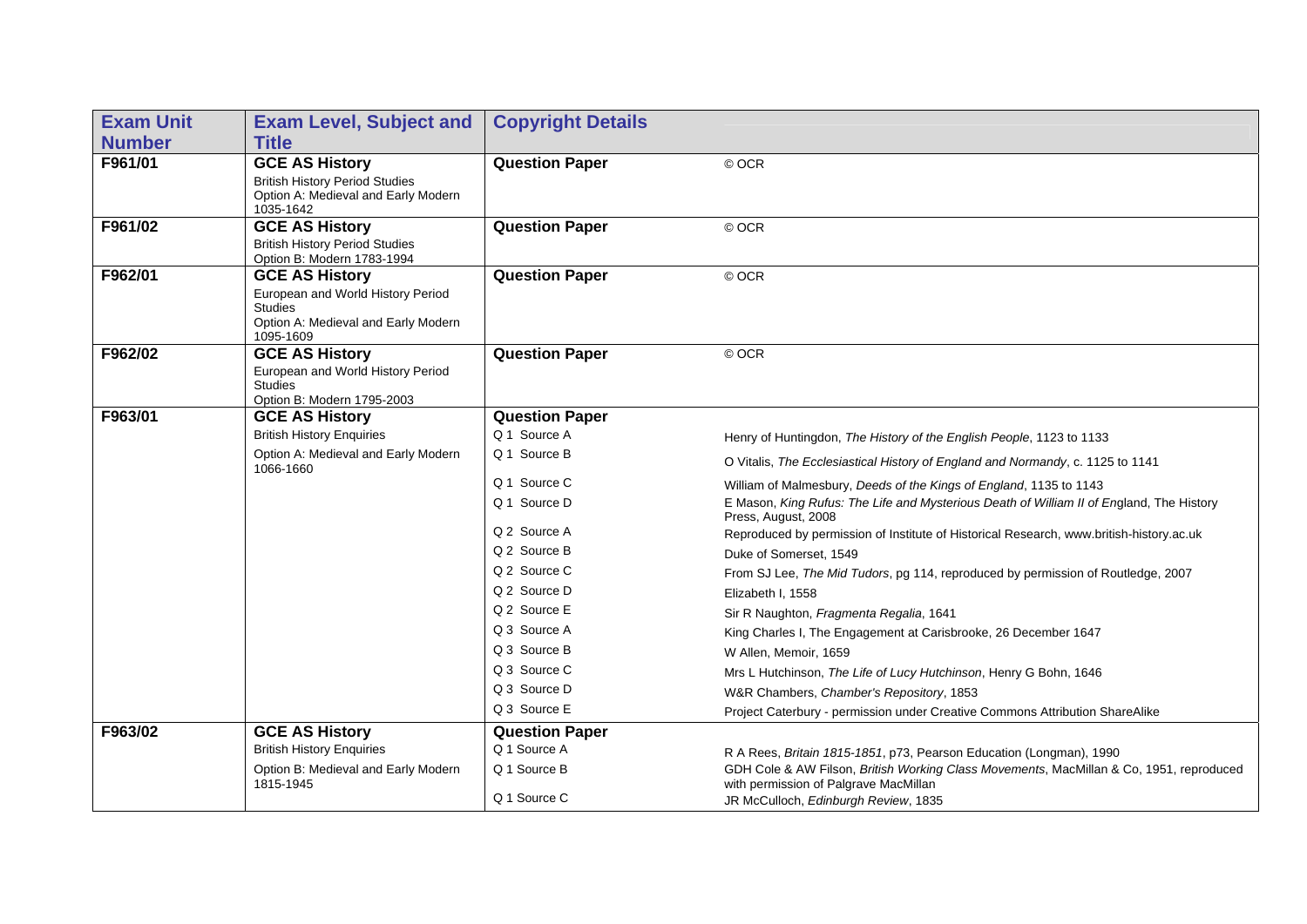| Exam Unit Number | Exam Level, Subject and Title | Copyright Details | |
|---|---|---|---|
| F961/01 | **GCE AS History**<br>British History Period Studies<br>Option A: Medieval and Early Modern 1035-1642 | **Question Paper** | © OCR |
| F961/02 | **GCE AS History**<br>British History Period Studies<br>Option B: Modern 1783-1994 | **Question Paper** | © OCR |
| F962/01 | **GCE AS History**<br>European and World History Period Studies<br>Option A: Medieval and Early Modern 1095-1609 | **Question Paper** | © OCR |
| F962/02 | **GCE AS History**<br>European and World History Period Studies<br>Option B: Modern 1795-2003 | **Question Paper** | © OCR |
| F963/01 | **GCE AS History**<br>British History Enquiries<br>Option A: Medieval and Early Modern 1066-1660 | **Question Paper** | |
| | | Q 1 Source A | Henry of Huntingdon, *The History of the English People*, 1123 to 1133 |
| | | Q 1 Source B | O Vitalis, *The Ecclesiastical History of England and Normandy*, c. 1125 to 1141 |
| | | Q 1 Source C | William of Malmesbury, *Deeds of the Kings of England*, 1135 to 1143 |
| | | Q 1 Source D | E Mason, *King Rufus: The Life and Mysterious Death of William II of England*, The History Press, August, 2008 |
| | | Q 2 Source A | Reproduced by permission of Institute of Historical Research, www.british-history.ac.uk |
| | | Q 2 Source B | Duke of Somerset, 1549 |
| | | Q 2 Source C | From SJ Lee, *The Mid Tudors*, pg 114, reproduced by permission of Routledge, 2007 |
| | | Q 2 Source D | Elizabeth I, 1558 |
| | | Q 2 Source E | Sir R Naughton, *Fragmenta Regalia*, 1641 |
| | | Q 3 Source A | King Charles I, The Engagement at Carisbrooke, 26 December 1647 |
| | | Q 3 Source B | W Allen, Memoir, 1659 |
| | | Q 3 Source C | Mrs L Hutchinson, *The Life of Lucy Hutchinson*, Henry G Bohn, 1646 |
| | | Q 3 Source D | W&R Chambers, *Chamber's Repository*, 1853 |
| | | Q 3 Source E | Project Caterbury - permission under Creative Commons Attribution ShareAlike |
| F963/02 | **GCE AS History**<br>British History Enquiries<br>Option B: Medieval and Early Modern 1815-1945 | **Question Paper** | |
| | | Q 1 Source A | R A Rees, *Britain 1815-1851*, p73, Pearson Education (Longman), 1990 |
| | | Q 1 Source B | GDH Cole & AW Filson, *British Working Class Movements*, MacMillan & Co, 1951, reproduced with permission of Palgrave MacMillan |
| | | Q 1 Source C | JR McCulloch, *Edinburgh Review*, 1835 |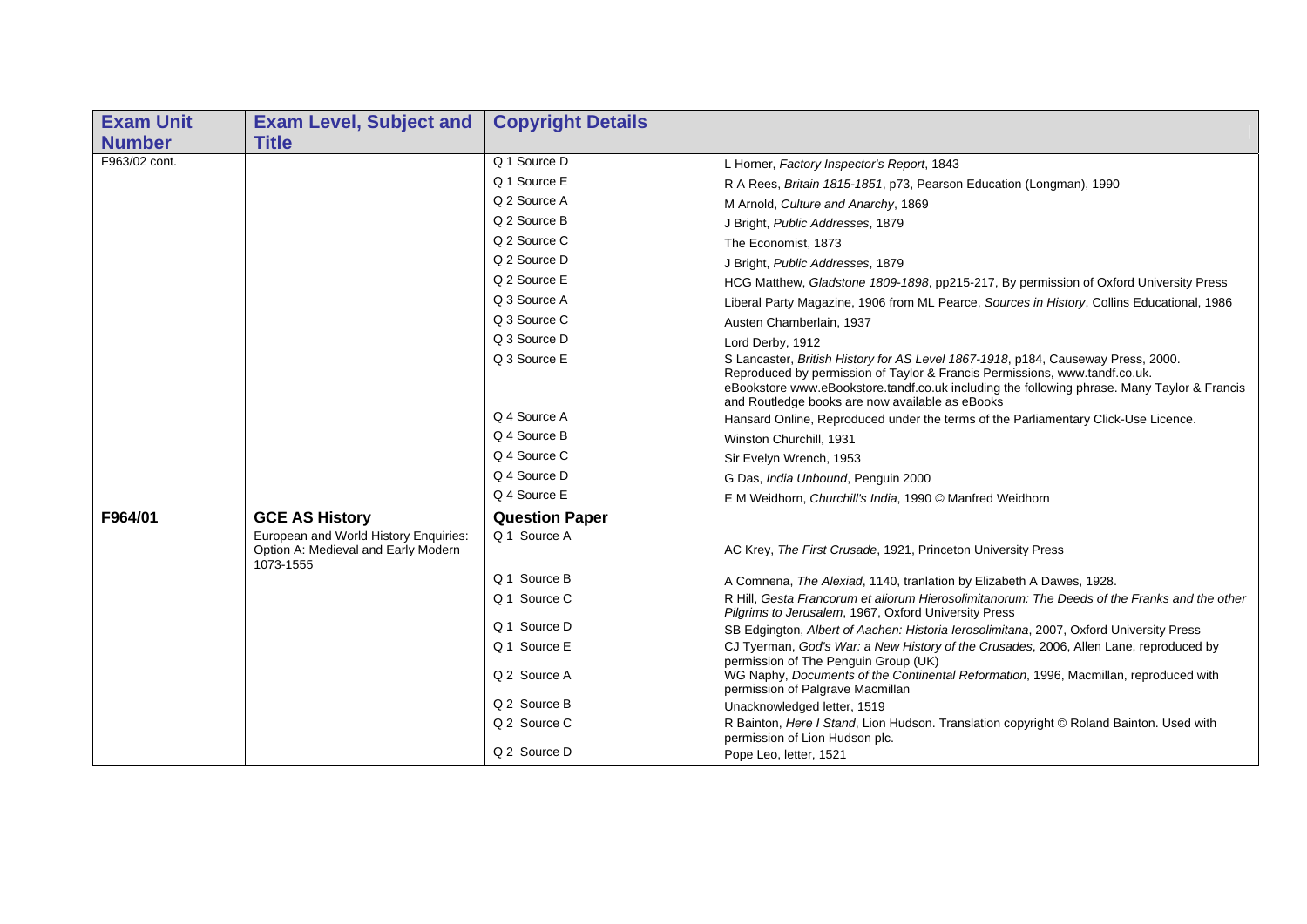| Exam Unit Number | Exam Level, Subject and Title | Copyright Details | |
|---|---|---|---|
| F963/02 cont. | | Q 1 Source D | L Horner, *Factory Inspector's Report*, 1843 |
| | | Q 1 Source E | R A Rees, *Britain 1815-1851*, p73, Pearson Education (Longman), 1990 |
| | | Q 2 Source A | M Arnold, *Culture and Anarchy*, 1869 |
| | | Q 2 Source B | J Bright, *Public Addresses*, 1879 |
| | | Q 2 Source C | The Economist, 1873 |
| | | Q 2 Source D | J Bright, *Public Addresses*, 1879 |
| | | Q 2 Source E | HCG Matthew, *Gladstone 1809-1898*, pp215-217, By permission of Oxford University Press |
| | | Q 3 Source A | Liberal Party Magazine, 1906 from ML Pearce, *Sources in History*, Collins Educational, 1986 |
| | | Q 3 Source C | Austen Chamberlain, 1937 |
| | | Q 3 Source D | Lord Derby, 1912 |
| | | Q 3 Source E | S Lancaster, *British History for AS Level 1867-1918*, p184, Causeway Press, 2000. Reproduced by permission of Taylor & Francis Permissions, www.tandf.co.uk. eBookstore www.eBookstore.tandf.co.uk including the following phrase. Many Taylor & Francis and Routledge books are now available as eBooks |
| | | Q 4 Source A | Hansard Online, Reproduced under the terms of the Parliamentary Click-Use Licence. |
| | | Q 4 Source B | Winston Churchill, 1931 |
| | | Q 4 Source C | Sir Evelyn Wrench, 1953 |
| | | Q 4 Source D | G Das, *India Unbound*, Penguin 2000 |
| | | Q 4 Source E | E M Weidhorn, *Churchill's India*, 1990 © Manfred Weidhorn |
| **F964/01** | **GCE AS History** | **Question Paper** | |
| | European and World History Enquiries: Option A: Medieval and Early Modern 1073-1555 | Q 1 Source A | AC Krey, *The First Crusade*, 1921, Princeton University Press |
| | | Q 1 Source B | A Comnena, *The Alexiad*, 1140, tranlation by Elizabeth A Dawes, 1928. |
| | | Q 1 Source C | R Hill, *Gesta Francorum et aliorum Hierosolimitanorum: The Deeds of the Franks and the other Pilgrims to Jerusalem*, 1967, Oxford University Press |
| | | Q 1 Source D | SB Edgington, *Albert of Aachen: Historia Ierosolimitana*, 2007, Oxford University Press |
| | | Q 1 Source E | CJ Tyerman, *God's War: a New History of the Crusades*, 2006, Allen Lane, reproduced by permission of The Penguin Group (UK) |
| | | Q 2 Source A | WG Naphy, *Documents of the Continental Reformation*, 1996, Macmillan, reproduced with permission of Palgrave Macmillan |
| | | Q 2 Source B | Unacknowledged letter, 1519 |
| | | Q 2 Source C | R Bainton, *Here I Stand*, Lion Hudson. Translation copyright © Roland Bainton. Used with permission of Lion Hudson plc. |
| | | Q 2 Source D | Pope Leo, letter, 1521 |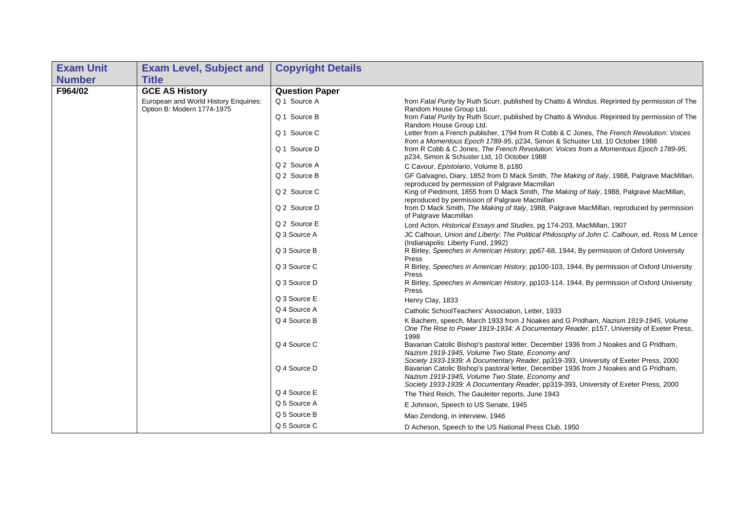| Exam Unit Number | Exam Level, Subject and Title | Copyright Details | |
|---|---|---|---|
| F964/02 | **GCE AS History** | **Question Paper** | |
| | European and World History Enquiries: Option B: Modern 1774-1975 | Q 1 Source A | from *Fatal Purity* by Ruth Scurr, published by Chatto & Windus. Reprinted by permission of The Random House Group Ltd. |
| | | Q 1 Source B | from *Fatal Purity* by Ruth Scurr, published by Chatto & Windus. Reprinted by permission of The Random House Group Ltd. |
| | | Q 1 Source C | Letter from a French publisher, 1794 from R Cobb & C Jones, *The French Revolution: Voices from a Momentous Epoch 1789-95*, p234, Simon & Schuster Ltd, 10 October 1988 |
| | | Q 1 Source D | from R Cobb & C Jones, *The French Revolution: Voices from a Momentous Epoch 1789-95*, p234, Simon & Schuster Ltd, 10 October 1988 |
| | | Q 2 Source A | C Cavour, *Epistolario*, Volume 8, p180 |
| | | Q 2 Source B | GF Galvagno, Diary, 1852 from D Mack Smith, *The Making of Italy*, 1988, Palgrave MacMillan, reproduced by permission of Palgrave Macmillan |
| | | Q 2 Source C | King of Piedmont, 1855 from D Mack Smith, *The Making of Italy*, 1988, Palgrave MacMillan, reproduced by permission of Palgrave Macmillan |
| | | Q 2 Source D | from D Mack Smith, *The Making of Italy*, 1988, Palgrave MacMillan, reproduced by permission of Palgrave Macmillan |
| | | Q 2 Source E | Lord Acton, *Historical Essays and Studies*, pg 174-203, MacMillan, 1907 |
| | | Q 3 Source A | JC Calhoun, *Union and Liberty: The Political Philosophy of John C. Calhoun*, ed. Ross M Lence (Indianapolis: Liberty Fund, 1992) |
| | | Q 3 Source B | R Birley, *Speeches in American History*, pp67-68, 1944, By permission of Oxford University Press |
| | | Q 3 Source C | R Birley, *Speeches in American History*, pp100-103, 1944, By permission of Oxford University Press |
| | | Q 3 Source D | R Birley, *Speeches in American History*, pp103-114, 1944, By permission of Oxford University Press |
| | | Q 3 Source E | Henry Clay, 1833 |
| | | Q 4 Source A | Catholic SchoolTeachers' Association, Letter, 1933 |
| | | Q 4 Source B | K Bachem, speech, March 1933 from J Noakes and G Pridham, *Nazism 1919-1945, Volume One The Rise to Power 1919-1934: A Documentary Reader*, p157, University of Exeter Press, 1998 |
| | | Q 4 Source C | Bavarian Catolic Bishop's pastoral letter, December 1936 from J Noakes and G Pridham, *Nazism 1919-1945, Volume Two State, Economy and Society 1933-1939: A Documentary Reader*, pp319-393, University of Exeter Press, 2000 |
| | | Q 4 Source D | Bavarian Catolic Bishop's pastoral letter, December 1936 from J Noakes and G Pridham, *Nazism 1919-1945, Volume Two State, Economy and Society 1933-1939: A Documentary Reader*, pp319-393, University of Exeter Press, 2000 |
| | | Q 4 Source E | The Third Reich, The Gauleiter reports, June 1943 |
| | | Q 5 Source A | E Johnson, Speech to US Senate, 1945 |
| | | Q 5 Source B | Mao Zendong, in interview, 1946 |
| | | Q 5 Source C | D Acheson, Speech to the US National Press Club, 1950 |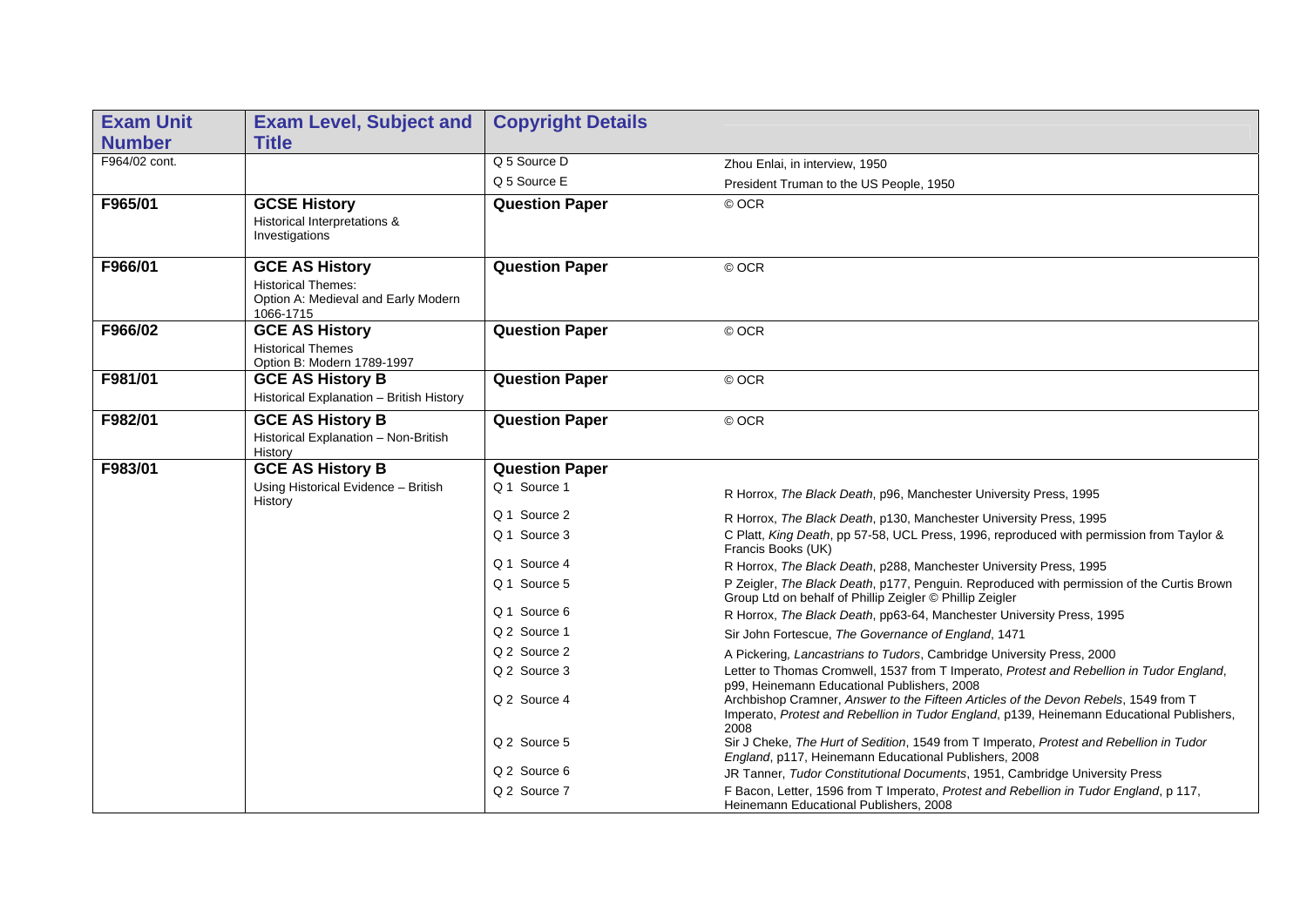| Exam Unit Number | Exam Level, Subject and Title | Copyright Details | |
|---|---|---|---|
| F964/02 cont. | | Q 5 Source D | Zhou Enlai, in interview, 1950 |
| | | Q 5 Source E | President Truman to the US People, 1950 |
| **F965/01** | **GCSE History** Historical Interpretations & Investigations | **Question Paper** | © OCR |
| **F966/01** | **GCE AS History** Historical Themes: Option A: Medieval and Early Modern 1066-1715 | **Question Paper** | © OCR |
| **F966/02** | **GCE AS History** Historical Themes Option B: Modern 1789-1997 | **Question Paper** | © OCR |
| **F981/01** | **GCE AS History B** Historical Explanation – British History | **Question Paper** | © OCR |
| **F982/01** | **GCE AS History B** Historical Explanation – Non-British History | **Question Paper** | © OCR |
| **F983/01** | **GCE AS History B** Using Historical Evidence – British History | **Question Paper** | |
| | | Q 1 Source 1 | R Horrox, *The Black Death*, p96, Manchester University Press, 1995 |
| | | Q 1 Source 2 | R Horrox, *The Black Death*, p130, Manchester University Press, 1995 |
| | | Q 1 Source 3 | C Platt, *King Death*, pp 57-58, UCL Press, 1996, reproduced with permission from Taylor & Francis Books (UK) |
| | | Q 1 Source 4 | R Horrox, *The Black Death*, p288, Manchester University Press, 1995 |
| | | Q 1 Source 5 | P Zeigler, *The Black Death*, p177, Penguin. Reproduced with permission of the Curtis Brown Group Ltd on behalf of Phillip Zeigler © Phillip Zeigler |
| | | Q 1 Source 6 | R Horrox, *The Black Death*, pp63-64, Manchester University Press, 1995 |
| | | Q 2 Source 1 | Sir John Fortescue, *The Governance of England*, 1471 |
| | | Q 2 Source 2 | A Pickering, *Lancastrians to Tudors*, Cambridge University Press, 2000 |
| | | Q 2 Source 3 | Letter to Thomas Cromwell, 1537 from T Imperato, *Protest and Rebellion in Tudor England*, p99, Heinemann Educational Publishers, 2008 |
| | | Q 2 Source 4 | Archbishop Cramner, *Answer to the Fifteen Articles of the Devon Rebels*, 1549 from T Imperato, *Protest and Rebellion in Tudor England*, p139, Heinemann Educational Publishers, 2008 |
| | | Q 2 Source 5 | Sir J Cheke, *The Hurt of Sedition*, 1549 from T Imperato, *Protest and Rebellion in Tudor England*, p117, Heinemann Educational Publishers, 2008 |
| | | Q 2 Source 6 | JR Tanner, *Tudor Constitutional Documents*, 1951, Cambridge University Press |
| | | Q 2 Source 7 | F Bacon, Letter, 1596 from T Imperato, *Protest and Rebellion in Tudor England*, p 117, Heinemann Educational Publishers, 2008 |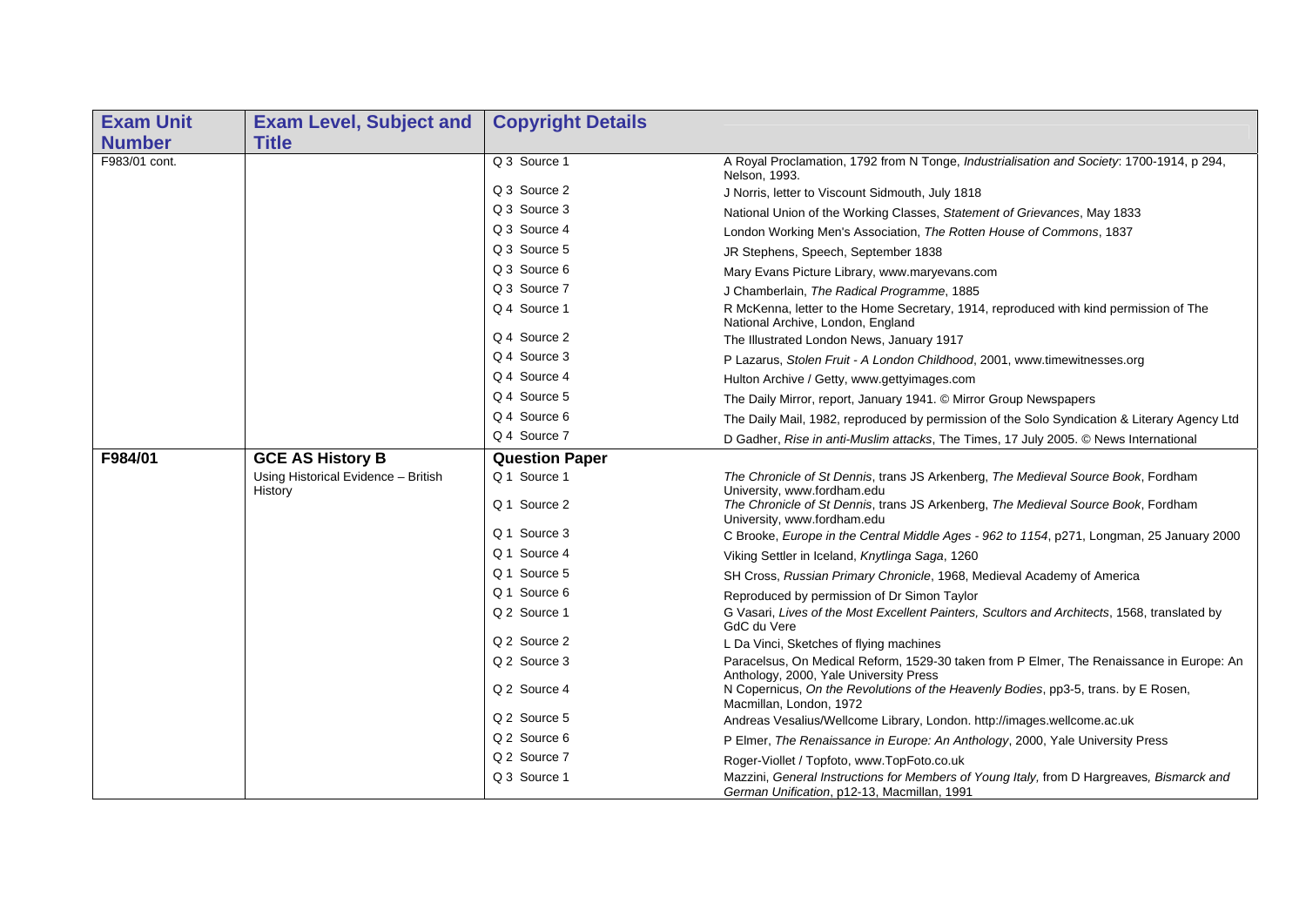| Exam Unit Number | Exam Level, Subject and Title | Copyright Details | |
|---|---|---|---|
| F983/01 cont. | | Q 3 Source 1 | A Royal Proclamation, 1792 from N Tonge, *Industrialisation and Society*: 1700-1914, p 294, Nelson, 1993. |
| | | Q 3 Source 2 | J Norris, letter to Viscount Sidmouth, July 1818 |
| | | Q 3 Source 3 | National Union of the Working Classes, *Statement of Grievances*, May 1833 |
| | | Q 3 Source 4 | London Working Men's Association, *The Rotten House of Commons*, 1837 |
| | | Q 3 Source 5 | JR Stephens, Speech, September 1838 |
| | | Q 3 Source 6 | Mary Evans Picture Library, www.maryevans.com |
| | | Q 3 Source 7 | J Chamberlain, *The Radical Programme*, 1885 |
| | | Q 4 Source 1 | R McKenna, letter to the Home Secretary, 1914, reproduced with kind permission of The National Archive, London, England |
| | | Q 4 Source 2 | The Illustrated London News, January 1917 |
| | | Q 4 Source 3 | P Lazarus, *Stolen Fruit - A London Childhood*, 2001, www.timewitnesses.org |
| | | Q 4 Source 4 | Hulton Archive / Getty, www.gettyimages.com |
| | | Q 4 Source 5 | The Daily Mirror, report, January 1941. © Mirror Group Newspapers |
| | | Q 4 Source 6 | The Daily Mail, 1982, reproduced by permission of the Solo Syndication & Literary Agency Ltd |
| | | Q 4 Source 7 | D Gadher, *Rise in anti-Muslim attacks*, The Times, 17 July 2005. © News International |
| **F984/01** | **GCE AS History B** | **Question Paper** | |
| | Using Historical Evidence – British History | Q 1 Source 1 | *The Chronicle of St Dennis*, trans JS Arkenberg, *The Medieval Source Book*, Fordham University, www.fordham.edu |
| | | Q 1 Source 2 | *The Chronicle of St Dennis*, trans JS Arkenberg, *The Medieval Source Book*, Fordham University, www.fordham.edu |
| | | Q 1 Source 3 | C Brooke, *Europe in the Central Middle Ages - 962 to 1154*, p271, Longman, 25 January 2000 |
| | | Q 1 Source 4 | Viking Settler in Iceland, *Knytlinga Saga*, 1260 |
| | | Q 1 Source 5 | SH Cross, *Russian Primary Chronicle*, 1968, Medieval Academy of America |
| | | Q 1 Source 6 | Reproduced by permission of Dr Simon Taylor |
| | | Q 2 Source 1 | G Vasari, *Lives of the Most Excellent Painters, Scultors and Architects*, 1568, translated by GdC du Vere |
| | | Q 2 Source 2 | L Da Vinci, Sketches of flying machines |
| | | Q 2 Source 3 | Paracelsus, On Medical Reform, 1529-30 taken from P Elmer, The Renaissance in Europe: An Anthology, 2000, Yale University Press |
| | | Q 2 Source 4 | N Copernicus, *On the Revolutions of the Heavenly Bodies*, pp3-5, trans. by E Rosen, Macmillan, London, 1972 |
| | | Q 2 Source 5 | Andreas Vesalius/Wellcome Library, London. http://images.wellcome.ac.uk |
| | | Q 2 Source 6 | P Elmer, *The Renaissance in Europe: An Anthology*, 2000, Yale University Press |
| | | Q 2 Source 7 | Roger-Viollet / Topfoto, www.TopFoto.co.uk |
| | | Q 3 Source 1 | Mazzini, *General Instructions for Members of Young Italy,* from D Hargreaves*, Bismarck and German Unification*, p12-13, Macmillan, 1991 |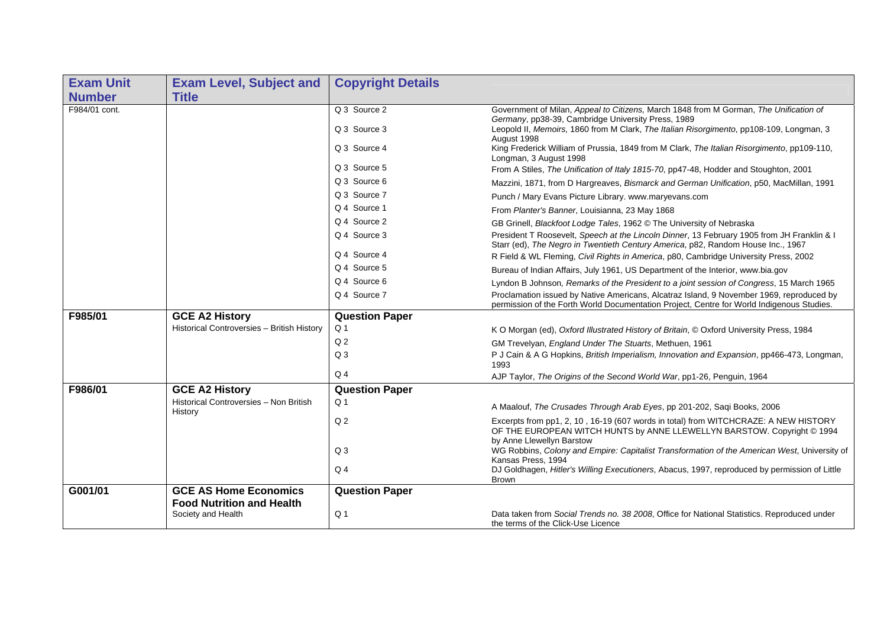| Exam Unit Number | Exam Level, Subject and Title | Copyright Details | |
|---|---|---|---|
| F984/01 cont. | | Q 3 Source 2 | Government of Milan, *Appeal to Citizens,* March 1848 from M Gorman, *The Unification of Germany*, pp38-39, Cambridge University Press, 1989 |
| | | Q 3 Source 3 | Leopold II, *Memoirs,* 1860 from M Clark, *The Italian Risorgimento*, pp108-109, Longman, 3 August 1998 |
| | | Q 3 Source 4 | King Frederick William of Prussia, 1849 from M Clark, *The Italian Risorgimento*, pp109-110, Longman, 3 August 1998 |
| | | Q 3 Source 5 | From A Stiles, *The Unification of Italy 1815-70*, pp47-48, Hodder and Stoughton, 2001 |
| | | Q 3 Source 6 | Mazzini, 1871, from D Hargreaves, *Bismarck and German Unification*, p50, MacMillan, 1991 |
| | | Q 3 Source 7 | Punch / Mary Evans Picture Library. www.maryevans.com |
| | | Q 4 Source 1 | From *Planter's Banner*, Louisianna, 23 May 1868 |
| | | Q 4 Source 2 | GB Grinell, *Blackfoot Lodge Tales*, 1962 © The University of Nebraska |
| | | Q 4 Source 3 | President T Roosevelt, *Speech at the Lincoln Dinner*, 13 February 1905 from JH Franklin & I Starr (ed), *The Negro in Twentieth Century America*, p82, Random House Inc., 1967 |
| | | Q 4 Source 4 | R Field & WL Fleming, *Civil Rights in America*, p80, Cambridge University Press, 2002 |
| | | Q 4 Source 5 | Bureau of Indian Affairs, July 1961, US Department of the Interior, www.bia.gov |
| | | Q 4 Source 6 | Lyndon B Johnson*, Remarks of the President to a joint session of Congress*, 15 March 1965 |
| | | Q 4 Source 7 | Proclamation issued by Native Americans, Alcatraz Island, 9 November 1969, reproduced by permission of the Forth World Documentation Project, Centre for World Indigenous Studies. |
| **F985/01** | **GCE A2 History** | **Question Paper** | |
| | Historical Controversies – British History | Q 1 | K O Morgan (ed), *Oxford Illustrated History of Britain*, © Oxford University Press, 1984 |
| | | Q 2 | GM Trevelyan, *England Under The Stuarts*, Methuen, 1961 |
| | | Q 3 | P J Cain & A G Hopkins, *British Imperialism, Innovation and Expansion*, pp466-473, Longman, 1993 |
| | | Q 4 | AJP Taylor, *The Origins of the Second World War*, pp1-26, Penguin, 1964 |
| **F986/01** | **GCE A2 History** | **Question Paper** | |
| | Historical Controversies – Non British History | Q 1 | A Maalouf, *The Crusades Through Arab Eyes*, pp 201-202, Saqi Books, 2006 |
| | | Q 2 | Excerpts from pp1, 2, 10 , 16-19 (607 words in total) from WITCHCRAZE: A NEW HISTORY OF THE EUROPEAN WITCH HUNTS by ANNE LLEWELLYN BARSTOW. Copyright © 1994 by Anne Llewellyn Barstow |
| | | Q 3 | WG Robbins, *Colony and Empire: Capitalist Transformation of the American West*, University of Kansas Press, 1994 |
| | | Q 4 | DJ Goldhagen, *Hitler's Willing Executioners*, Abacus, 1997, reproduced by permission of Little Brown |
| **G001/01** | **GCE AS Home Economics** **Food Nutrition and Health** | **Question Paper** | |
| | Society and Health | Q 1 | Data taken from *Social Trends no. 38 2008*, Office for National Statistics. Reproduced under the terms of the Click-Use Licence |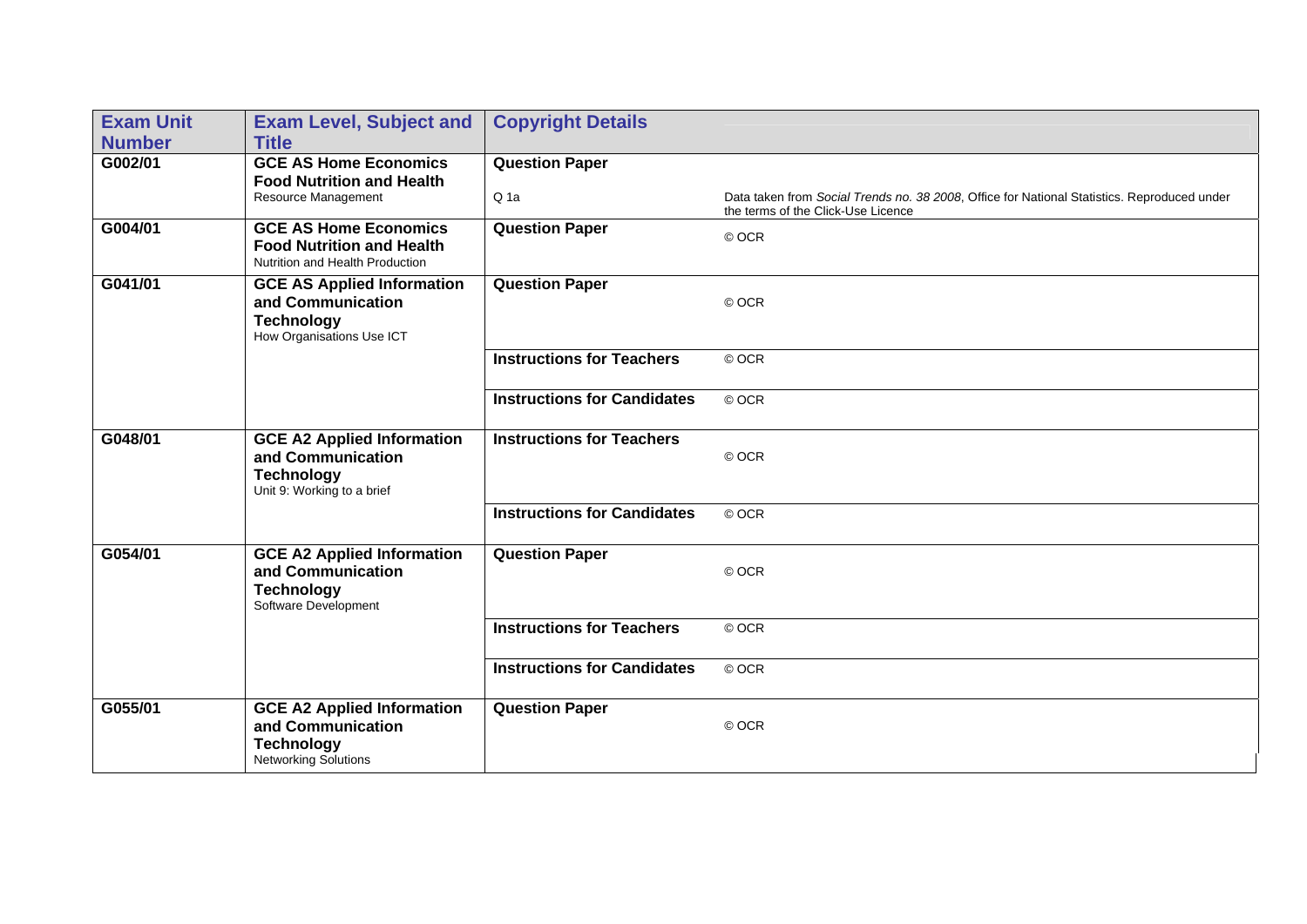| Exam Unit Number | Exam Level, Subject and Title | Copyright Details | |
|---|---|---|---|
| G002/01 | **GCE AS Home Economics Food Nutrition and Health**<br>Resource Management | **Question Paper**<br><br>Q 1a | <br><br>Data taken from *Social Trends no. 38 2008*, Office for National Statistics. Reproduced under the terms of the Click-Use Licence |
| G004/01 | **GCE AS Home Economics Food Nutrition and Health**<br>Nutrition and Health Production | **Question Paper** | © OCR |
| G041/01 | **GCE AS Applied Information and Communication Technology**<br>How Organisations Use ICT | **Question Paper** | © OCR |
| | | **Instructions for Teachers** | © OCR |
| | | **Instructions for Candidates** | © OCR |
| G048/01 | **GCE A2 Applied Information and Communication Technology**<br>Unit 9: Working to a brief | **Instructions for Teachers** | © OCR |
| | | **Instructions for Candidates** | © OCR |
| G054/01 | **GCE A2 Applied Information and Communication Technology**<br>Software Development | **Question Paper** | © OCR |
| | | **Instructions for Teachers** | © OCR |
| | | **Instructions for Candidates** | © OCR |
| G055/01 | **GCE A2 Applied Information and Communication Technology**<br>Networking Solutions | **Question Paper** | © OCR |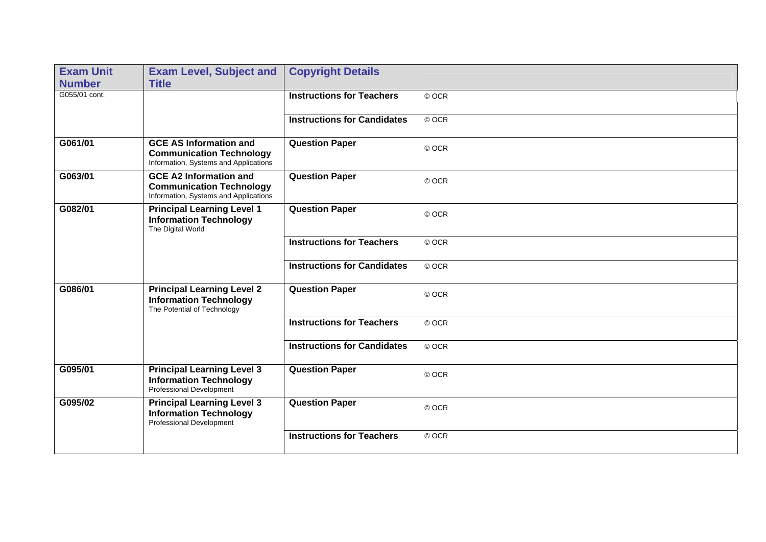| Exam Unit Number | Exam Level, Subject and Title | Copyright Details | |
|---|---|---|---|
| G055/01 cont. | | **Instructions for Teachers** | © OCR |
| | | **Instructions for Candidates** | © OCR |
| **G061/01** | **GCE AS Information and Communication Technology** Information, Systems and Applications | **Question Paper** | © OCR |
| **G063/01** | **GCE A2 Information and Communication Technology** Information, Systems and Applications | **Question Paper** | © OCR |
| **G082/01** | **Principal Learning Level 1 Information Technology** The Digital World | **Question Paper** | © OCR |
| | | **Instructions for Teachers** | © OCR |
| | | **Instructions for Candidates** | © OCR |
| **G086/01** | **Principal Learning Level 2 Information Technology** The Potential of Technology | **Question Paper** | © OCR |
| | | **Instructions for Teachers** | © OCR |
| | | **Instructions for Candidates** | © OCR |
| **G095/01** | **Principal Learning Level 3 Information Technology** Professional Development | **Question Paper** | © OCR |
| **G095/02** | **Principal Learning Level 3 Information Technology** Professional Development | **Question Paper** | © OCR |
| | | **Instructions for Teachers** | © OCR |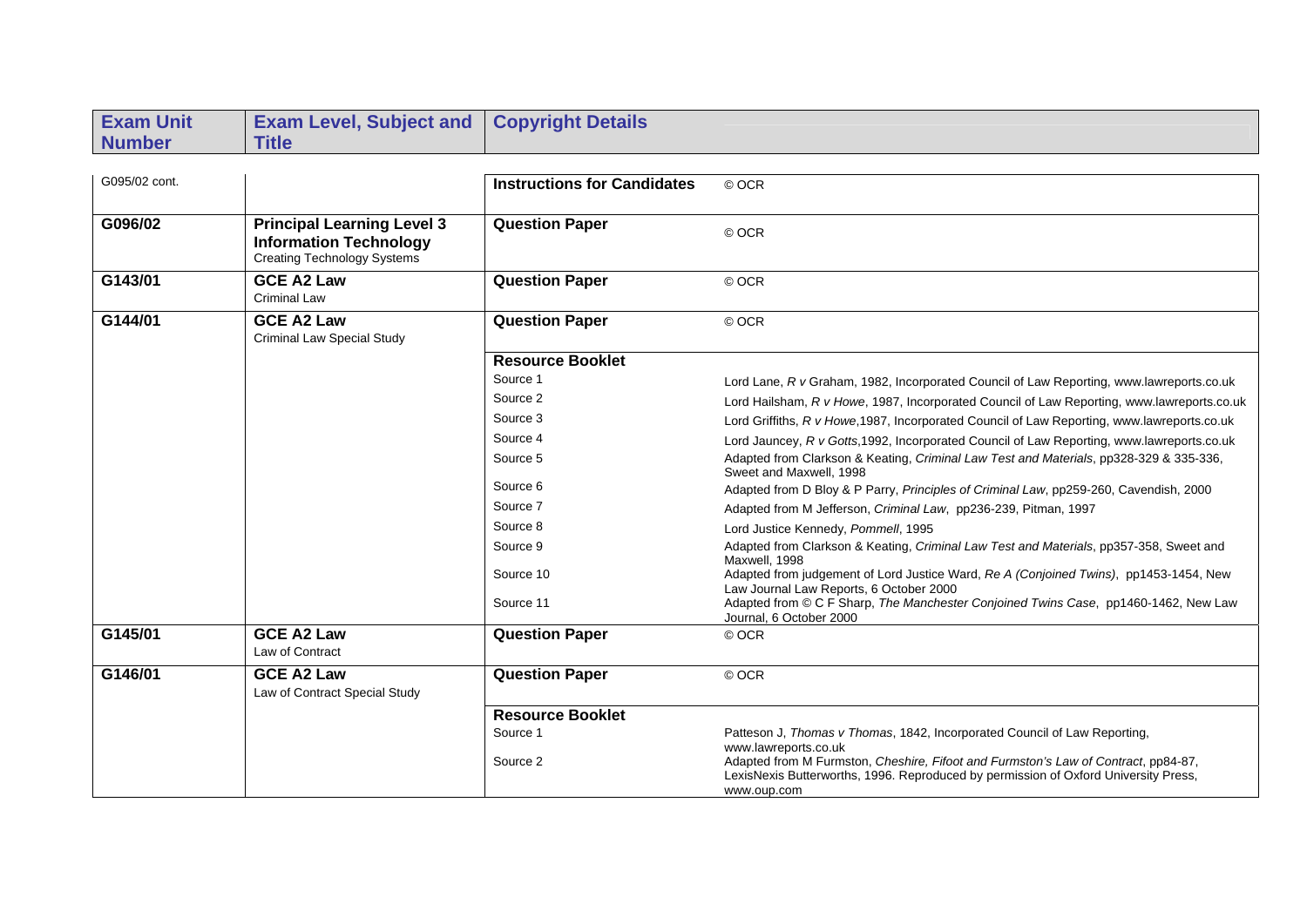| Exam Unit Number | Exam Level, Subject and Title | Copyright Details | |
|---|---|---|---|
| G095/02 cont. | | **Instructions for Candidates** | © OCR |
| **G096/02** | **Principal Learning Level 3 Information Technology** Creating Technology Systems | **Question Paper** | © OCR |
| **G143/01** | **GCE A2 Law** Criminal Law | **Question Paper** | © OCR |
| **G144/01** | **GCE A2 Law** Criminal Law Special Study | **Question Paper** | © OCR |
| | | **Resource Booklet** | |
| | | Source 1 | Lord Lane, *R v* Graham, 1982, Incorporated Council of Law Reporting, www.lawreports.co.uk |
| | | Source 2 | Lord Hailsham, *R v Howe*, 1987, Incorporated Council of Law Reporting, www.lawreports.co.uk |
| | | Source 3 | Lord Griffiths, *R v Howe*,1987, Incorporated Council of Law Reporting, www.lawreports.co.uk |
| | | Source 4 | Lord Jauncey, *R v Gotts*,1992, Incorporated Council of Law Reporting, www.lawreports.co.uk |
| | | Source 5 | Adapted from Clarkson & Keating, *Criminal Law Test and Materials*, pp328-329 & 335-336, Sweet and Maxwell, 1998 |
| | | Source 6 | Adapted from D Bloy & P Parry, *Principles of Criminal Law*, pp259-260, Cavendish, 2000 |
| | | Source 7 | Adapted from M Jefferson, *Criminal Law*, pp236-239, Pitman, 1997 |
| | | Source 8 | Lord Justice Kennedy, *Pommell*, 1995 |
| | | Source 9 | Adapted from Clarkson & Keating, *Criminal Law Test and Materials*, pp357-358, Sweet and Maxwell, 1998 |
| | | Source 10 | Adapted from judgement of Lord Justice Ward, *Re A (Conjoined Twins)*, pp1453-1454, New Law Journal Law Reports, 6 October 2000 |
| | | Source 11 | Adapted from © C F Sharp, *The Manchester Conjoined Twins Case*, pp1460-1462, New Law Journal, 6 October 2000 |
| **G145/01** | **GCE A2 Law** Law of Contract | **Question Paper** | © OCR |
| **G146/01** | **GCE A2 Law** Law of Contract Special Study | **Question Paper** | © OCR |
| | | **Resource Booklet** | |
| | | Source 1 | Patteson J, *Thomas v Thomas*, 1842, Incorporated Council of Law Reporting, www.lawreports.co.uk |
| | | Source 2 | Adapted from M Furmston, *Cheshire, Fifoot and Furmston's Law of Contract*, pp84-87, LexisNexis Butterworths, 1996. Reproduced by permission of Oxford University Press, www.oup.com |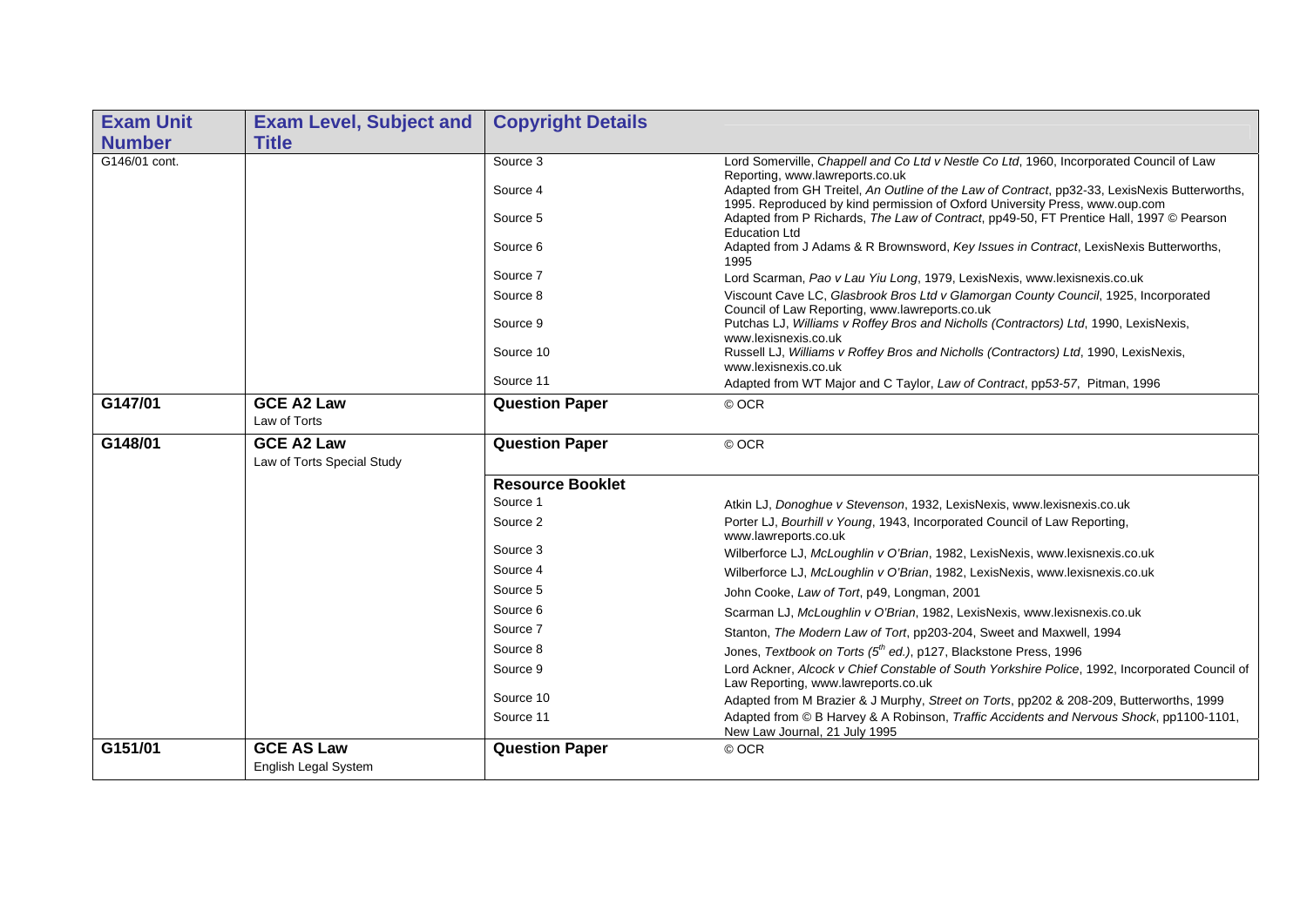| Exam Unit Number | Exam Level, Subject and Title | Copyright Details | |
|---|---|---|---|
| G146/01 cont. | | Source 3 | Lord Somerville, *Chappell and Co Ltd v Nestle Co Ltd*, 1960, Incorporated Council of Law Reporting, www.lawreports.co.uk |
| | | Source 4 | Adapted from GH Treitel, *An Outline of the Law of Contract*, pp32-33, LexisNexis Butterworths, 1995. Reproduced by kind permission of Oxford University Press, www.oup.com |
| | | Source 5 | Adapted from P Richards, *The Law of Contract*, pp49-50, FT Prentice Hall, 1997 © Pearson Education Ltd |
| | | Source 6 | Adapted from J Adams & R Brownsword, *Key Issues in Contract*, LexisNexis Butterworths, 1995 |
| | | Source 7 | Lord Scarman, *Pao v Lau Yiu Long*, 1979, LexisNexis, www.lexisnexis.co.uk |
| | | Source 8 | Viscount Cave LC, *Glasbrook Bros Ltd v Glamorgan County Council*, 1925, Incorporated Council of Law Reporting, www.lawreports.co.uk |
| | | Source 9 | Putchas LJ, *Williams v Roffey Bros and Nicholls (Contractors) Ltd*, 1990, LexisNexis, www.lexisnexis.co.uk |
| | | Source 10 | Russell LJ, *Williams v Roffey Bros and Nicholls (Contractors) Ltd*, 1990, LexisNexis, www.lexisnexis.co.uk |
| | | Source 11 | Adapted from WT Major and C Taylor, *Law of Contract*, pp*53-57*, Pitman, 1996 |
| **G147/01** | **GCE A2 Law** Law of Torts | **Question Paper** | © OCR |
| **G148/01** | **GCE A2 Law** Law of Torts Special Study | **Question Paper** | © OCR |
| | | **Resource Booklet** | |
| | | Source 1 | Atkin LJ, *Donoghue v Stevenson*, 1932, LexisNexis, www.lexisnexis.co.uk |
| | | Source 2 | Porter LJ, *Bourhill v Young*, 1943, Incorporated Council of Law Reporting, www.lawreports.co.uk |
| | | Source 3 | Wilberforce LJ, *McLoughlin v O'Brian*, 1982, LexisNexis, www.lexisnexis.co.uk |
| | | Source 4 | Wilberforce LJ, *McLoughlin v O'Brian*, 1982, LexisNexis, www.lexisnexis.co.uk |
| | | Source 5 | John Cooke, *Law of Tort*, p49, Longman, 2001 |
| | | Source 6 | Scarman LJ, *McLoughlin v O'Brian*, 1982, LexisNexis, www.lexisnexis.co.uk |
| | | Source 7 | Stanton, *The Modern Law of Tort*, pp203-204, Sweet and Maxwell, 1994 |
| | | Source 8 | Jones, *Textbook on Torts (5th ed.)*, p127, Blackstone Press, 1996 |
| | | Source 9 | Lord Ackner, *Alcock v Chief Constable of South Yorkshire Police*, 1992, Incorporated Council of Law Reporting, www.lawreports.co.uk |
| | | Source 10 | Adapted from M Brazier & J Murphy, *Street on Torts*, pp202 & 208-209, Butterworths, 1999 |
| | | Source 11 | Adapted from © B Harvey & A Robinson, *Traffic Accidents and Nervous Shock*, pp1100-1101, New Law Journal, 21 July 1995 |
| **G151/01** | **GCE AS Law** English Legal System | **Question Paper** | © OCR |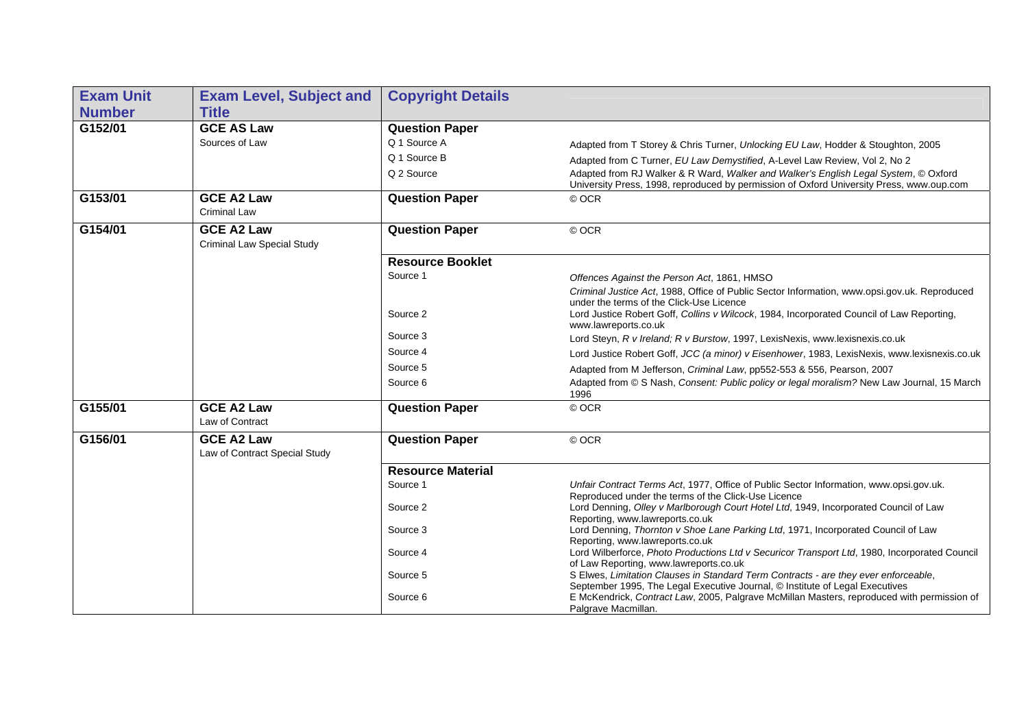| Exam Unit Number | Exam Level, Subject and Title | Copyright Details | |
|---|---|---|---|
| G152/01 | **GCE AS Law** | **Question Paper** | |
| | Sources of Law | Q 1 Source A | Adapted from T Storey & Chris Turner, *Unlocking EU Law*, Hodder & Stoughton, 2005 |
| | | Q 1 Source B | Adapted from C Turner, *EU Law Demystified*, A-Level Law Review, Vol 2, No 2 |
| | | Q 2 Source | Adapted from RJ Walker & R Ward, *Walker and Walker's English Legal System*, © Oxford University Press, 1998, reproduced by permission of Oxford University Press, www.oup.com |
| G153/01 | **GCE A2 Law** | **Question Paper** | © OCR |
| | Criminal Law | | |
| G154/01 | **GCE A2 Law** | **Question Paper** | © OCR |
| | Criminal Law Special Study | | |
| | | **Resource Booklet** | |
| | | Source 1 | *Offences Against the Person Act*, 1861, HMSO |
| | | | *Criminal Justice Act*, 1988, Office of Public Sector Information, www.opsi.gov.uk. Reproduced under the terms of the Click-Use Licence |
| | | Source 2 | Lord Justice Robert Goff, *Collins v Wilcock*, 1984, Incorporated Council of Law Reporting, www.lawreports.co.uk |
| | | Source 3 | Lord Steyn, *R v Ireland; R v Burstow*, 1997, LexisNexis, www.lexisnexis.co.uk |
| | | Source 4 | Lord Justice Robert Goff, *JCC (a minor) v Eisenhower*, 1983, LexisNexis, www.lexisnexis.co.uk |
| | | Source 5 | Adapted from M Jefferson, *Criminal Law*, pp552-553 & 556, Pearson, 2007 |
| | | Source 6 | Adapted from © S Nash, *Consent: Public policy or legal moralism?* New Law Journal, 15 March 1996 |
| G155/01 | **GCE A2 Law** | **Question Paper** | © OCR |
| | Law of Contract | | |
| G156/01 | **GCE A2 Law** | **Question Paper** | © OCR |
| | Law of Contract Special Study | | |
| | | **Resource Material** | |
| | | Source 1 | *Unfair Contract Terms Act*, 1977, Office of Public Sector Information, www.opsi.gov.uk. Reproduced under the terms of the Click-Use Licence |
| | | Source 2 | Lord Denning, *Olley v Marlborough Court Hotel Ltd*, 1949, Incorporated Council of Law Reporting, www.lawreports.co.uk |
| | | Source 3 | Lord Denning, *Thornton v Shoe Lane Parking Ltd*, 1971, Incorporated Council of Law Reporting, www.lawreports.co.uk |
| | | Source 4 | Lord Wilberforce, *Photo Productions Ltd v Securicor Transport Ltd*, 1980, Incorporated Council of Law Reporting, www.lawreports.co.uk |
| | | Source 5 | S Elwes, *Limitation Clauses in Standard Term Contracts - are they ever enforceable*, September 1995, The Legal Executive Journal, © Institute of Legal Executives |
| | | Source 6 | E McKendrick, *Contract Law*, 2005, Palgrave McMillan Masters, reproduced with permission of Palgrave Macmillan. |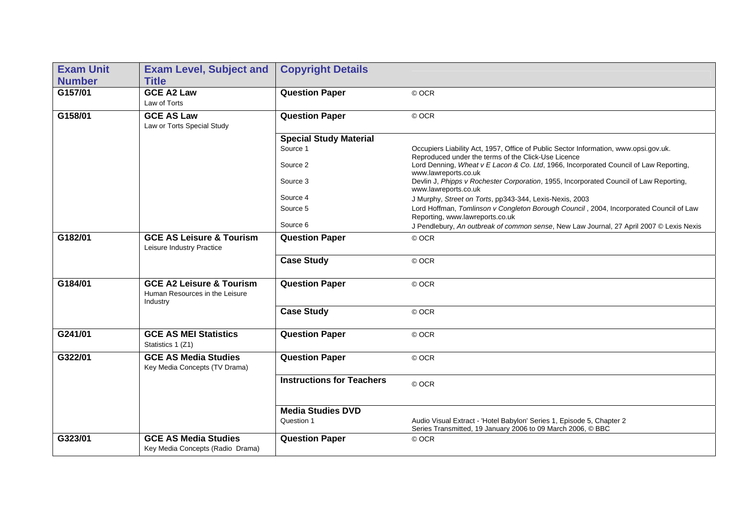| Exam Unit Number | Exam Level, Subject and Title | Copyright Details | |
|---|---|---|---|
| G157/01 | **GCE A2 Law**<br>Law of Torts | **Question Paper** | © OCR |
| G158/01 | **GCE AS Law**<br>Law or Torts Special Study | **Question Paper** | © OCR |
| | | **Special Study Material** | |
| | | Source 1 | Occupiers Liability Act, 1957, Office of Public Sector Information, www.opsi.gov.uk. Reproduced under the terms of the Click-Use Licence |
| | | Source 2 | Lord Denning, *Wheat v E Lacon & Co. Ltd*, 1966, Incorporated Council of Law Reporting, www.lawreports.co.uk |
| | | Source 3 | Devlin J, *Phipps v Rochester Corporation*, 1955, Incorporated Council of Law Reporting, www.lawreports.co.uk |
| | | Source 4 | J Murphy, *Street on Torts*, pp343-344, Lexis-Nexis, 2003 |
| | | Source 5 | Lord Hoffman, *Tomlinson v Congleton Borough Council* , 2004, Incorporated Council of Law Reporting, www.lawreports.co.uk |
| | | Source 6 | J Pendlebury, *An outbreak of common sense*, New Law Journal, 27 April 2007 © Lexis Nexis |
| G182/01 | **GCE AS Leisure & Tourism**<br>Leisure Industry Practice | **Question Paper** | © OCR |
| | | **Case Study** | © OCR |
| G184/01 | **GCE A2 Leisure & Tourism**<br>Human Resources in the Leisure Industry | **Question Paper** | © OCR |
| | | **Case Study** | © OCR |
| G241/01 | **GCE AS MEI Statistics**<br>Statistics 1 (Z1) | **Question Paper** | © OCR |
| G322/01 | **GCE AS Media Studies**<br>Key Media Concepts (TV Drama) | **Question Paper** | © OCR |
| | | **Instructions for Teachers** | © OCR |
| | | **Media Studies DVD** | |
| | | Question 1 | Audio Visual Extract - 'Hotel Babylon' Series 1, Episode 5, Chapter 2<br>Series Transmitted, 19 January 2006 to 09 March 2006, © BBC |
| G323/01 | **GCE AS Media Studies**<br>Key Media Concepts (Radio Drama) | **Question Paper** | © OCR |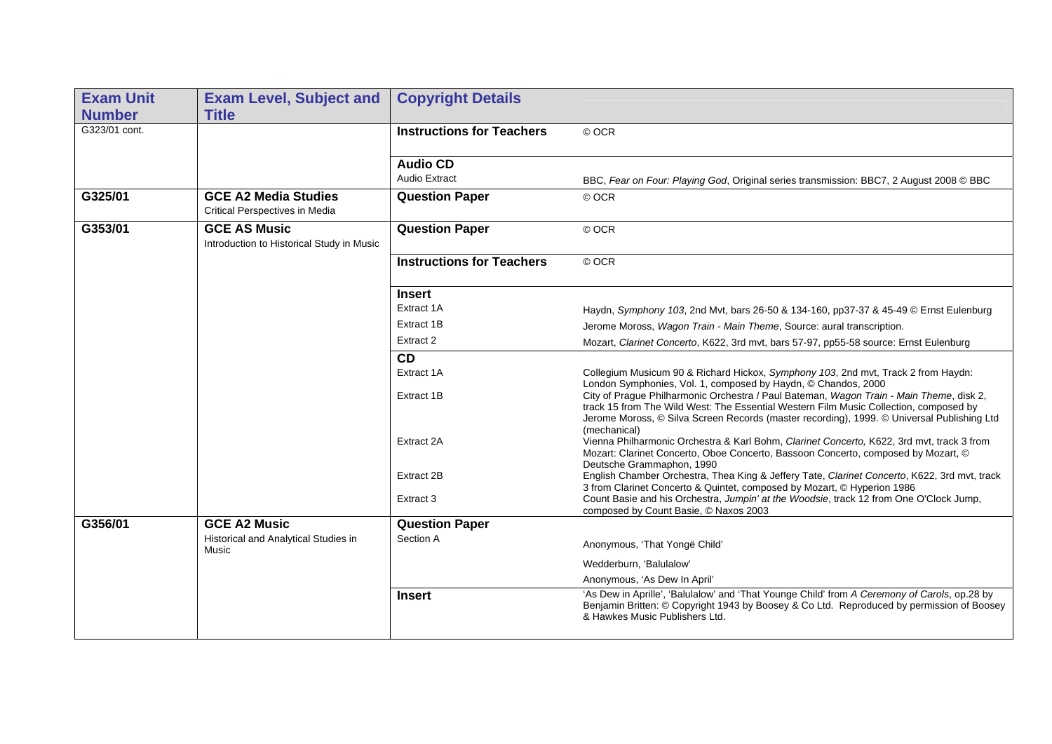| Exam Unit Number | Exam Level, Subject and Title | Copyright Details | |
|---|---|---|---|
| G323/01 cont. | | **Instructions for Teachers** | © OCR |
| | | **Audio CD** | |
| | | Audio Extract | BBC, *Fear on Four: Playing God*, Original series transmission: BBC7, 2 August 2008 © BBC |
| **G325/01** | **GCE A2 Media Studies** Critical Perspectives in Media | **Question Paper** | © OCR |
| **G353/01** | **GCE AS Music** Introduction to Historical Study in Music | **Question Paper** | © OCR |
| | | **Instructions for Teachers** | © OCR |
| | | **Insert** | |
| | | Extract 1A | Haydn, *Symphony 103*, 2nd Mvt, bars 26-50 & 134-160, pp37-37 & 45-49 © Ernst Eulenburg |
| | | Extract 1B | Jerome Moross, *Wagon Train - Main Theme*, Source: aural transcription. |
| | | Extract 2 | Mozart, *Clarinet Concerto*, K622, 3rd mvt, bars 57-97, pp55-58 source: Ernst Eulenburg |
| | | **CD** | |
| | | Extract 1A | Collegium Musicum 90 & Richard Hickox, *Symphony 103*, 2nd mvt, Track 2 from Haydn: London Symphonies, Vol. 1, composed by Haydn, © Chandos, 2000 |
| | | Extract 1B | City of Prague Philharmonic Orchestra / Paul Bateman, *Wagon Train - Main Theme*, disk 2, track 15 from The Wild West: The Essential Western Film Music Collection, composed by Jerome Moross, © Silva Screen Records (master recording), 1999. © Universal Publishing Ltd (mechanical) |
| | | Extract 2A | Vienna Philharmonic Orchestra & Karl Bohm, *Clarinet Concerto,* K622, 3rd mvt, track 3 from Mozart: Clarinet Concerto, Oboe Concerto, Bassoon Concerto, composed by Mozart, © Deutsche Grammaphon, 1990 |
| | | Extract 2B | English Chamber Orchestra, Thea King & Jeffery Tate, *Clarinet Concerto*, K622, 3rd mvt, track 3 from Clarinet Concerto & Quintet, composed by Mozart, © Hyperion 1986 |
| | | Extract 3 | Count Basie and his Orchestra, *Jumpin' at the Woodsie*, track 12 from One O'Clock Jump, composed by Count Basie, © Naxos 2003 |
| **G356/01** | **GCE A2 Music** Historical and Analytical Studies in Music | **Question Paper** | |
| | | Section A | Anonymous, 'That Yongë Child' |
| | | | Wedderburn, 'Balulalow' |
| | | | Anonymous, 'As Dew In April' |
| | | **Insert** | 'As Dew in Aprille', 'Balulalow' and 'That Younge Child' from *A Ceremony of Carols*, op.28 by Benjamin Britten: © Copyright 1943 by Boosey & Co Ltd. Reproduced by permission of Boosey & Hawkes Music Publishers Ltd. |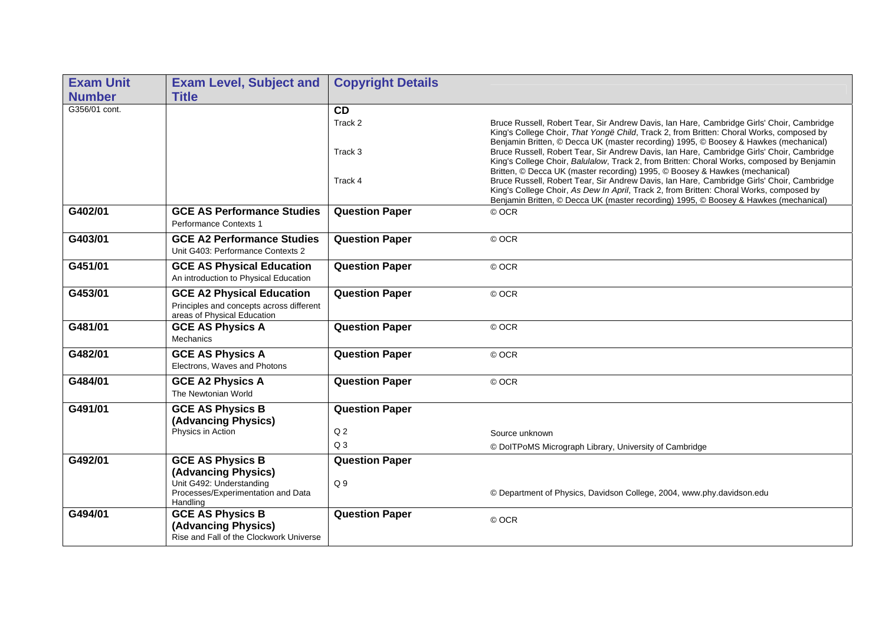| Exam Unit Number | Exam Level, Subject and Title | Copyright Details | |
|---|---|---|---|
| G356/01 cont. | | **CD** | |
| | | Track 2 | Bruce Russell, Robert Tear, Sir Andrew Davis, Ian Hare, Cambridge Girls' Choir, Cambridge King's College Choir, *That Yongë Child*, Track 2, from Britten: Choral Works, composed by Benjamin Britten, © Decca UK (master recording) 1995, © Boosey & Hawkes (mechanical) |
| | | Track 3 | Bruce Russell, Robert Tear, Sir Andrew Davis, Ian Hare, Cambridge Girls' Choir, Cambridge King's College Choir, *Balulalow*, Track 2, from Britten: Choral Works, composed by Benjamin Britten, © Decca UK (master recording) 1995, © Boosey & Hawkes (mechanical) |
| | | Track 4 | Bruce Russell, Robert Tear, Sir Andrew Davis, Ian Hare, Cambridge Girls' Choir, Cambridge King's College Choir, *As Dew In April*, Track 2, from Britten: Choral Works, composed by Benjamin Britten, © Decca UK (master recording) 1995, © Boosey & Hawkes (mechanical) |
| **G402/01** | **GCE AS Performance Studies** Performance Contexts 1 | **Question Paper** | © OCR |
| **G403/01** | **GCE A2 Performance Studies** Unit G403: Performance Contexts 2 | **Question Paper** | © OCR |
| **G451/01** | **GCE AS Physical Education** An introduction to Physical Education | **Question Paper** | © OCR |
| **G453/01** | **GCE A2 Physical Education** Principles and concepts across different areas of Physical Education | **Question Paper** | © OCR |
| **G481/01** | **GCE AS Physics A** Mechanics | **Question Paper** | © OCR |
| **G482/01** | **GCE AS Physics A** Electrons, Waves and Photons | **Question Paper** | © OCR |
| **G484/01** | **GCE A2 Physics A** The Newtonian World | **Question Paper** | © OCR |
| **G491/01** | **GCE AS Physics B (Advancing Physics)** Physics in Action | **Question Paper** | |
| | | Q 2 | Source unknown |
| | | Q 3 | © DoITPoMS Micrograph Library, University of Cambridge |
| **G492/01** | **GCE AS Physics B (Advancing Physics)** Unit G492: Understanding Processes/Experimentation and Data Handling | **Question Paper** | |
| | | Q 9 | © Department of Physics, Davidson College, 2004, www.phy.davidson.edu |
| **G494/01** | **GCE AS Physics B (Advancing Physics)** Rise and Fall of the Clockwork Universe | **Question Paper** | © OCR |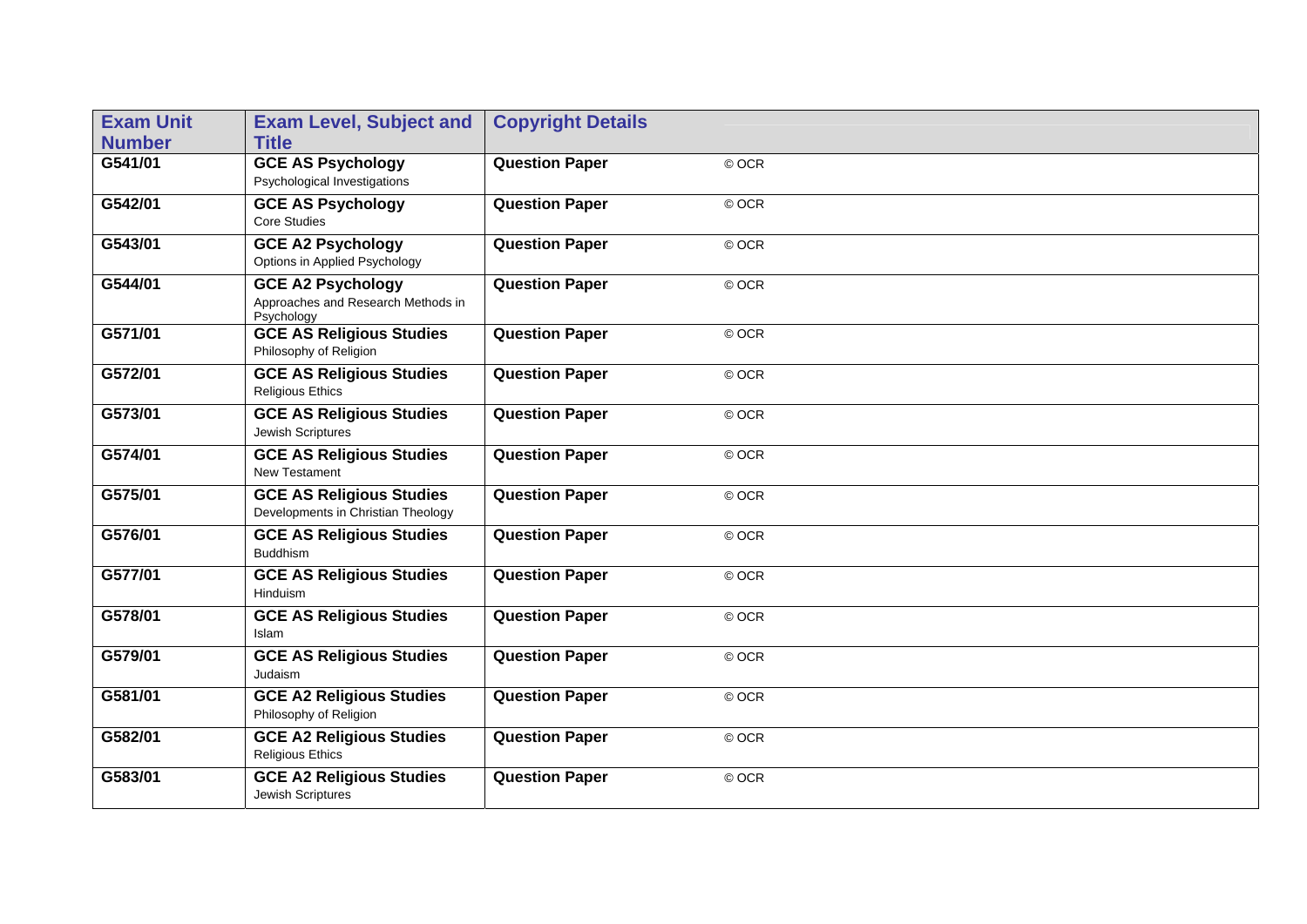| Exam Unit Number | Exam Level, Subject and Title | Copyright Details | |
|---|---|---|---|
| G541/01 | **GCE AS Psychology** Psychological Investigations | **Question Paper** | © OCR |
| G542/01 | **GCE AS Psychology** Core Studies | **Question Paper** | © OCR |
| G543/01 | **GCE A2 Psychology** Options in Applied Psychology | **Question Paper** | © OCR |
| G544/01 | **GCE A2 Psychology** Approaches and Research Methods in Psychology | **Question Paper** | © OCR |
| G571/01 | **GCE AS Religious Studies** Philosophy of Religion | **Question Paper** | © OCR |
| G572/01 | **GCE AS Religious Studies** Religious Ethics | **Question Paper** | © OCR |
| G573/01 | **GCE AS Religious Studies** Jewish Scriptures | **Question Paper** | © OCR |
| G574/01 | **GCE AS Religious Studies** New Testament | **Question Paper** | © OCR |
| G575/01 | **GCE AS Religious Studies** Developments in Christian Theology | **Question Paper** | © OCR |
| G576/01 | **GCE AS Religious Studies** Buddhism | **Question Paper** | © OCR |
| G577/01 | **GCE AS Religious Studies** Hinduism | **Question Paper** | © OCR |
| G578/01 | **GCE AS Religious Studies** Islam | **Question Paper** | © OCR |
| G579/01 | **GCE AS Religious Studies** Judaism | **Question Paper** | © OCR |
| G581/01 | **GCE A2 Religious Studies** Philosophy of Religion | **Question Paper** | © OCR |
| G582/01 | **GCE A2 Religious Studies** Religious Ethics | **Question Paper** | © OCR |
| G583/01 | **GCE A2 Religious Studies** Jewish Scriptures | **Question Paper** | © OCR |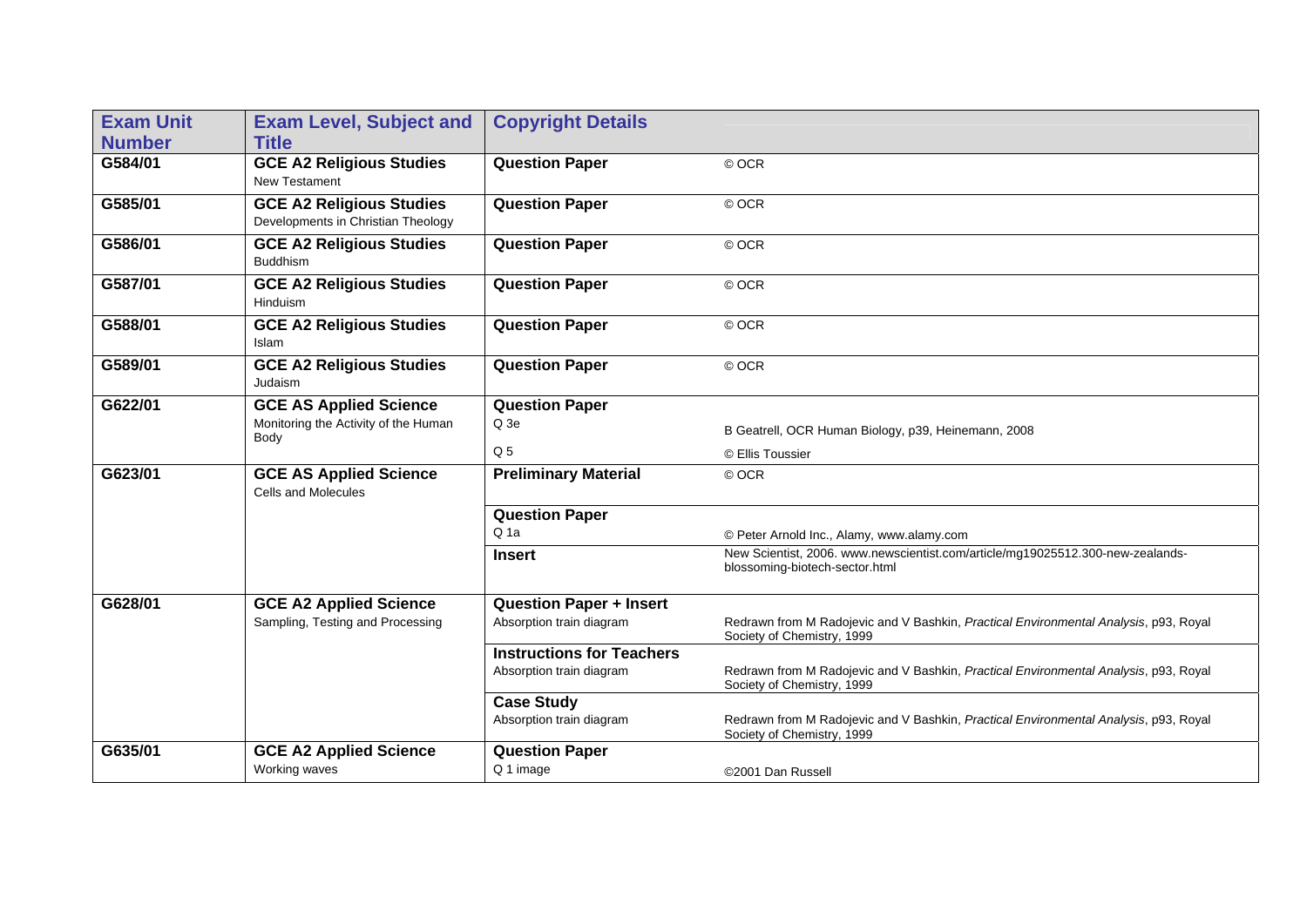| Exam Unit Number | Exam Level, Subject and Title | Copyright Details | |
|---|---|---|---|
| G584/01 | **GCE A2 Religious Studies** New Testament | **Question Paper** | © OCR |
| G585/01 | **GCE A2 Religious Studies** Developments in Christian Theology | **Question Paper** | © OCR |
| G586/01 | **GCE A2 Religious Studies** Buddhism | **Question Paper** | © OCR |
| G587/01 | **GCE A2 Religious Studies** Hinduism | **Question Paper** | © OCR |
| G588/01 | **GCE A2 Religious Studies** Islam | **Question Paper** | © OCR |
| G589/01 | **GCE A2 Religious Studies** Judaism | **Question Paper** | © OCR |
| G622/01 | **GCE AS Applied Science** Monitoring the Activity of the Human Body | **Question Paper** | |
| | | Q 3e | B Geatrell, OCR Human Biology, p39, Heinemann, 2008 |
| | | Q 5 | © Ellis Toussier |
| G623/01 | **GCE AS Applied Science** Cells and Molecules | **Preliminary Material** | © OCR |
| | | **Question Paper** | |
| | | Q 1a | © Peter Arnold Inc., Alamy, www.alamy.com |
| | | **Insert** | New Scientist, 2006. www.newscientist.com/article/mg19025512.300-new-zealands-blossoming-biotech-sector.html |
| G628/01 | **GCE A2 Applied Science** Sampling, Testing and Processing | **Question Paper + Insert** | |
| | | Absorption train diagram | Redrawn from M Radojevic and V Bashkin, *Practical Environmental Analysis*, p93, Royal Society of Chemistry, 1999 |
| | | **Instructions for Teachers** | |
| | | Absorption train diagram | Redrawn from M Radojevic and V Bashkin, *Practical Environmental Analysis*, p93, Royal Society of Chemistry, 1999 |
| | | **Case Study** | |
| | | Absorption train diagram | Redrawn from M Radojevic and V Bashkin, *Practical Environmental Analysis*, p93, Royal Society of Chemistry, 1999 |
| G635/01 | **GCE A2 Applied Science** Working waves | **Question Paper** | |
| | | Q 1 image | ©2001 Dan Russell |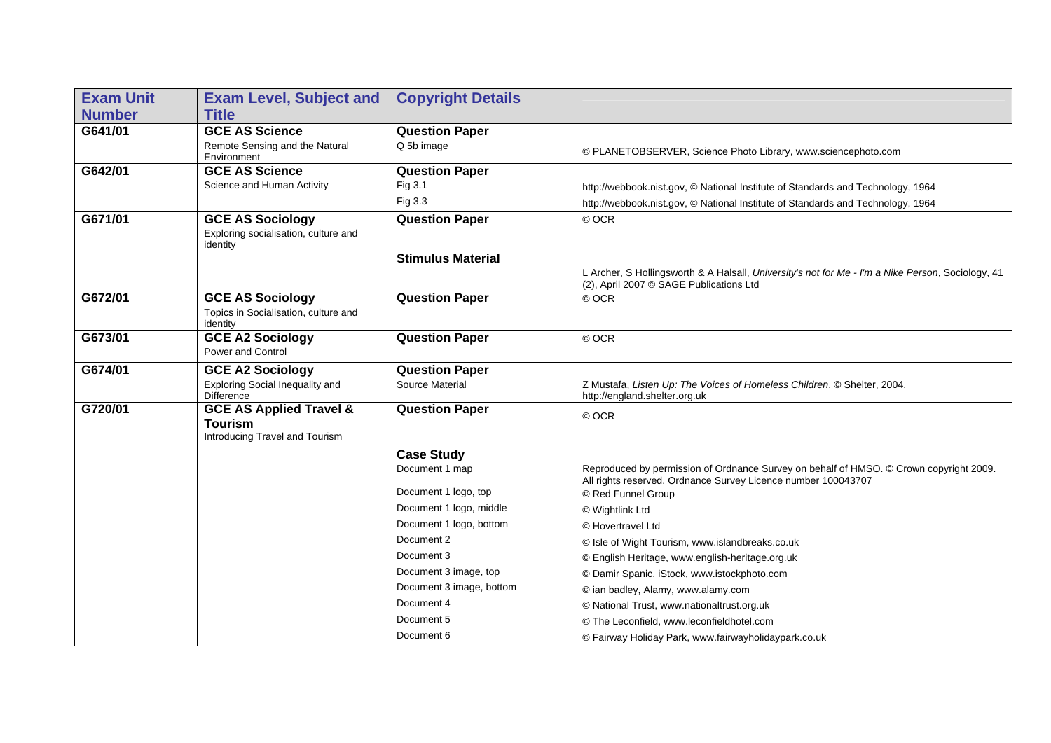| Exam Unit Number | Exam Level, Subject and Title | Copyright Details | |
|---|---|---|---|
| **G641/01** | **GCE AS Science**<br>Remote Sensing and the Natural Environment | **Question Paper**<br>Q 5b image | © PLANETOBSERVER, Science Photo Library, www.sciencephoto.com |
| **G642/01** | **GCE AS Science**<br>Science and Human Activity | **Question Paper**<br>Fig 3.1 | http://webbook.nist.gov, © National Institute of Standards and Technology, 1964 |
| | | Fig 3.3 | http://webbook.nist.gov, © National Institute of Standards and Technology, 1964 |
| **G671/01** | **GCE AS Sociology**<br>Exploring socialisation, culture and identity | **Question Paper** | © OCR |
| | | **Stimulus Material** | L Archer, S Hollingsworth & A Halsall, *University's not for Me - I'm a Nike Person*, Sociology, 41 (2), April 2007 © SAGE Publications Ltd |
| **G672/01** | **GCE AS Sociology**<br>Topics in Socialisation, culture and identity | **Question Paper** | © OCR |
| **G673/01** | **GCE A2 Sociology**<br>Power and Control | **Question Paper** | © OCR |
| **G674/01** | **GCE A2 Sociology**<br>Exploring Social Inequality and Difference | **Question Paper**<br>Source Material | Z Mustafa, *Listen Up: The Voices of Homeless Children*, © Shelter, 2004. http://england.shelter.org.uk |
| **G720/01** | **GCE AS Applied Travel & Tourism**<br>Introducing Travel and Tourism | **Question Paper** | © OCR |
| | | **Case Study**<br>Document 1 map | Reproduced by permission of Ordnance Survey on behalf of HMSO. © Crown copyright 2009. All rights reserved. Ordnance Survey Licence number 100043707 |
| | | Document 1 logo, top | © Red Funnel Group |
| | | Document 1 logo, middle | © Wightlink Ltd |
| | | Document 1 logo, bottom | © Hovertravel Ltd |
| | | Document 2 | © Isle of Wight Tourism, www.islandbreaks.co.uk |
| | | Document 3 | © English Heritage, www.english-heritage.org.uk |
| | | Document 3 image, top | © Damir Spanic, iStock, www.istockphoto.com |
| | | Document 3 image, bottom | © ian badley, Alamy, www.alamy.com |
| | | Document 4 | © National Trust, www.nationaltrust.org.uk |
| | | Document 5 | © The Leconfield, www.leconfieldhotel.com |
| | | Document 6 | © Fairway Holiday Park, www.fairwayholidaypark.co.uk |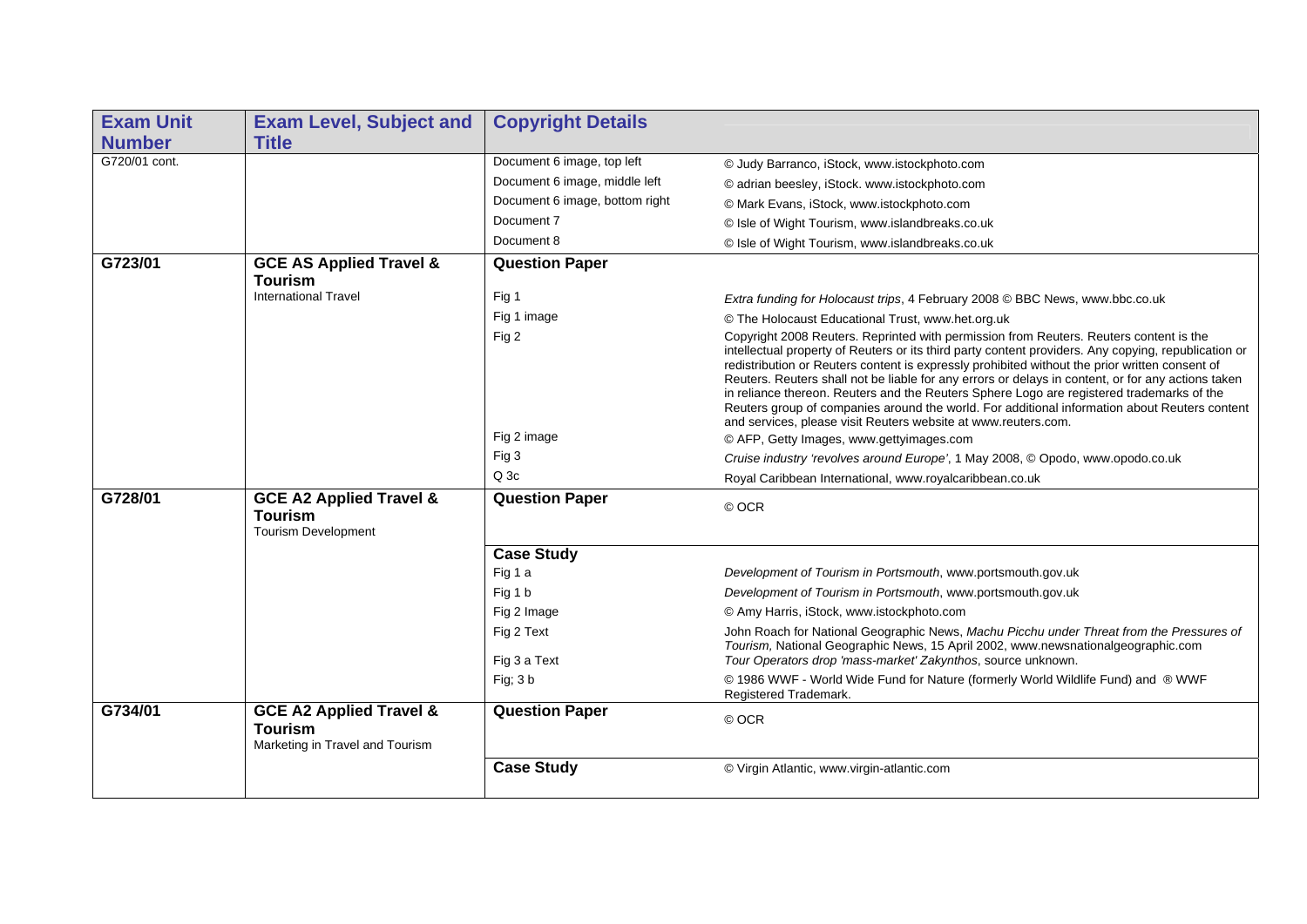| Exam Unit Number | Exam Level, Subject and Title | Copyright Details | |
|---|---|---|---|
| G720/01 cont. | | Document 6 image, top left | © Judy Barranco, iStock, www.istockphoto.com |
| | | Document 6 image, middle left | © adrian beesley, iStock. www.istockphoto.com |
| | | Document 6 image, bottom right | © Mark Evans, iStock, www.istockphoto.com |
| | | Document 7 | © Isle of Wight Tourism, www.islandbreaks.co.uk |
| | | Document 8 | © Isle of Wight Tourism, www.islandbreaks.co.uk |
| **G723/01** | **GCE AS Applied Travel & Tourism** International Travel | **Question Paper** | |
| | | Fig 1 | *Extra funding for Holocaust trips*, 4 February 2008 © BBC News, www.bbc.co.uk |
| | | Fig 1 image | © The Holocaust Educational Trust, www.het.org.uk |
| | | Fig 2 | Copyright 2008 Reuters. Reprinted with permission from Reuters. Reuters content is the intellectual property of Reuters or its third party content providers. Any copying, republication or redistribution or Reuters content is expressly prohibited without the prior written consent of Reuters. Reuters shall not be liable for any errors or delays in content, or for any actions taken in reliance thereon. Reuters and the Reuters Sphere Logo are registered trademarks of the Reuters group of companies around the world. For additional information about Reuters content and services, please visit Reuters website at www.reuters.com. |
| | | Fig 2 image | © AFP, Getty Images, www.gettyimages.com |
| | | Fig 3 | *Cruise industry 'revolves around Europe'*, 1 May 2008, © Opodo, www.opodo.co.uk |
| | | Q 3c | Royal Caribbean International, www.royalcaribbean.co.uk |
| **G728/01** | **GCE A2 Applied Travel & Tourism** Tourism Development | **Question Paper** | © OCR |
| | | **Case Study** | |
| | | Fig 1 a | *Development of Tourism in Portsmouth*, www.portsmouth.gov.uk |
| | | Fig 1 b | *Development of Tourism in Portsmouth*, www.portsmouth.gov.uk |
| | | Fig 2 Image | © Amy Harris, iStock, www.istockphoto.com |
| | | Fig 2 Text | John Roach for National Geographic News, *Machu Picchu under Threat from the Pressures of Tourism,* National Geographic News, 15 April 2002, www.newsnationalgeographic.com |
| | | Fig 3 a Text | *Tour Operators drop 'mass-market' Zakynthos*, source unknown. |
| | | Fig; 3 b | © 1986 WWF - World Wide Fund for Nature (formerly World Wildlife Fund) and ® WWF Registered Trademark. |
| **G734/01** | **GCE A2 Applied Travel & Tourism** Marketing in Travel and Tourism | **Question Paper** | © OCR |
| | | **Case Study** | © Virgin Atlantic, www.virgin-atlantic.com |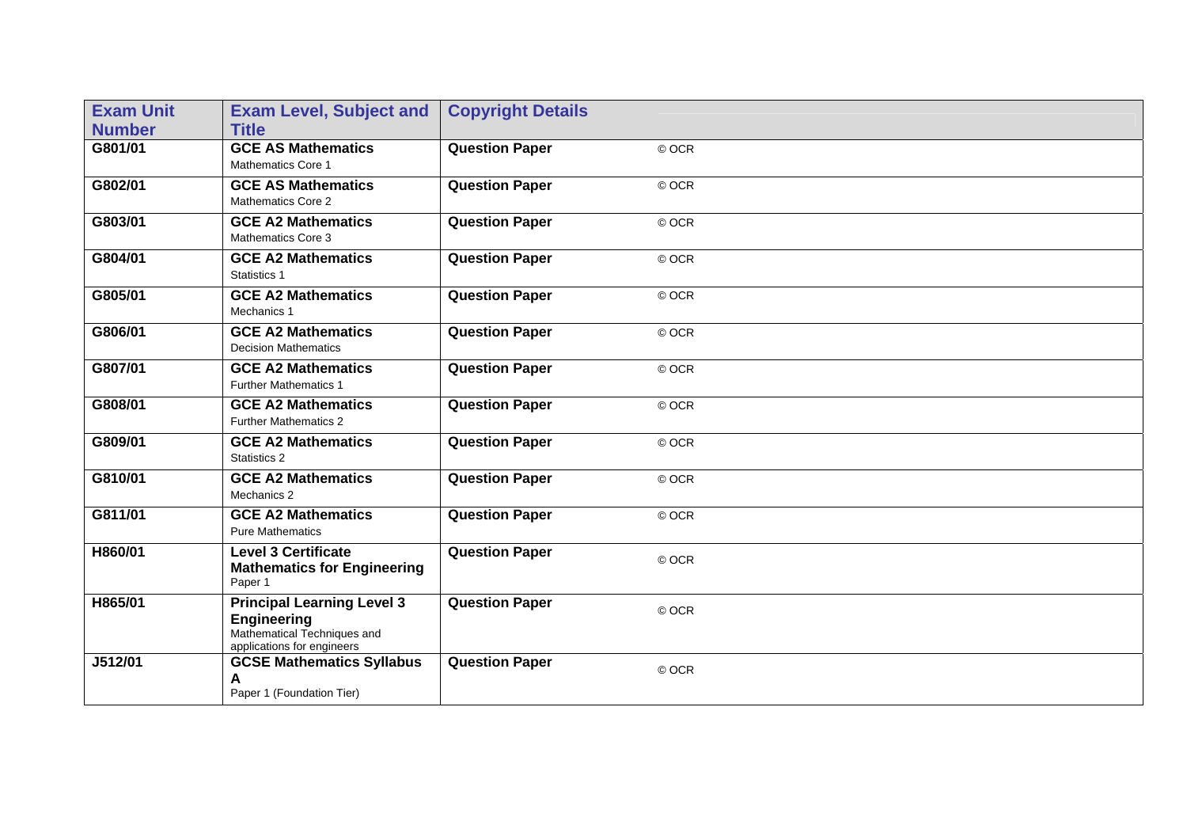| Exam Unit Number | Exam Level, Subject and Title | Copyright Details | |
|---|---|---|---|
| G801/01 | **GCE AS Mathematics** Mathematics Core 1 | **Question Paper** | © OCR |
| G802/01 | **GCE AS Mathematics** Mathematics Core 2 | **Question Paper** | © OCR |
| G803/01 | **GCE A2 Mathematics** Mathematics Core 3 | **Question Paper** | © OCR |
| G804/01 | **GCE A2 Mathematics** Statistics 1 | **Question Paper** | © OCR |
| G805/01 | **GCE A2 Mathematics** Mechanics 1 | **Question Paper** | © OCR |
| G806/01 | **GCE A2 Mathematics** Decision Mathematics | **Question Paper** | © OCR |
| G807/01 | **GCE A2 Mathematics** Further Mathematics 1 | **Question Paper** | © OCR |
| G808/01 | **GCE A2 Mathematics** Further Mathematics 2 | **Question Paper** | © OCR |
| G809/01 | **GCE A2 Mathematics** Statistics 2 | **Question Paper** | © OCR |
| G810/01 | **GCE A2 Mathematics** Mechanics 2 | **Question Paper** | © OCR |
| G811/01 | **GCE A2 Mathematics** Pure Mathematics | **Question Paper** | © OCR |
| H860/01 | **Level 3 Certificate Mathematics for Engineering** Paper 1 | **Question Paper** | © OCR |
| H865/01 | **Principal Learning Level 3 Engineering** Mathematical Techniques and applications for engineers | **Question Paper** | © OCR |
| J512/01 | **GCSE Mathematics Syllabus A** Paper 1 (Foundation Tier) | **Question Paper** | © OCR |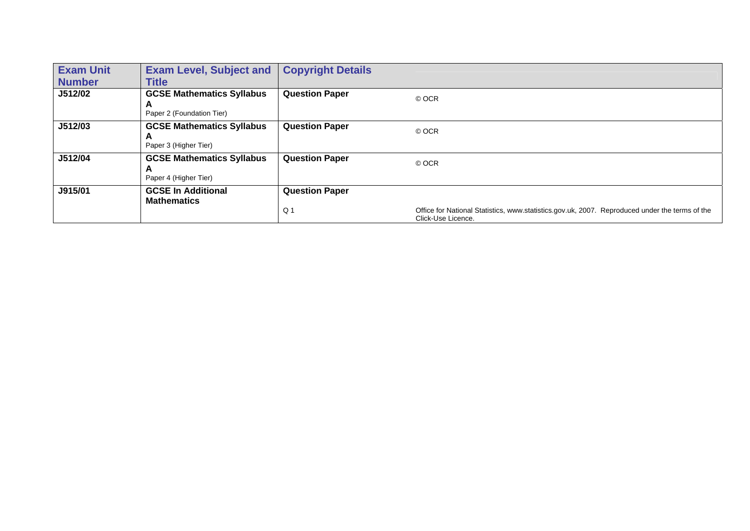| Exam Unit Number | Exam Level, Subject and Title | Copyright Details | |
|---|---|---|---|
| **J512/02** | **GCSE Mathematics Syllabus A**<br>Paper 2 (Foundation Tier) | **Question Paper** | © OCR |
| **J512/03** | **GCSE Mathematics Syllabus A**<br>Paper 3 (Higher Tier) | **Question Paper** | © OCR |
| **J512/04** | **GCSE Mathematics Syllabus A**<br>Paper 4 (Higher Tier) | **Question Paper** | © OCR |
| **J915/01** | **GCSE In Additional Mathematics** | **Question Paper**<br>Q 1 | Office for National Statistics, www.statistics.gov.uk, 2007. Reproduced under the terms of the Click-Use Licence. |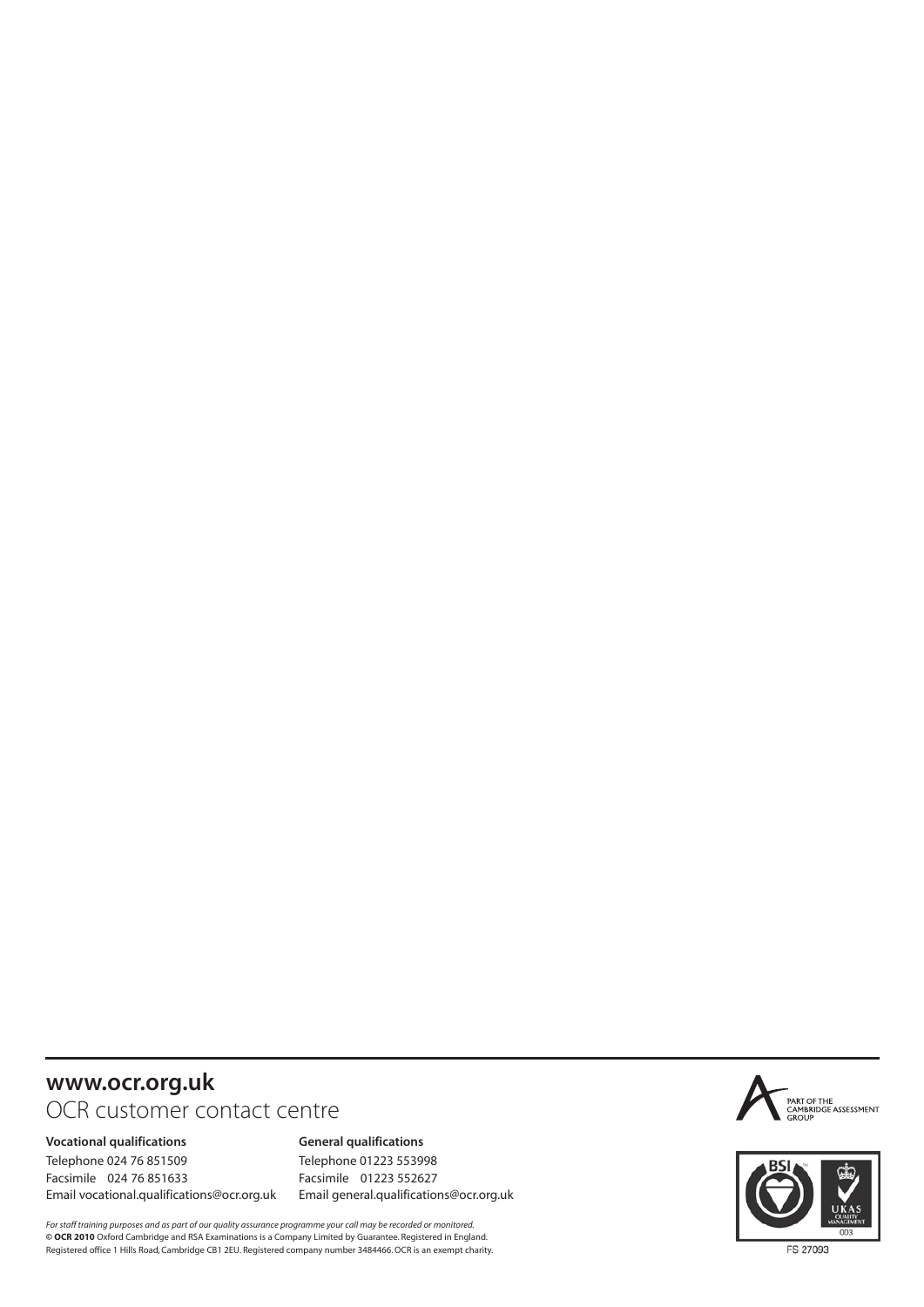## www.ocr.org.uk

OCR customer contact centre

**Vocational qualifications**

Telephone 024 76 851509
Facsimile 024 76 851633
Email vocational.qualifications@ocr.org.uk

**General qualifications**

Telephone 01223 553998
Facsimile 01223 552627
Email general.qualifications@ocr.org.uk

*For staff training purposes and as part of our quality assurance programme your call may be recorded or monitored.*
**© OCR 2010** Oxford Cambridge and RSA Examinations is a Company Limited by Guarantee. Registered in England.
Registered office 1 Hills Road, Cambridge CB1 2EU. Registered company number 3484466. OCR is an exempt charity.

PART OF THE CAMBRIDGE ASSESSMENT GROUP

BSI UKAS QUALITY MANAGEMENT 003

FS 27093